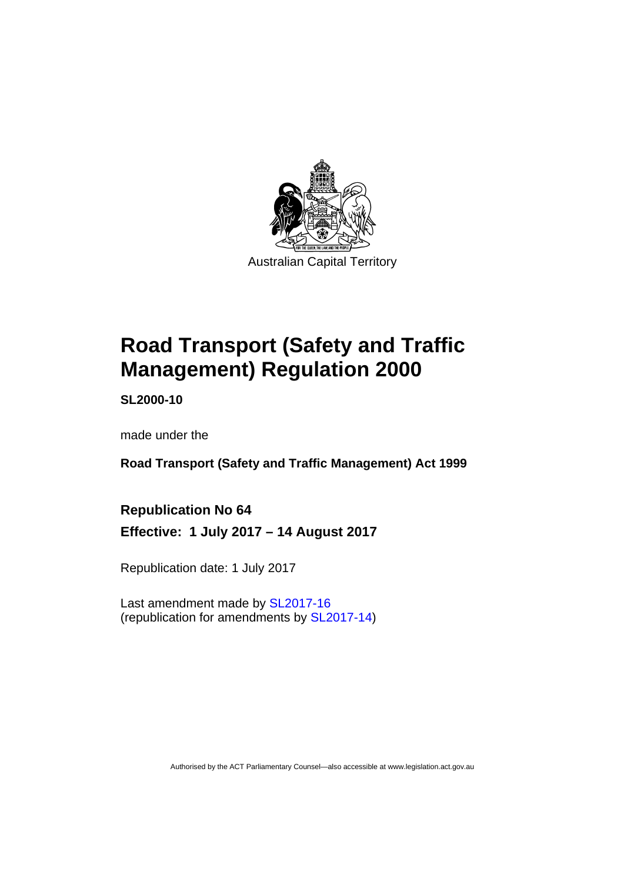Australian Capital Territory

# Road Transport (Safety and Traffic Management) Regulation 2000

**SL2000-10**

made under the

**Road Transport (Safety and Traffic Management) Act 1999**

**Republication No 64**

**Effective: 1 July 2017 – 14 August 2017**

Republication date: 1 July 2017

Last amendment made by SL2017-16
(republication for amendments by SL2017-14)

Authorised by the ACT Parliamentary Counsel—also accessible at www.legislation.act.gov.au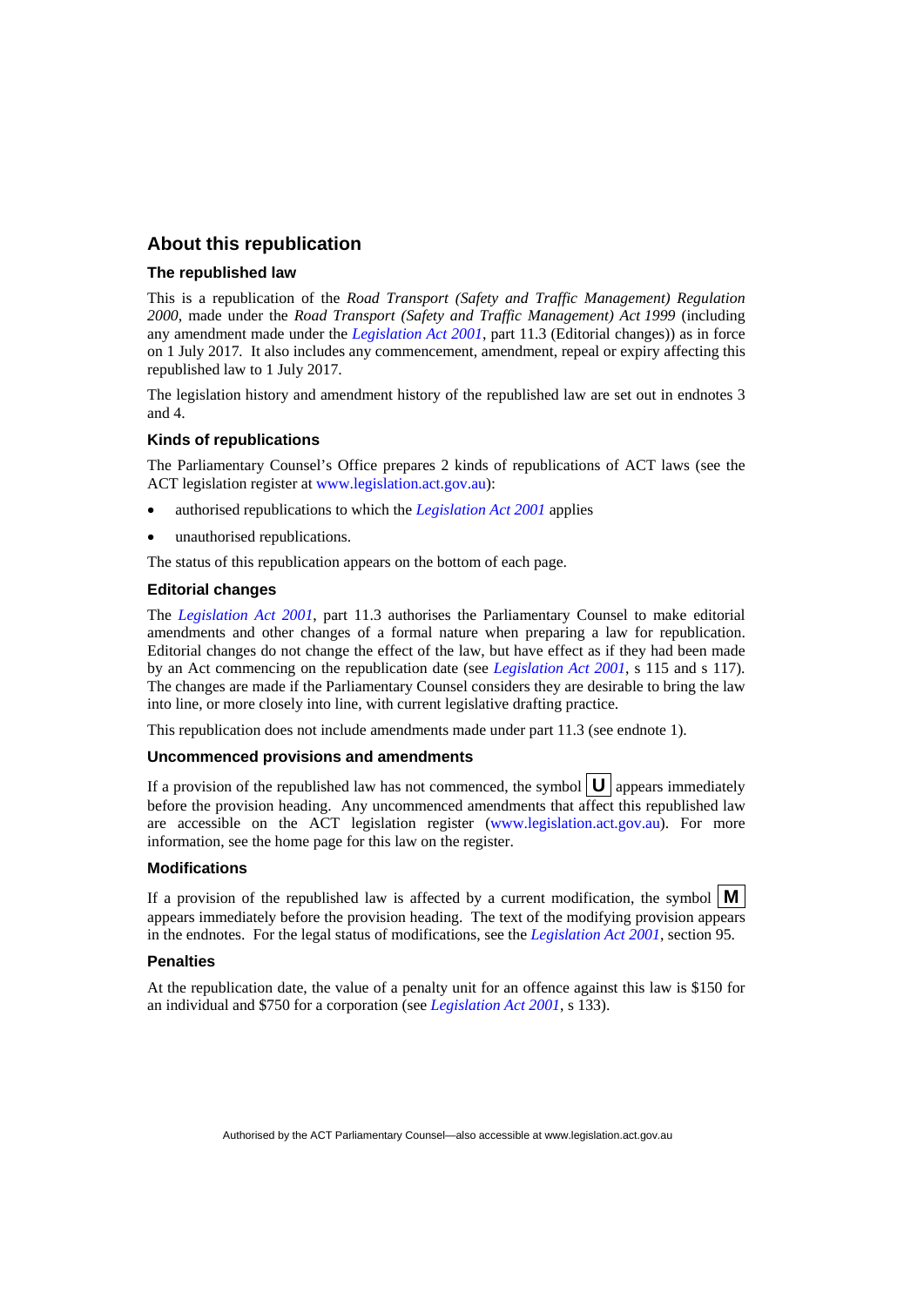## About this republication

### The republished law

This is a republication of the *Road Transport (Safety and Traffic Management) Regulation 2000*, made under the *Road Transport (Safety and Traffic Management) Act 1999* (including any amendment made under the *Legislation Act 2001*, part 11.3 (Editorial changes)) as in force on 1 July 2017. It also includes any commencement, amendment, repeal or expiry affecting this republished law to 1 July 2017.

The legislation history and amendment history of the republished law are set out in endnotes 3 and 4.

### Kinds of republications

The Parliamentary Counsel's Office prepares 2 kinds of republications of ACT laws (see the ACT legislation register at www.legislation.act.gov.au):

- authorised republications to which the *Legislation Act 2001* applies
- unauthorised republications.

The status of this republication appears on the bottom of each page.

### Editorial changes

The *Legislation Act 2001*, part 11.3 authorises the Parliamentary Counsel to make editorial amendments and other changes of a formal nature when preparing a law for republication. Editorial changes do not change the effect of the law, but have effect as if they had been made by an Act commencing on the republication date (see *Legislation Act 2001*, s 115 and s 117). The changes are made if the Parliamentary Counsel considers they are desirable to bring the law into line, or more closely into line, with current legislative drafting practice.

This republication does not include amendments made under part 11.3 (see endnote 1).

### Uncommenced provisions and amendments

If a provision of the republished law has not commenced, the symbol **U** appears immediately before the provision heading. Any uncommenced amendments that affect this republished law are accessible on the ACT legislation register (www.legislation.act.gov.au). For more information, see the home page for this law on the register.

### Modifications

If a provision of the republished law is affected by a current modification, the symbol **M** appears immediately before the provision heading. The text of the modifying provision appears in the endnotes. For the legal status of modifications, see the *Legislation Act 2001*, section 95.

### Penalties

At the republication date, the value of a penalty unit for an offence against this law is $150 for an individual and $750 for a corporation (see *Legislation Act 2001*, s 133).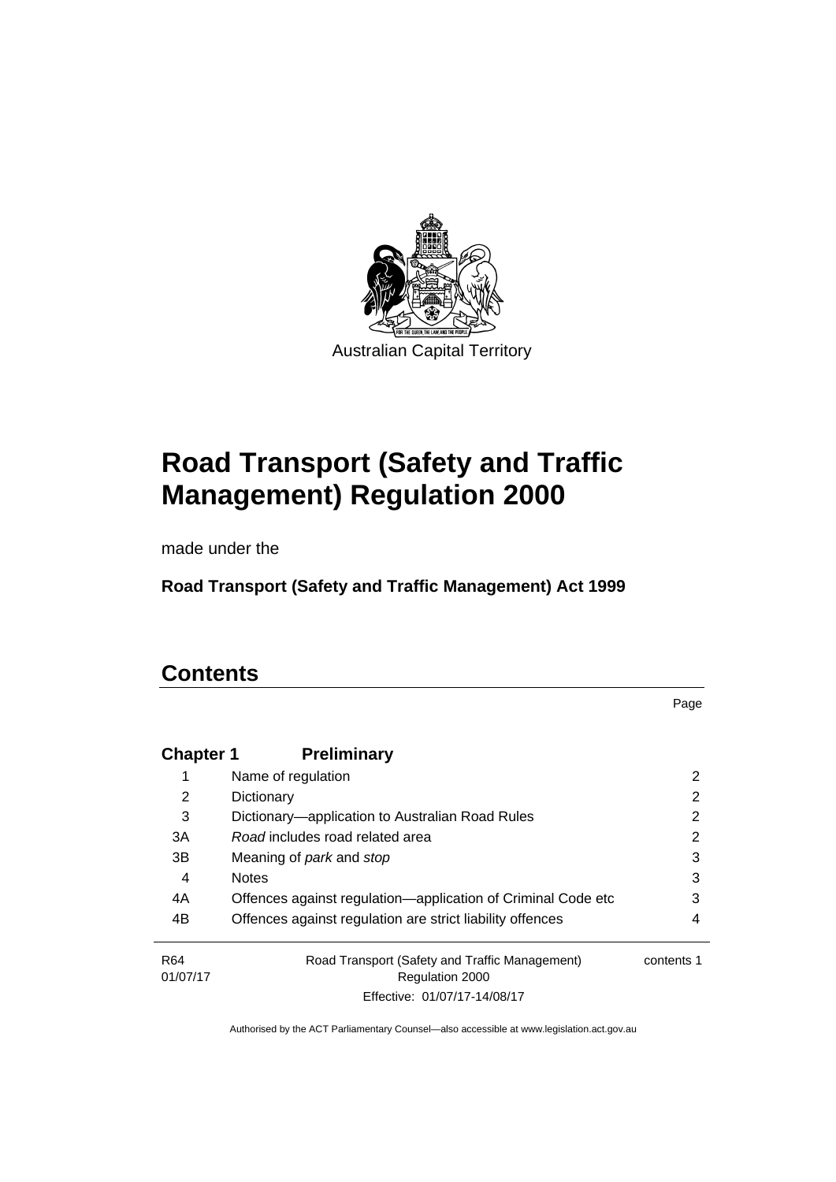Australian Capital Territory

# Road Transport (Safety and Traffic Management) Regulation 2000

made under the

**Road Transport (Safety and Traffic Management) Act 1999**

## Contents

Page

| | | |
|---|---|---|
| **Chapter 1** | **Preliminary** | |
| 1 | Name of regulation | 2 |
| 2 | Dictionary | 2 |
| 3 | Dictionary—application to Australian Road Rules | 2 |
| 3A | *Road* includes road related area | 2 |
| 3B | Meaning of *park* and *stop* | 3 |
| 4 | Notes | 3 |
| 4A | Offences against regulation—application of Criminal Code etc | 3 |
| 4B | Offences against regulation are strict liability offences | 4 |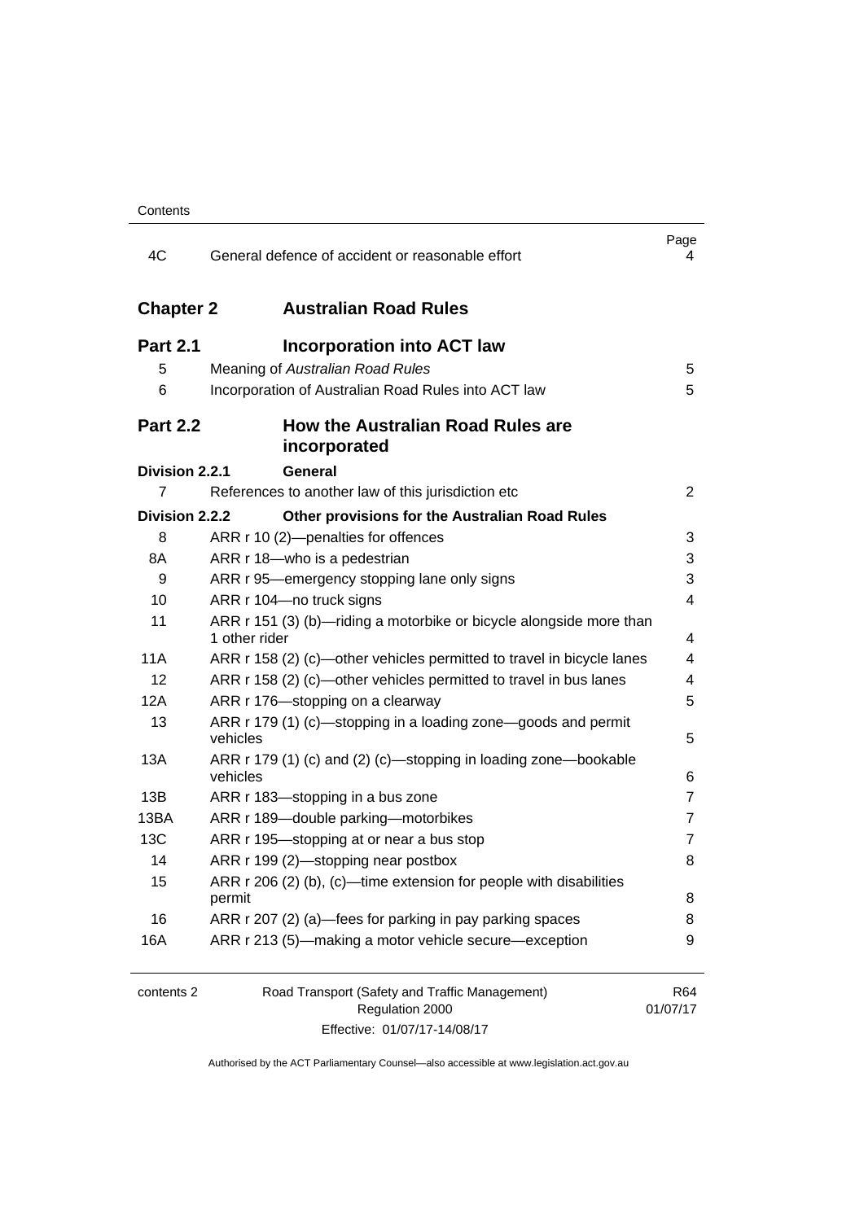| | | Page |
|---|---|---|
| 4C | General defence of accident or reasonable effort | 4 |

## Chapter 2 Australian Road Rules

### Part 2.1 Incorporation into ACT law

| | | |
|---|---|---|
| 5 | Meaning of *Australian Road Rules* | 5 |
| 6 | Incorporation of Australian Road Rules into ACT law | 5 |

### Part 2.2 How the Australian Road Rules are incorporated

**Division 2.2.1 General**

| | | |
|---|---|---|
| 7 | References to another law of this jurisdiction etc | 2 |

**Division 2.2.2 Other provisions for the Australian Road Rules**

| | | |
|---|---|---|
| 8 | ARR r 10 (2)—penalties for offences | 3 |
| 8A | ARR r 18—who is a pedestrian | 3 |
| 9 | ARR r 95—emergency stopping lane only signs | 3 |
| 10 | ARR r 104—no truck signs | 4 |
| 11 | ARR r 151 (3) (b)—riding a motorbike or bicycle alongside more than 1 other rider | 4 |
| 11A | ARR r 158 (2) (c)—other vehicles permitted to travel in bicycle lanes | 4 |
| 12 | ARR r 158 (2) (c)—other vehicles permitted to travel in bus lanes | 4 |
| 12A | ARR r 176—stopping on a clearway | 5 |
| 13 | ARR r 179 (1) (c)—stopping in a loading zone—goods and permit vehicles | 5 |
| 13A | ARR r 179 (1) (c) and (2) (c)—stopping in loading zone—bookable vehicles | 6 |
| 13B | ARR r 183—stopping in a bus zone | 7 |
| 13BA | ARR r 189—double parking—motorbikes | 7 |
| 13C | ARR r 195—stopping at or near a bus stop | 7 |
| 14 | ARR r 199 (2)—stopping near postbox | 8 |
| 15 | ARR r 206 (2) (b), (c)—time extension for people with disabilities permit | 8 |
| 16 | ARR r 207 (2) (a)—fees for parking in pay parking spaces | 8 |
| 16A | ARR r 213 (5)—making a motor vehicle secure—exception | 9 |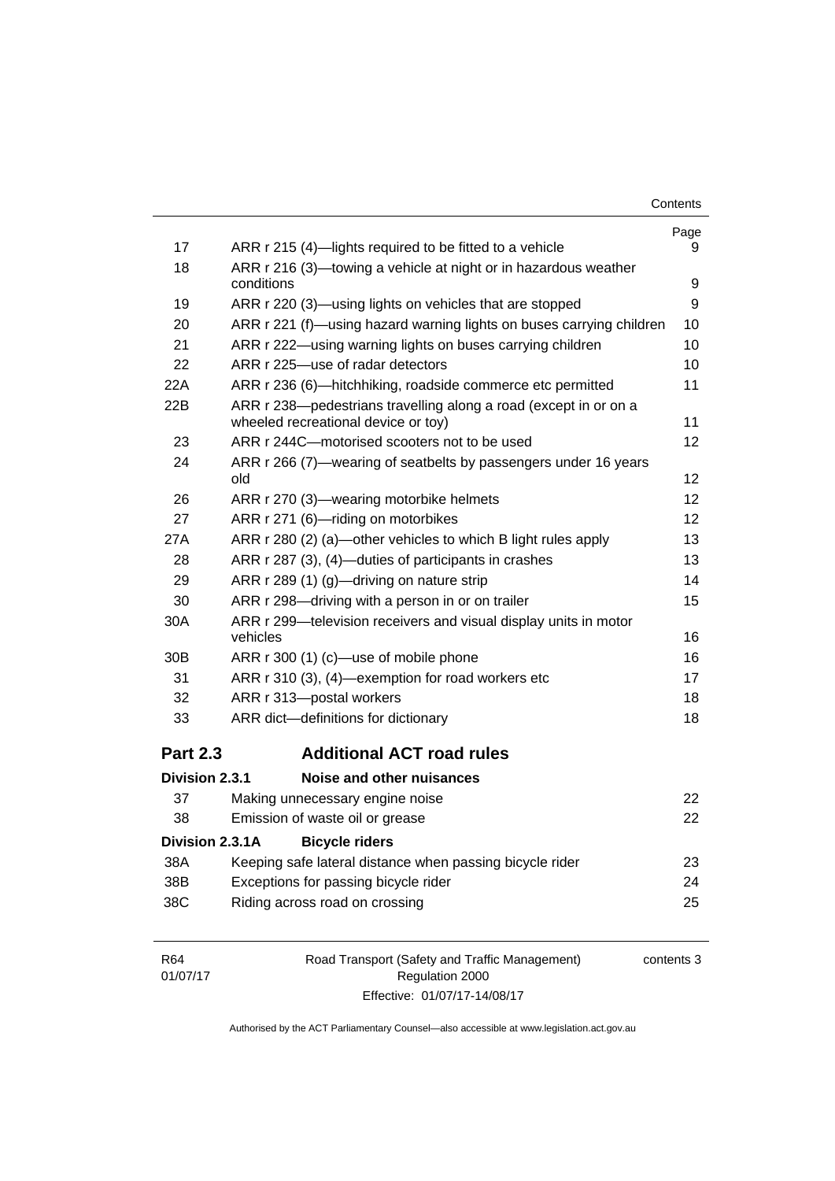| | | Page |
|---|---|---|
| 17 | ARR r 215 (4)—lights required to be fitted to a vehicle | 9 |
| 18 | ARR r 216 (3)—towing a vehicle at night or in hazardous weather conditions | 9 |
| 19 | ARR r 220 (3)—using lights on vehicles that are stopped | 9 |
| 20 | ARR r 221 (f)—using hazard warning lights on buses carrying children | 10 |
| 21 | ARR r 222—using warning lights on buses carrying children | 10 |
| 22 | ARR r 225—use of radar detectors | 10 |
| 22A | ARR r 236 (6)—hitchhiking, roadside commerce etc permitted | 11 |
| 22B | ARR r 238—pedestrians travelling along a road (except in or on a wheeled recreational device or toy) | 11 |
| 23 | ARR r 244C—motorised scooters not to be used | 12 |
| 24 | ARR r 266 (7)—wearing of seatbelts by passengers under 16 years old | 12 |
| 26 | ARR r 270 (3)—wearing motorbike helmets | 12 |
| 27 | ARR r 271 (6)—riding on motorbikes | 12 |
| 27A | ARR r 280 (2) (a)—other vehicles to which B light rules apply | 13 |
| 28 | ARR r 287 (3), (4)—duties of participants in crashes | 13 |
| 29 | ARR r 289 (1) (g)—driving on nature strip | 14 |
| 30 | ARR r 298—driving with a person in or on trailer | 15 |
| 30A | ARR r 299—television receivers and visual display units in motor vehicles | 16 |
| 30B | ARR r 300 (1) (c)—use of mobile phone | 16 |
| 31 | ARR r 310 (3), (4)—exemption for road workers etc | 17 |
| 32 | ARR r 313—postal workers | 18 |
| 33 | ARR dict—definitions for dictionary | 18 |

## Part 2.3 Additional ACT road rules

### Division 2.3.1 Noise and other nuisances

| | | |
|---|---|---|
| 37 | Making unnecessary engine noise | 22 |
| 38 | Emission of waste oil or grease | 22 |

### Division 2.3.1A Bicycle riders

| | | |
|---|---|---|
| 38A | Keeping safe lateral distance when passing bicycle rider | 23 |
| 38B | Exceptions for passing bicycle rider | 24 |
| 38C | Riding across road on crossing | 25 |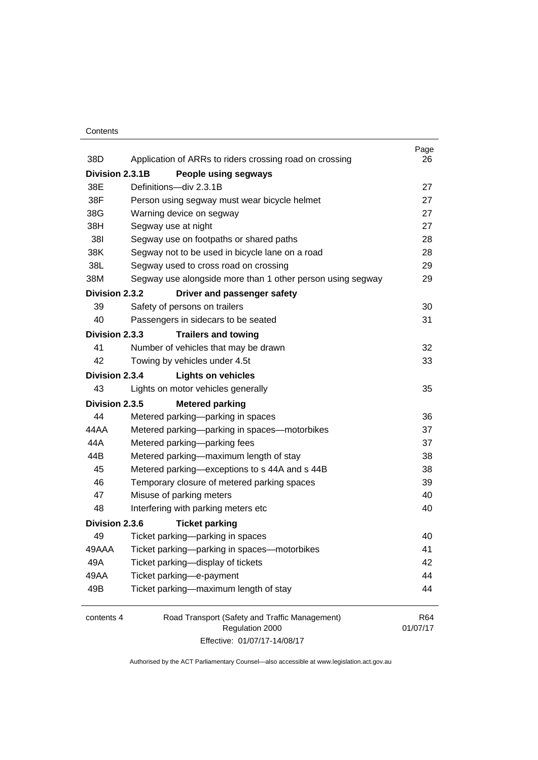| | | Page |
|---|---|---|
| 38D | Application of ARRs to riders crossing road on crossing | 26 |
| **Division 2.3.1B** | **People using segways** | |
| 38E | Definitions—div 2.3.1B | 27 |
| 38F | Person using segway must wear bicycle helmet | 27 |
| 38G | Warning device on segway | 27 |
| 38H | Segway use at night | 27 |
| 38I | Segway use on footpaths or shared paths | 28 |
| 38K | Segway not to be used in bicycle lane on a road | 28 |
| 38L | Segway used to cross road on crossing | 29 |
| 38M | Segway use alongside more than 1 other person using segway | 29 |
| **Division 2.3.2** | **Driver and passenger safety** | |
| 39 | Safety of persons on trailers | 30 |
| 40 | Passengers in sidecars to be seated | 31 |
| **Division 2.3.3** | **Trailers and towing** | |
| 41 | Number of vehicles that may be drawn | 32 |
| 42 | Towing by vehicles under 4.5t | 33 |
| **Division 2.3.4** | **Lights on vehicles** | |
| 43 | Lights on motor vehicles generally | 35 |
| **Division 2.3.5** | **Metered parking** | |
| 44 | Metered parking—parking in spaces | 36 |
| 44AA | Metered parking—parking in spaces—motorbikes | 37 |
| 44A | Metered parking—parking fees | 37 |
| 44B | Metered parking—maximum length of stay | 38 |
| 45 | Metered parking—exceptions to s 44A and s 44B | 38 |
| 46 | Temporary closure of metered parking spaces | 39 |
| 47 | Misuse of parking meters | 40 |
| 48 | Interfering with parking meters etc | 40 |
| **Division 2.3.6** | **Ticket parking** | |
| 49 | Ticket parking—parking in spaces | 40 |
| 49AAA | Ticket parking—parking in spaces—motorbikes | 41 |
| 49A | Ticket parking—display of tickets | 42 |
| 49AA | Ticket parking—e-payment | 44 |
| 49B | Ticket parking—maximum length of stay | 44 |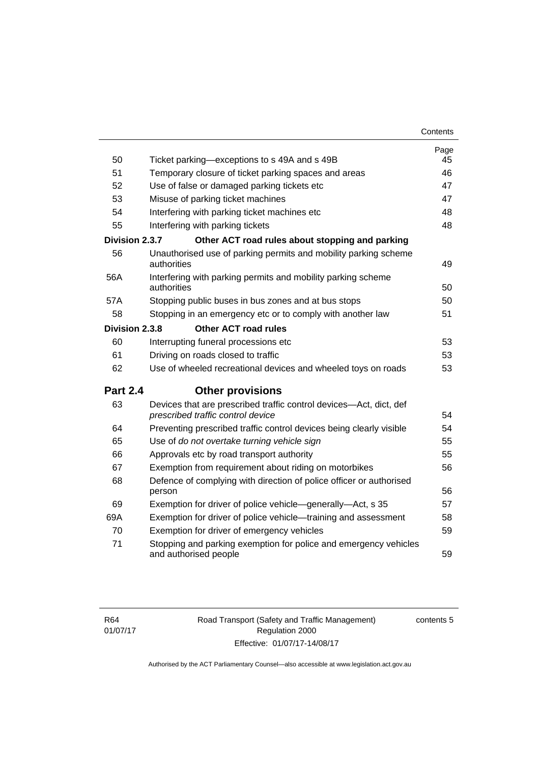| | | Page |
|---|---|---|
| 50 | Ticket parking—exceptions to s 49A and s 49B | 45 |
| 51 | Temporary closure of ticket parking spaces and areas | 46 |
| 52 | Use of false or damaged parking tickets etc | 47 |
| 53 | Misuse of parking ticket machines | 47 |
| 54 | Interfering with parking ticket machines etc | 48 |
| 55 | Interfering with parking tickets | 48 |
| **Division 2.3.7** | **Other ACT road rules about stopping and parking** | |
| 56 | Unauthorised use of parking permits and mobility parking scheme authorities | 49 |
| 56A | Interfering with parking permits and mobility parking scheme authorities | 50 |
| 57A | Stopping public buses in bus zones and at bus stops | 50 |
| 58 | Stopping in an emergency etc or to comply with another law | 51 |
| **Division 2.3.8** | **Other ACT road rules** | |
| 60 | Interrupting funeral processions etc | 53 |
| 61 | Driving on roads closed to traffic | 53 |
| 62 | Use of wheeled recreational devices and wheeled toys on roads | 53 |
| **Part 2.4** | **Other provisions** | |
| 63 | Devices that are prescribed traffic control devices—Act, dict, def *prescribed traffic control device* | 54 |
| 64 | Preventing prescribed traffic control devices being clearly visible | 54 |
| 65 | Use of *do not overtake turning vehicle sign* | 55 |
| 66 | Approvals etc by road transport authority | 55 |
| 67 | Exemption from requirement about riding on motorbikes | 56 |
| 68 | Defence of complying with direction of police officer or authorised person | 56 |
| 69 | Exemption for driver of police vehicle—generally—Act, s 35 | 57 |
| 69A | Exemption for driver of police vehicle—training and assessment | 58 |
| 70 | Exemption for driver of emergency vehicles | 59 |
| 71 | Stopping and parking exemption for police and emergency vehicles and authorised people | 59 |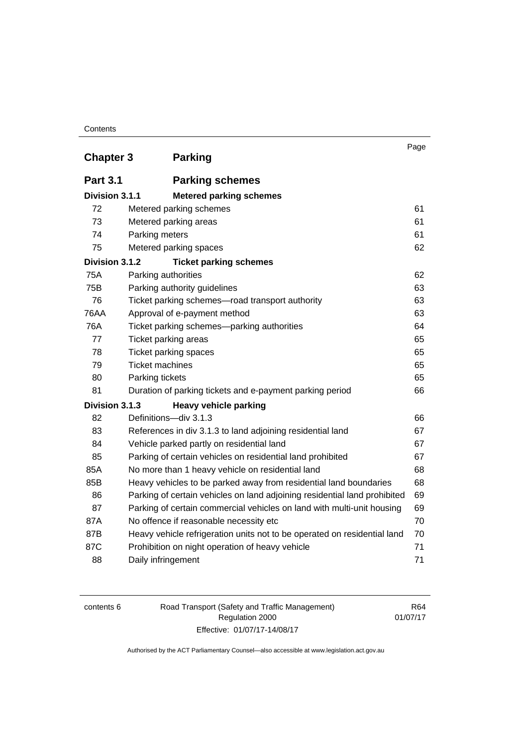| | | Page |
|---|---|---|
| **Chapter 3** | **Parking** | |
| **Part 3.1** | **Parking schemes** | |
| **Division 3.1.1** | **Metered parking schemes** | |
| 72 | Metered parking schemes | 61 |
| 73 | Metered parking areas | 61 |
| 74 | Parking meters | 61 |
| 75 | Metered parking spaces | 62 |
| **Division 3.1.2** | **Ticket parking schemes** | |
| 75A | Parking authorities | 62 |
| 75B | Parking authority guidelines | 63 |
| 76 | Ticket parking schemes—road transport authority | 63 |
| 76AA | Approval of e-payment method | 63 |
| 76A | Ticket parking schemes—parking authorities | 64 |
| 77 | Ticket parking areas | 65 |
| 78 | Ticket parking spaces | 65 |
| 79 | Ticket machines | 65 |
| 80 | Parking tickets | 65 |
| 81 | Duration of parking tickets and e-payment parking period | 66 |
| **Division 3.1.3** | **Heavy vehicle parking** | |
| 82 | Definitions—div 3.1.3 | 66 |
| 83 | References in div 3.1.3 to land adjoining residential land | 67 |
| 84 | Vehicle parked partly on residential land | 67 |
| 85 | Parking of certain vehicles on residential land prohibited | 67 |
| 85A | No more than 1 heavy vehicle on residential land | 68 |
| 85B | Heavy vehicles to be parked away from residential land boundaries | 68 |
| 86 | Parking of certain vehicles on land adjoining residential land prohibited | 69 |
| 87 | Parking of certain commercial vehicles on land with multi-unit housing | 69 |
| 87A | No offence if reasonable necessity etc | 70 |
| 87B | Heavy vehicle refrigeration units not to be operated on residential land | 70 |
| 87C | Prohibition on night operation of heavy vehicle | 71 |
| 88 | Daily infringement | 71 |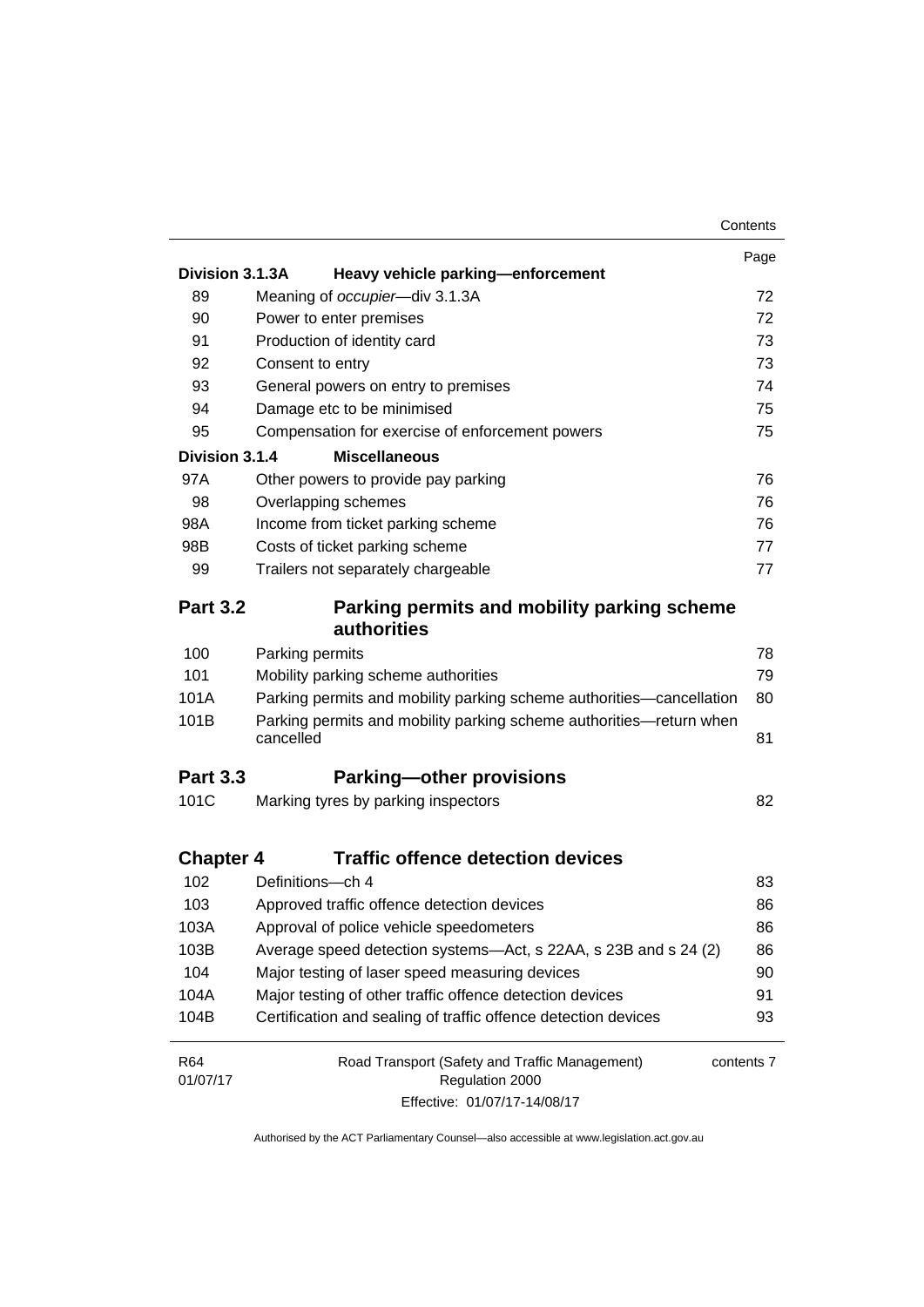| | | Page |
|---|---|---|
| **Division 3.1.3A** | **Heavy vehicle parking—enforcement** | |
| 89 | Meaning of *occupier*—div 3.1.3A | 72 |
| 90 | Power to enter premises | 72 |
| 91 | Production of identity card | 73 |
| 92 | Consent to entry | 73 |
| 93 | General powers on entry to premises | 74 |
| 94 | Damage etc to be minimised | 75 |
| 95 | Compensation for exercise of enforcement powers | 75 |
| **Division 3.1.4** | **Miscellaneous** | |
| 97A | Other powers to provide pay parking | 76 |
| 98 | Overlapping schemes | 76 |
| 98A | Income from ticket parking scheme | 76 |
| 98B | Costs of ticket parking scheme | 77 |
| 99 | Trailers not separately chargeable | 77 |
| **Part 3.2** | **Parking permits and mobility parking scheme authorities** | |
| 100 | Parking permits | 78 |
| 101 | Mobility parking scheme authorities | 79 |
| 101A | Parking permits and mobility parking scheme authorities—cancellation | 80 |
| 101B | Parking permits and mobility parking scheme authorities—return when cancelled | 81 |
| **Part 3.3** | **Parking—other provisions** | |
| 101C | Marking tyres by parking inspectors | 82 |
| **Chapter 4** | **Traffic offence detection devices** | |
| 102 | Definitions—ch 4 | 83 |
| 103 | Approved traffic offence detection devices | 86 |
| 103A | Approval of police vehicle speedometers | 86 |
| 103B | Average speed detection systems—Act, s 22AA, s 23B and s 24 (2) | 86 |
| 104 | Major testing of laser speed measuring devices | 90 |
| 104A | Major testing of other traffic offence detection devices | 91 |
| 104B | Certification and sealing of traffic offence detection devices | 93 |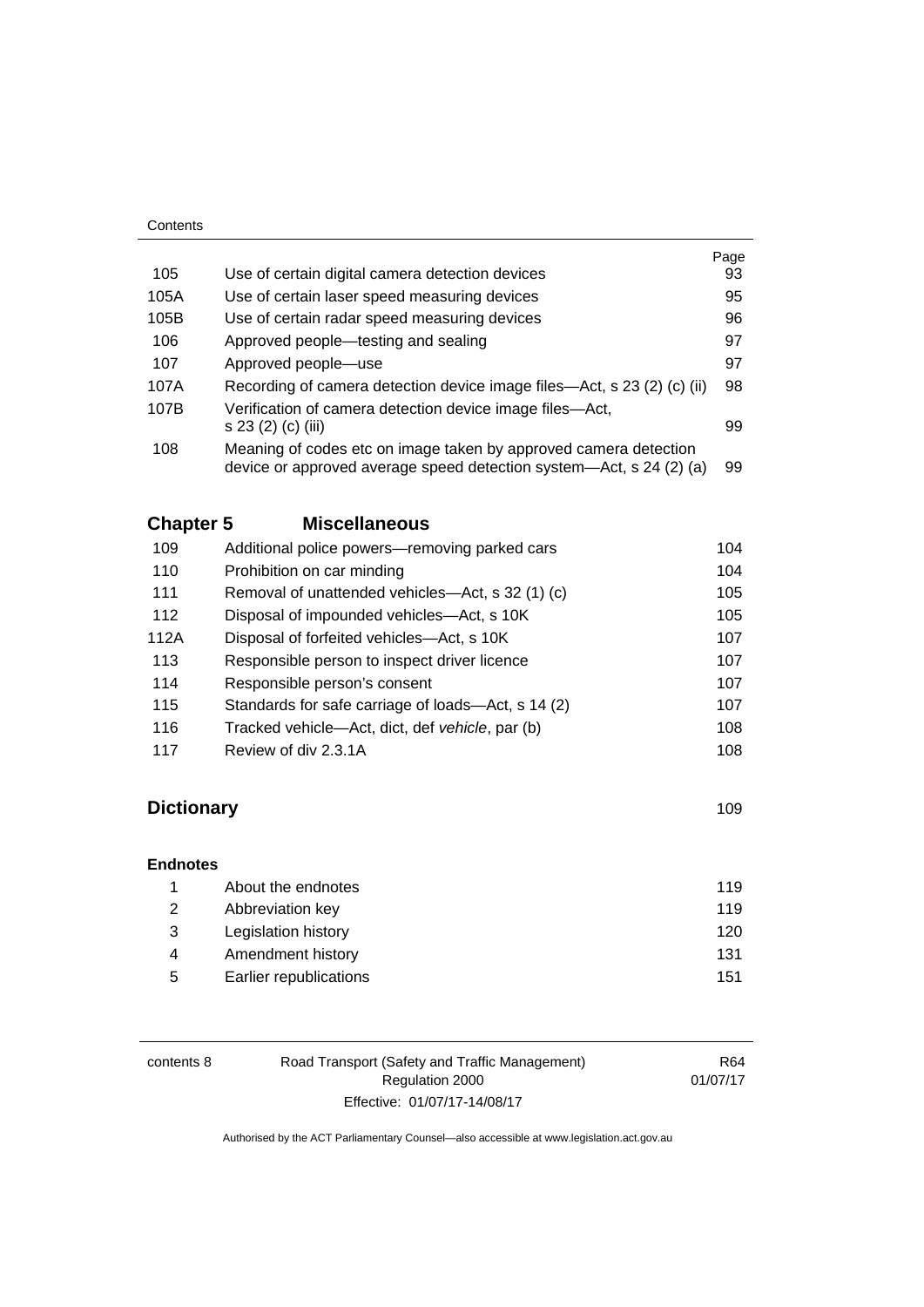| | | Page |
|---|---|---|
| 105 | Use of certain digital camera detection devices | 93 |
| 105A | Use of certain laser speed measuring devices | 95 |
| 105B | Use of certain radar speed measuring devices | 96 |
| 106 | Approved people—testing and sealing | 97 |
| 107 | Approved people—use | 97 |
| 107A | Recording of camera detection device image files—Act, s 23 (2) (c) (ii) | 98 |
| 107B | Verification of camera detection device image files—Act, s 23 (2) (c) (iii) | 99 |
| 108 | Meaning of codes etc on image taken by approved camera detection device or approved average speed detection system—Act, s 24 (2) (a) | 99 |

## Chapter 5 Miscellaneous

| | | |
|---|---|---|
| 109 | Additional police powers—removing parked cars | 104 |
| 110 | Prohibition on car minding | 104 |
| 111 | Removal of unattended vehicles—Act, s 32 (1) (c) | 105 |
| 112 | Disposal of impounded vehicles—Act, s 10K | 105 |
| 112A | Disposal of forfeited vehicles—Act, s 10K | 107 |
| 113 | Responsible person to inspect driver licence | 107 |
| 114 | Responsible person's consent | 107 |
| 115 | Standards for safe carriage of loads—Act, s 14 (2) | 107 |
| 116 | Tracked vehicle—Act, dict, def *vehicle*, par (b) | 108 |
| 117 | Review of div 2.3.1A | 108 |

## Dictionary 109

### Endnotes

| | | |
|---|---|---|
| 1 | About the endnotes | 119 |
| 2 | Abbreviation key | 119 |
| 3 | Legislation history | 120 |
| 4 | Amendment history | 131 |
| 5 | Earlier republications | 151 |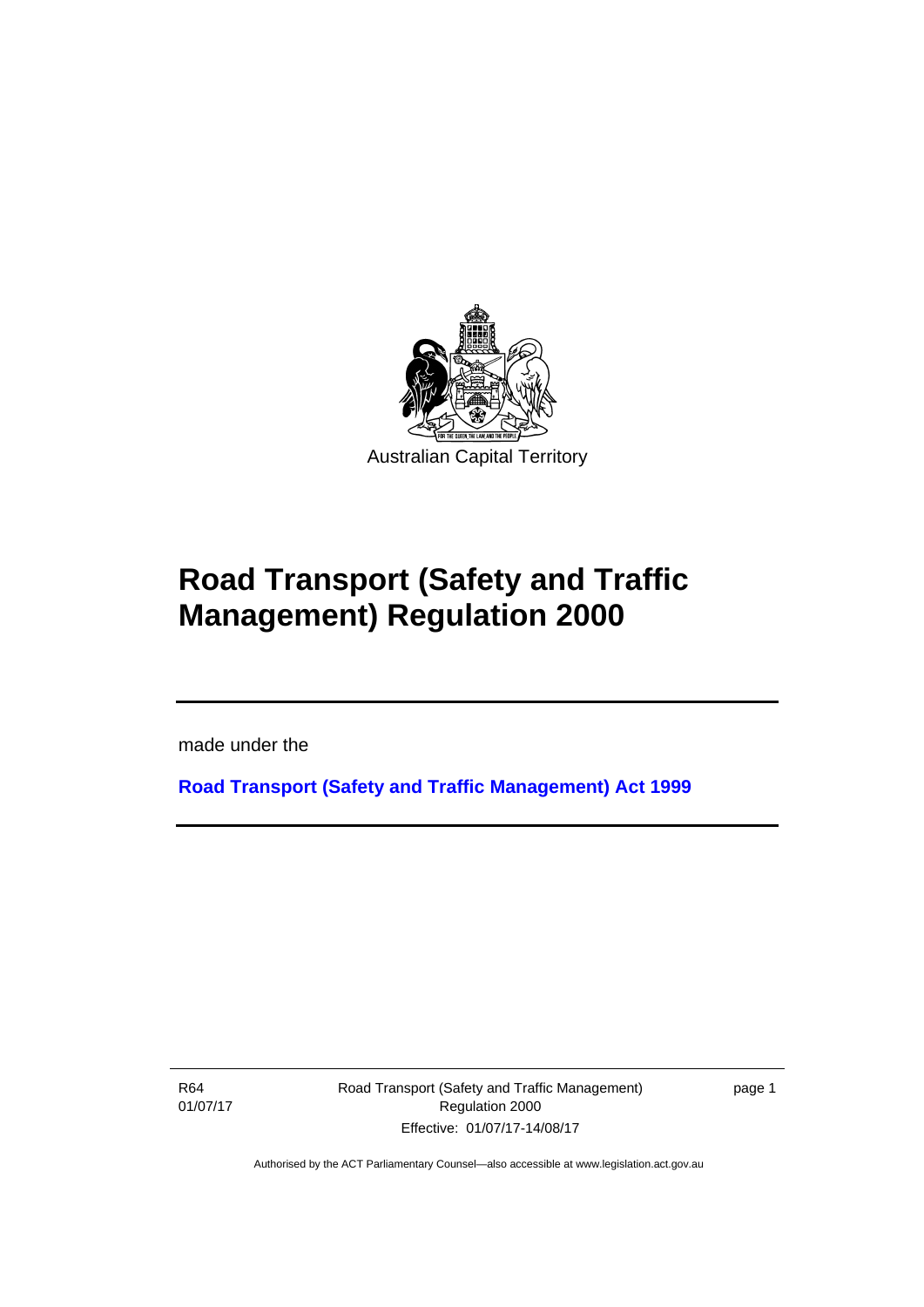Australian Capital Territory

# Road Transport (Safety and Traffic Management) Regulation 2000

made under the

**Road Transport (Safety and Traffic Management) Act 1999**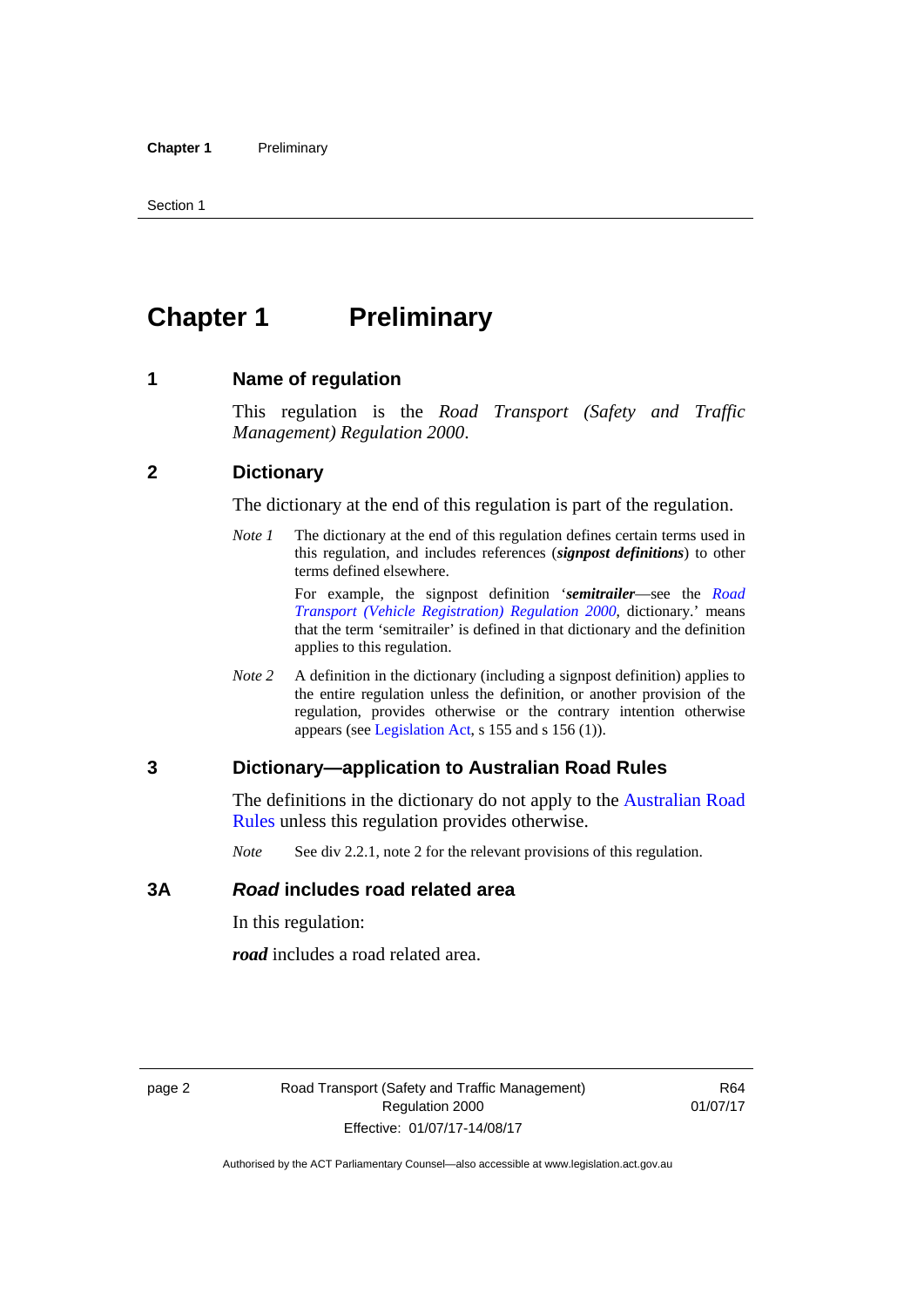# Chapter 1 Preliminary

## 1 Name of regulation

This regulation is the *Road Transport (Safety and Traffic Management) Regulation 2000*.

## 2 Dictionary

The dictionary at the end of this regulation is part of the regulation.

*Note 1* The dictionary at the end of this regulation defines certain terms used in this regulation, and includes references (***signpost definitions***) to other terms defined elsewhere.

For example, the signpost definition '***semitrailer***—see the *Road Transport (Vehicle Registration) Regulation 2000*, dictionary.' means that the term 'semitrailer' is defined in that dictionary and the definition applies to this regulation.

*Note 2* A definition in the dictionary (including a signpost definition) applies to the entire regulation unless the definition, or another provision of the regulation, provides otherwise or the contrary intention otherwise appears (see Legislation Act, s 155 and s 156 (1)).

## 3 Dictionary—application to Australian Road Rules

The definitions in the dictionary do not apply to the Australian Road Rules unless this regulation provides otherwise.

*Note* See div 2.2.1, note 2 for the relevant provisions of this regulation.

## 3A *Road* includes road related area

In this regulation:

***road*** includes a road related area.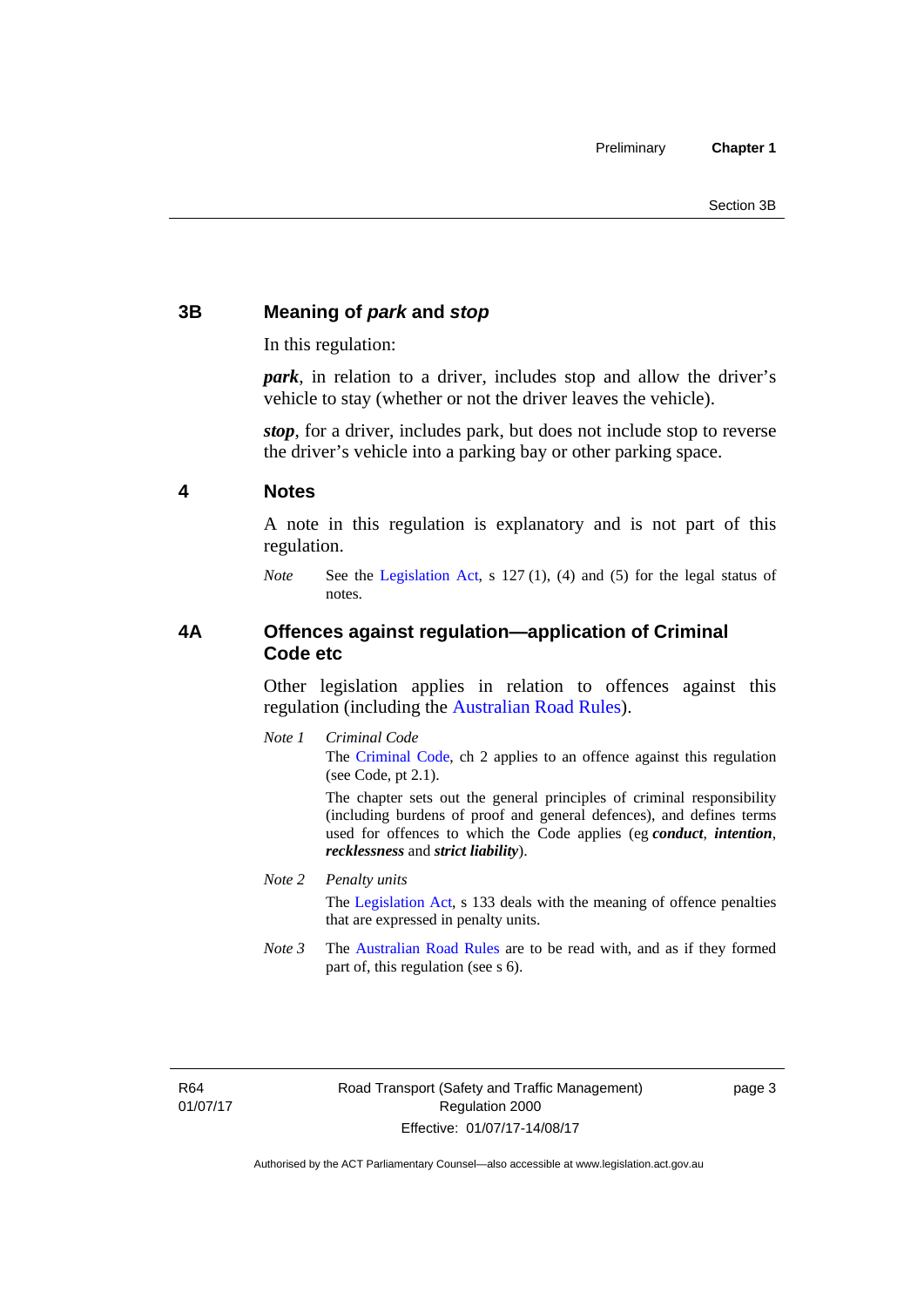## 3B Meaning of *park* and *stop*

In this regulation:

***park***, in relation to a driver, includes stop and allow the driver's vehicle to stay (whether or not the driver leaves the vehicle).

***stop***, for a driver, includes park, but does not include stop to reverse the driver's vehicle into a parking bay or other parking space.

## 4 Notes

A note in this regulation is explanatory and is not part of this regulation.

*Note* See the Legislation Act, s 127 (1), (4) and (5) for the legal status of notes.

## 4A Offences against regulation—application of Criminal Code etc

Other legislation applies in relation to offences against this regulation (including the Australian Road Rules).

*Note 1* *Criminal Code*

The Criminal Code, ch 2 applies to an offence against this regulation (see Code, pt 2.1).

The chapter sets out the general principles of criminal responsibility (including burdens of proof and general defences), and defines terms used for offences to which the Code applies (eg ***conduct***, ***intention***, ***recklessness*** and ***strict liability***).

*Note 2* *Penalty units*

The Legislation Act, s 133 deals with the meaning of offence penalties that are expressed in penalty units.

*Note 3* The Australian Road Rules are to be read with, and as if they formed part of, this regulation (see s 6).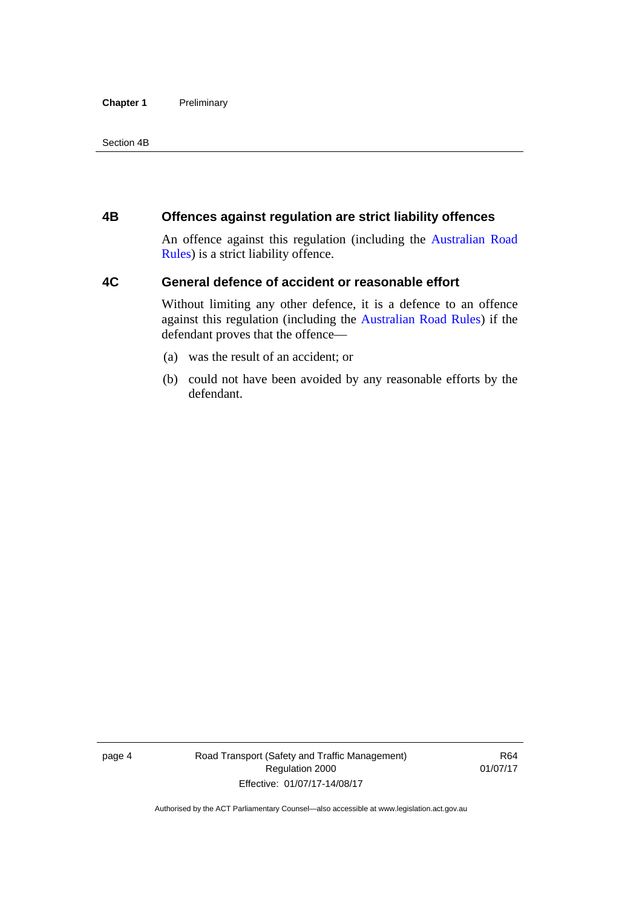## 4B Offences against regulation are strict liability offences

An offence against this regulation (including the Australian Road Rules) is a strict liability offence.

## 4C General defence of accident or reasonable effort

Without limiting any other defence, it is a defence to an offence against this regulation (including the Australian Road Rules) if the defendant proves that the offence—

(a) was the result of an accident; or

(b) could not have been avoided by any reasonable efforts by the defendant.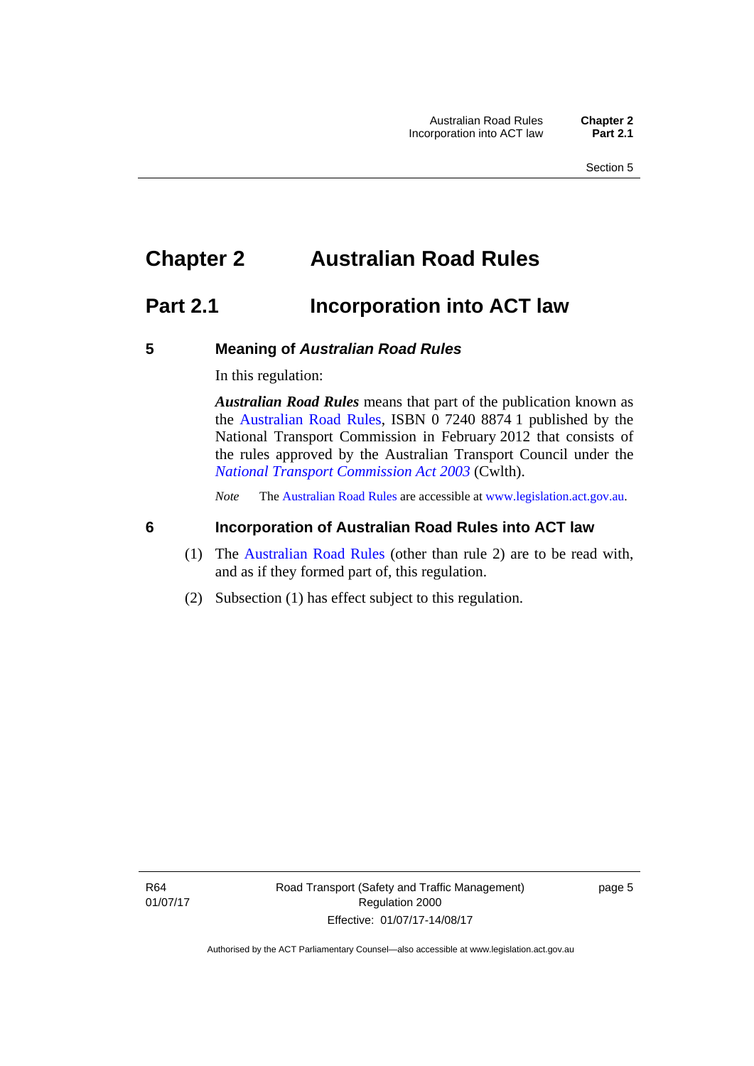# Chapter 2 Australian Road Rules

## Part 2.1 Incorporation into ACT law

### 5 Meaning of *Australian Road Rules*

In this regulation:

***Australian Road Rules*** means that part of the publication known as the Australian Road Rules, ISBN 0 7240 8874 1 published by the National Transport Commission in February 2012 that consists of the rules approved by the Australian Transport Council under the *National Transport Commission Act 2003* (Cwlth).

*Note* The Australian Road Rules are accessible at www.legislation.act.gov.au.

### 6 Incorporation of Australian Road Rules into ACT law

(1) The Australian Road Rules (other than rule 2) are to be read with, and as if they formed part of, this regulation.

(2) Subsection (1) has effect subject to this regulation.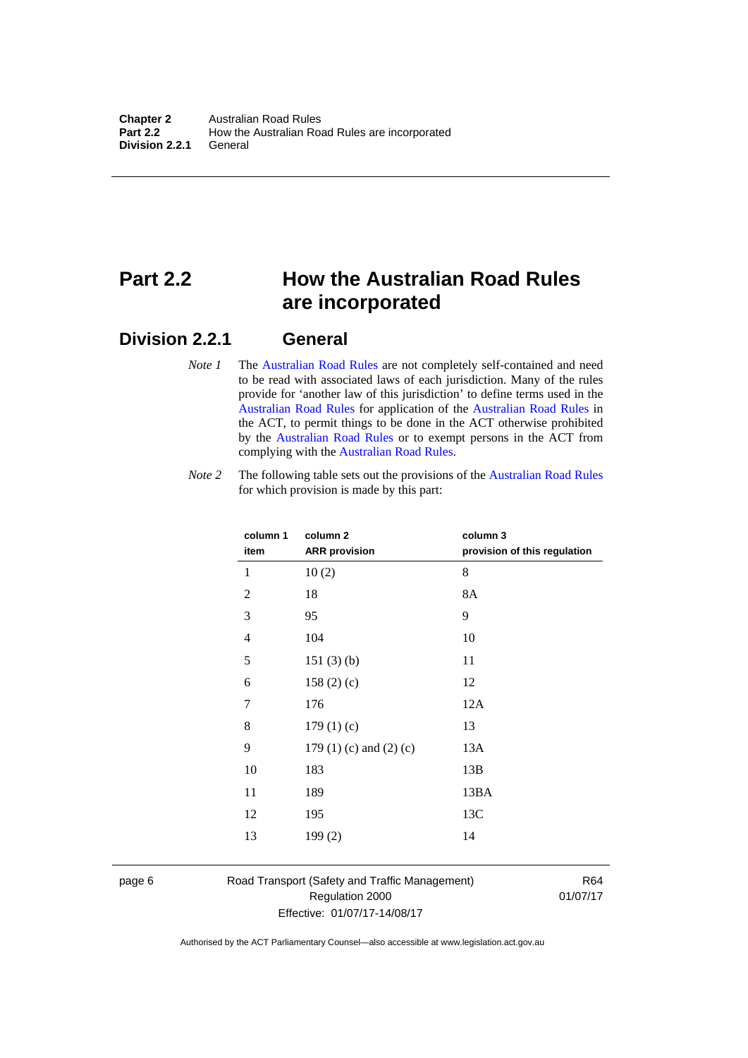# Part 2.2 How the Australian Road Rules are incorporated

## Division 2.2.1 General

*Note 1* The Australian Road Rules are not completely self-contained and need to be read with associated laws of each jurisdiction. Many of the rules provide for 'another law of this jurisdiction' to define terms used in the Australian Road Rules for application of the Australian Road Rules in the ACT, to permit things to be done in the ACT otherwise prohibited by the Australian Road Rules or to exempt persons in the ACT from complying with the Australian Road Rules.

*Note 2* The following table sets out the provisions of the Australian Road Rules for which provision is made by this part:

| column 1<br>item | column 2<br>ARR provision | column 3<br>provision of this regulation |
|---|---|---|
| 1 | 10 (2) | 8 |
| 2 | 18 | 8A |
| 3 | 95 | 9 |
| 4 | 104 | 10 |
| 5 | 151 (3) (b) | 11 |
| 6 | 158 (2) (c) | 12 |
| 7 | 176 | 12A |
| 8 | 179 (1) (c) | 13 |
| 9 | 179 (1) (c) and (2) (c) | 13A |
| 10 | 183 | 13B |
| 11 | 189 | 13BA |
| 12 | 195 | 13C |
| 13 | 199 (2) | 14 |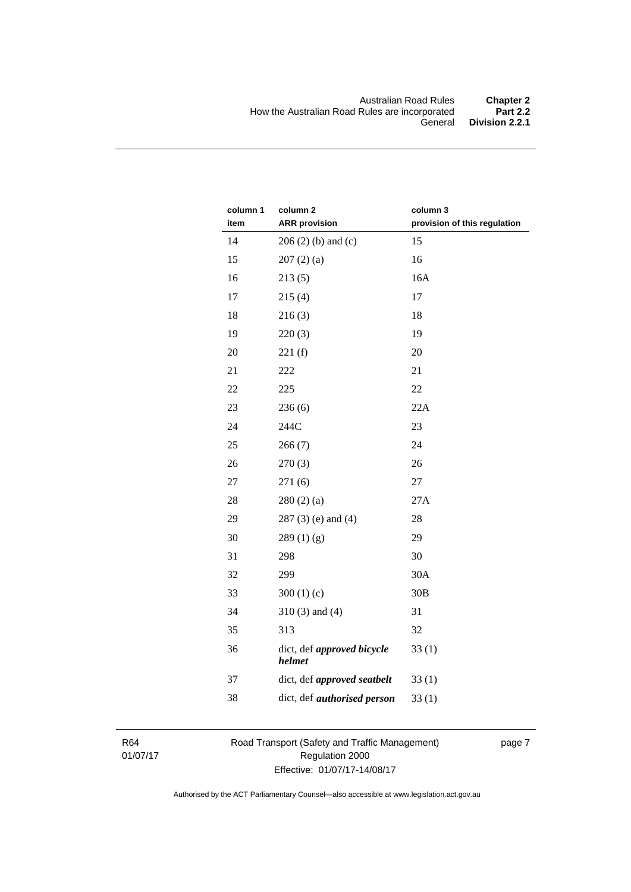| column 1 item | column 2 ARR provision | column 3 provision of this regulation |
|---|---|---|
| 14 | 206 (2) (b) and (c) | 15 |
| 15 | 207 (2) (a) | 16 |
| 16 | 213 (5) | 16A |
| 17 | 215 (4) | 17 |
| 18 | 216 (3) | 18 |
| 19 | 220 (3) | 19 |
| 20 | 221 (f) | 20 |
| 21 | 222 | 21 |
| 22 | 225 | 22 |
| 23 | 236 (6) | 22A |
| 24 | 244C | 23 |
| 25 | 266 (7) | 24 |
| 26 | 270 (3) | 26 |
| 27 | 271 (6) | 27 |
| 28 | 280 (2) (a) | 27A |
| 29 | 287 (3) (e) and (4) | 28 |
| 30 | 289 (1) (g) | 29 |
| 31 | 298 | 30 |
| 32 | 299 | 30A |
| 33 | 300 (1) (c) | 30B |
| 34 | 310 (3) and (4) | 31 |
| 35 | 313 | 32 |
| 36 | dict, def ***approved bicycle helmet*** | 33 (1) |
| 37 | dict, def ***approved seatbelt*** | 33 (1) |
| 38 | dict, def ***authorised person*** | 33 (1) |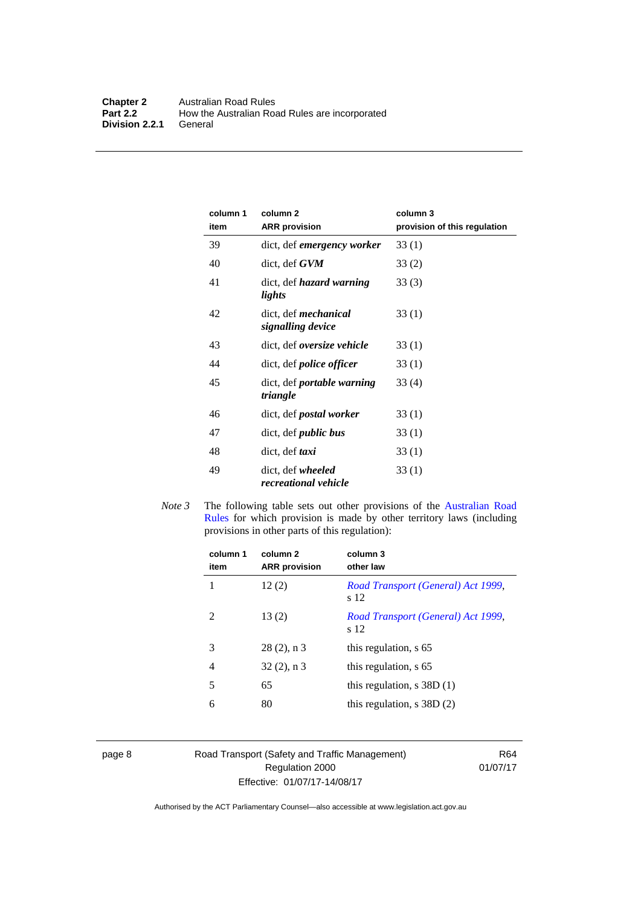| column 1 item | column 2 ARR provision | column 3 provision of this regulation |
|---|---|---|
| 39 | dict, def ***emergency worker*** | 33 (1) |
| 40 | dict, def ***GVM*** | 33 (2) |
| 41 | dict, def ***hazard warning lights*** | 33 (3) |
| 42 | dict, def ***mechanical signalling device*** | 33 (1) |
| 43 | dict, def ***oversize vehicle*** | 33 (1) |
| 44 | dict, def ***police officer*** | 33 (1) |
| 45 | dict, def ***portable warning triangle*** | 33 (4) |
| 46 | dict, def ***postal worker*** | 33 (1) |
| 47 | dict, def ***public bus*** | 33 (1) |
| 48 | dict, def ***taxi*** | 33 (1) |
| 49 | dict, def ***wheeled recreational vehicle*** | 33 (1) |

*Note 3* The following table sets out other provisions of the Australian Road Rules for which provision is made by other territory laws (including provisions in other parts of this regulation):

| column 1 item | column 2 ARR provision | column 3 other law |
|---|---|---|
| 1 | 12 (2) | *Road Transport (General) Act 1999*, s 12 |
| 2 | 13 (2) | *Road Transport (General) Act 1999*, s 12 |
| 3 | 28 (2), n 3 | this regulation, s 65 |
| 4 | 32 (2), n 3 | this regulation, s 65 |
| 5 | 65 | this regulation, s 38D (1) |
| 6 | 80 | this regulation, s 38D (2) |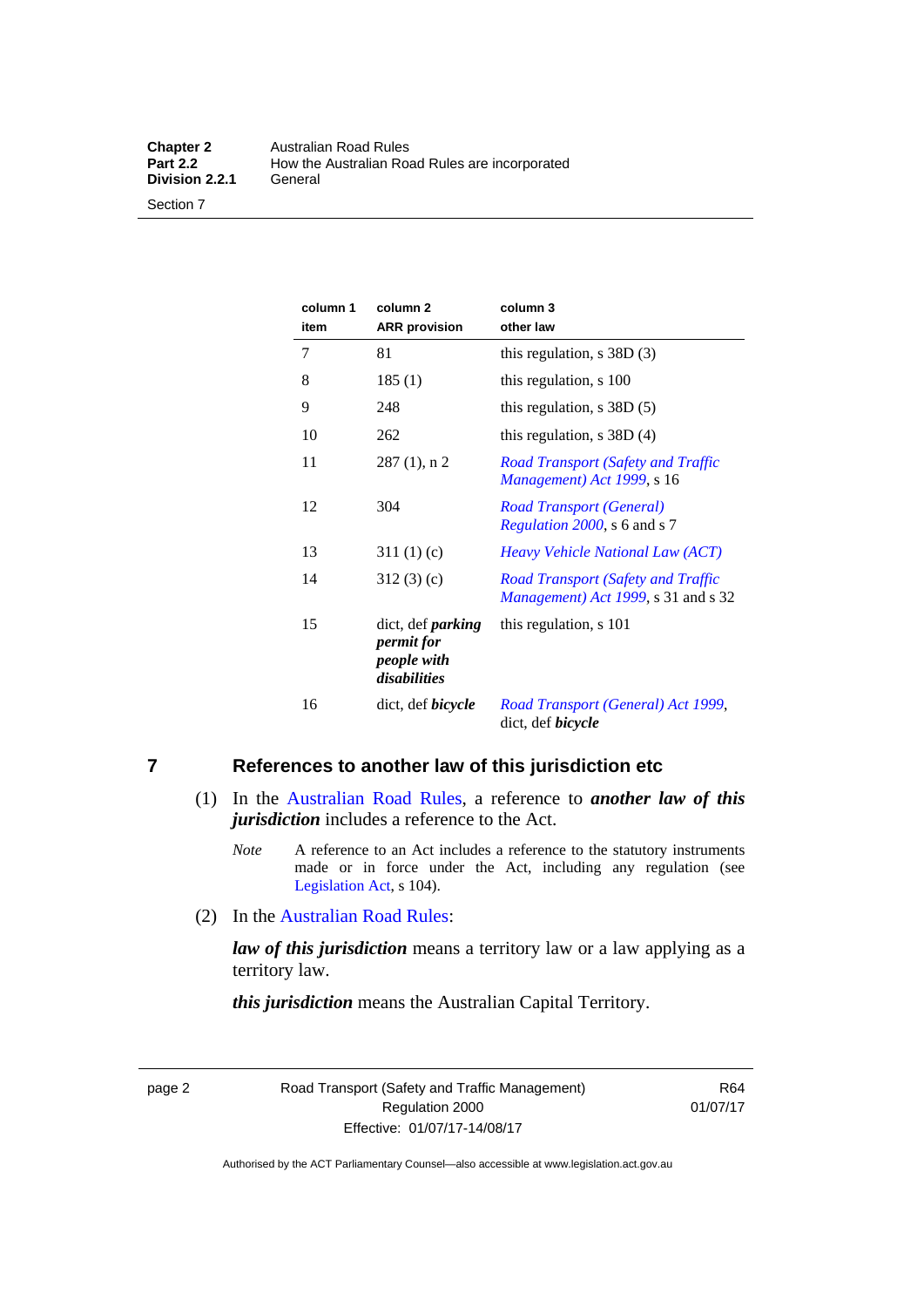| column 1 item | column 2 ARR provision | column 3 other law |
|---|---|---|
| 7 | 81 | this regulation, s 38D (3) |
| 8 | 185 (1) | this regulation, s 100 |
| 9 | 248 | this regulation, s 38D (5) |
| 10 | 262 | this regulation, s 38D (4) |
| 11 | 287 (1), n 2 | *Road Transport (Safety and Traffic Management) Act 1999*, s 16 |
| 12 | 304 | *Road Transport (General) Regulation 2000*, s 6 and s 7 |
| 13 | 311 (1) (c) | *Heavy Vehicle National Law (ACT)* |
| 14 | 312 (3) (c) | *Road Transport (Safety and Traffic Management) Act 1999*, s 31 and s 32 |
| 15 | dict, def ***parking permit for people with disabilities*** | this regulation, s 101 |
| 16 | dict, def ***bicycle*** | *Road Transport (General) Act 1999*, dict, def ***bicycle*** |

## 7 References to another law of this jurisdiction etc

(1) In the Australian Road Rules, a reference to ***another law of this jurisdiction*** includes a reference to the Act.

*Note* A reference to an Act includes a reference to the statutory instruments made or in force under the Act, including any regulation (see Legislation Act, s 104).

(2) In the Australian Road Rules:

***law of this jurisdiction*** means a territory law or a law applying as a territory law.

***this jurisdiction*** means the Australian Capital Territory.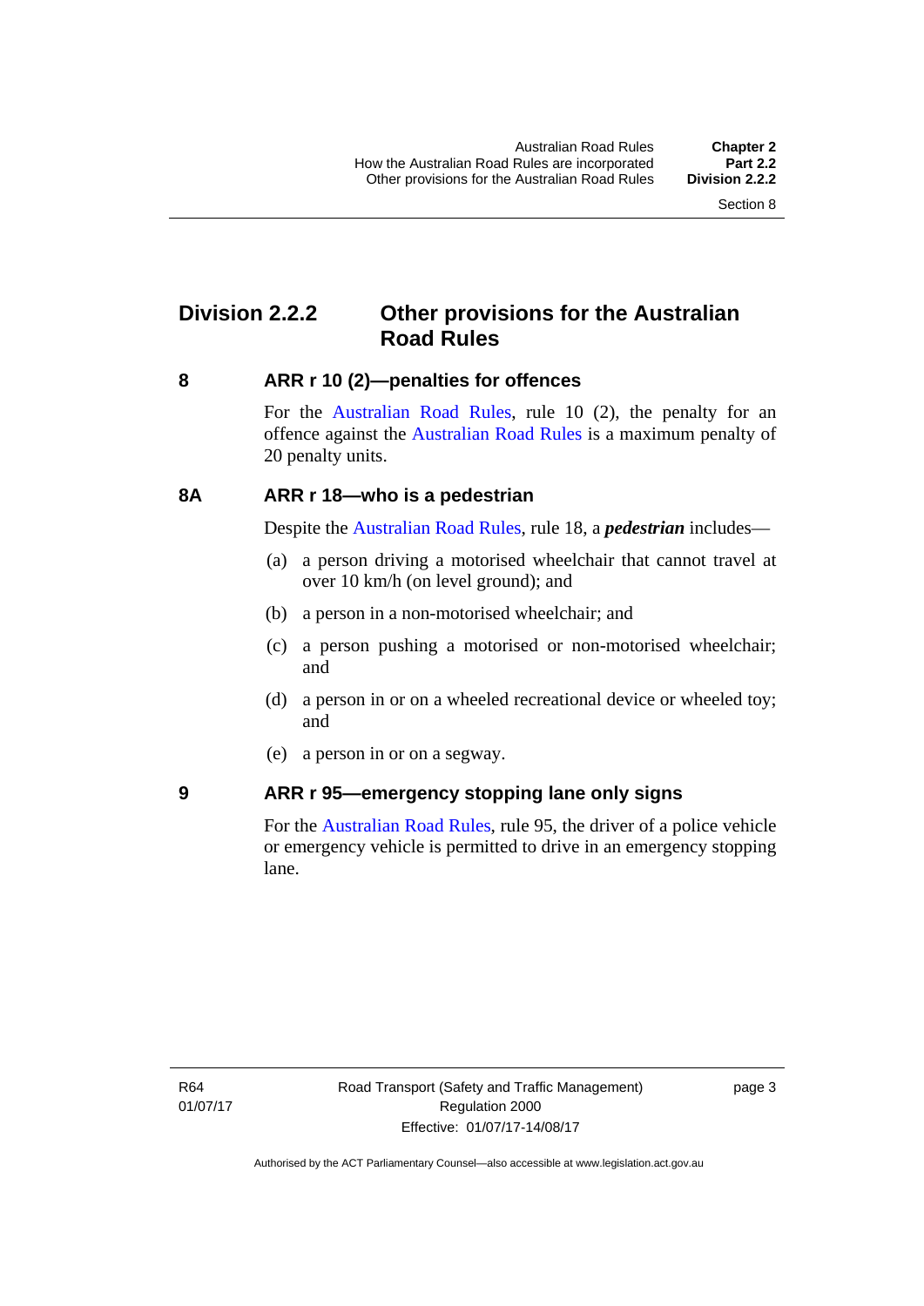## Division 2.2.2 Other provisions for the Australian Road Rules

### 8 ARR r 10 (2)—penalties for offences

For the Australian Road Rules, rule 10 (2), the penalty for an offence against the Australian Road Rules is a maximum penalty of 20 penalty units.

### 8A ARR r 18—who is a pedestrian

Despite the Australian Road Rules, rule 18, a ***pedestrian*** includes—

(a) a person driving a motorised wheelchair that cannot travel at over 10 km/h (on level ground); and

(b) a person in a non-motorised wheelchair; and

(c) a person pushing a motorised or non-motorised wheelchair; and

(d) a person in or on a wheeled recreational device or wheeled toy; and

(e) a person in or on a segway.

### 9 ARR r 95—emergency stopping lane only signs

For the Australian Road Rules, rule 95, the driver of a police vehicle or emergency vehicle is permitted to drive in an emergency stopping lane.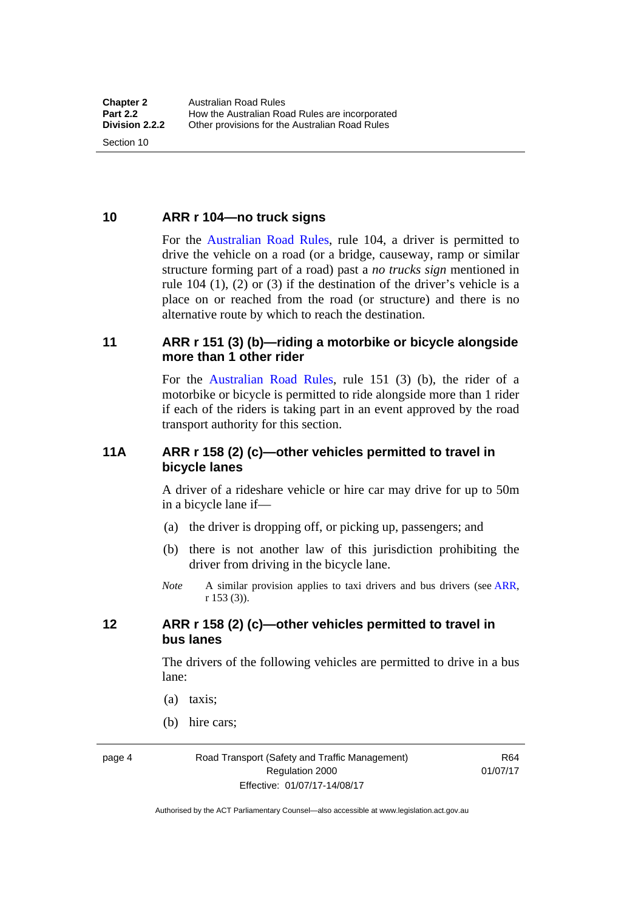## 10 ARR r 104—no truck signs

For the Australian Road Rules, rule 104, a driver is permitted to drive the vehicle on a road (or a bridge, causeway, ramp or similar structure forming part of a road) past a *no trucks sign* mentioned in rule 104 (1), (2) or (3) if the destination of the driver's vehicle is a place on or reached from the road (or structure) and there is no alternative route by which to reach the destination.

## 11 ARR r 151 (3) (b)—riding a motorbike or bicycle alongside more than 1 other rider

For the Australian Road Rules, rule 151 (3) (b), the rider of a motorbike or bicycle is permitted to ride alongside more than 1 rider if each of the riders is taking part in an event approved by the road transport authority for this section.

## 11A ARR r 158 (2) (c)—other vehicles permitted to travel in bicycle lanes

A driver of a rideshare vehicle or hire car may drive for up to 50m in a bicycle lane if—

(a) the driver is dropping off, or picking up, passengers; and

(b) there is not another law of this jurisdiction prohibiting the driver from driving in the bicycle lane.

*Note* A similar provision applies to taxi drivers and bus drivers (see ARR, r 153 (3)).

## 12 ARR r 158 (2) (c)—other vehicles permitted to travel in bus lanes

The drivers of the following vehicles are permitted to drive in a bus lane:

(a) taxis;

(b) hire cars;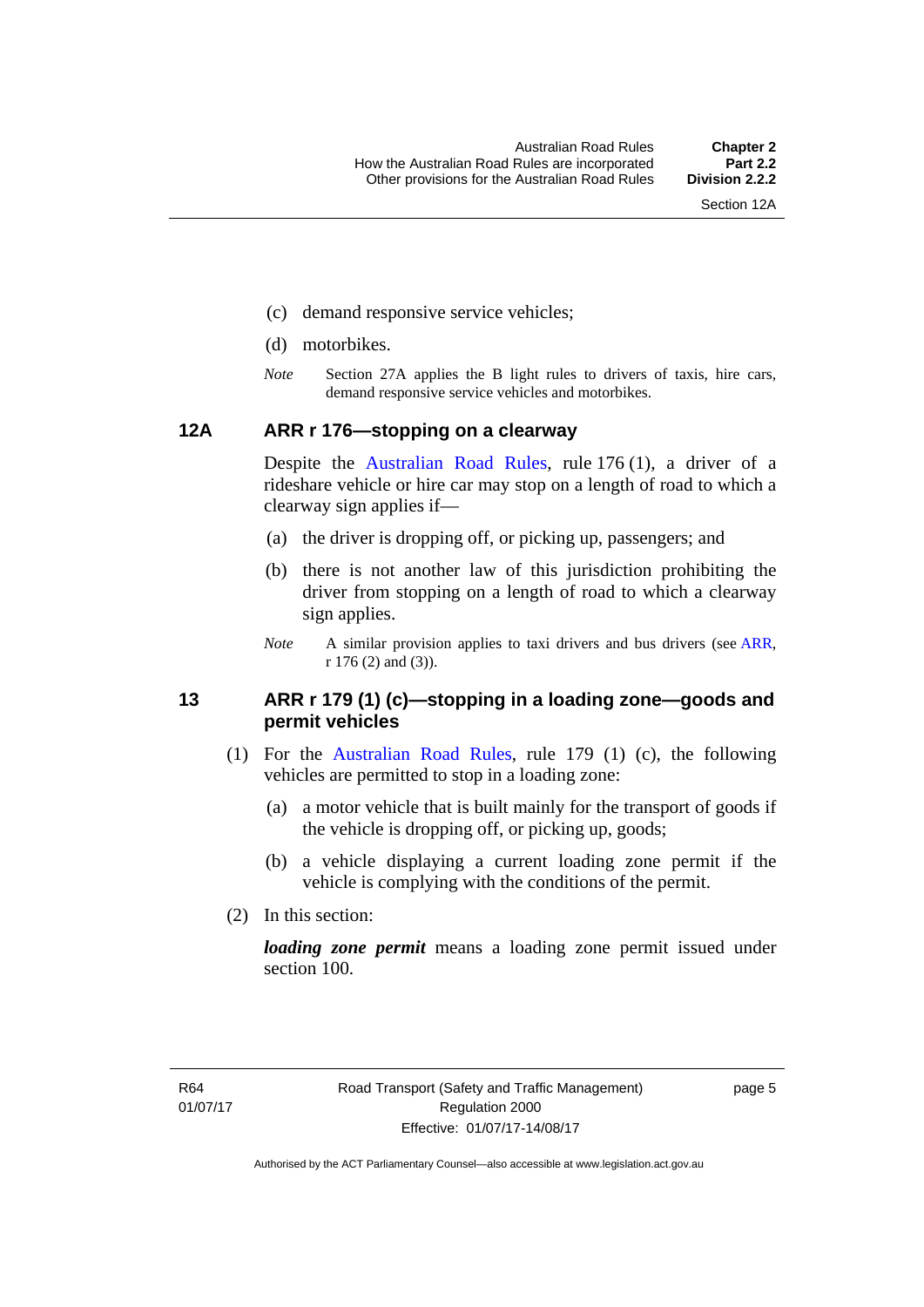(c) demand responsive service vehicles;

(d) motorbikes.

*Note* Section 27A applies the B light rules to drivers of taxis, hire cars, demand responsive service vehicles and motorbikes.

## 12A ARR r 176—stopping on a clearway

Despite the Australian Road Rules, rule 176 (1), a driver of a rideshare vehicle or hire car may stop on a length of road to which a clearway sign applies if—

(a) the driver is dropping off, or picking up, passengers; and

(b) there is not another law of this jurisdiction prohibiting the driver from stopping on a length of road to which a clearway sign applies.

*Note* A similar provision applies to taxi drivers and bus drivers (see ARR, r 176 (2) and (3)).

## 13 ARR r 179 (1) (c)—stopping in a loading zone—goods and permit vehicles

(1) For the Australian Road Rules, rule 179 (1) (c), the following vehicles are permitted to stop in a loading zone:

(a) a motor vehicle that is built mainly for the transport of goods if the vehicle is dropping off, or picking up, goods;

(b) a vehicle displaying a current loading zone permit if the vehicle is complying with the conditions of the permit.

(2) In this section:

***loading zone permit*** means a loading zone permit issued under section 100.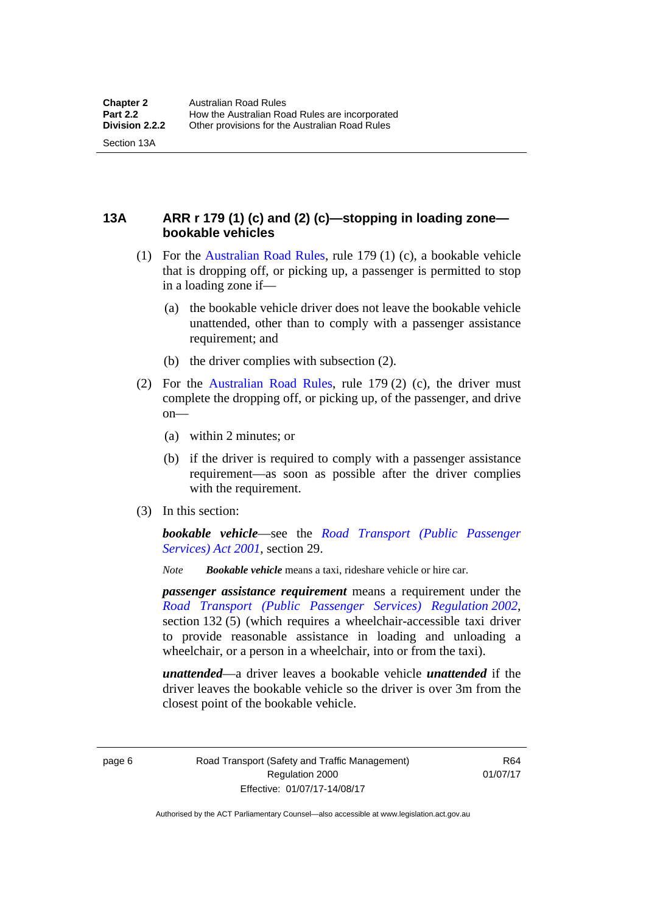## 13A ARR r 179 (1) (c) and (2) (c)—stopping in loading zone—bookable vehicles

(1) For the Australian Road Rules, rule 179 (1) (c), a bookable vehicle that is dropping off, or picking up, a passenger is permitted to stop in a loading zone if—

(a) the bookable vehicle driver does not leave the bookable vehicle unattended, other than to comply with a passenger assistance requirement; and

(b) the driver complies with subsection (2).

(2) For the Australian Road Rules, rule 179 (2) (c), the driver must complete the dropping off, or picking up, of the passenger, and drive on—

(a) within 2 minutes; or

(b) if the driver is required to comply with a passenger assistance requirement—as soon as possible after the driver complies with the requirement.

(3) In this section:

***bookable vehicle***—see the *Road Transport (Public Passenger Services) Act 2001*, section 29.

*Note* ***Bookable vehicle*** means a taxi, rideshare vehicle or hire car.

***passenger assistance requirement*** means a requirement under the *Road Transport (Public Passenger Services) Regulation 2002*, section 132 (5) (which requires a wheelchair-accessible taxi driver to provide reasonable assistance in loading and unloading a wheelchair, or a person in a wheelchair, into or from the taxi).

***unattended***—a driver leaves a bookable vehicle ***unattended*** if the driver leaves the bookable vehicle so the driver is over 3m from the closest point of the bookable vehicle.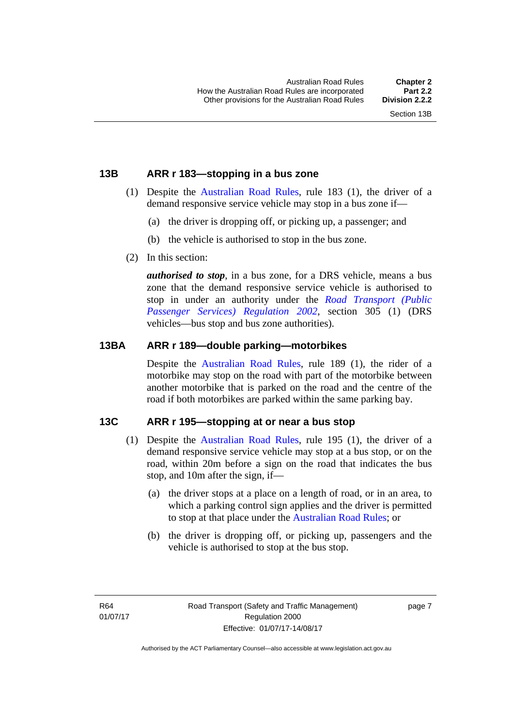### 13B ARR r 183—stopping in a bus zone

(1) Despite the Australian Road Rules, rule 183 (1), the driver of a demand responsive service vehicle may stop in a bus zone if—

(a) the driver is dropping off, or picking up, a passenger; and

(b) the vehicle is authorised to stop in the bus zone.

(2) In this section:

***authorised to stop***, in a bus zone, for a DRS vehicle, means a bus zone that the demand responsive service vehicle is authorised to stop in under an authority under the *Road Transport (Public Passenger Services) Regulation 2002*, section 305 (1) (DRS vehicles—bus stop and bus zone authorities).

### 13BA ARR r 189—double parking—motorbikes

Despite the Australian Road Rules, rule 189 (1), the rider of a motorbike may stop on the road with part of the motorbike between another motorbike that is parked on the road and the centre of the road if both motorbikes are parked within the same parking bay.

### 13C ARR r 195—stopping at or near a bus stop

(1) Despite the Australian Road Rules, rule 195 (1), the driver of a demand responsive service vehicle may stop at a bus stop, or on the road, within 20m before a sign on the road that indicates the bus stop, and 10m after the sign, if—

(a) the driver stops at a place on a length of road, or in an area, to which a parking control sign applies and the driver is permitted to stop at that place under the Australian Road Rules; or

(b) the driver is dropping off, or picking up, passengers and the vehicle is authorised to stop at the bus stop.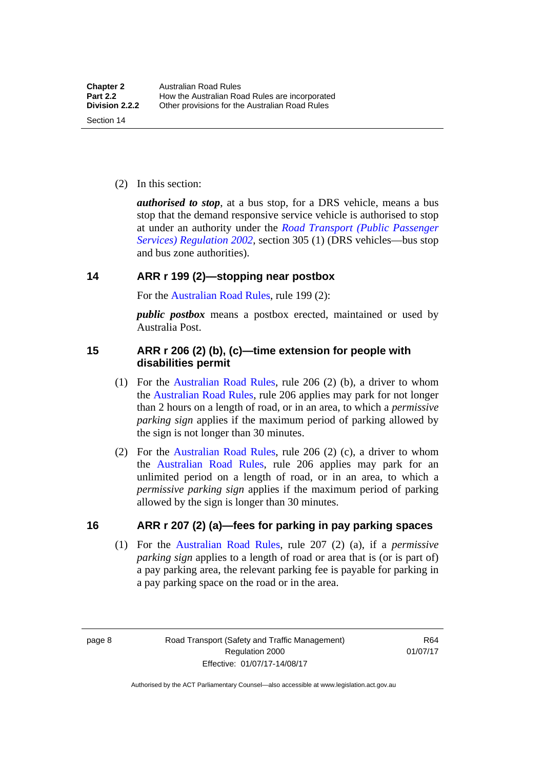(2) In this section:

***authorised to stop***, at a bus stop, for a DRS vehicle, means a bus stop that the demand responsive service vehicle is authorised to stop at under an authority under the *Road Transport (Public Passenger Services) Regulation 2002*, section 305 (1) (DRS vehicles—bus stop and bus zone authorities).

## 14 ARR r 199 (2)—stopping near postbox

For the Australian Road Rules, rule 199 (2):

***public postbox*** means a postbox erected, maintained or used by Australia Post.

## 15 ARR r 206 (2) (b), (c)—time extension for people with disabilities permit

(1) For the Australian Road Rules, rule 206 (2) (b), a driver to whom the Australian Road Rules, rule 206 applies may park for not longer than 2 hours on a length of road, or in an area, to which a *permissive parking sign* applies if the maximum period of parking allowed by the sign is not longer than 30 minutes.

(2) For the Australian Road Rules, rule 206 (2) (c), a driver to whom the Australian Road Rules, rule 206 applies may park for an unlimited period on a length of road, or in an area, to which a *permissive parking sign* applies if the maximum period of parking allowed by the sign is longer than 30 minutes.

## 16 ARR r 207 (2) (a)—fees for parking in pay parking spaces

(1) For the Australian Road Rules, rule 207 (2) (a), if a *permissive parking sign* applies to a length of road or area that is (or is part of) a pay parking area, the relevant parking fee is payable for parking in a pay parking space on the road or in the area.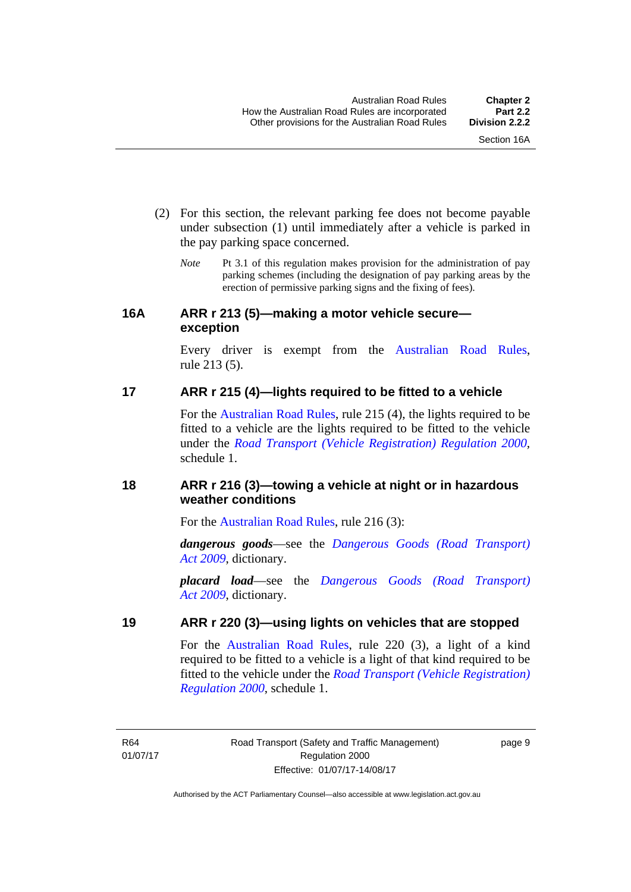(2) For this section, the relevant parking fee does not become payable under subsection (1) until immediately after a vehicle is parked in the pay parking space concerned.

*Note* Pt 3.1 of this regulation makes provision for the administration of pay parking schemes (including the designation of pay parking areas by the erection of permissive parking signs and the fixing of fees).

## 16A ARR r 213 (5)—making a motor vehicle secure—exception

Every driver is exempt from the Australian Road Rules, rule 213 (5).

## 17 ARR r 215 (4)—lights required to be fitted to a vehicle

For the Australian Road Rules, rule 215 (4), the lights required to be fitted to a vehicle are the lights required to be fitted to the vehicle under the *Road Transport (Vehicle Registration) Regulation 2000*, schedule 1.

## 18 ARR r 216 (3)—towing a vehicle at night or in hazardous weather conditions

For the Australian Road Rules, rule 216 (3):

***dangerous goods***—see the *Dangerous Goods (Road Transport) Act 2009*, dictionary.

***placard load***—see the *Dangerous Goods (Road Transport) Act 2009*, dictionary.

## 19 ARR r 220 (3)—using lights on vehicles that are stopped

For the Australian Road Rules, rule 220 (3), a light of a kind required to be fitted to a vehicle is a light of that kind required to be fitted to the vehicle under the *Road Transport (Vehicle Registration) Regulation 2000*, schedule 1.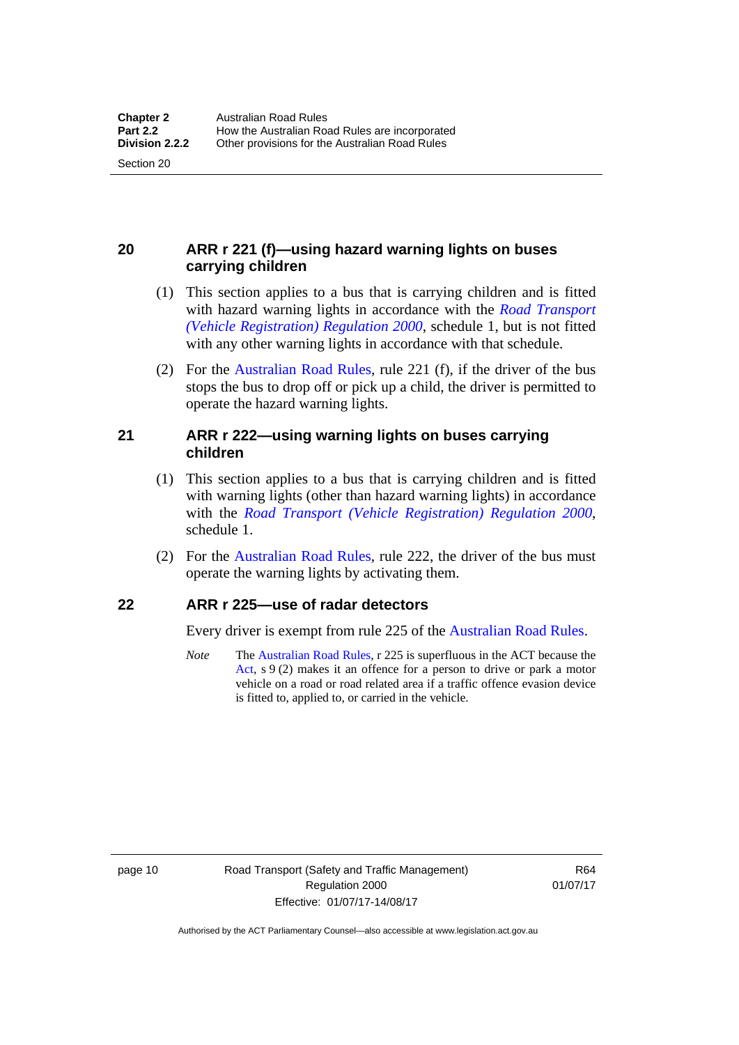## 20 ARR r 221 (f)—using hazard warning lights on buses carrying children

(1) This section applies to a bus that is carrying children and is fitted with hazard warning lights in accordance with the *Road Transport (Vehicle Registration) Regulation 2000*, schedule 1, but is not fitted with any other warning lights in accordance with that schedule.

(2) For the Australian Road Rules, rule 221 (f), if the driver of the bus stops the bus to drop off or pick up a child, the driver is permitted to operate the hazard warning lights.

## 21 ARR r 222—using warning lights on buses carrying children

(1) This section applies to a bus that is carrying children and is fitted with warning lights (other than hazard warning lights) in accordance with the *Road Transport (Vehicle Registration) Regulation 2000*, schedule 1.

(2) For the Australian Road Rules, rule 222, the driver of the bus must operate the warning lights by activating them.

## 22 ARR r 225—use of radar detectors

Every driver is exempt from rule 225 of the Australian Road Rules.

*Note* The Australian Road Rules, r 225 is superfluous in the ACT because the Act, s 9 (2) makes it an offence for a person to drive or park a motor vehicle on a road or road related area if a traffic offence evasion device is fitted to, applied to, or carried in the vehicle.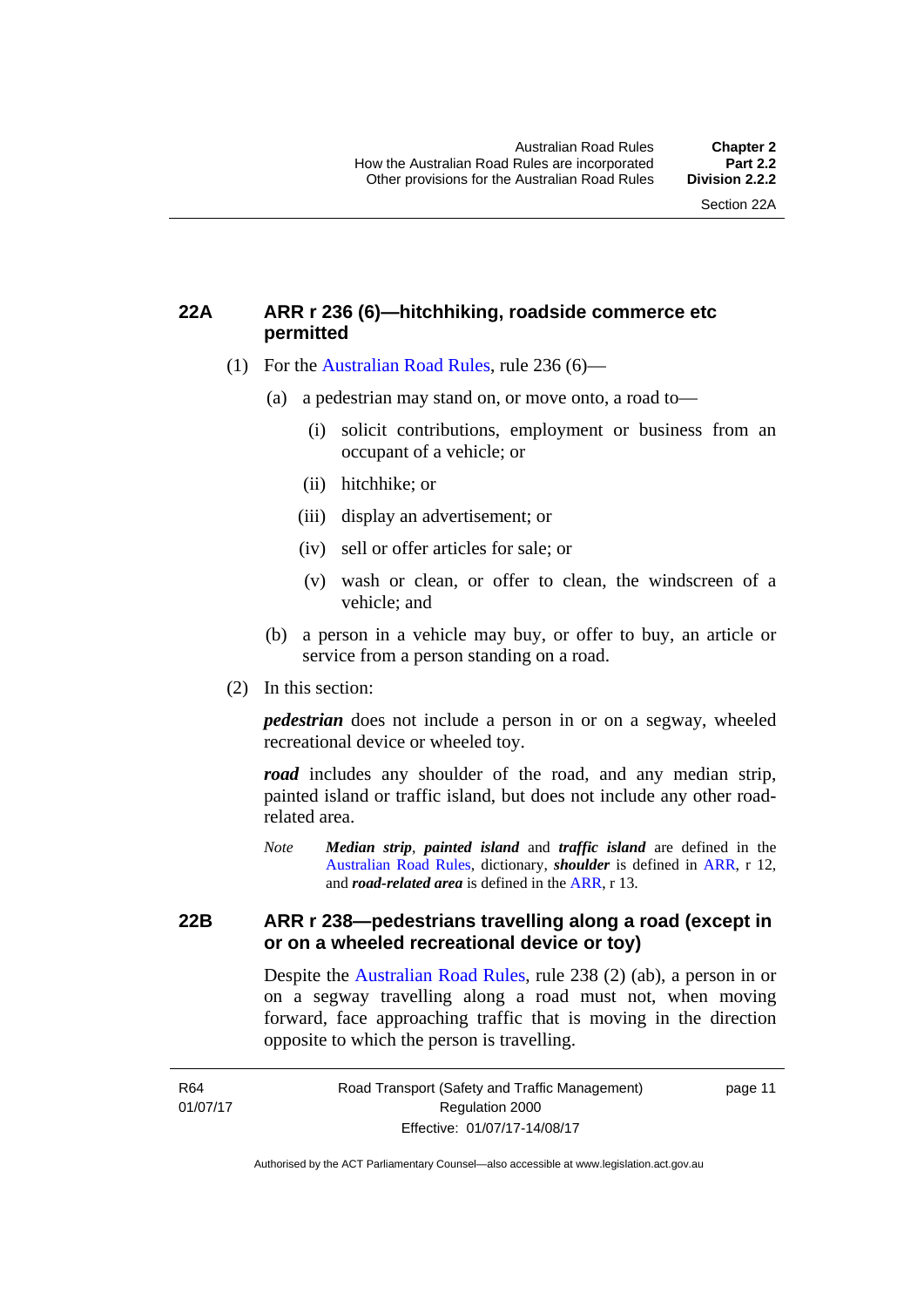## 22A ARR r 236 (6)—hitchhiking, roadside commerce etc permitted

(1) For the Australian Road Rules, rule 236 (6)—

(a) a pedestrian may stand on, or move onto, a road to—

(i) solicit contributions, employment or business from an occupant of a vehicle; or

(ii) hitchhike; or

(iii) display an advertisement; or

(iv) sell or offer articles for sale; or

(v) wash or clean, or offer to clean, the windscreen of a vehicle; and

(b) a person in a vehicle may buy, or offer to buy, an article or service from a person standing on a road.

(2) In this section:

***pedestrian*** does not include a person in or on a segway, wheeled recreational device or wheeled toy.

***road*** includes any shoulder of the road, and any median strip, painted island or traffic island, but does not include any other road-related area.

*Note* ***Median strip***, ***painted island*** and ***traffic island*** are defined in the Australian Road Rules, dictionary, ***shoulder*** is defined in ARR, r 12, and ***road-related area*** is defined in the ARR, r 13.

## 22B ARR r 238—pedestrians travelling along a road (except in or on a wheeled recreational device or toy)

Despite the Australian Road Rules, rule 238 (2) (ab), a person in or on a segway travelling along a road must not, when moving forward, face approaching traffic that is moving in the direction opposite to which the person is travelling.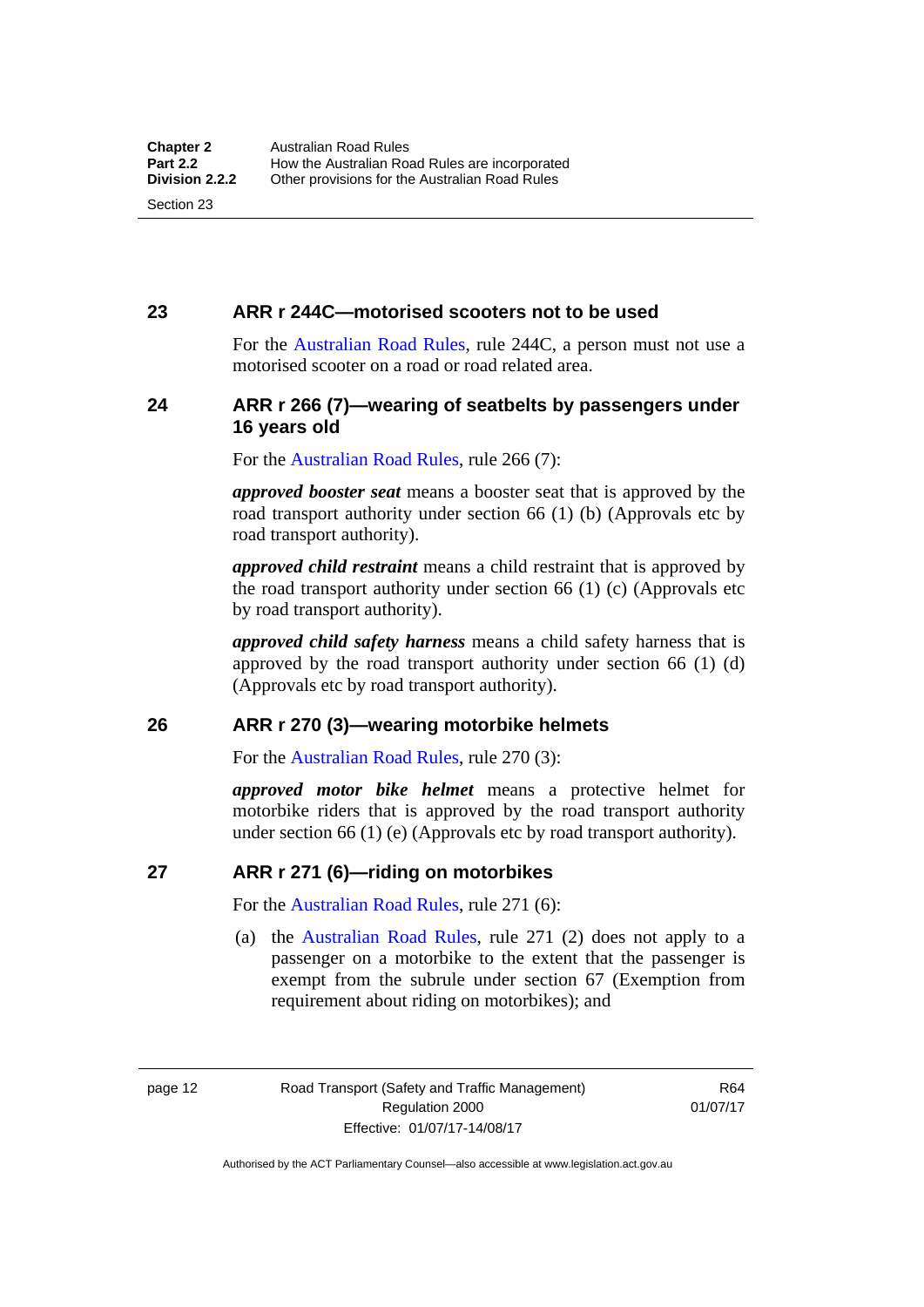## 23 ARR r 244C—motorised scooters not to be used

For the Australian Road Rules, rule 244C, a person must not use a motorised scooter on a road or road related area.

## 24 ARR r 266 (7)—wearing of seatbelts by passengers under 16 years old

For the Australian Road Rules, rule 266 (7):

***approved booster seat*** means a booster seat that is approved by the road transport authority under section 66 (1) (b) (Approvals etc by road transport authority).

***approved child restraint*** means a child restraint that is approved by the road transport authority under section 66 (1) (c) (Approvals etc by road transport authority).

***approved child safety harness*** means a child safety harness that is approved by the road transport authority under section 66 (1) (d) (Approvals etc by road transport authority).

## 26 ARR r 270 (3)—wearing motorbike helmets

For the Australian Road Rules, rule 270 (3):

***approved motor bike helmet*** means a protective helmet for motorbike riders that is approved by the road transport authority under section 66 (1) (e) (Approvals etc by road transport authority).

## 27 ARR r 271 (6)—riding on motorbikes

For the Australian Road Rules, rule 271 (6):

(a) the Australian Road Rules, rule 271 (2) does not apply to a passenger on a motorbike to the extent that the passenger is exempt from the subrule under section 67 (Exemption from requirement about riding on motorbikes); and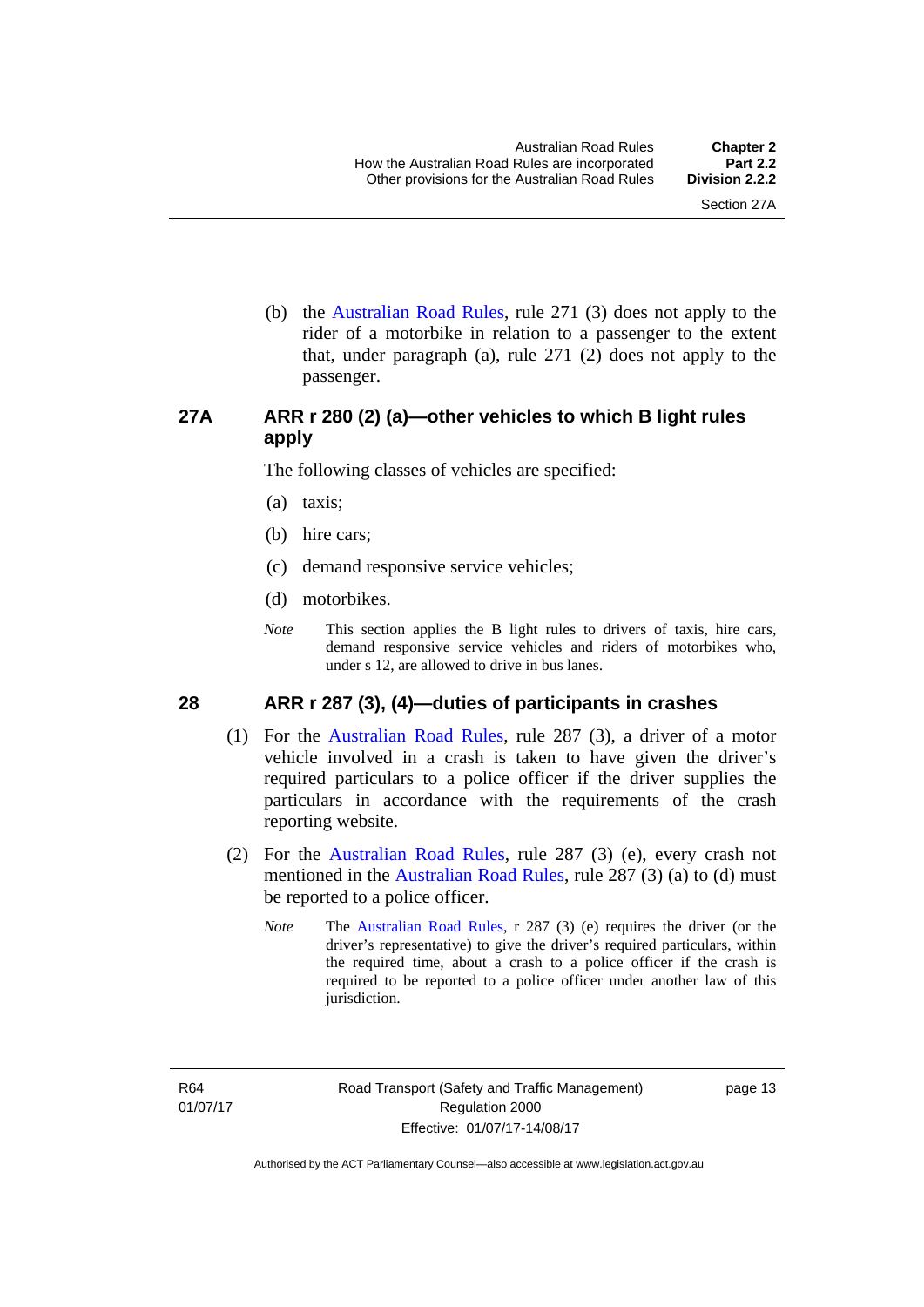(b) the Australian Road Rules, rule 271 (3) does not apply to the rider of a motorbike in relation to a passenger to the extent that, under paragraph (a), rule 271 (2) does not apply to the passenger.

## 27A ARR r 280 (2) (a)—other vehicles to which B light rules apply

The following classes of vehicles are specified:

(a) taxis;

(b) hire cars;

(c) demand responsive service vehicles;

(d) motorbikes.

*Note* This section applies the B light rules to drivers of taxis, hire cars, demand responsive service vehicles and riders of motorbikes who, under s 12, are allowed to drive in bus lanes.

## 28 ARR r 287 (3), (4)—duties of participants in crashes

(1) For the Australian Road Rules, rule 287 (3), a driver of a motor vehicle involved in a crash is taken to have given the driver's required particulars to a police officer if the driver supplies the particulars in accordance with the requirements of the crash reporting website.

(2) For the Australian Road Rules, rule 287 (3) (e), every crash not mentioned in the Australian Road Rules, rule 287 (3) (a) to (d) must be reported to a police officer.

*Note* The Australian Road Rules, r 287 (3) (e) requires the driver (or the driver's representative) to give the driver's required particulars, within the required time, about a crash to a police officer if the crash is required to be reported to a police officer under another law of this jurisdiction.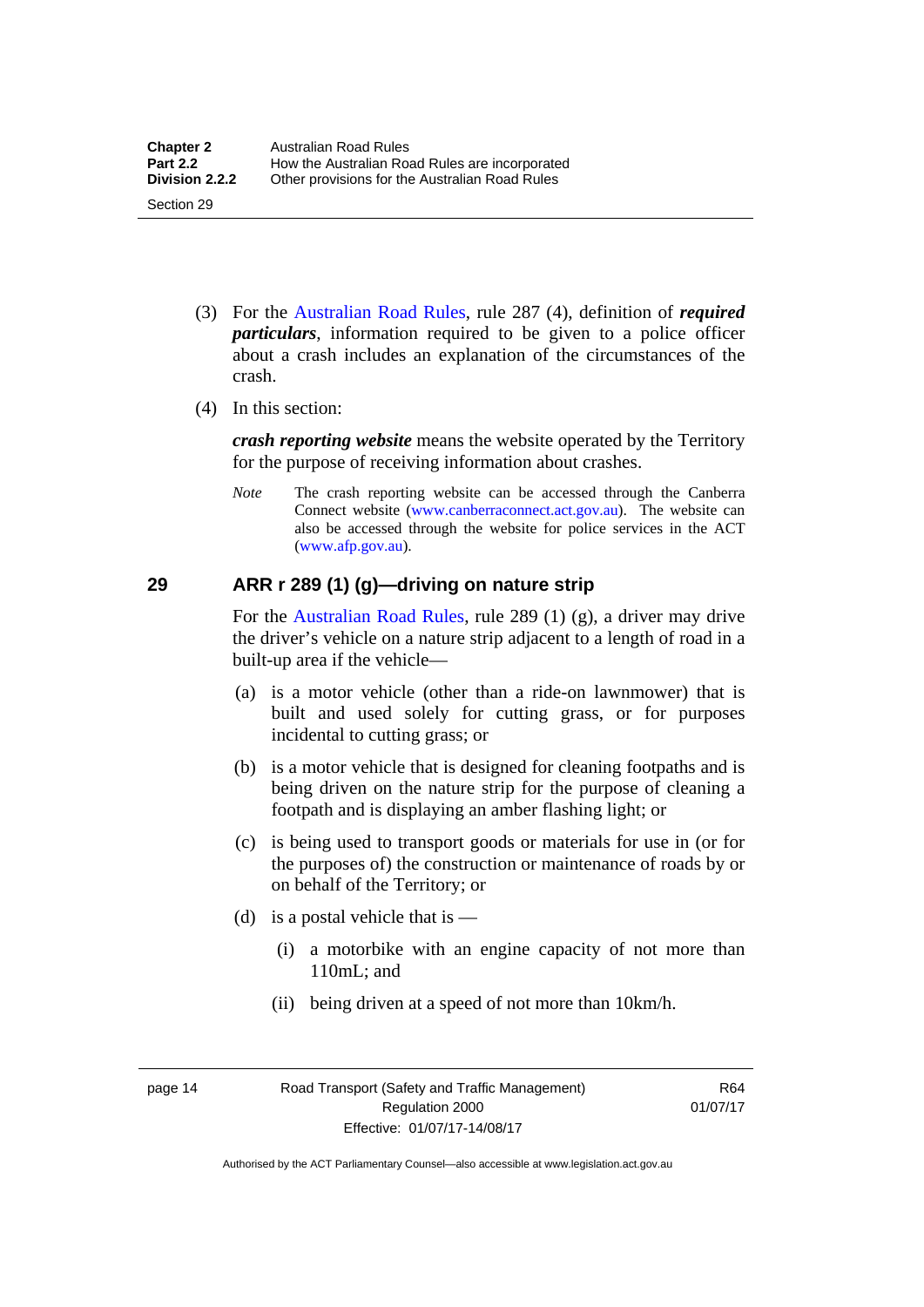(3) For the Australian Road Rules, rule 287 (4), definition of ***required particulars***, information required to be given to a police officer about a crash includes an explanation of the circumstances of the crash.

(4) In this section:

***crash reporting website*** means the website operated by the Territory for the purpose of receiving information about crashes.

*Note* The crash reporting website can be accessed through the Canberra Connect website (www.canberraconnect.act.gov.au). The website can also be accessed through the website for police services in the ACT (www.afp.gov.au).

## 29 ARR r 289 (1) (g)—driving on nature strip

For the Australian Road Rules, rule 289 (1) (g), a driver may drive the driver's vehicle on a nature strip adjacent to a length of road in a built-up area if the vehicle—

(a) is a motor vehicle (other than a ride-on lawnmower) that is built and used solely for cutting grass, or for purposes incidental to cutting grass; or

(b) is a motor vehicle that is designed for cleaning footpaths and is being driven on the nature strip for the purpose of cleaning a footpath and is displaying an amber flashing light; or

(c) is being used to transport goods or materials for use in (or for the purposes of) the construction or maintenance of roads by or on behalf of the Territory; or

(d) is a postal vehicle that is —

(i) a motorbike with an engine capacity of not more than 110mL; and

(ii) being driven at a speed of not more than 10km/h.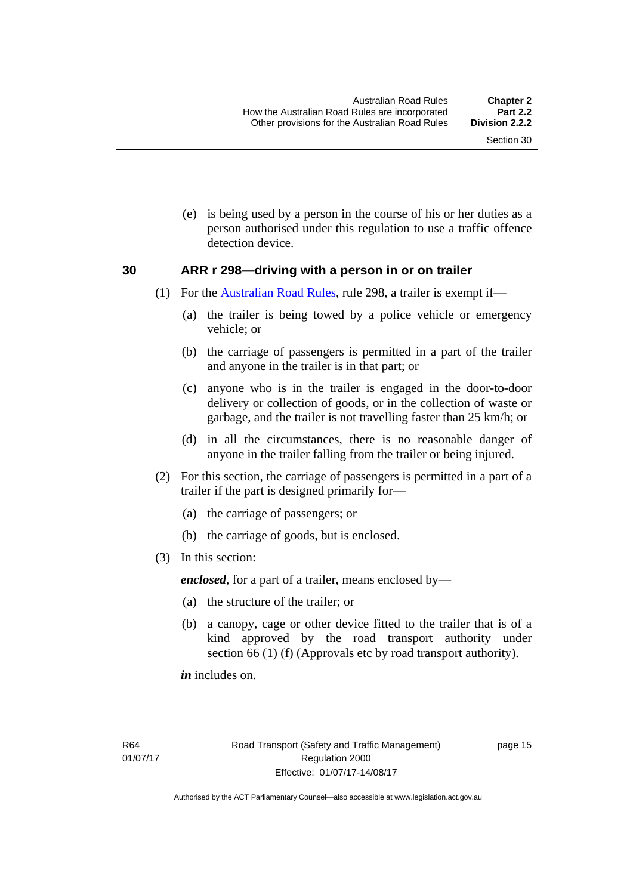(e) is being used by a person in the course of his or her duties as a person authorised under this regulation to use a traffic offence detection device.

### 30 ARR r 298—driving with a person in or on trailer

(1) For the Australian Road Rules, rule 298, a trailer is exempt if—

(a) the trailer is being towed by a police vehicle or emergency vehicle; or

(b) the carriage of passengers is permitted in a part of the trailer and anyone in the trailer is in that part; or

(c) anyone who is in the trailer is engaged in the door-to-door delivery or collection of goods, or in the collection of waste or garbage, and the trailer is not travelling faster than 25 km/h; or

(d) in all the circumstances, there is no reasonable danger of anyone in the trailer falling from the trailer or being injured.

(2) For this section, the carriage of passengers is permitted in a part of a trailer if the part is designed primarily for—

(a) the carriage of passengers; or

(b) the carriage of goods, but is enclosed.

(3) In this section:

***enclosed***, for a part of a trailer, means enclosed by—

(a) the structure of the trailer; or

(b) a canopy, cage or other device fitted to the trailer that is of a kind approved by the road transport authority under section 66 (1) (f) (Approvals etc by road transport authority).

***in*** includes on.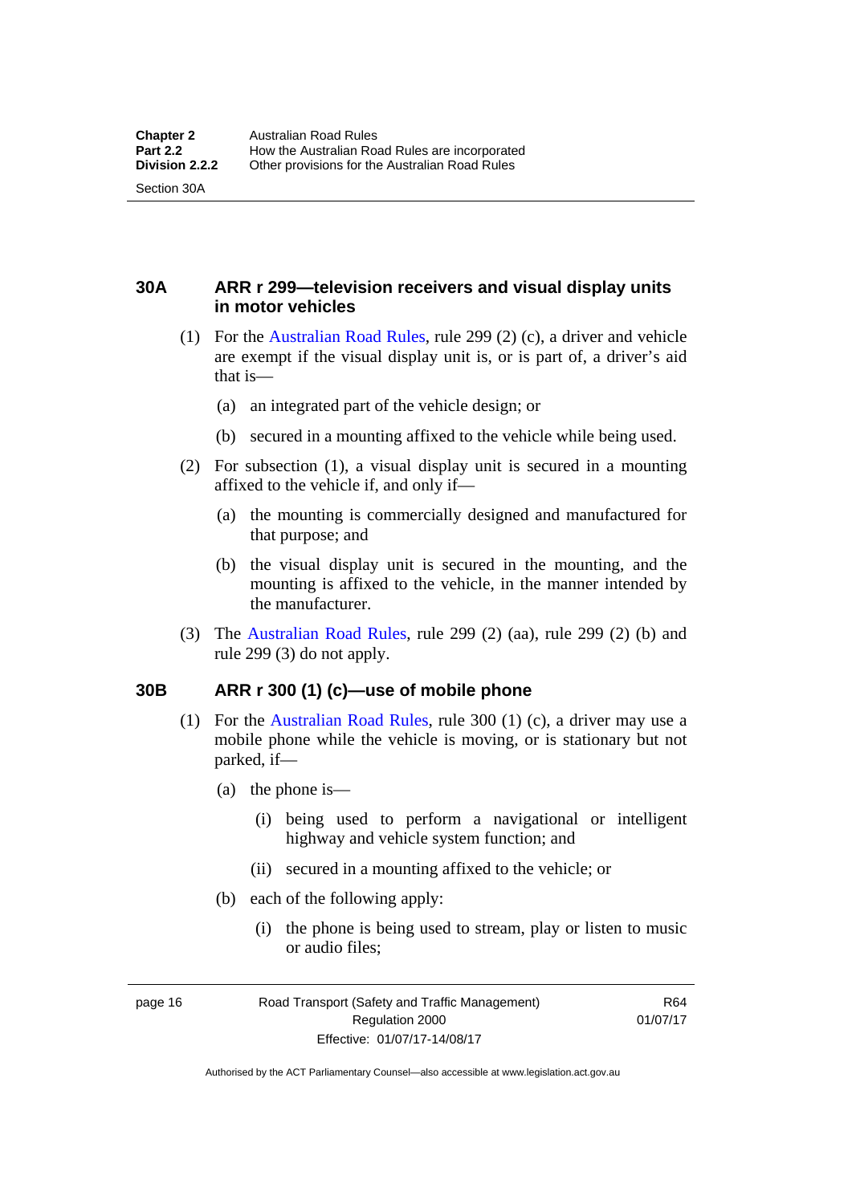### 30A ARR r 299—television receivers and visual display units in motor vehicles

(1) For the Australian Road Rules, rule 299 (2) (c), a driver and vehicle are exempt if the visual display unit is, or is part of, a driver's aid that is—

(a) an integrated part of the vehicle design; or

(b) secured in a mounting affixed to the vehicle while being used.

(2) For subsection (1), a visual display unit is secured in a mounting affixed to the vehicle if, and only if—

(a) the mounting is commercially designed and manufactured for that purpose; and

(b) the visual display unit is secured in the mounting, and the mounting is affixed to the vehicle, in the manner intended by the manufacturer.

(3) The Australian Road Rules, rule 299 (2) (aa), rule 299 (2) (b) and rule 299 (3) do not apply.

### 30B ARR r 300 (1) (c)—use of mobile phone

(1) For the Australian Road Rules, rule 300 (1) (c), a driver may use a mobile phone while the vehicle is moving, or is stationary but not parked, if—

(a) the phone is—

(i) being used to perform a navigational or intelligent highway and vehicle system function; and

(ii) secured in a mounting affixed to the vehicle; or

(b) each of the following apply:

(i) the phone is being used to stream, play or listen to music or audio files;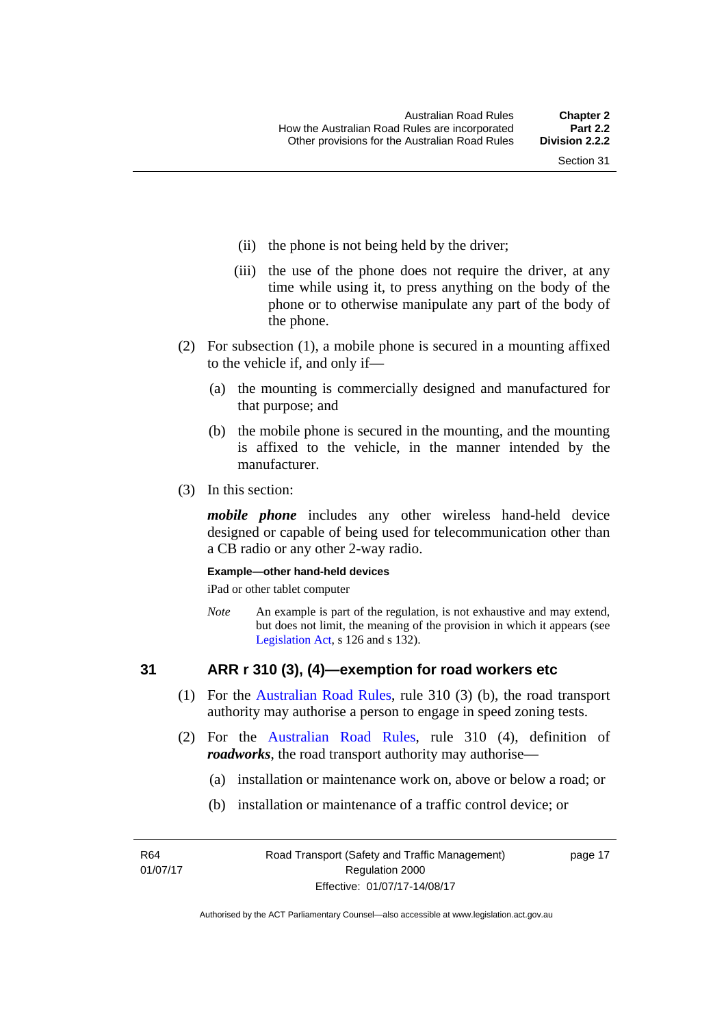(ii) the phone is not being held by the driver;

(iii) the use of the phone does not require the driver, at any time while using it, to press anything on the body of the phone or to otherwise manipulate any part of the body of the phone.

(2) For subsection (1), a mobile phone is secured in a mounting affixed to the vehicle if, and only if—

(a) the mounting is commercially designed and manufactured for that purpose; and

(b) the mobile phone is secured in the mounting, and the mounting is affixed to the vehicle, in the manner intended by the manufacturer.

(3) In this section:

***mobile phone*** includes any other wireless hand-held device designed or capable of being used for telecommunication other than a CB radio or any other 2-way radio.

**Example—other hand-held devices**

iPad or other tablet computer

*Note* An example is part of the regulation, is not exhaustive and may extend, but does not limit, the meaning of the provision in which it appears (see Legislation Act, s 126 and s 132).

## 31 ARR r 310 (3), (4)—exemption for road workers etc

(1) For the Australian Road Rules, rule 310 (3) (b), the road transport authority may authorise a person to engage in speed zoning tests.

(2) For the Australian Road Rules, rule 310 (4), definition of ***roadworks***, the road transport authority may authorise—

(a) installation or maintenance work on, above or below a road; or

(b) installation or maintenance of a traffic control device; or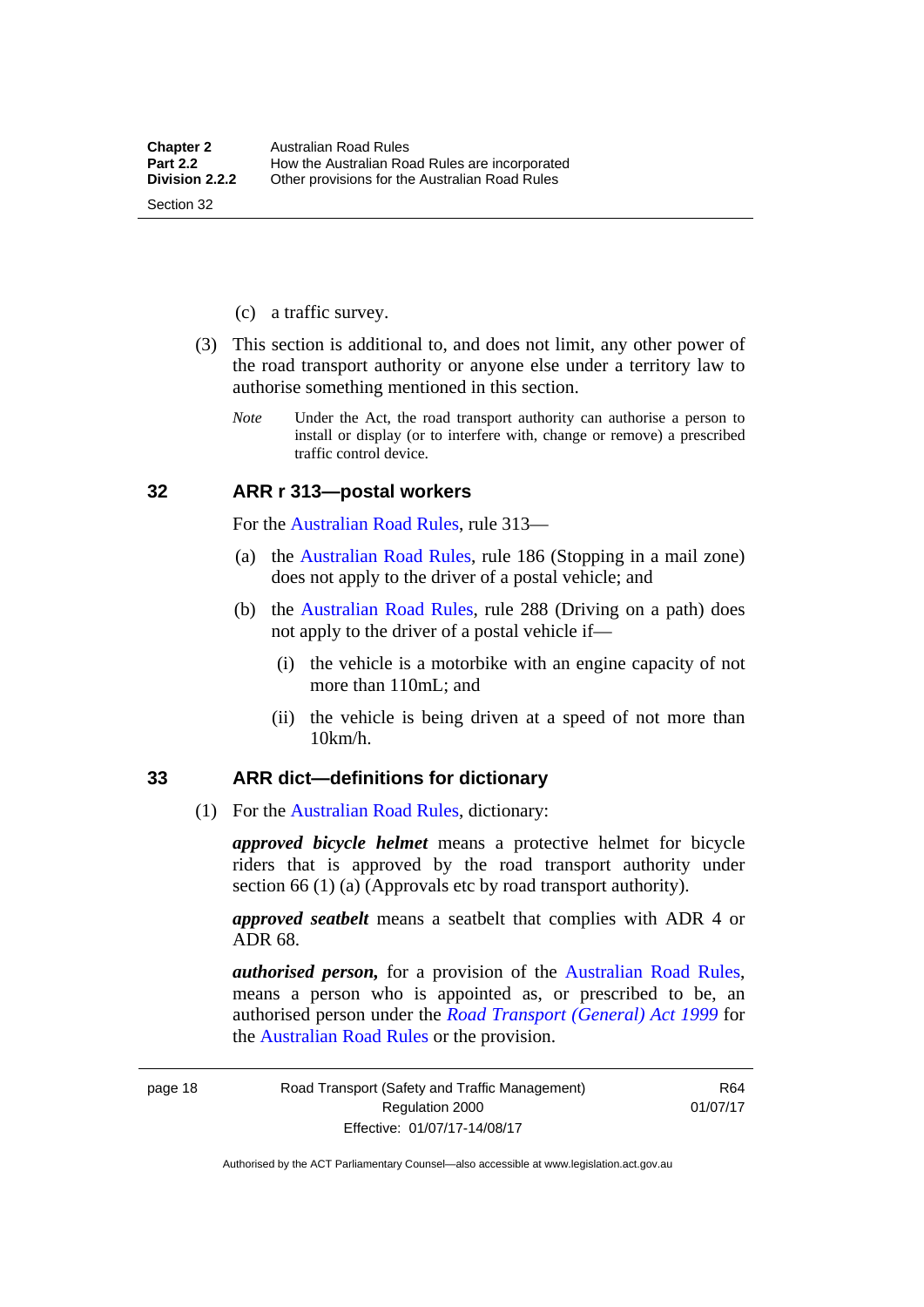(c) a traffic survey.

(3) This section is additional to, and does not limit, any other power of the road transport authority or anyone else under a territory law to authorise something mentioned in this section.

*Note* Under the Act, the road transport authority can authorise a person to install or display (or to interfere with, change or remove) a prescribed traffic control device.

## 32 ARR r 313—postal workers

For the Australian Road Rules, rule 313—

(a) the Australian Road Rules, rule 186 (Stopping in a mail zone) does not apply to the driver of a postal vehicle; and

(b) the Australian Road Rules, rule 288 (Driving on a path) does not apply to the driver of a postal vehicle if—

(i) the vehicle is a motorbike with an engine capacity of not more than 110mL; and

(ii) the vehicle is being driven at a speed of not more than 10km/h.

## 33 ARR dict—definitions for dictionary

(1) For the Australian Road Rules, dictionary:

***approved bicycle helmet*** means a protective helmet for bicycle riders that is approved by the road transport authority under section 66 (1) (a) (Approvals etc by road transport authority).

***approved seatbelt*** means a seatbelt that complies with ADR 4 or ADR 68.

***authorised person,*** for a provision of the Australian Road Rules, means a person who is appointed as, or prescribed to be, an authorised person under the *Road Transport (General) Act 1999* for the Australian Road Rules or the provision.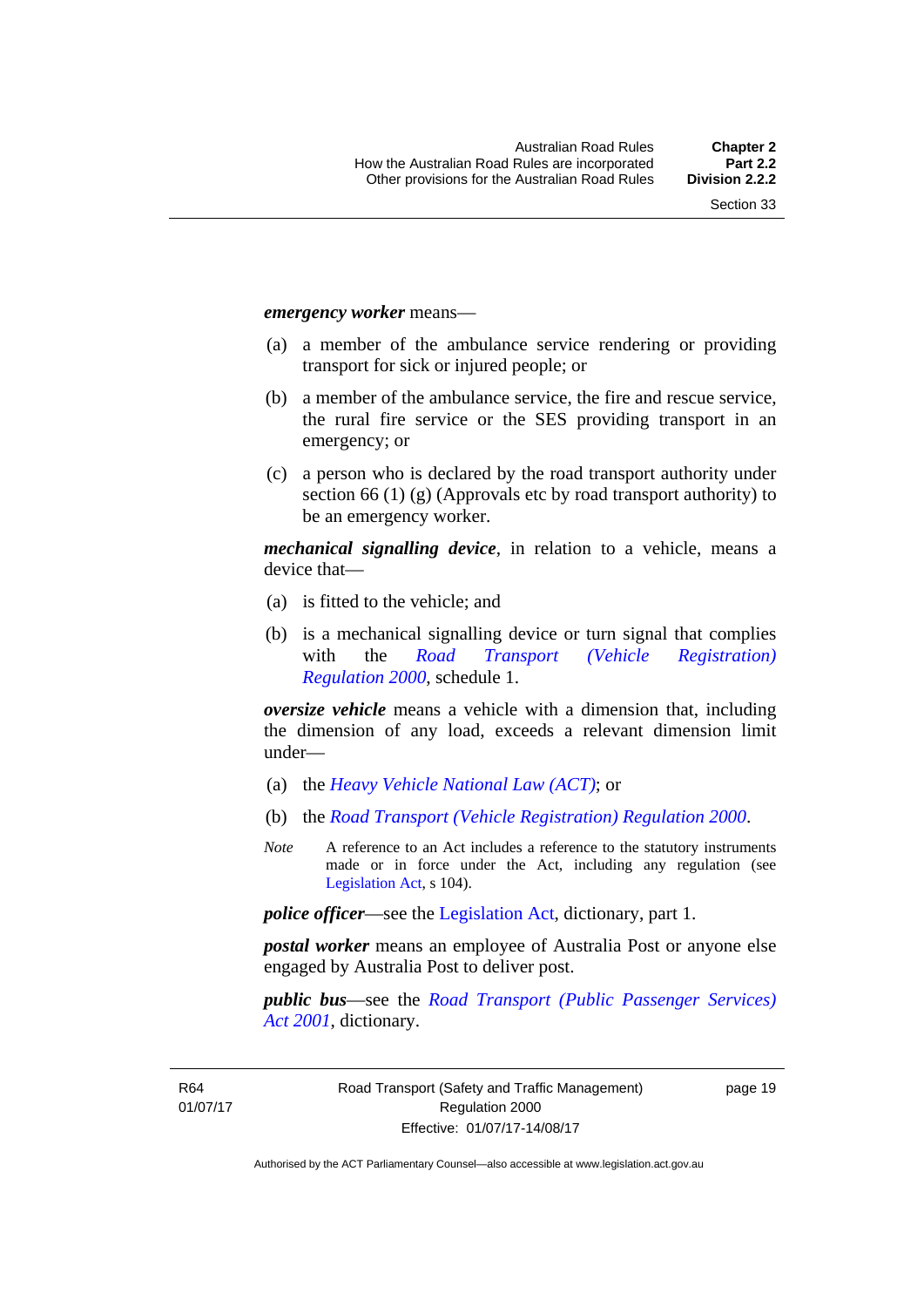***emergency worker*** means—

(a) a member of the ambulance service rendering or providing transport for sick or injured people; or

(b) a member of the ambulance service, the fire and rescue service, the rural fire service or the SES providing transport in an emergency; or

(c) a person who is declared by the road transport authority under section 66 (1) (g) (Approvals etc by road transport authority) to be an emergency worker.

***mechanical signalling device***, in relation to a vehicle, means a device that—

(a) is fitted to the vehicle; and

(b) is a mechanical signalling device or turn signal that complies with the *Road Transport (Vehicle Registration) Regulation 2000*, schedule 1.

***oversize vehicle*** means a vehicle with a dimension that, including the dimension of any load, exceeds a relevant dimension limit under—

(a) the *Heavy Vehicle National Law (ACT)*; or

(b) the *Road Transport (Vehicle Registration) Regulation 2000*.

*Note* A reference to an Act includes a reference to the statutory instruments made or in force under the Act, including any regulation (see Legislation Act, s 104).

***police officer***—see the Legislation Act, dictionary, part 1.

***postal worker*** means an employee of Australia Post or anyone else engaged by Australia Post to deliver post.

***public bus***—see the *Road Transport (Public Passenger Services) Act 2001*, dictionary.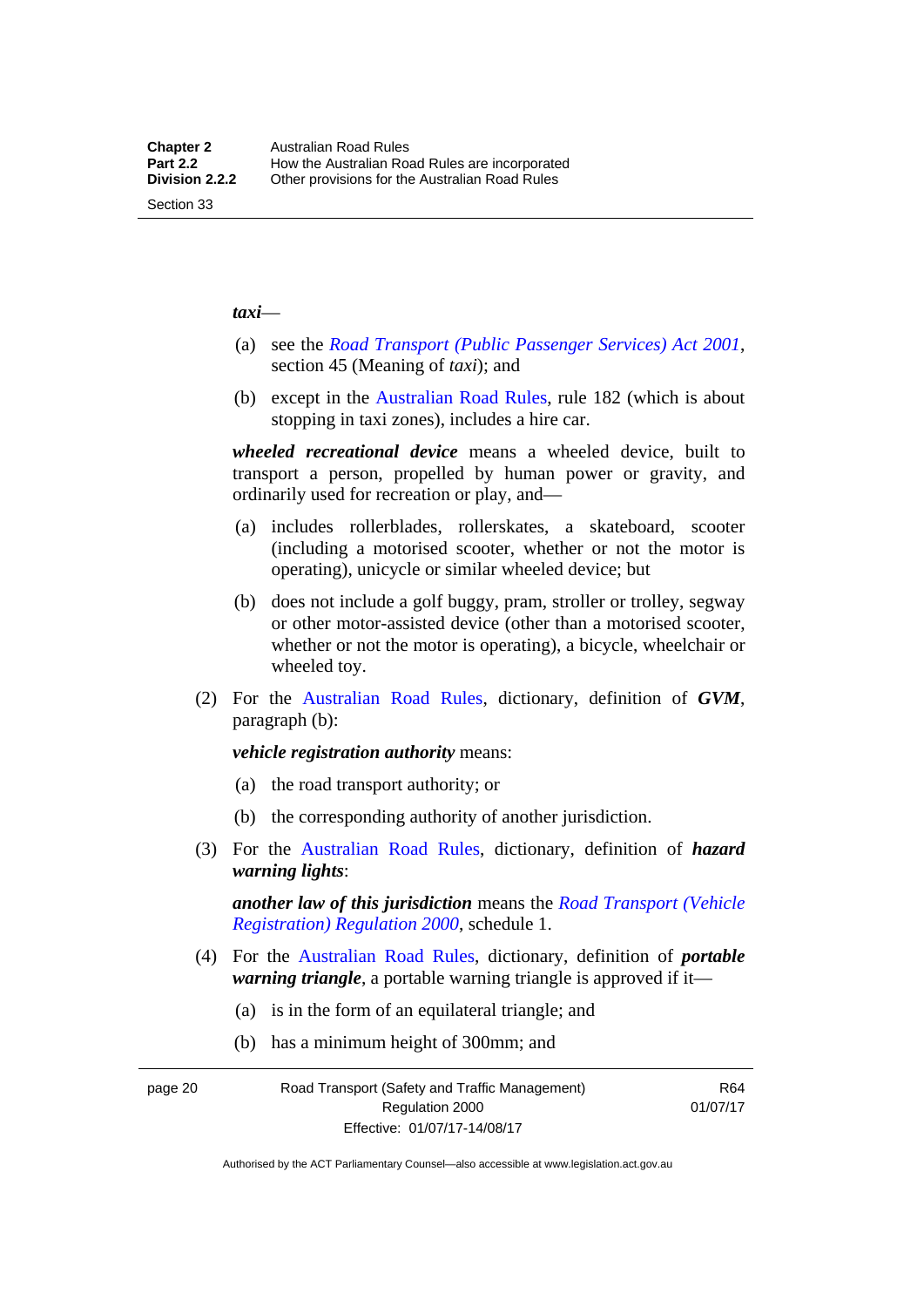***taxi***—

(a) see the *Road Transport (Public Passenger Services) Act 2001*, section 45 (Meaning of *taxi*); and

(b) except in the Australian Road Rules, rule 182 (which is about stopping in taxi zones), includes a hire car.

***wheeled recreational device*** means a wheeled device, built to transport a person, propelled by human power or gravity, and ordinarily used for recreation or play, and—

(a) includes rollerblades, rollerskates, a skateboard, scooter (including a motorised scooter, whether or not the motor is operating), unicycle or similar wheeled device; but

(b) does not include a golf buggy, pram, stroller or trolley, segway or other motor-assisted device (other than a motorised scooter, whether or not the motor is operating), a bicycle, wheelchair or wheeled toy.

(2) For the Australian Road Rules, dictionary, definition of ***GVM***, paragraph (b):

***vehicle registration authority*** means:

(a) the road transport authority; or

(b) the corresponding authority of another jurisdiction.

(3) For the Australian Road Rules, dictionary, definition of ***hazard warning lights***:

***another law of this jurisdiction*** means the *Road Transport (Vehicle Registration) Regulation 2000*, schedule 1.

(4) For the Australian Road Rules, dictionary, definition of ***portable warning triangle***, a portable warning triangle is approved if it—

(a) is in the form of an equilateral triangle; and

(b) has a minimum height of 300mm; and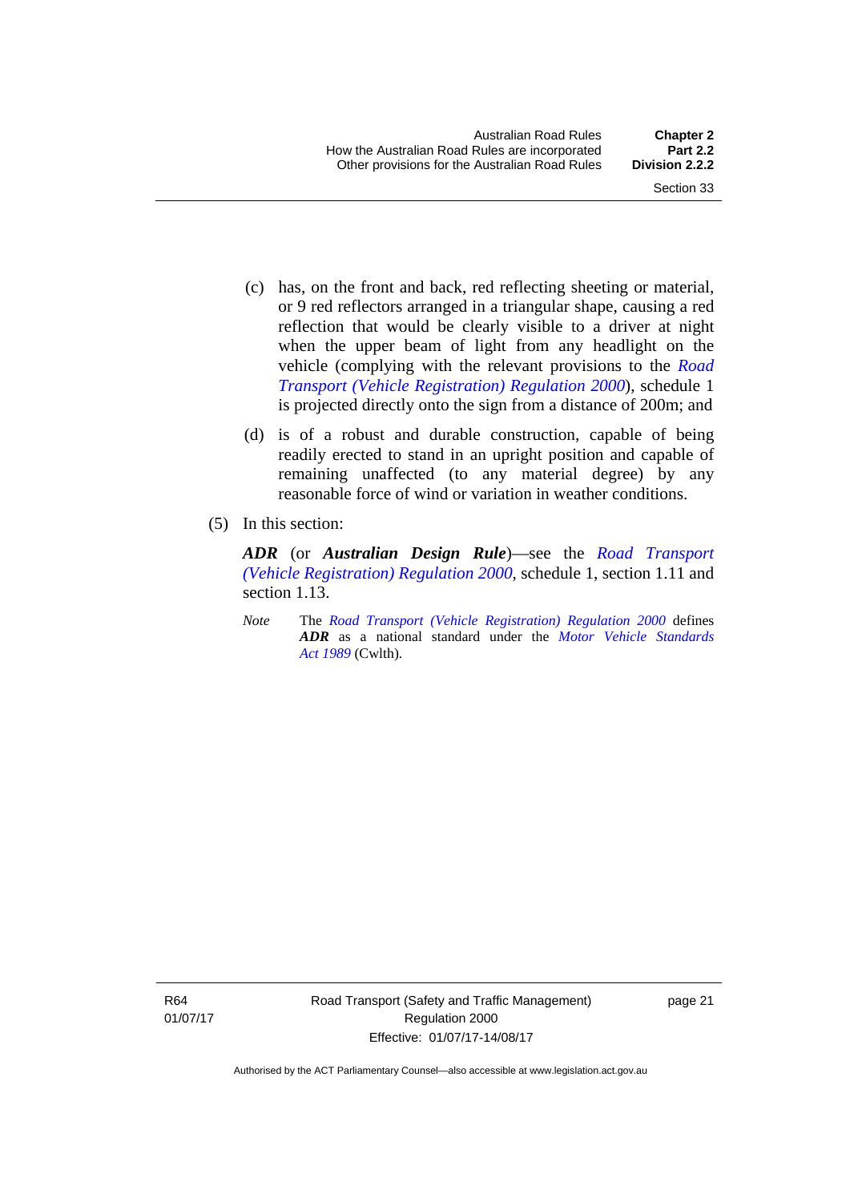(c) has, on the front and back, red reflecting sheeting or material, or 9 red reflectors arranged in a triangular shape, causing a red reflection that would be clearly visible to a driver at night when the upper beam of light from any headlight on the vehicle (complying with the relevant provisions to the *Road Transport (Vehicle Registration) Regulation 2000*), schedule 1 is projected directly onto the sign from a distance of 200m; and

(d) is of a robust and durable construction, capable of being readily erected to stand in an upright position and capable of remaining unaffected (to any material degree) by any reasonable force of wind or variation in weather conditions.

(5) In this section:

***ADR*** (or ***Australian Design Rule***)—see the *Road Transport (Vehicle Registration) Regulation 2000*, schedule 1, section 1.11 and section 1.13.

*Note* The *Road Transport (Vehicle Registration) Regulation 2000* defines ***ADR*** as a national standard under the *Motor Vehicle Standards Act 1989* (Cwlth).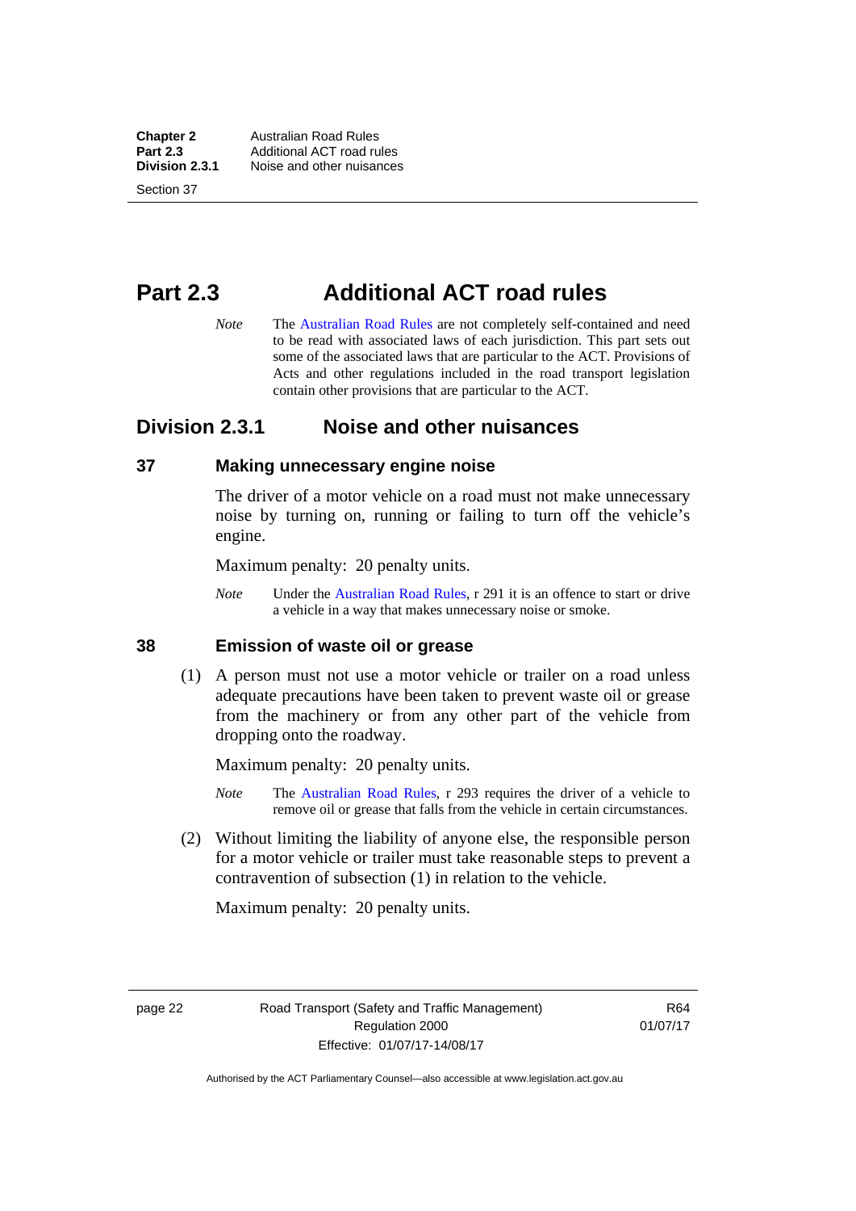# Part 2.3 Additional ACT road rules

*Note* The Australian Road Rules are not completely self-contained and need to be read with associated laws of each jurisdiction. This part sets out some of the associated laws that are particular to the ACT. Provisions of Acts and other regulations included in the road transport legislation contain other provisions that are particular to the ACT.

## Division 2.3.1 Noise and other nuisances

### 37 Making unnecessary engine noise

The driver of a motor vehicle on a road must not make unnecessary noise by turning on, running or failing to turn off the vehicle's engine.

Maximum penalty: 20 penalty units.

*Note* Under the Australian Road Rules, r 291 it is an offence to start or drive a vehicle in a way that makes unnecessary noise or smoke.

### 38 Emission of waste oil or grease

(1) A person must not use a motor vehicle or trailer on a road unless adequate precautions have been taken to prevent waste oil or grease from the machinery or from any other part of the vehicle from dropping onto the roadway.

Maximum penalty: 20 penalty units.

*Note* The Australian Road Rules, r 293 requires the driver of a vehicle to remove oil or grease that falls from the vehicle in certain circumstances.

(2) Without limiting the liability of anyone else, the responsible person for a motor vehicle or trailer must take reasonable steps to prevent a contravention of subsection (1) in relation to the vehicle.

Maximum penalty: 20 penalty units.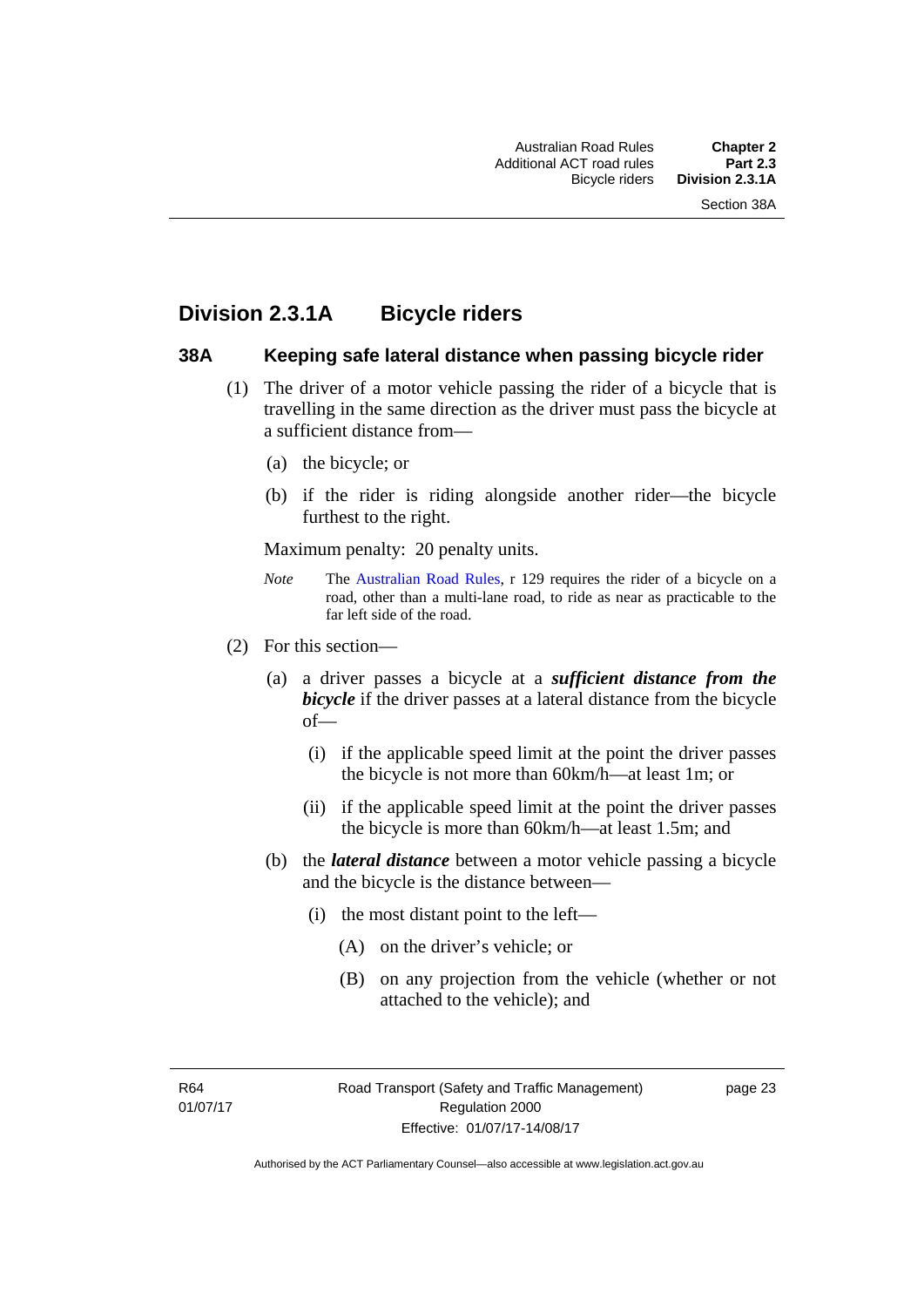## Division 2.3.1A Bicycle riders

### 38A Keeping safe lateral distance when passing bicycle rider

(1) The driver of a motor vehicle passing the rider of a bicycle that is travelling in the same direction as the driver must pass the bicycle at a sufficient distance from—

(a) the bicycle; or

(b) if the rider is riding alongside another rider—the bicycle furthest to the right.

Maximum penalty: 20 penalty units.

*Note* The Australian Road Rules, r 129 requires the rider of a bicycle on a road, other than a multi-lane road, to ride as near as practicable to the far left side of the road.

(2) For this section—

(a) a driver passes a bicycle at a ***sufficient distance from the bicycle*** if the driver passes at a lateral distance from the bicycle of—

(i) if the applicable speed limit at the point the driver passes the bicycle is not more than 60km/h—at least 1m; or

(ii) if the applicable speed limit at the point the driver passes the bicycle is more than 60km/h—at least 1.5m; and

(b) the ***lateral distance*** between a motor vehicle passing a bicycle and the bicycle is the distance between—

(i) the most distant point to the left—

(A) on the driver's vehicle; or

(B) on any projection from the vehicle (whether or not attached to the vehicle); and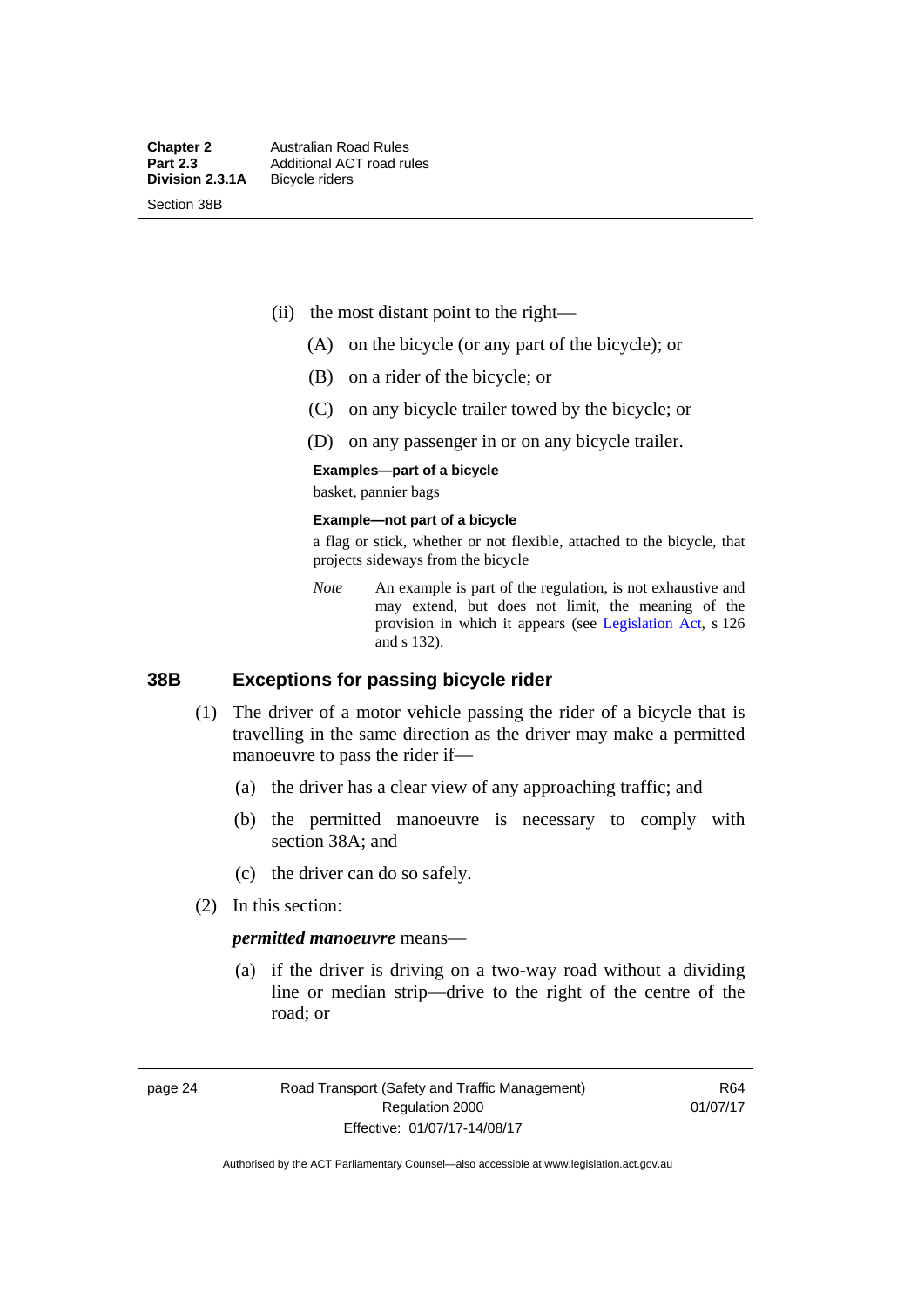(ii) the most distant point to the right—

(A) on the bicycle (or any part of the bicycle); or

(B) on a rider of the bicycle; or

(C) on any bicycle trailer towed by the bicycle; or

(D) on any passenger in or on any bicycle trailer.

**Examples—part of a bicycle**

basket, pannier bags

**Example—not part of a bicycle**

a flag or stick, whether or not flexible, attached to the bicycle, that projects sideways from the bicycle

*Note* An example is part of the regulation, is not exhaustive and may extend, but does not limit, the meaning of the provision in which it appears (see Legislation Act, s 126 and s 132).

## 38B Exceptions for passing bicycle rider

(1) The driver of a motor vehicle passing the rider of a bicycle that is travelling in the same direction as the driver may make a permitted manoeuvre to pass the rider if—

(a) the driver has a clear view of any approaching traffic; and

(b) the permitted manoeuvre is necessary to comply with section 38A; and

(c) the driver can do so safely.

(2) In this section:

***permitted manoeuvre*** means—

(a) if the driver is driving on a two-way road without a dividing line or median strip—drive to the right of the centre of the road; or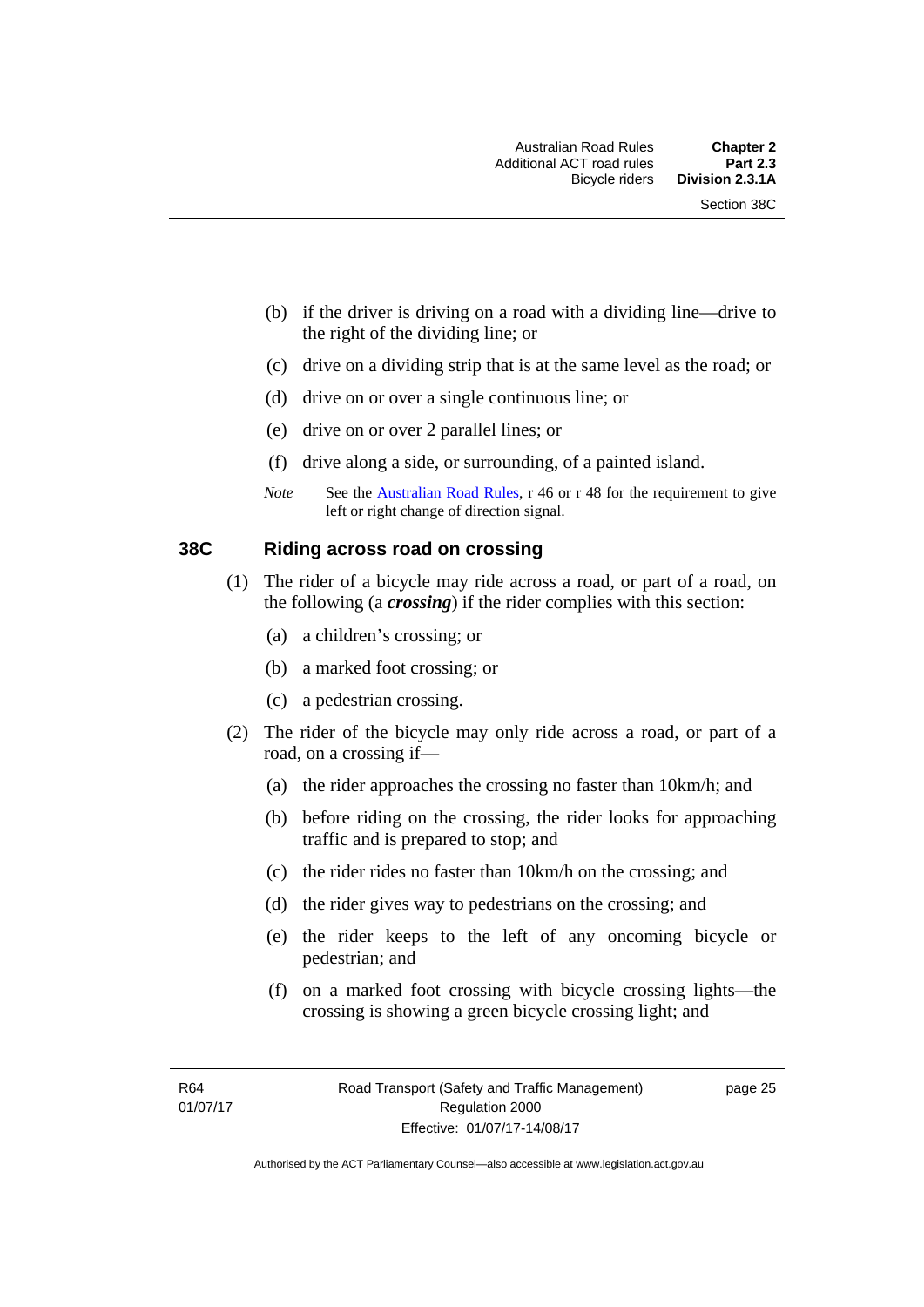(b) if the driver is driving on a road with a dividing line—drive to the right of the dividing line; or

(c) drive on a dividing strip that is at the same level as the road; or

(d) drive on or over a single continuous line; or

(e) drive on or over 2 parallel lines; or

(f) drive along a side, or surrounding, of a painted island.

*Note* See the Australian Road Rules, r 46 or r 48 for the requirement to give left or right change of direction signal.

### 38C Riding across road on crossing

(1) The rider of a bicycle may ride across a road, or part of a road, on the following (a ***crossing***) if the rider complies with this section:

(a) a children's crossing; or

(b) a marked foot crossing; or

(c) a pedestrian crossing.

(2) The rider of the bicycle may only ride across a road, or part of a road, on a crossing if—

(a) the rider approaches the crossing no faster than 10km/h; and

(b) before riding on the crossing, the rider looks for approaching traffic and is prepared to stop; and

(c) the rider rides no faster than 10km/h on the crossing; and

(d) the rider gives way to pedestrians on the crossing; and

(e) the rider keeps to the left of any oncoming bicycle or pedestrian; and

(f) on a marked foot crossing with bicycle crossing lights—the crossing is showing a green bicycle crossing light; and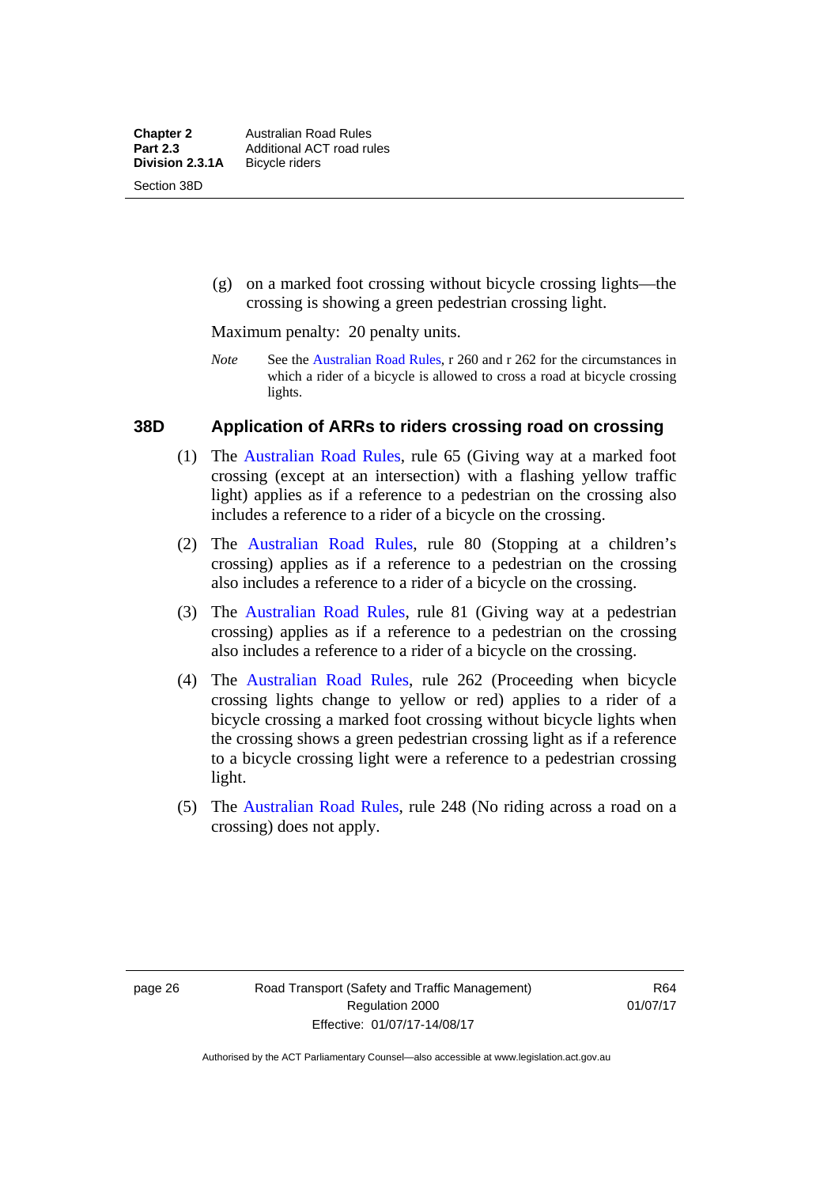(g) on a marked foot crossing without bicycle crossing lights—the crossing is showing a green pedestrian crossing light.

Maximum penalty: 20 penalty units.

*Note* See the Australian Road Rules, r 260 and r 262 for the circumstances in which a rider of a bicycle is allowed to cross a road at bicycle crossing lights.

### 38D Application of ARRs to riders crossing road on crossing

(1) The Australian Road Rules, rule 65 (Giving way at a marked foot crossing (except at an intersection) with a flashing yellow traffic light) applies as if a reference to a pedestrian on the crossing also includes a reference to a rider of a bicycle on the crossing.

(2) The Australian Road Rules, rule 80 (Stopping at a children's crossing) applies as if a reference to a pedestrian on the crossing also includes a reference to a rider of a bicycle on the crossing.

(3) The Australian Road Rules, rule 81 (Giving way at a pedestrian crossing) applies as if a reference to a pedestrian on the crossing also includes a reference to a rider of a bicycle on the crossing.

(4) The Australian Road Rules, rule 262 (Proceeding when bicycle crossing lights change to yellow or red) applies to a rider of a bicycle crossing a marked foot crossing without bicycle lights when the crossing shows a green pedestrian crossing light as if a reference to a bicycle crossing light were a reference to a pedestrian crossing light.

(5) The Australian Road Rules, rule 248 (No riding across a road on a crossing) does not apply.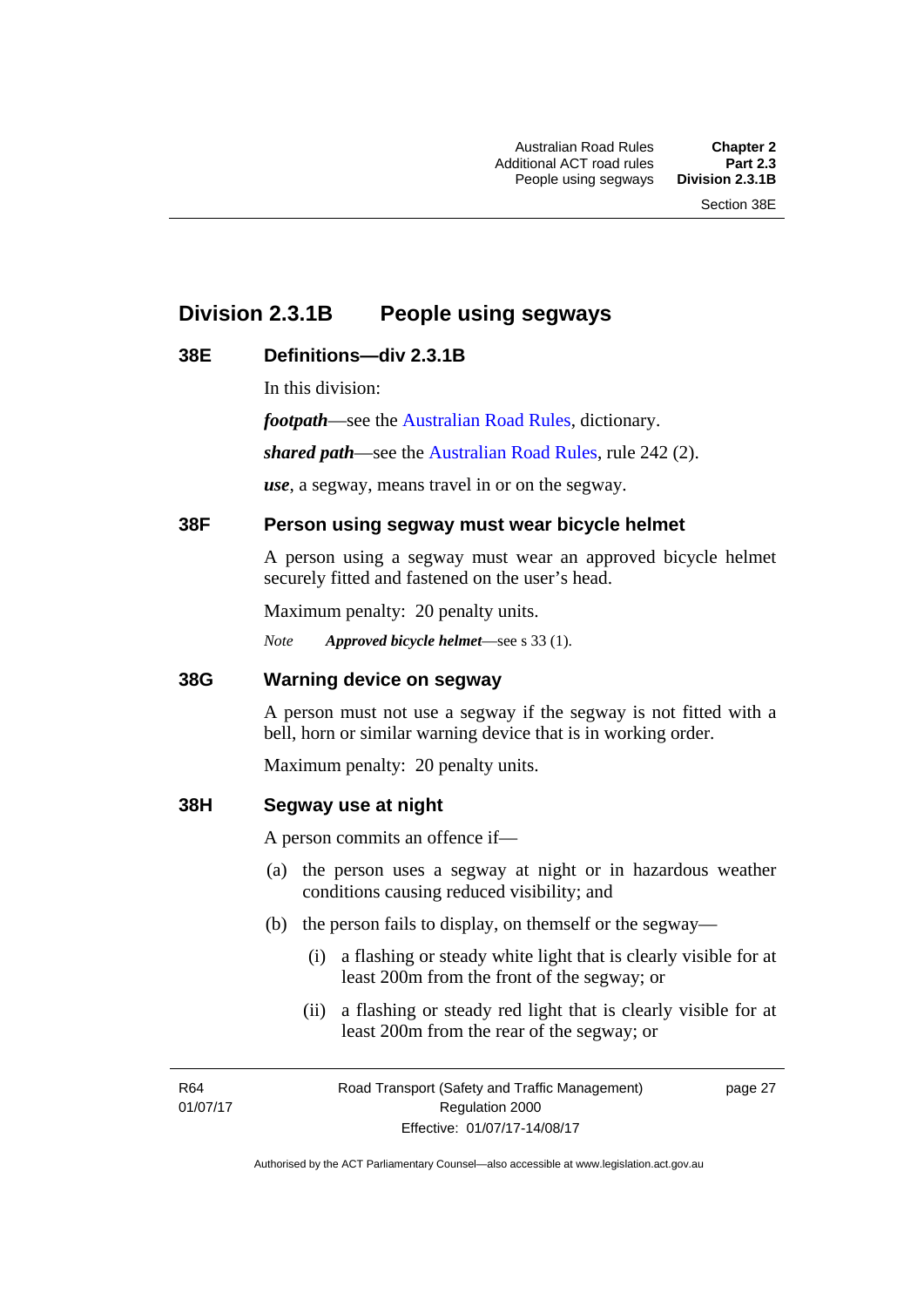## Division 2.3.1B People using segways

### 38E Definitions—div 2.3.1B

In this division:

***footpath***—see the Australian Road Rules, dictionary.

***shared path***—see the Australian Road Rules, rule 242 (2).

***use***, a segway, means travel in or on the segway.

### 38F Person using segway must wear bicycle helmet

A person using a segway must wear an approved bicycle helmet securely fitted and fastened on the user's head.

Maximum penalty: 20 penalty units.

*Note* ***Approved bicycle helmet***—see s 33 (1).

### 38G Warning device on segway

A person must not use a segway if the segway is not fitted with a bell, horn or similar warning device that is in working order.

Maximum penalty: 20 penalty units.

### 38H Segway use at night

A person commits an offence if—

(a) the person uses a segway at night or in hazardous weather conditions causing reduced visibility; and

(b) the person fails to display, on themself or the segway—

(i) a flashing or steady white light that is clearly visible for at least 200m from the front of the segway; or

(ii) a flashing or steady red light that is clearly visible for at least 200m from the rear of the segway; or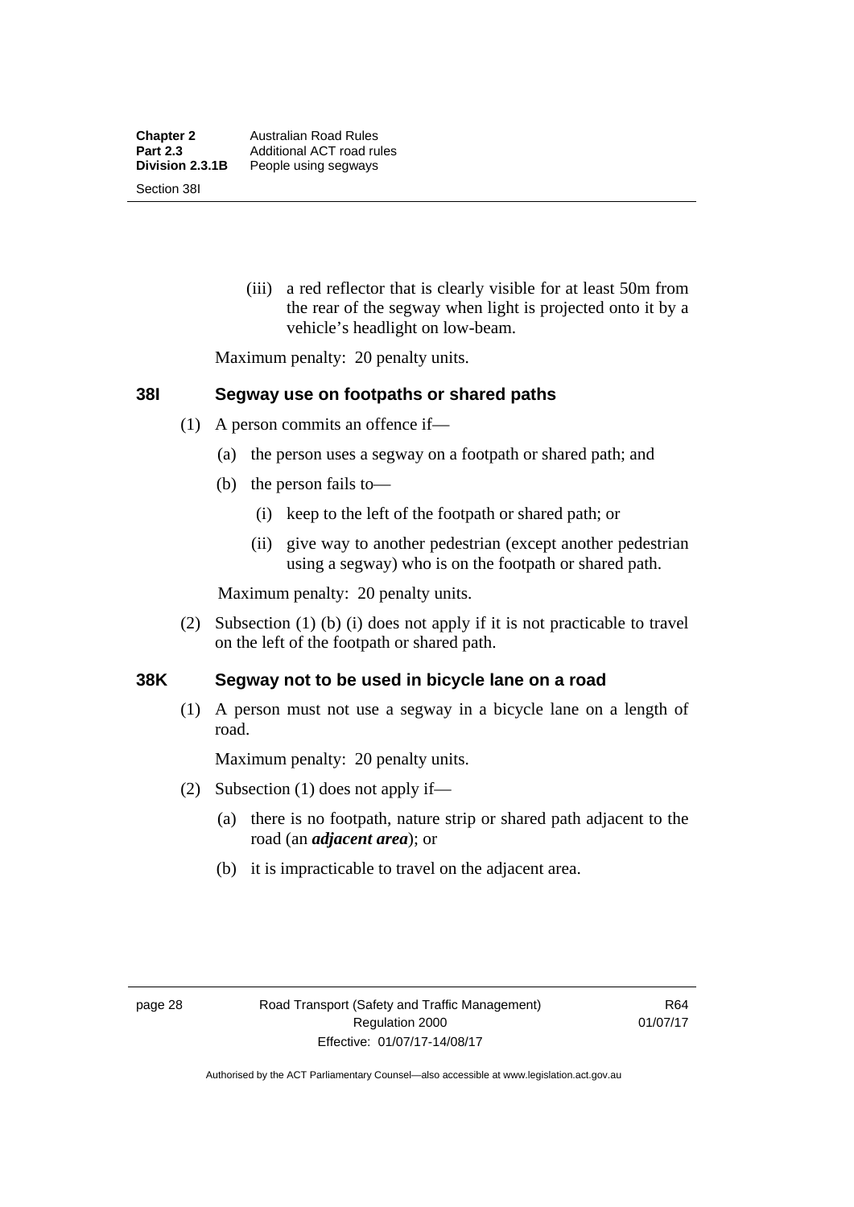(iii) a red reflector that is clearly visible for at least 50m from the rear of the segway when light is projected onto it by a vehicle's headlight on low-beam.

Maximum penalty: 20 penalty units.

### 38I Segway use on footpaths or shared paths

(1) A person commits an offence if—

(a) the person uses a segway on a footpath or shared path; and

(b) the person fails to—

(i) keep to the left of the footpath or shared path; or

(ii) give way to another pedestrian (except another pedestrian using a segway) who is on the footpath or shared path.

Maximum penalty: 20 penalty units.

(2) Subsection (1) (b) (i) does not apply if it is not practicable to travel on the left of the footpath or shared path.

### 38K Segway not to be used in bicycle lane on a road

(1) A person must not use a segway in a bicycle lane on a length of road.

Maximum penalty: 20 penalty units.

(2) Subsection (1) does not apply if—

(a) there is no footpath, nature strip or shared path adjacent to the road (an ***adjacent area***); or

(b) it is impracticable to travel on the adjacent area.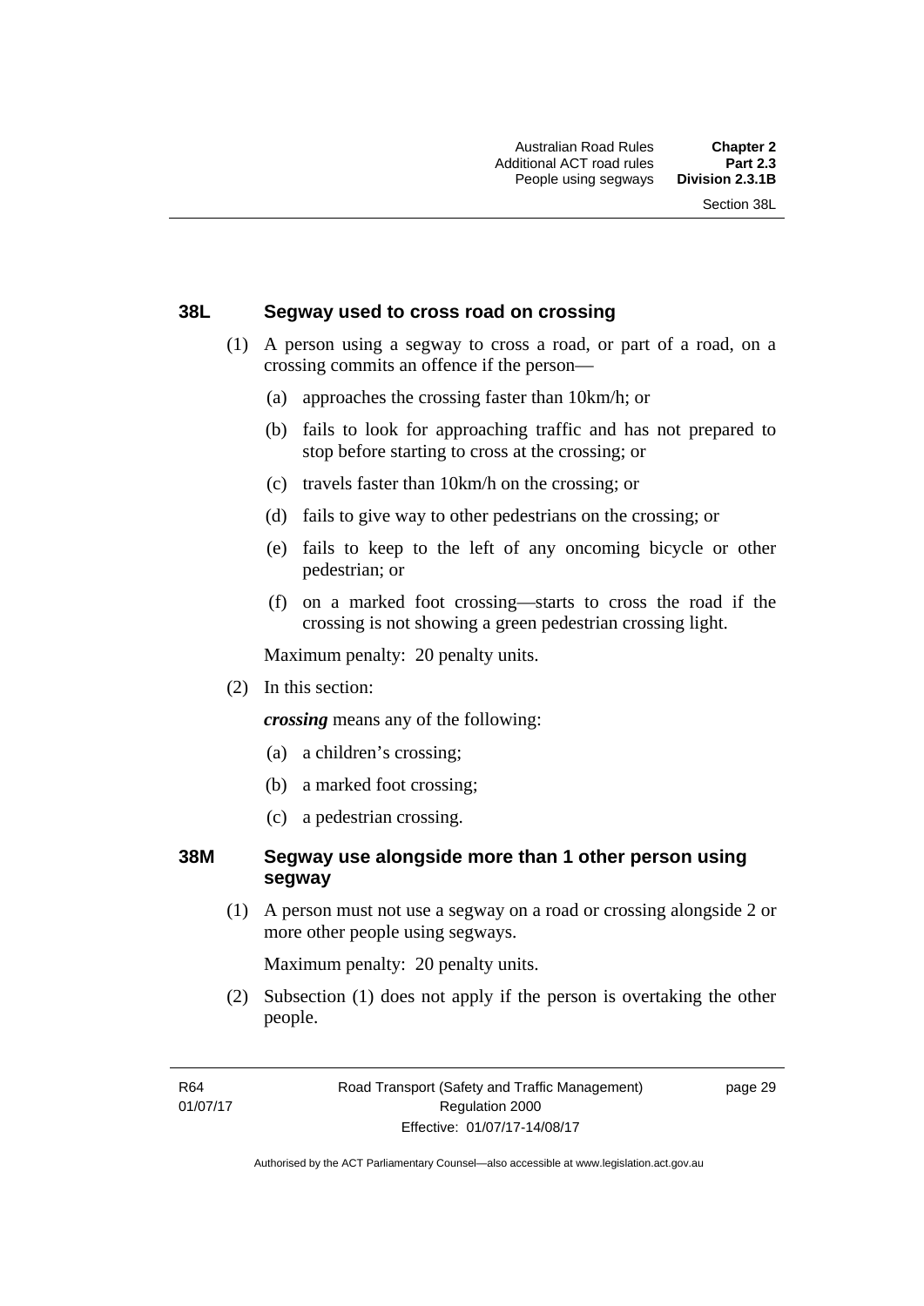### 38L Segway used to cross road on crossing

(1) A person using a segway to cross a road, or part of a road, on a crossing commits an offence if the person—

(a) approaches the crossing faster than 10km/h; or

(b) fails to look for approaching traffic and has not prepared to stop before starting to cross at the crossing; or

(c) travels faster than 10km/h on the crossing; or

(d) fails to give way to other pedestrians on the crossing; or

(e) fails to keep to the left of any oncoming bicycle or other pedestrian; or

(f) on a marked foot crossing—starts to cross the road if the crossing is not showing a green pedestrian crossing light.

Maximum penalty: 20 penalty units.

(2) In this section:

***crossing*** means any of the following:

(a) a children's crossing;

(b) a marked foot crossing;

(c) a pedestrian crossing.

### 38M Segway use alongside more than 1 other person using segway

(1) A person must not use a segway on a road or crossing alongside 2 or more other people using segways.

Maximum penalty: 20 penalty units.

(2) Subsection (1) does not apply if the person is overtaking the other people.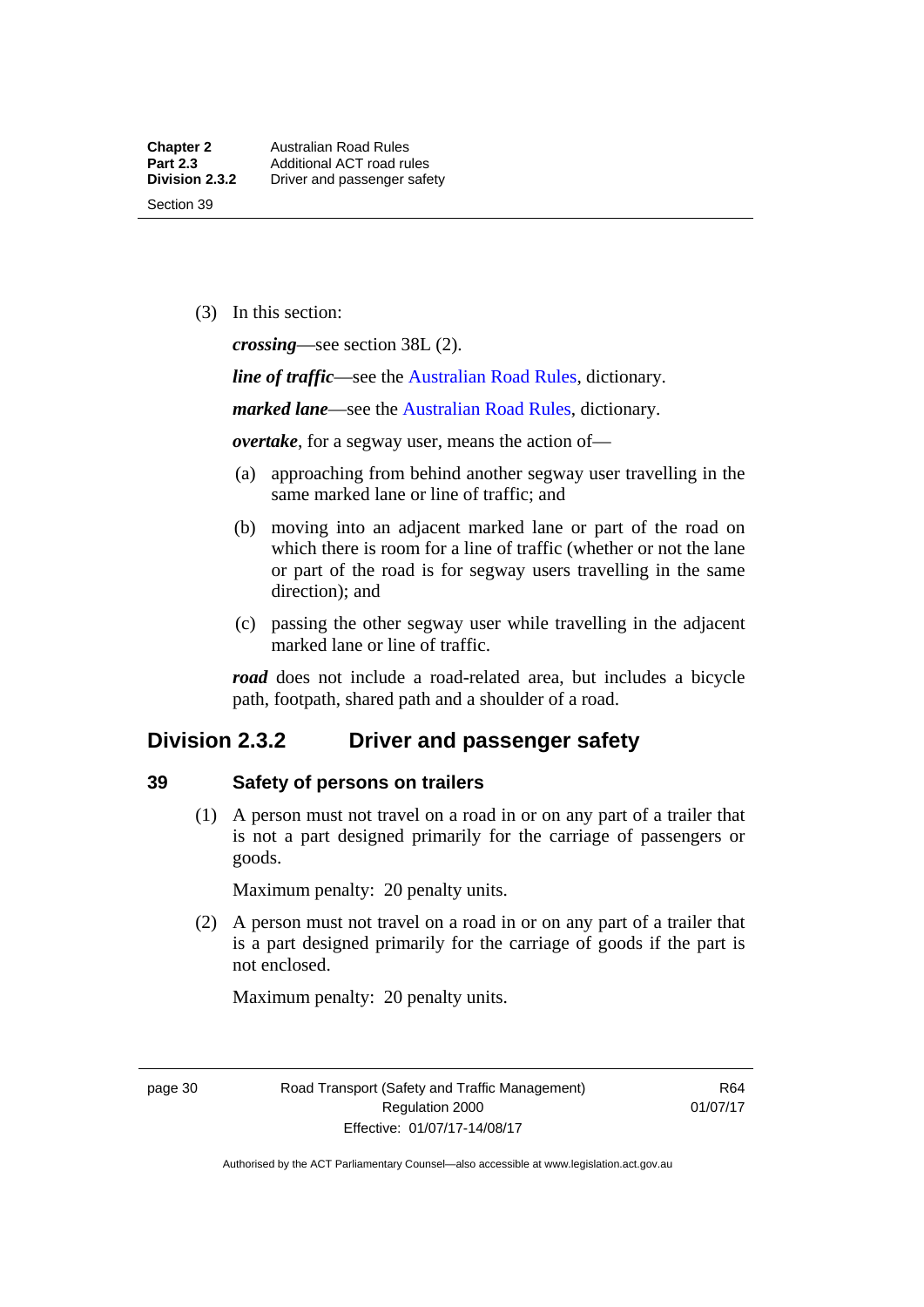(3) In this section:

***crossing***—see section 38L (2).

***line of traffic***—see the Australian Road Rules, dictionary.

***marked lane***—see the Australian Road Rules, dictionary.

***overtake***, for a segway user, means the action of—

(a) approaching from behind another segway user travelling in the same marked lane or line of traffic; and

(b) moving into an adjacent marked lane or part of the road on which there is room for a line of traffic (whether or not the lane or part of the road is for segway users travelling in the same direction); and

(c) passing the other segway user while travelling in the adjacent marked lane or line of traffic.

***road*** does not include a road-related area, but includes a bicycle path, footpath, shared path and a shoulder of a road.

## Division 2.3.2 Driver and passenger safety

### 39 Safety of persons on trailers

(1) A person must not travel on a road in or on any part of a trailer that is not a part designed primarily for the carriage of passengers or goods.

Maximum penalty: 20 penalty units.

(2) A person must not travel on a road in or on any part of a trailer that is a part designed primarily for the carriage of goods if the part is not enclosed.

Maximum penalty: 20 penalty units.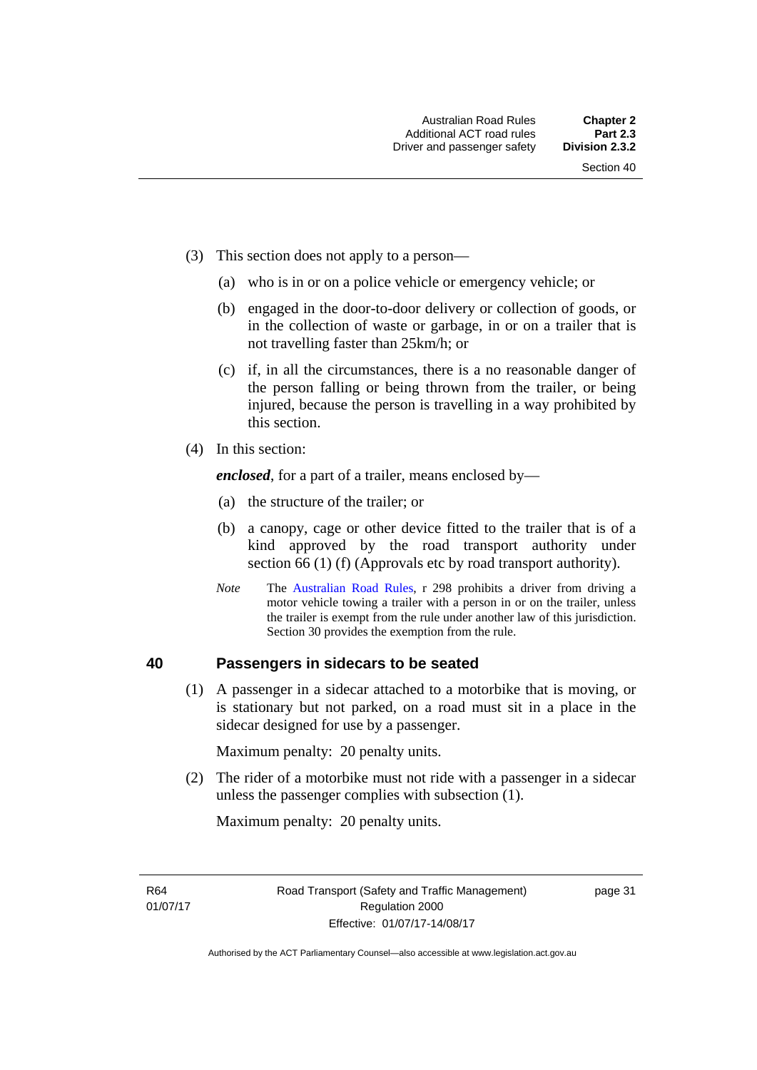(3) This section does not apply to a person—

(a) who is in or on a police vehicle or emergency vehicle; or

(b) engaged in the door-to-door delivery or collection of goods, or in the collection of waste or garbage, in or on a trailer that is not travelling faster than 25km/h; or

(c) if, in all the circumstances, there is a no reasonable danger of the person falling or being thrown from the trailer, or being injured, because the person is travelling in a way prohibited by this section.

(4) In this section:

***enclosed***, for a part of a trailer, means enclosed by—

(a) the structure of the trailer; or

(b) a canopy, cage or other device fitted to the trailer that is of a kind approved by the road transport authority under section 66 (1) (f) (Approvals etc by road transport authority).

*Note* The Australian Road Rules, r 298 prohibits a driver from driving a motor vehicle towing a trailer with a person in or on the trailer, unless the trailer is exempt from the rule under another law of this jurisdiction. Section 30 provides the exemption from the rule.

## 40 Passengers in sidecars to be seated

(1) A passenger in a sidecar attached to a motorbike that is moving, or is stationary but not parked, on a road must sit in a place in the sidecar designed for use by a passenger.

Maximum penalty: 20 penalty units.

(2) The rider of a motorbike must not ride with a passenger in a sidecar unless the passenger complies with subsection (1).

Maximum penalty: 20 penalty units.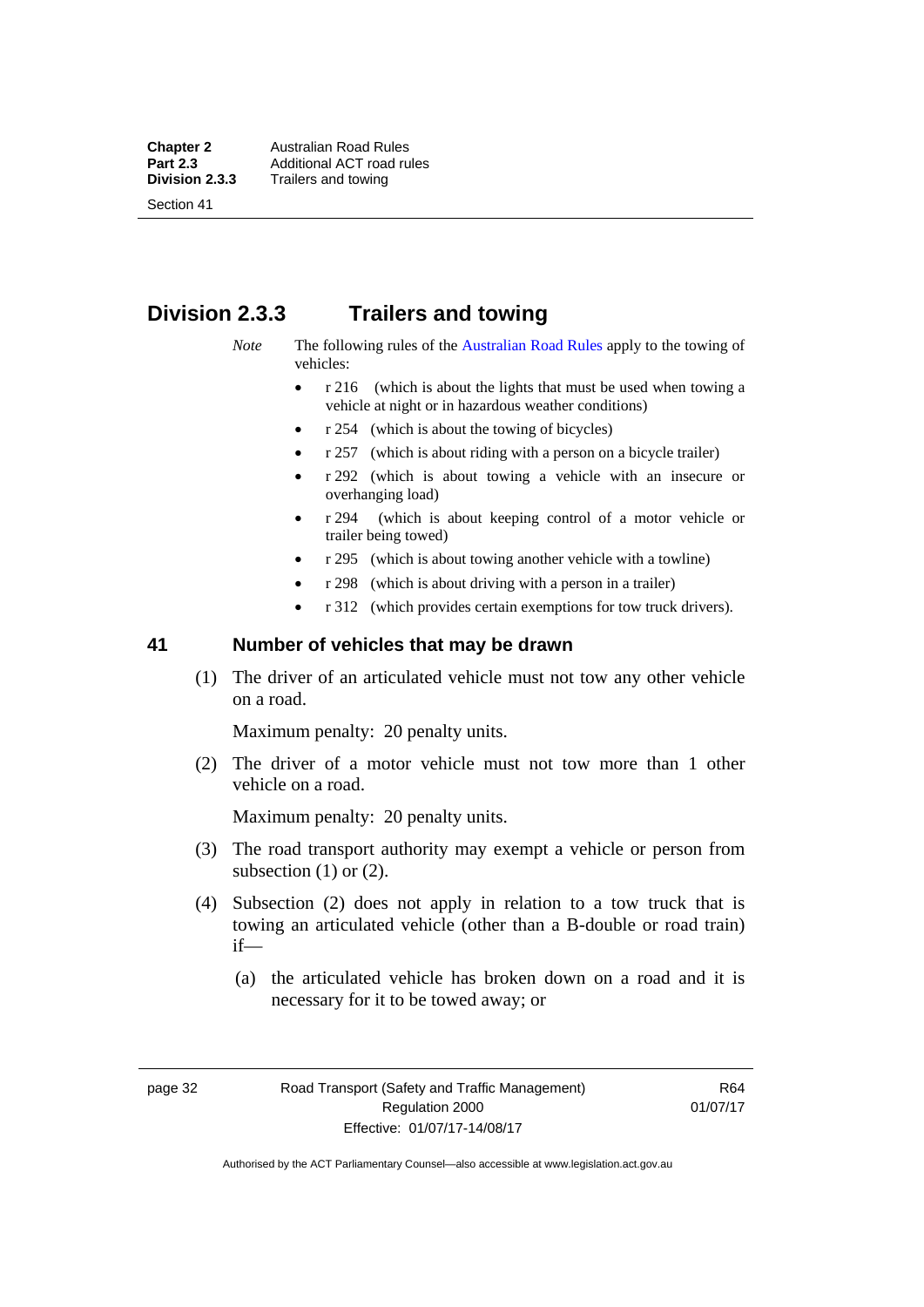## Division 2.3.3 Trailers and towing

*Note* The following rules of the Australian Road Rules apply to the towing of vehicles:

- r 216 (which is about the lights that must be used when towing a vehicle at night or in hazardous weather conditions)
- r 254 (which is about the towing of bicycles)
- r 257 (which is about riding with a person on a bicycle trailer)
- r 292 (which is about towing a vehicle with an insecure or overhanging load)
- r 294 (which is about keeping control of a motor vehicle or trailer being towed)
- r 295 (which is about towing another vehicle with a towline)
- r 298 (which is about driving with a person in a trailer)
- r 312 (which provides certain exemptions for tow truck drivers).

### 41 Number of vehicles that may be drawn

(1) The driver of an articulated vehicle must not tow any other vehicle on a road.

Maximum penalty: 20 penalty units.

(2) The driver of a motor vehicle must not tow more than 1 other vehicle on a road.

Maximum penalty: 20 penalty units.

(3) The road transport authority may exempt a vehicle or person from subsection (1) or (2).

(4) Subsection (2) does not apply in relation to a tow truck that is towing an articulated vehicle (other than a B-double or road train) if—

(a) the articulated vehicle has broken down on a road and it is necessary for it to be towed away; or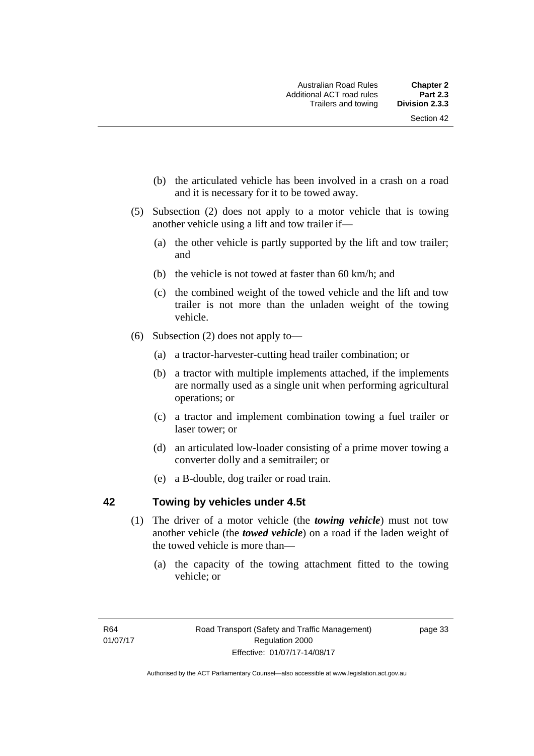(b) the articulated vehicle has been involved in a crash on a road and it is necessary for it to be towed away.

(5) Subsection (2) does not apply to a motor vehicle that is towing another vehicle using a lift and tow trailer if—

(a) the other vehicle is partly supported by the lift and tow trailer; and

(b) the vehicle is not towed at faster than 60 km/h; and

(c) the combined weight of the towed vehicle and the lift and tow trailer is not more than the unladen weight of the towing vehicle.

(6) Subsection (2) does not apply to—

(a) a tractor-harvester-cutting head trailer combination; or

(b) a tractor with multiple implements attached, if the implements are normally used as a single unit when performing agricultural operations; or

(c) a tractor and implement combination towing a fuel trailer or laser tower; or

(d) an articulated low-loader consisting of a prime mover towing a converter dolly and a semitrailer; or

(e) a B-double, dog trailer or road train.

## 42 Towing by vehicles under 4.5t

(1) The driver of a motor vehicle (the ***towing vehicle***) must not tow another vehicle (the ***towed vehicle***) on a road if the laden weight of the towed vehicle is more than—

(a) the capacity of the towing attachment fitted to the towing vehicle; or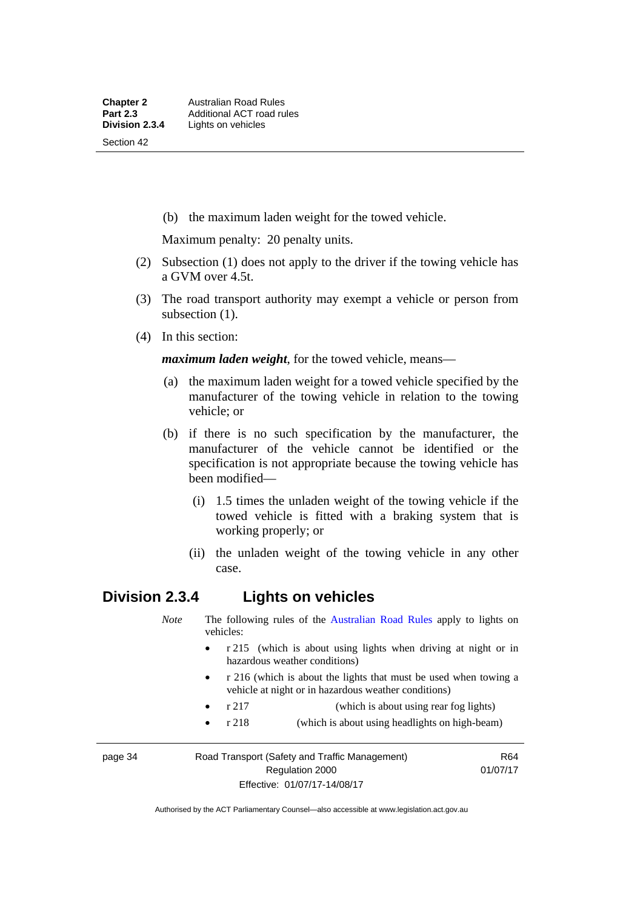(b) the maximum laden weight for the towed vehicle.

Maximum penalty: 20 penalty units.

(2) Subsection (1) does not apply to the driver if the towing vehicle has a GVM over 4.5t.

(3) The road transport authority may exempt a vehicle or person from subsection (1).

(4) In this section:

***maximum laden weight***, for the towed vehicle, means—

(a) the maximum laden weight for a towed vehicle specified by the manufacturer of the towing vehicle in relation to the towing vehicle; or

(b) if there is no such specification by the manufacturer, the manufacturer of the vehicle cannot be identified or the specification is not appropriate because the towing vehicle has been modified—

(i) 1.5 times the unladen weight of the towing vehicle if the towed vehicle is fitted with a braking system that is working properly; or

(ii) the unladen weight of the towing vehicle in any other case.

## Division 2.3.4 Lights on vehicles

*Note* The following rules of the Australian Road Rules apply to lights on vehicles:

- r 215 (which is about using lights when driving at night or in hazardous weather conditions)
- r 216 (which is about the lights that must be used when towing a vehicle at night or in hazardous weather conditions)
- r 217 (which is about using rear fog lights)
- r 218 (which is about using headlights on high-beam)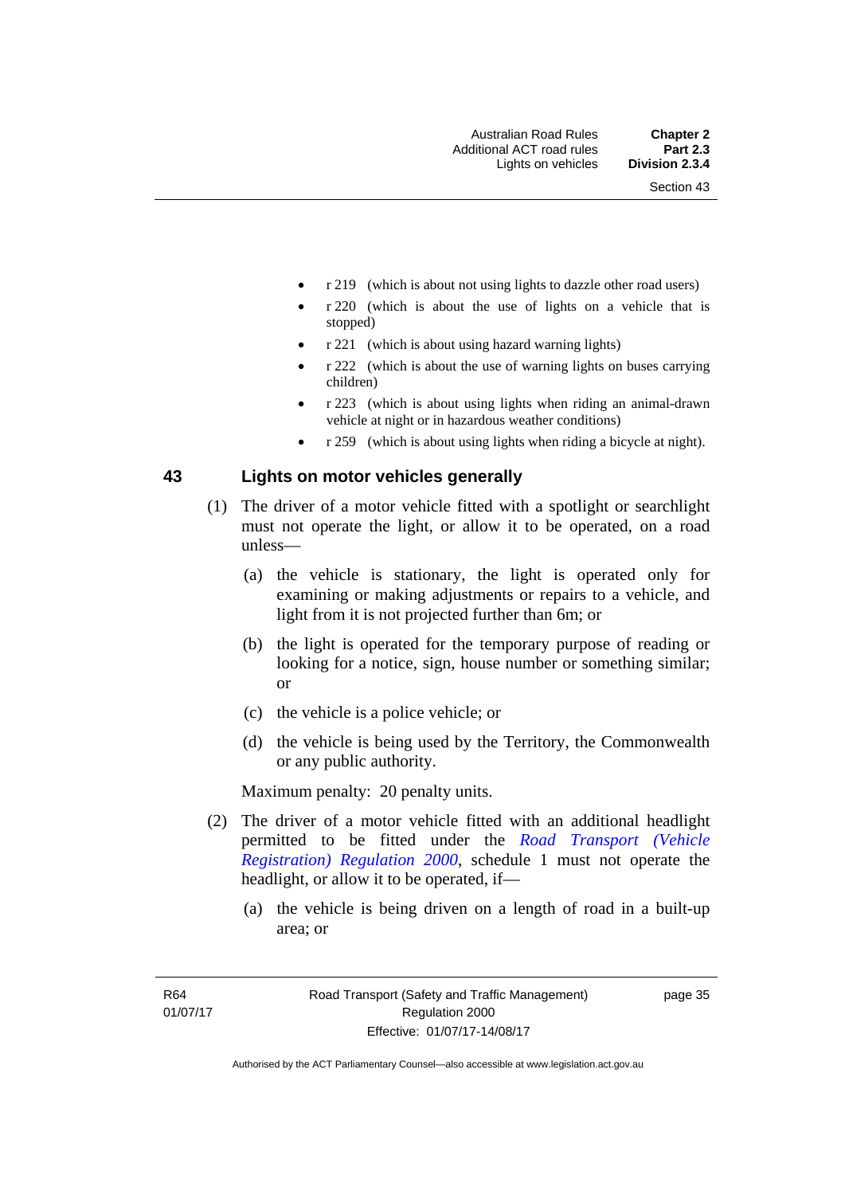- r 219 (which is about not using lights to dazzle other road users)
- r 220 (which is about the use of lights on a vehicle that is stopped)
- r 221 (which is about using hazard warning lights)
- r 222 (which is about the use of warning lights on buses carrying children)
- r 223 (which is about using lights when riding an animal-drawn vehicle at night or in hazardous weather conditions)
- r 259 (which is about using lights when riding a bicycle at night).

## 43 Lights on motor vehicles generally

(1) The driver of a motor vehicle fitted with a spotlight or searchlight must not operate the light, or allow it to be operated, on a road unless—

(a) the vehicle is stationary, the light is operated only for examining or making adjustments or repairs to a vehicle, and light from it is not projected further than 6m; or

(b) the light is operated for the temporary purpose of reading or looking for a notice, sign, house number or something similar; or

(c) the vehicle is a police vehicle; or

(d) the vehicle is being used by the Territory, the Commonwealth or any public authority.

Maximum penalty: 20 penalty units.

(2) The driver of a motor vehicle fitted with an additional headlight permitted to be fitted under the *Road Transport (Vehicle Registration) Regulation 2000*, schedule 1 must not operate the headlight, or allow it to be operated, if—

(a) the vehicle is being driven on a length of road in a built-up area; or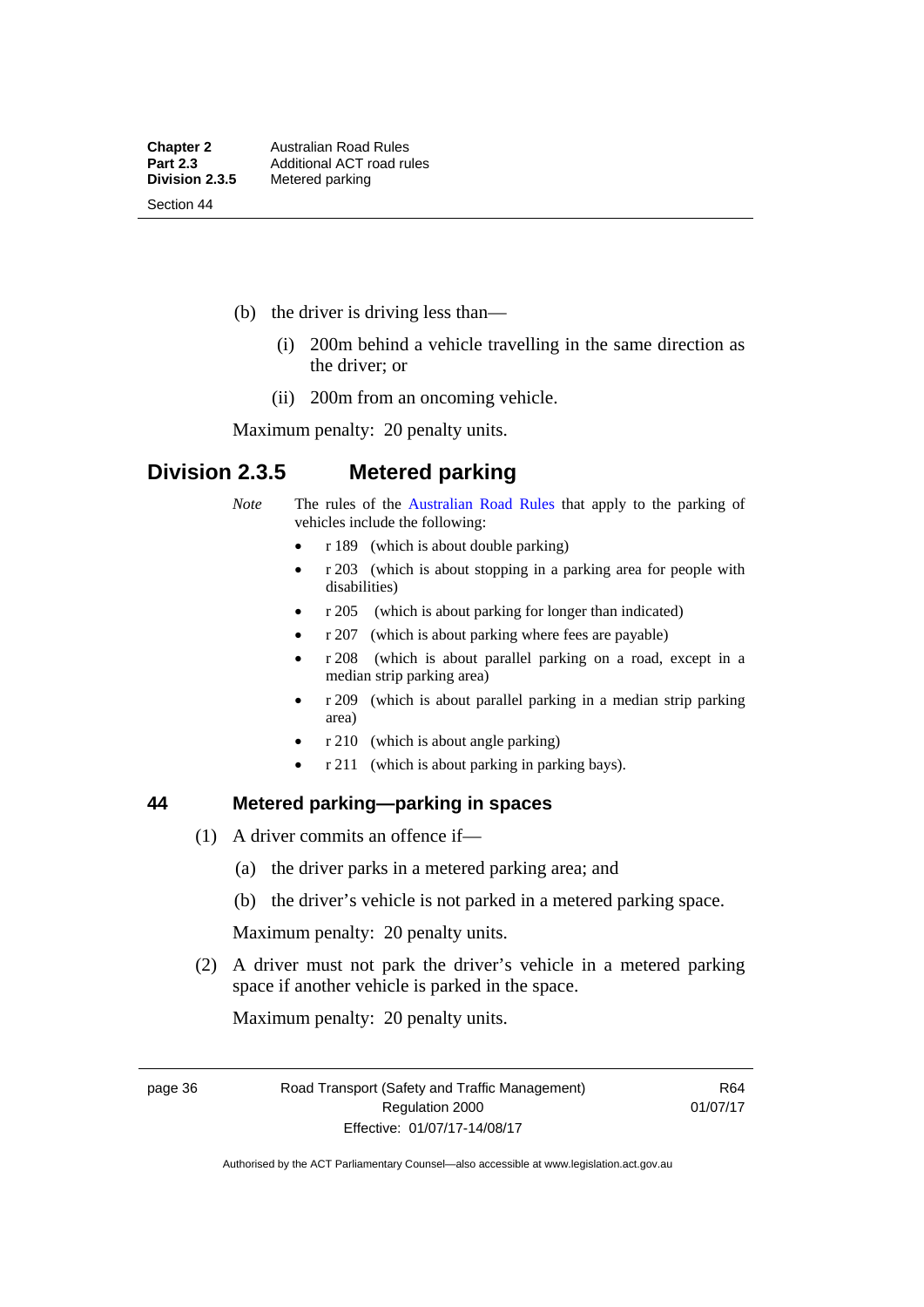(b) the driver is driving less than—

  (i) 200m behind a vehicle travelling in the same direction as the driver; or

  (ii) 200m from an oncoming vehicle.

Maximum penalty: 20 penalty units.

## Division 2.3.5 Metered parking

*Note* The rules of the Australian Road Rules that apply to the parking of vehicles include the following:

- r 189 (which is about double parking)
- r 203 (which is about stopping in a parking area for people with disabilities)
- r 205 (which is about parking for longer than indicated)
- r 207 (which is about parking where fees are payable)
- r 208 (which is about parallel parking on a road, except in a median strip parking area)
- r 209 (which is about parallel parking in a median strip parking area)
- r 210 (which is about angle parking)
- r 211 (which is about parking in parking bays).

### 44 Metered parking—parking in spaces

(1) A driver commits an offence if—

  (a) the driver parks in a metered parking area; and

  (b) the driver's vehicle is not parked in a metered parking space.

Maximum penalty: 20 penalty units.

(2) A driver must not park the driver's vehicle in a metered parking space if another vehicle is parked in the space.

Maximum penalty: 20 penalty units.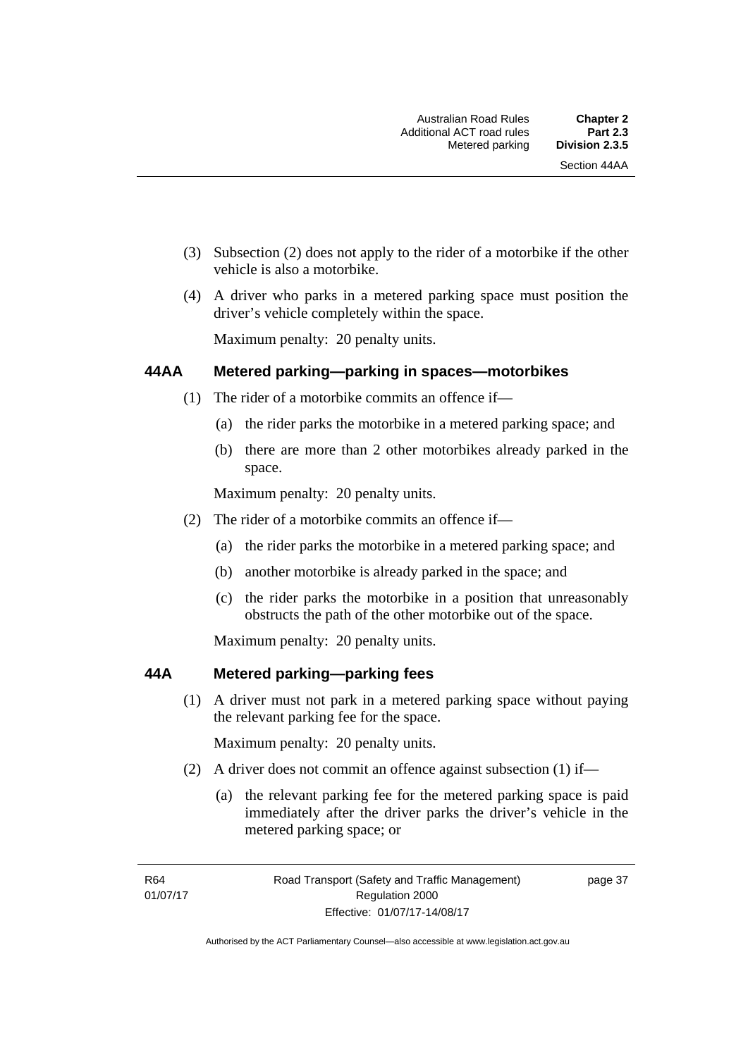(3) Subsection (2) does not apply to the rider of a motorbike if the other vehicle is also a motorbike.

(4) A driver who parks in a metered parking space must position the driver's vehicle completely within the space.

Maximum penalty: 20 penalty units.

### 44AA Metered parking—parking in spaces—motorbikes

(1) The rider of a motorbike commits an offence if—

(a) the rider parks the motorbike in a metered parking space; and

(b) there are more than 2 other motorbikes already parked in the space.

Maximum penalty: 20 penalty units.

(2) The rider of a motorbike commits an offence if—

(a) the rider parks the motorbike in a metered parking space; and

(b) another motorbike is already parked in the space; and

(c) the rider parks the motorbike in a position that unreasonably obstructs the path of the other motorbike out of the space.

Maximum penalty: 20 penalty units.

### 44A Metered parking—parking fees

(1) A driver must not park in a metered parking space without paying the relevant parking fee for the space.

Maximum penalty: 20 penalty units.

(2) A driver does not commit an offence against subsection (1) if—

(a) the relevant parking fee for the metered parking space is paid immediately after the driver parks the driver's vehicle in the metered parking space; or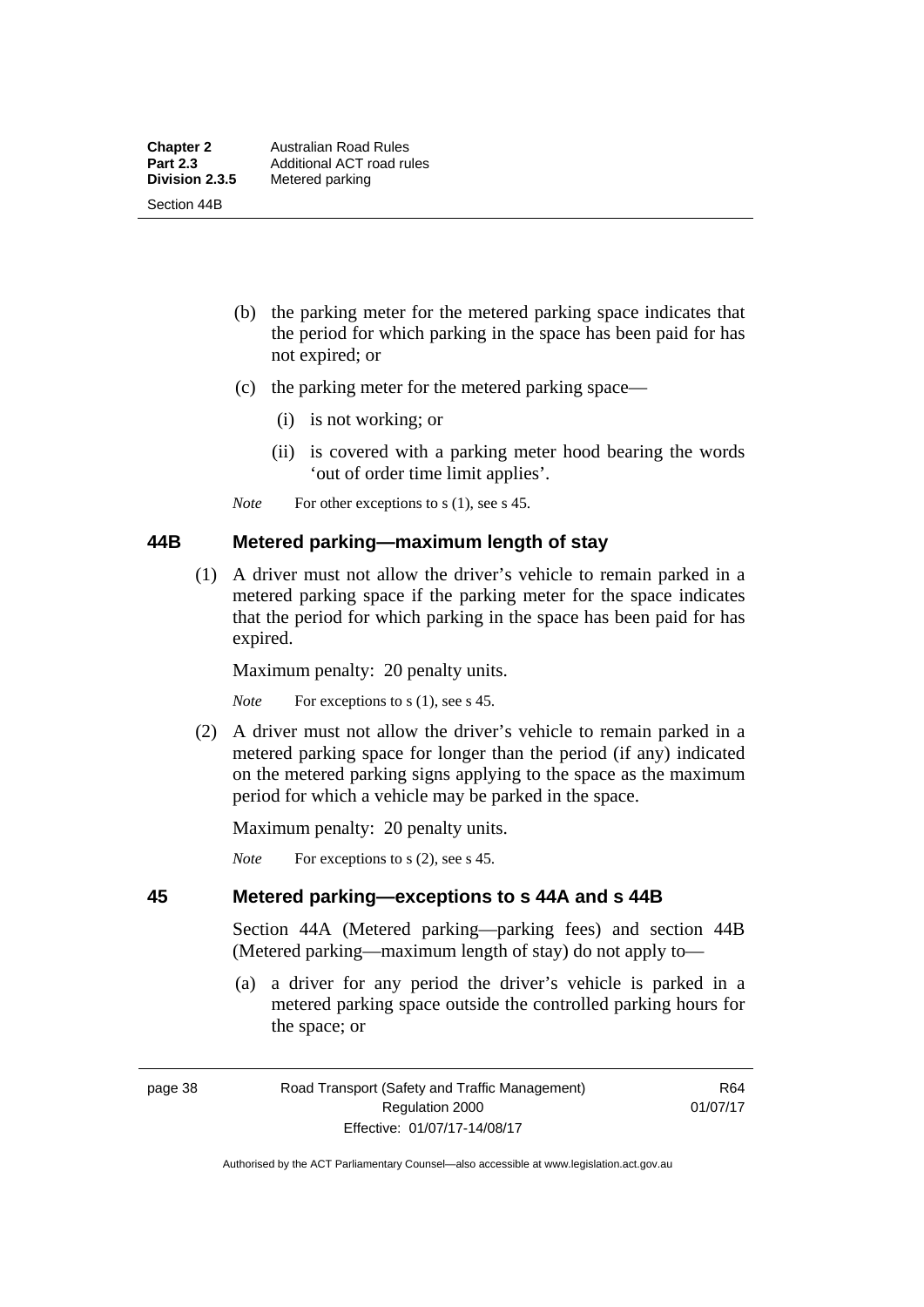(b) the parking meter for the metered parking space indicates that the period for which parking in the space has been paid for has not expired; or

(c) the parking meter for the metered parking space—

(i) is not working; or

(ii) is covered with a parking meter hood bearing the words 'out of order time limit applies'.

*Note* For other exceptions to s (1), see s 45.

### 44B Metered parking—maximum length of stay

(1) A driver must not allow the driver's vehicle to remain parked in a metered parking space if the parking meter for the space indicates that the period for which parking in the space has been paid for has expired.

Maximum penalty: 20 penalty units.

*Note* For exceptions to s (1), see s 45.

(2) A driver must not allow the driver's vehicle to remain parked in a metered parking space for longer than the period (if any) indicated on the metered parking signs applying to the space as the maximum period for which a vehicle may be parked in the space.

Maximum penalty: 20 penalty units.

*Note* For exceptions to s (2), see s 45.

### 45 Metered parking—exceptions to s 44A and s 44B

Section 44A (Metered parking—parking fees) and section 44B (Metered parking—maximum length of stay) do not apply to—

(a) a driver for any period the driver's vehicle is parked in a metered parking space outside the controlled parking hours for the space; or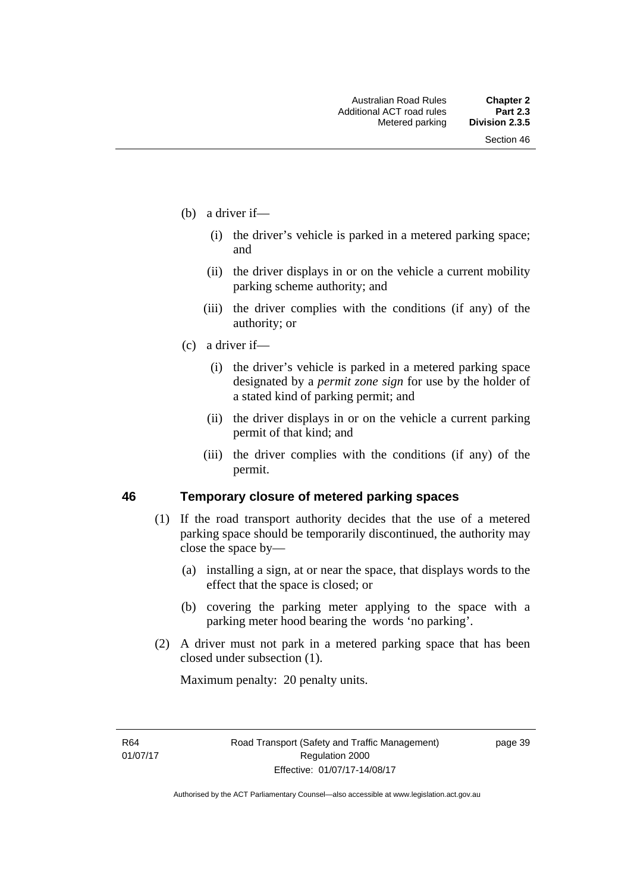(b) a driver if—

   (i) the driver's vehicle is parked in a metered parking space; and

   (ii) the driver displays in or on the vehicle a current mobility parking scheme authority; and

   (iii) the driver complies with the conditions (if any) of the authority; or

(c) a driver if—

   (i) the driver's vehicle is parked in a metered parking space designated by a *permit zone sign* for use by the holder of a stated kind of parking permit; and

   (ii) the driver displays in or on the vehicle a current parking permit of that kind; and

   (iii) the driver complies with the conditions (if any) of the permit.

### 46 Temporary closure of metered parking spaces

(1) If the road transport authority decides that the use of a metered parking space should be temporarily discontinued, the authority may close the space by—

   (a) installing a sign, at or near the space, that displays words to the effect that the space is closed; or

   (b) covering the parking meter applying to the space with a parking meter hood bearing the words 'no parking'.

(2) A driver must not park in a metered parking space that has been closed under subsection (1).

Maximum penalty: 20 penalty units.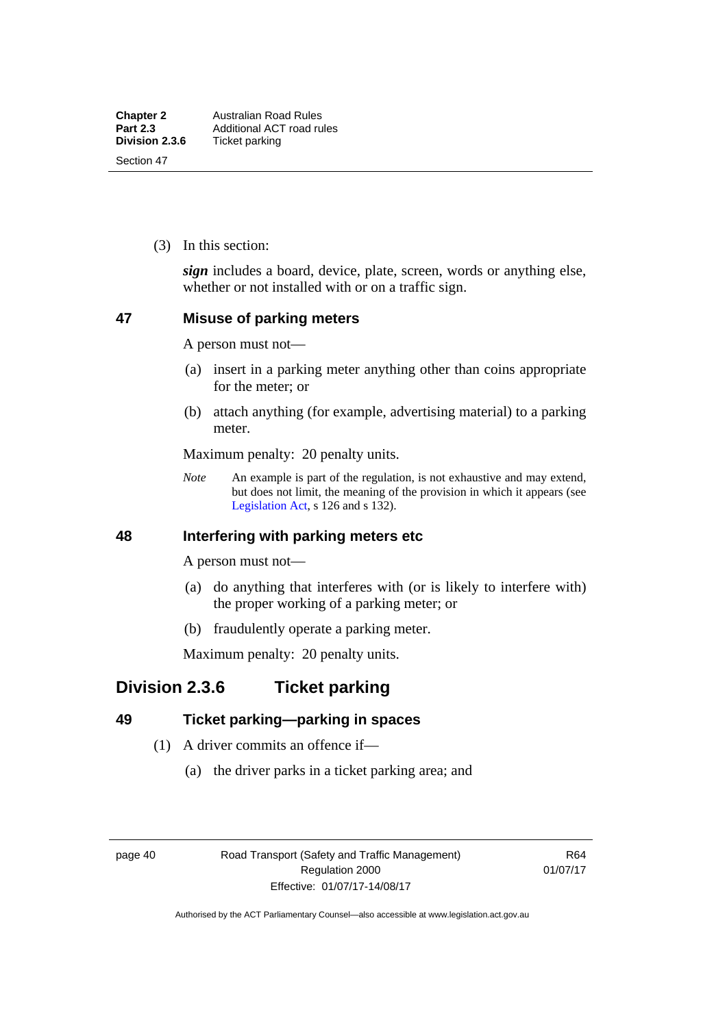(3) In this section:

***sign*** includes a board, device, plate, screen, words or anything else, whether or not installed with or on a traffic sign.

### 47 Misuse of parking meters

A person must not—

(a) insert in a parking meter anything other than coins appropriate for the meter; or

(b) attach anything (for example, advertising material) to a parking meter.

Maximum penalty: 20 penalty units.

*Note* An example is part of the regulation, is not exhaustive and may extend, but does not limit, the meaning of the provision in which it appears (see Legislation Act, s 126 and s 132).

### 48 Interfering with parking meters etc

A person must not—

(a) do anything that interferes with (or is likely to interfere with) the proper working of a parking meter; or

(b) fraudulently operate a parking meter.

Maximum penalty: 20 penalty units.

## Division 2.3.6 Ticket parking

### 49 Ticket parking—parking in spaces

(1) A driver commits an offence if—

(a) the driver parks in a ticket parking area; and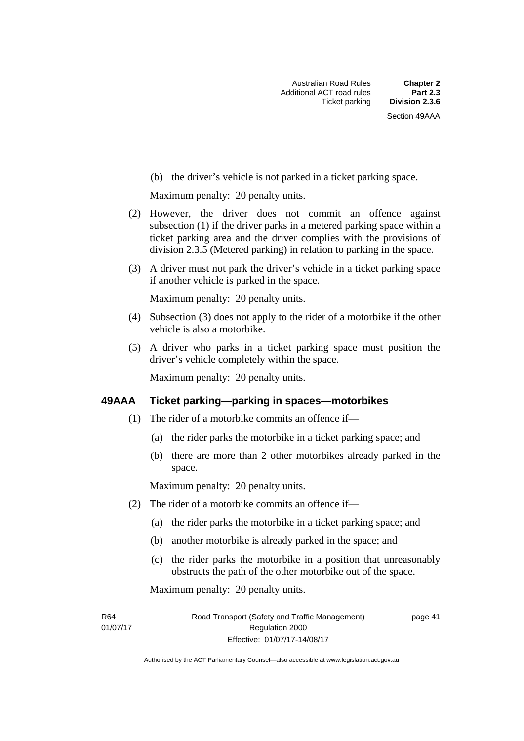(b) the driver's vehicle is not parked in a ticket parking space.

Maximum penalty: 20 penalty units.

(2) However, the driver does not commit an offence against subsection (1) if the driver parks in a metered parking space within a ticket parking area and the driver complies with the provisions of division 2.3.5 (Metered parking) in relation to parking in the space.

(3) A driver must not park the driver's vehicle in a ticket parking space if another vehicle is parked in the space.

Maximum penalty: 20 penalty units.

(4) Subsection (3) does not apply to the rider of a motorbike if the other vehicle is also a motorbike.

(5) A driver who parks in a ticket parking space must position the driver's vehicle completely within the space.

Maximum penalty: 20 penalty units.

### 49AAA Ticket parking—parking in spaces—motorbikes

(1) The rider of a motorbike commits an offence if—

(a) the rider parks the motorbike in a ticket parking space; and

(b) there are more than 2 other motorbikes already parked in the space.

Maximum penalty: 20 penalty units.

(2) The rider of a motorbike commits an offence if—

(a) the rider parks the motorbike in a ticket parking space; and

(b) another motorbike is already parked in the space; and

(c) the rider parks the motorbike in a position that unreasonably obstructs the path of the other motorbike out of the space.

Maximum penalty: 20 penalty units.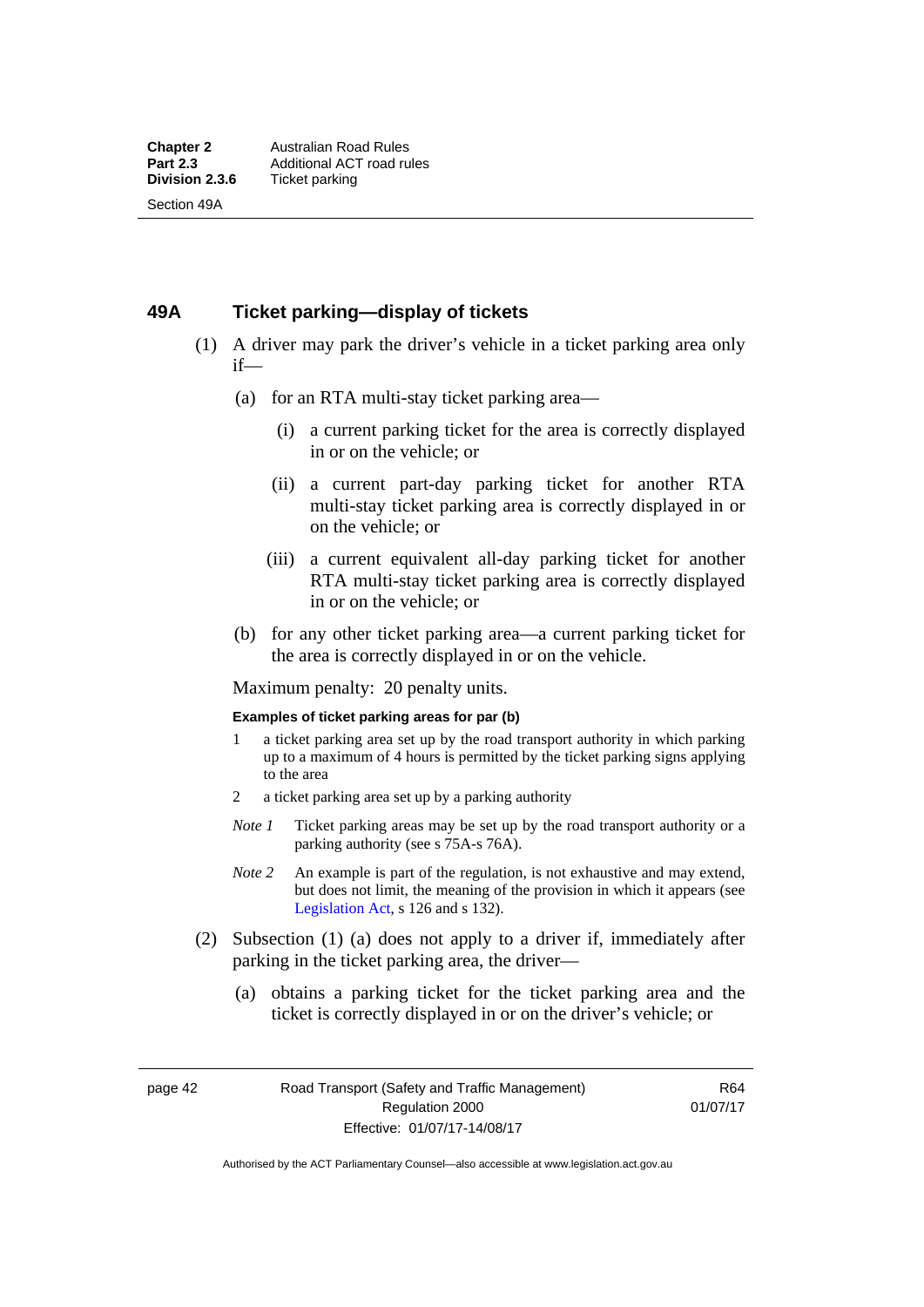## 49A Ticket parking—display of tickets

(1) A driver may park the driver's vehicle in a ticket parking area only if—

(a) for an RTA multi-stay ticket parking area—

(i) a current parking ticket for the area is correctly displayed in or on the vehicle; or

(ii) a current part-day parking ticket for another RTA multi-stay ticket parking area is correctly displayed in or on the vehicle; or

(iii) a current equivalent all-day parking ticket for another RTA multi-stay ticket parking area is correctly displayed in or on the vehicle; or

(b) for any other ticket parking area—a current parking ticket for the area is correctly displayed in or on the vehicle.

Maximum penalty: 20 penalty units.

**Examples of ticket parking areas for par (b)**

1 a ticket parking area set up by the road transport authority in which parking up to a maximum of 4 hours is permitted by the ticket parking signs applying to the area

2 a ticket parking area set up by a parking authority

*Note 1* Ticket parking areas may be set up by the road transport authority or a parking authority (see s 75A-s 76A).

*Note 2* An example is part of the regulation, is not exhaustive and may extend, but does not limit, the meaning of the provision in which it appears (see Legislation Act, s 126 and s 132).

(2) Subsection (1) (a) does not apply to a driver if, immediately after parking in the ticket parking area, the driver—

(a) obtains a parking ticket for the ticket parking area and the ticket is correctly displayed in or on the driver's vehicle; or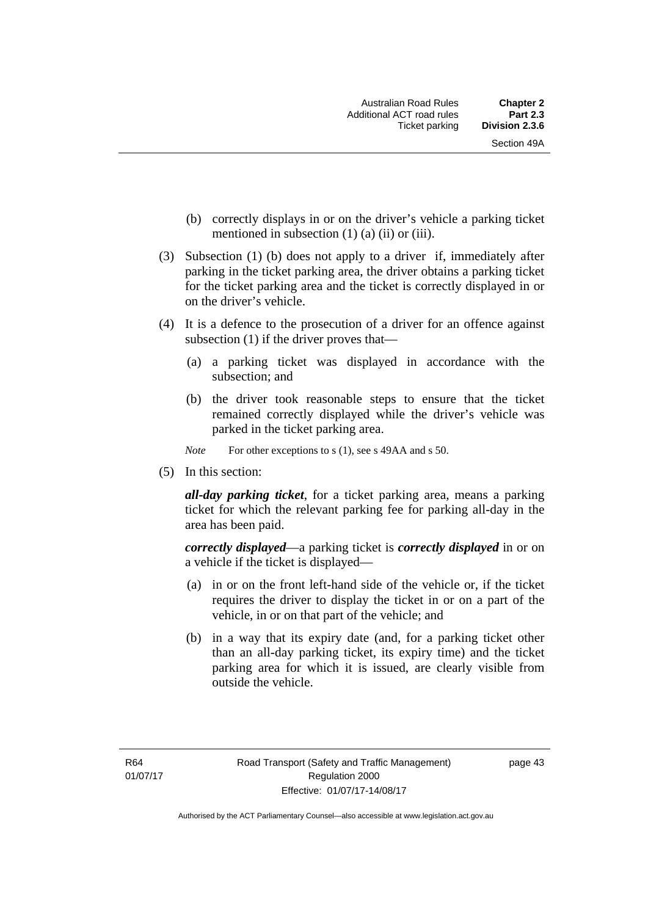(b) correctly displays in or on the driver's vehicle a parking ticket mentioned in subsection (1) (a) (ii) or (iii).

(3) Subsection (1) (b) does not apply to a driver if, immediately after parking in the ticket parking area, the driver obtains a parking ticket for the ticket parking area and the ticket is correctly displayed in or on the driver's vehicle.

(4) It is a defence to the prosecution of a driver for an offence against subsection (1) if the driver proves that—

(a) a parking ticket was displayed in accordance with the subsection; and

(b) the driver took reasonable steps to ensure that the ticket remained correctly displayed while the driver's vehicle was parked in the ticket parking area.

*Note* For other exceptions to s (1), see s 49AA and s 50.

(5) In this section:

***all-day parking ticket***, for a ticket parking area, means a parking ticket for which the relevant parking fee for parking all-day in the area has been paid.

***correctly displayed***—a parking ticket is ***correctly displayed*** in or on a vehicle if the ticket is displayed—

(a) in or on the front left-hand side of the vehicle or, if the ticket requires the driver to display the ticket in or on a part of the vehicle, in or on that part of the vehicle; and

(b) in a way that its expiry date (and, for a parking ticket other than an all-day parking ticket, its expiry time) and the ticket parking area for which it is issued, are clearly visible from outside the vehicle.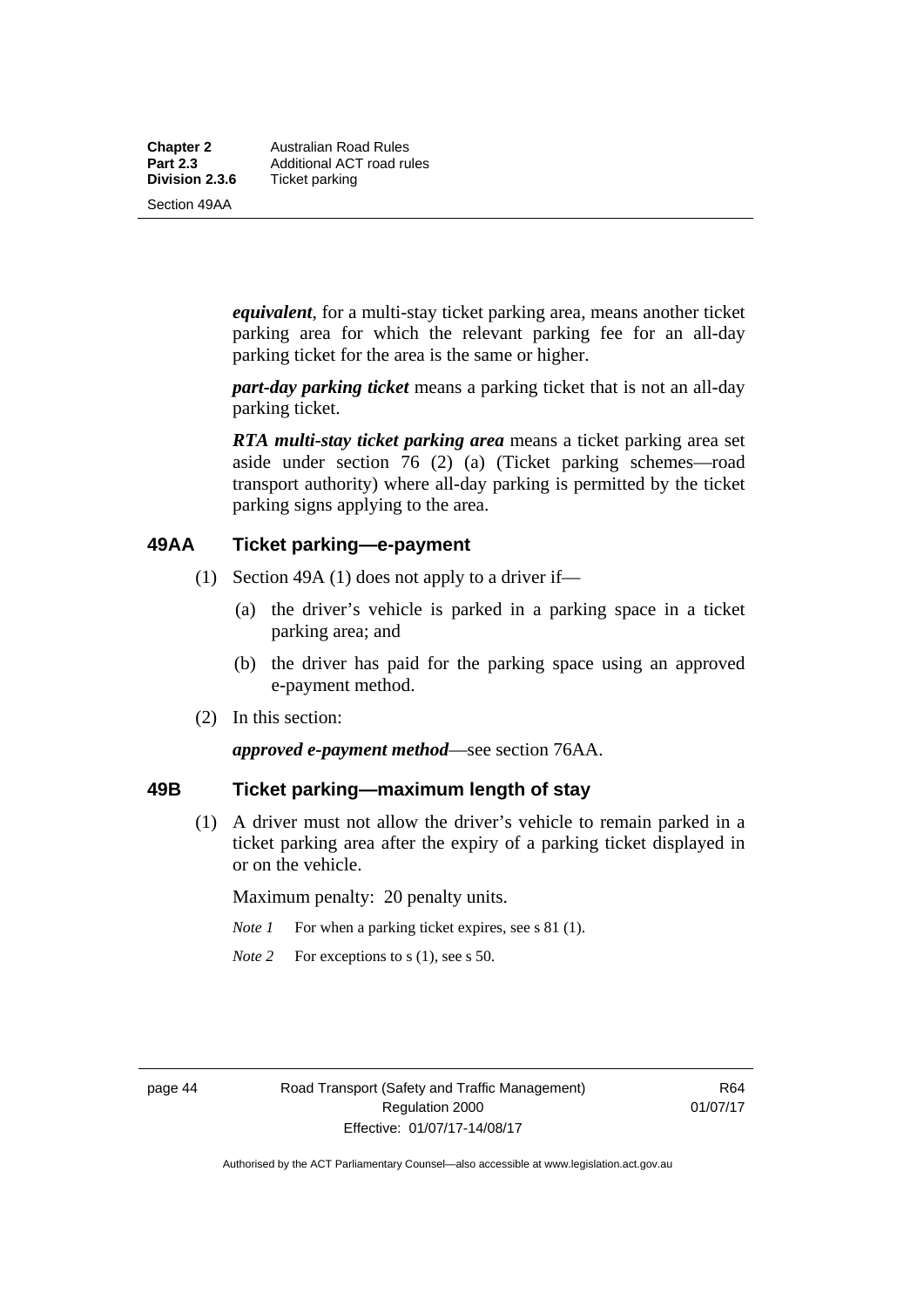***equivalent***, for a multi-stay ticket parking area, means another ticket parking area for which the relevant parking fee for an all-day parking ticket for the area is the same or higher.

***part-day parking ticket*** means a parking ticket that is not an all-day parking ticket.

***RTA multi-stay ticket parking area*** means a ticket parking area set aside under section 76 (2) (a) (Ticket parking schemes—road transport authority) where all-day parking is permitted by the ticket parking signs applying to the area.

### 49AA Ticket parking—e-payment

(1) Section 49A (1) does not apply to a driver if—

(a) the driver's vehicle is parked in a parking space in a ticket parking area; and

(b) the driver has paid for the parking space using an approved e-payment method.

(2) In this section:

***approved e-payment method***—see section 76AA.

### 49B Ticket parking—maximum length of stay

(1) A driver must not allow the driver's vehicle to remain parked in a ticket parking area after the expiry of a parking ticket displayed in or on the vehicle.

Maximum penalty: 20 penalty units.

*Note 1* For when a parking ticket expires, see s 81 (1).

*Note 2* For exceptions to s (1), see s 50.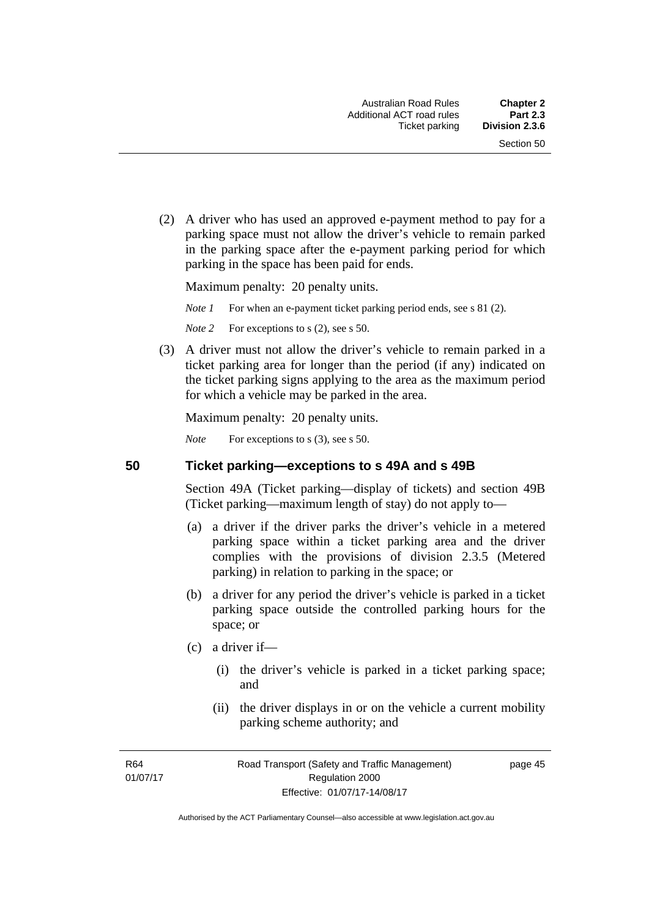(2) A driver who has used an approved e-payment method to pay for a parking space must not allow the driver's vehicle to remain parked in the parking space after the e-payment parking period for which parking in the space has been paid for ends.

Maximum penalty: 20 penalty units.

*Note 1* For when an e-payment ticket parking period ends, see s 81 (2).

*Note 2* For exceptions to s (2), see s 50.

(3) A driver must not allow the driver's vehicle to remain parked in a ticket parking area for longer than the period (if any) indicated on the ticket parking signs applying to the area as the maximum period for which a vehicle may be parked in the area.

Maximum penalty: 20 penalty units.

*Note* For exceptions to s (3), see s 50.

## 50 Ticket parking—exceptions to s 49A and s 49B

Section 49A (Ticket parking—display of tickets) and section 49B (Ticket parking—maximum length of stay) do not apply to—

(a) a driver if the driver parks the driver's vehicle in a metered parking space within a ticket parking area and the driver complies with the provisions of division 2.3.5 (Metered parking) in relation to parking in the space; or

(b) a driver for any period the driver's vehicle is parked in a ticket parking space outside the controlled parking hours for the space; or

(c) a driver if—

(i) the driver's vehicle is parked in a ticket parking space; and

(ii) the driver displays in or on the vehicle a current mobility parking scheme authority; and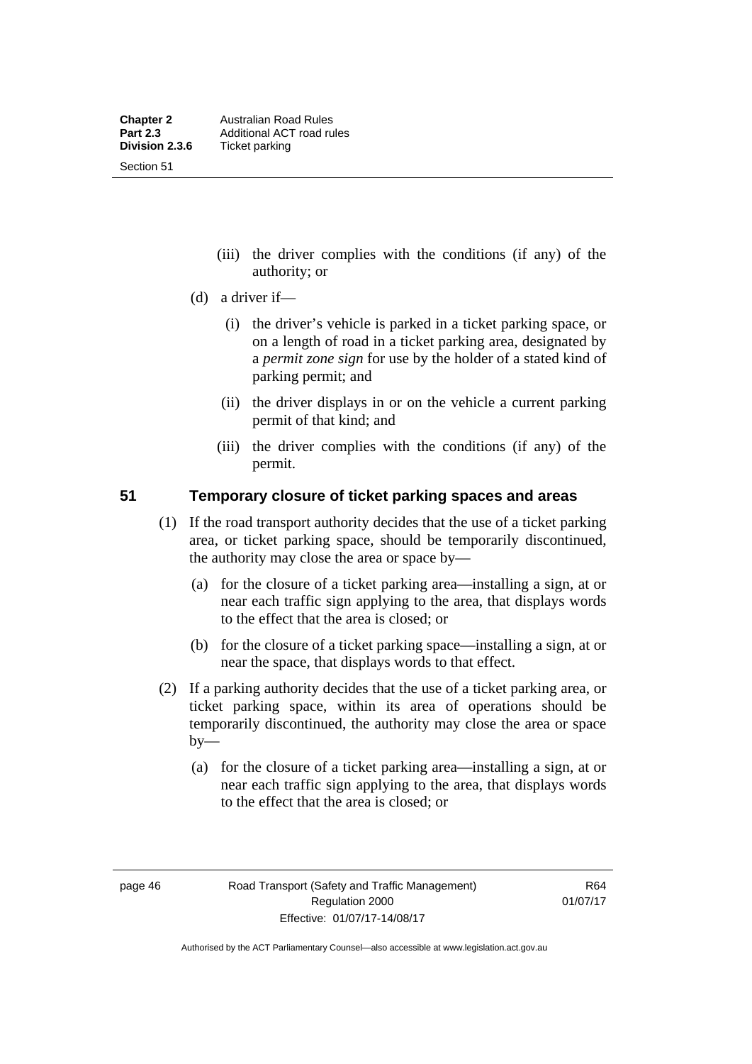(iii) the driver complies with the conditions (if any) of the authority; or

(d) a driver if—

(i) the driver's vehicle is parked in a ticket parking space, or on a length of road in a ticket parking area, designated by a *permit zone sign* for use by the holder of a stated kind of parking permit; and

(ii) the driver displays in or on the vehicle a current parking permit of that kind; and

(iii) the driver complies with the conditions (if any) of the permit.

## 51 Temporary closure of ticket parking spaces and areas

(1) If the road transport authority decides that the use of a ticket parking area, or ticket parking space, should be temporarily discontinued, the authority may close the area or space by—

(a) for the closure of a ticket parking area—installing a sign, at or near each traffic sign applying to the area, that displays words to the effect that the area is closed; or

(b) for the closure of a ticket parking space—installing a sign, at or near the space, that displays words to that effect.

(2) If a parking authority decides that the use of a ticket parking area, or ticket parking space, within its area of operations should be temporarily discontinued, the authority may close the area or space by—

(a) for the closure of a ticket parking area—installing a sign, at or near each traffic sign applying to the area, that displays words to the effect that the area is closed; or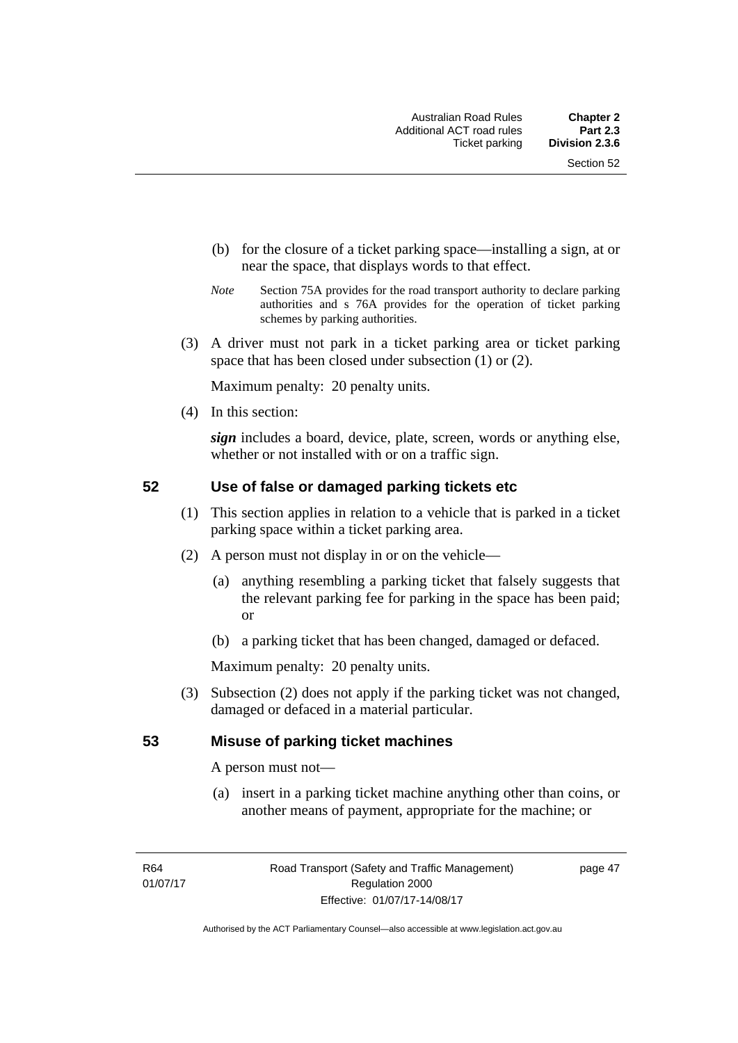(b) for the closure of a ticket parking space—installing a sign, at or near the space, that displays words to that effect.

*Note* Section 75A provides for the road transport authority to declare parking authorities and s 76A provides for the operation of ticket parking schemes by parking authorities.

(3) A driver must not park in a ticket parking area or ticket parking space that has been closed under subsection (1) or (2).

Maximum penalty: 20 penalty units.

(4) In this section:

***sign*** includes a board, device, plate, screen, words or anything else, whether or not installed with or on a traffic sign.

## 52 Use of false or damaged parking tickets etc

(1) This section applies in relation to a vehicle that is parked in a ticket parking space within a ticket parking area.

(2) A person must not display in or on the vehicle—

(a) anything resembling a parking ticket that falsely suggests that the relevant parking fee for parking in the space has been paid; or

(b) a parking ticket that has been changed, damaged or defaced.

Maximum penalty: 20 penalty units.

(3) Subsection (2) does not apply if the parking ticket was not changed, damaged or defaced in a material particular.

## 53 Misuse of parking ticket machines

A person must not—

(a) insert in a parking ticket machine anything other than coins, or another means of payment, appropriate for the machine; or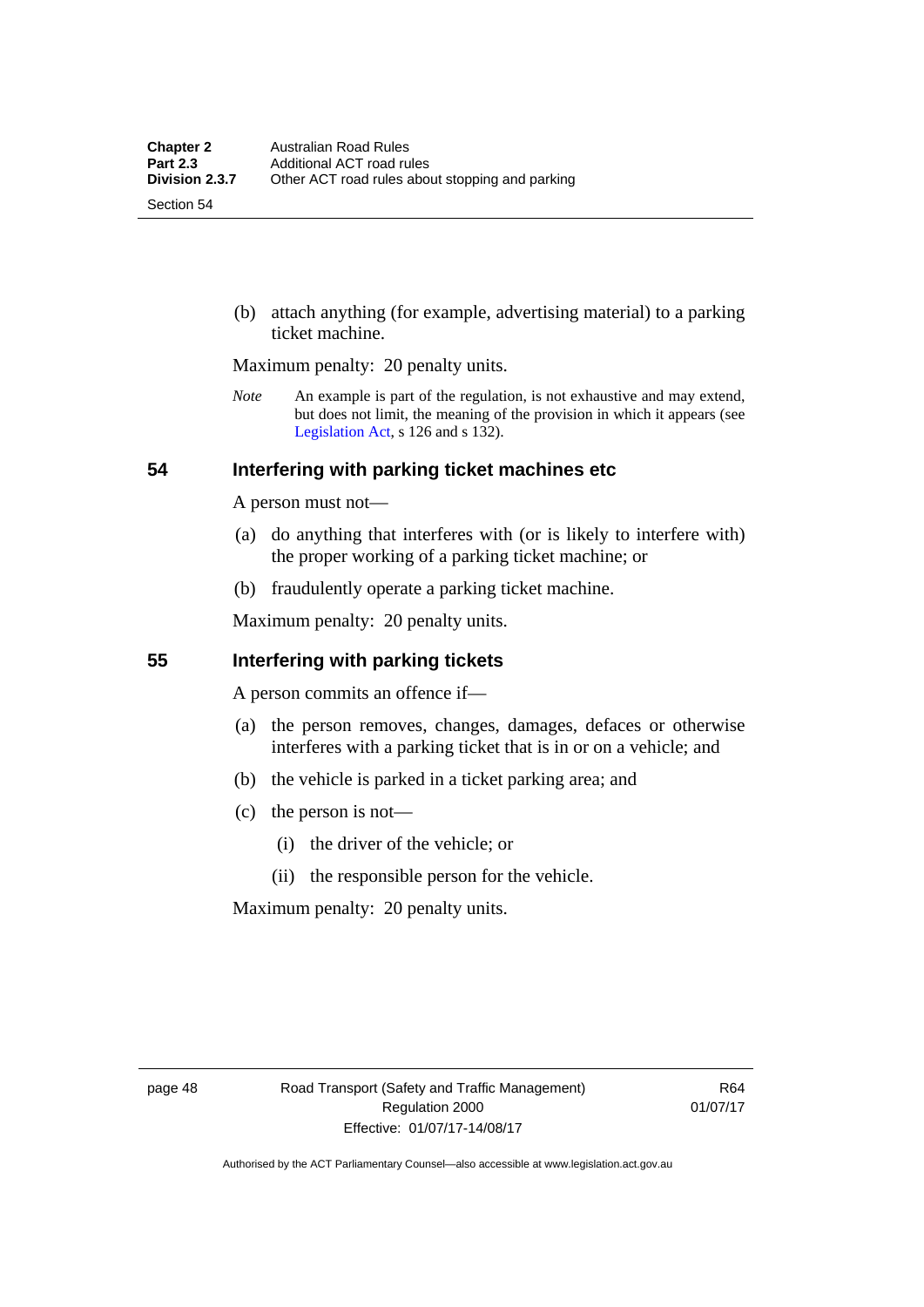(b) attach anything (for example, advertising material) to a parking ticket machine.

Maximum penalty: 20 penalty units.

*Note* An example is part of the regulation, is not exhaustive and may extend, but does not limit, the meaning of the provision in which it appears (see Legislation Act, s 126 and s 132).

## 54 Interfering with parking ticket machines etc

A person must not—

(a) do anything that interferes with (or is likely to interfere with) the proper working of a parking ticket machine; or

(b) fraudulently operate a parking ticket machine.

Maximum penalty: 20 penalty units.

## 55 Interfering with parking tickets

A person commits an offence if—

(a) the person removes, changes, damages, defaces or otherwise interferes with a parking ticket that is in or on a vehicle; and

(b) the vehicle is parked in a ticket parking area; and

(c) the person is not—

  (i) the driver of the vehicle; or

  (ii) the responsible person for the vehicle.

Maximum penalty: 20 penalty units.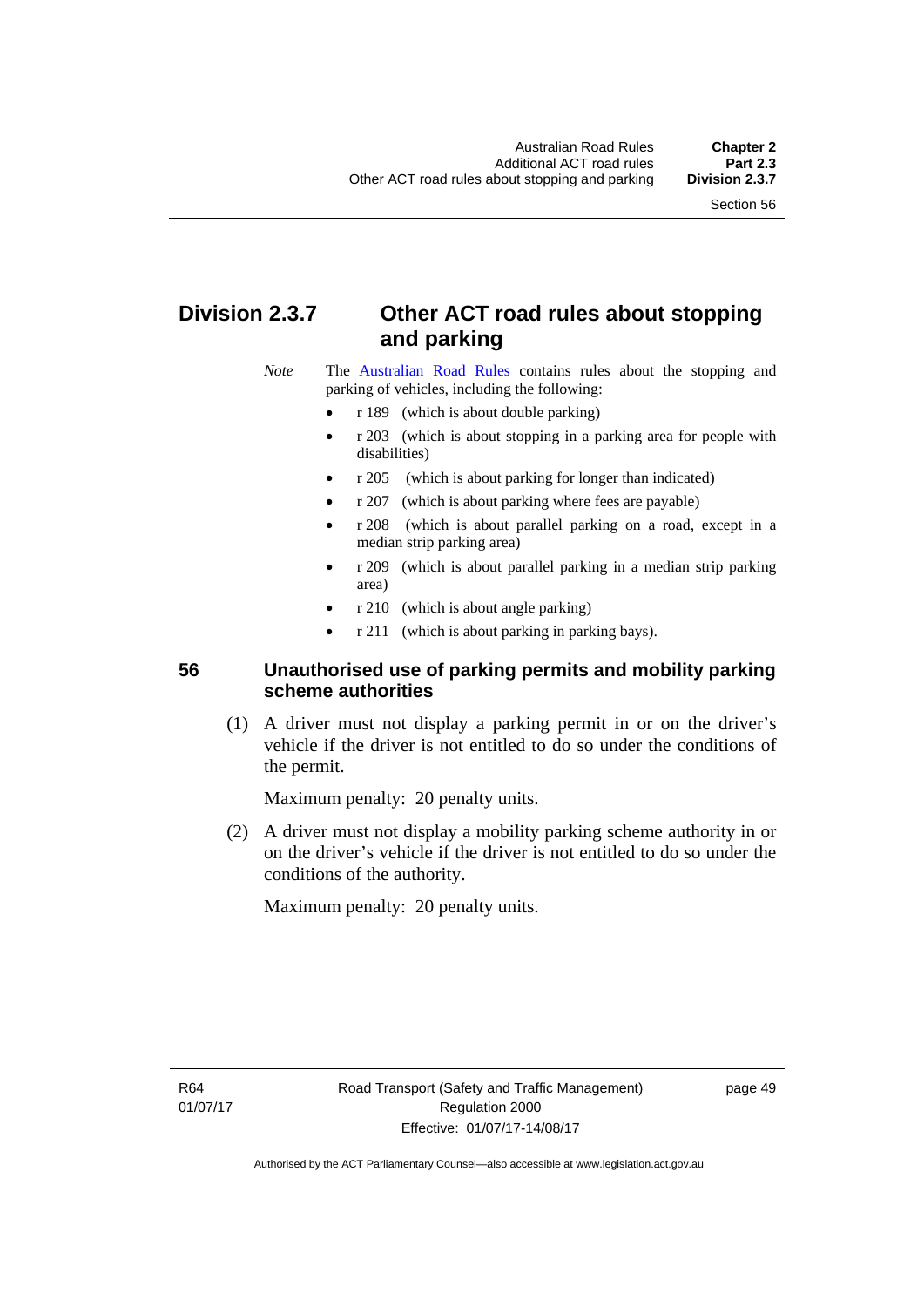## Division 2.3.7 Other ACT road rules about stopping and parking

*Note* The Australian Road Rules contains rules about the stopping and parking of vehicles, including the following:

- r 189 (which is about double parking)
- r 203 (which is about stopping in a parking area for people with disabilities)
- r 205 (which is about parking for longer than indicated)
- r 207 (which is about parking where fees are payable)
- r 208 (which is about parallel parking on a road, except in a median strip parking area)
- r 209 (which is about parallel parking in a median strip parking area)
- r 210 (which is about angle parking)
- r 211 (which is about parking in parking bays).

### 56 Unauthorised use of parking permits and mobility parking scheme authorities

(1) A driver must not display a parking permit in or on the driver's vehicle if the driver is not entitled to do so under the conditions of the permit.

Maximum penalty: 20 penalty units.

(2) A driver must not display a mobility parking scheme authority in or on the driver's vehicle if the driver is not entitled to do so under the conditions of the authority.

Maximum penalty: 20 penalty units.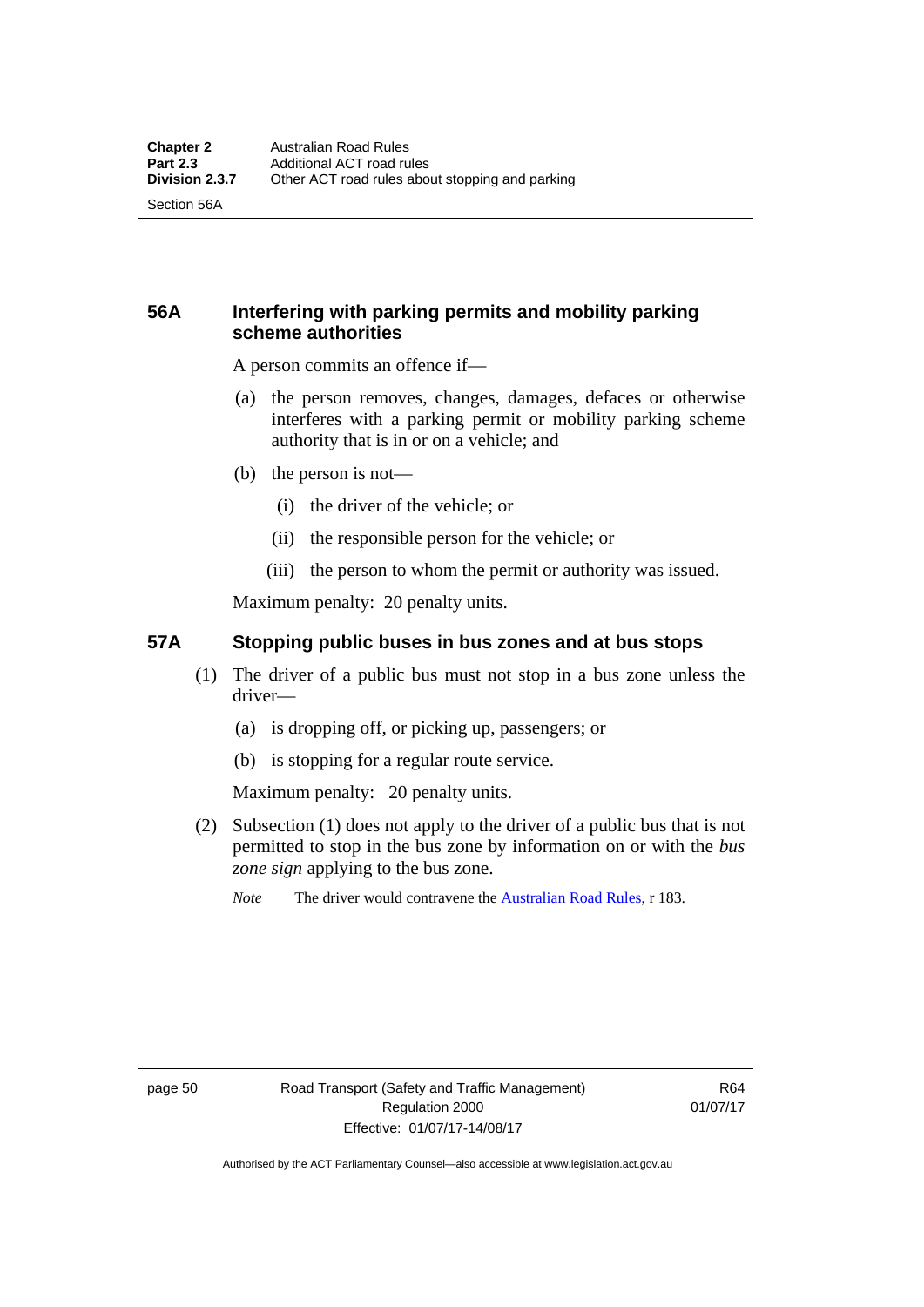## 56A Interfering with parking permits and mobility parking scheme authorities

A person commits an offence if—

(a) the person removes, changes, damages, defaces or otherwise interferes with a parking permit or mobility parking scheme authority that is in or on a vehicle; and

(b) the person is not—

(i) the driver of the vehicle; or

(ii) the responsible person for the vehicle; or

(iii) the person to whom the permit or authority was issued.

Maximum penalty: 20 penalty units.

## 57A Stopping public buses in bus zones and at bus stops

(1) The driver of a public bus must not stop in a bus zone unless the driver—

(a) is dropping off, or picking up, passengers; or

(b) is stopping for a regular route service.

Maximum penalty: 20 penalty units.

(2) Subsection (1) does not apply to the driver of a public bus that is not permitted to stop in the bus zone by information on or with the *bus zone sign* applying to the bus zone.

*Note* The driver would contravene the Australian Road Rules, r 183.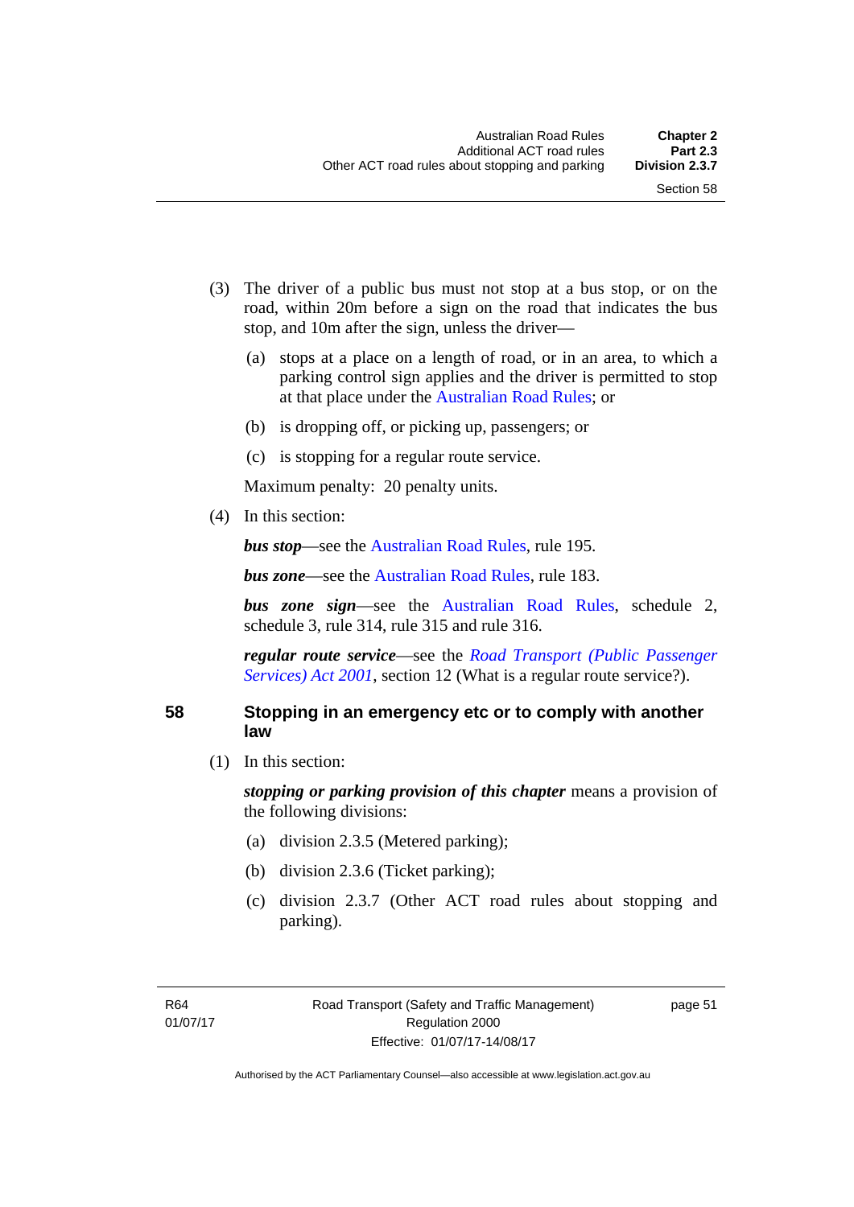(3) The driver of a public bus must not stop at a bus stop, or on the road, within 20m before a sign on the road that indicates the bus stop, and 10m after the sign, unless the driver—

(a) stops at a place on a length of road, or in an area, to which a parking control sign applies and the driver is permitted to stop at that place under the Australian Road Rules; or

(b) is dropping off, or picking up, passengers; or

(c) is stopping for a regular route service.

Maximum penalty: 20 penalty units.

(4) In this section:

***bus stop***—see the Australian Road Rules, rule 195.

***bus zone***—see the Australian Road Rules, rule 183.

***bus zone sign***—see the Australian Road Rules, schedule 2, schedule 3, rule 314, rule 315 and rule 316.

***regular route service***—see the *Road Transport (Public Passenger Services) Act 2001*, section 12 (What is a regular route service?).

## 58 Stopping in an emergency etc or to comply with another law

(1) In this section:

***stopping or parking provision of this chapter*** means a provision of the following divisions:

(a) division 2.3.5 (Metered parking);

(b) division 2.3.6 (Ticket parking);

(c) division 2.3.7 (Other ACT road rules about stopping and parking).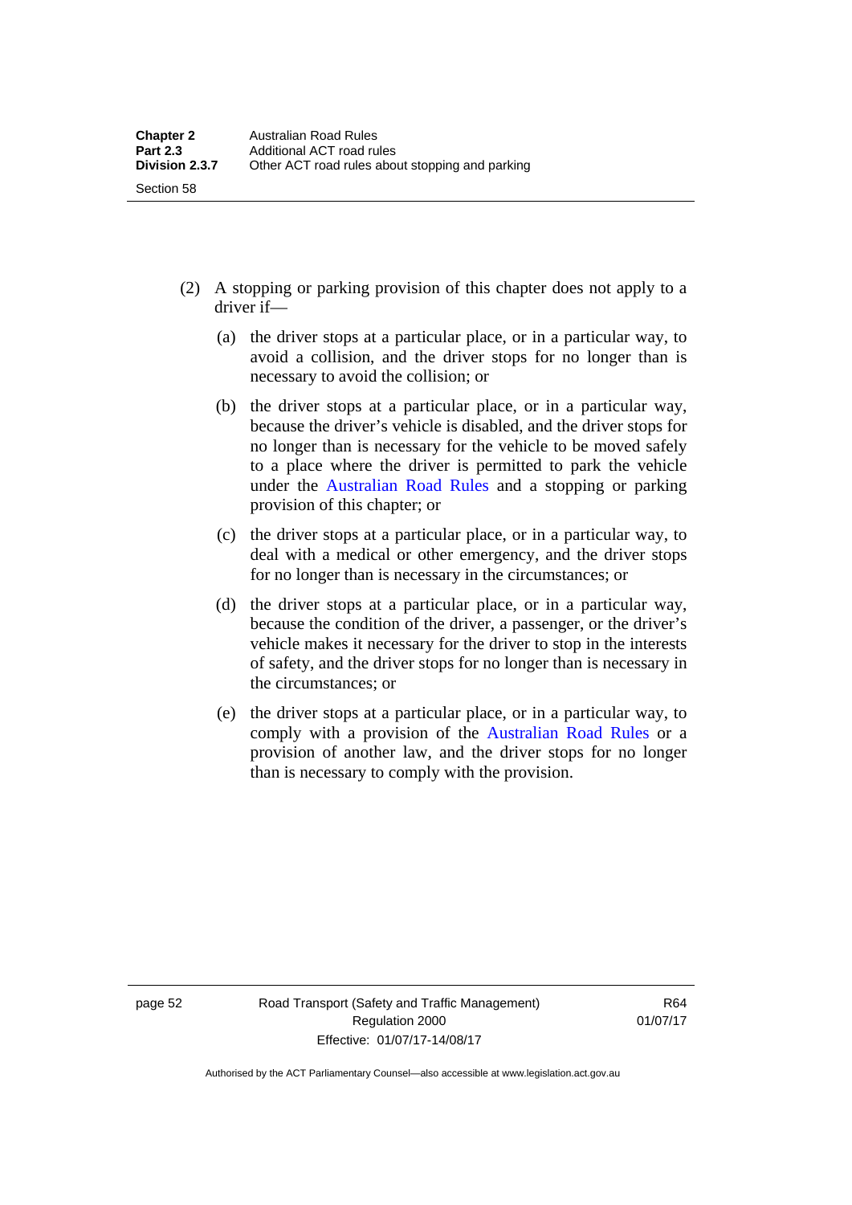(2) A stopping or parking provision of this chapter does not apply to a driver if—

(a) the driver stops at a particular place, or in a particular way, to avoid a collision, and the driver stops for no longer than is necessary to avoid the collision; or

(b) the driver stops at a particular place, or in a particular way, because the driver's vehicle is disabled, and the driver stops for no longer than is necessary for the vehicle to be moved safely to a place where the driver is permitted to park the vehicle under the Australian Road Rules and a stopping or parking provision of this chapter; or

(c) the driver stops at a particular place, or in a particular way, to deal with a medical or other emergency, and the driver stops for no longer than is necessary in the circumstances; or

(d) the driver stops at a particular place, or in a particular way, because the condition of the driver, a passenger, or the driver's vehicle makes it necessary for the driver to stop in the interests of safety, and the driver stops for no longer than is necessary in the circumstances; or

(e) the driver stops at a particular place, or in a particular way, to comply with a provision of the Australian Road Rules or a provision of another law, and the driver stops for no longer than is necessary to comply with the provision.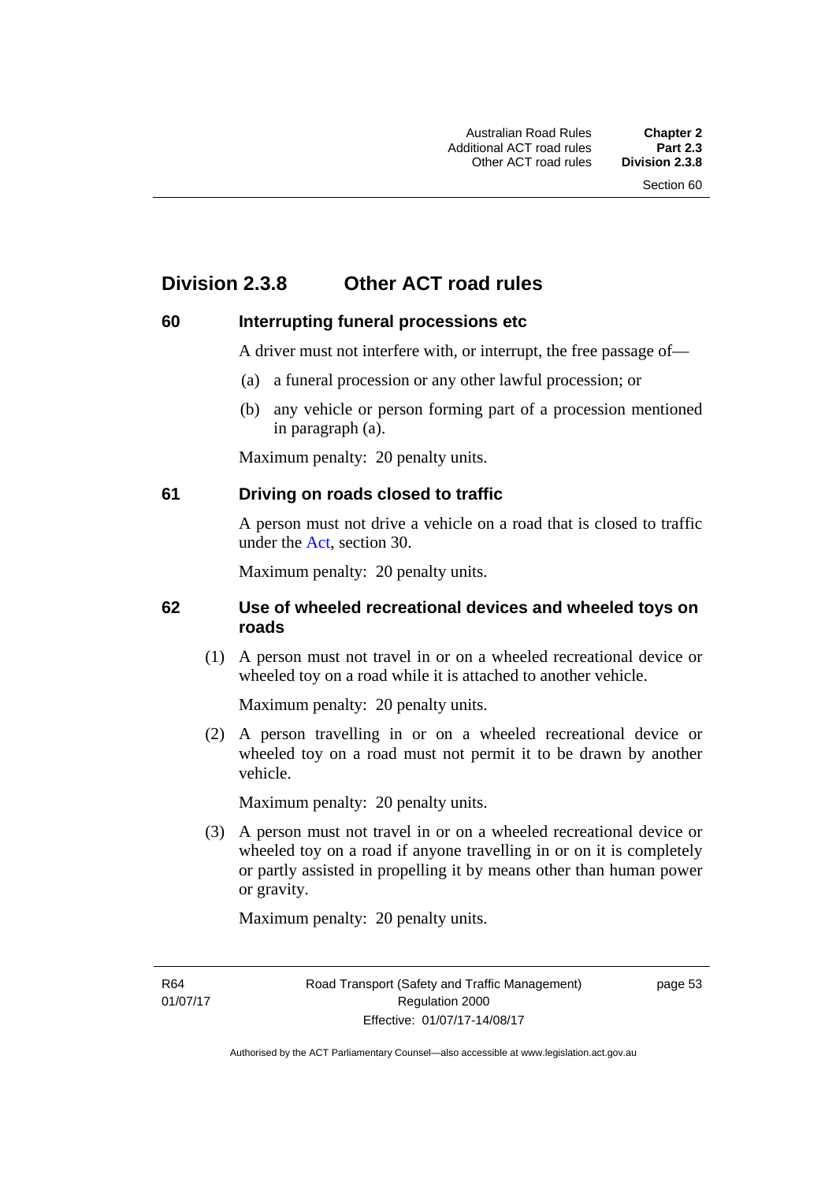## Division 2.3.8 Other ACT road rules

### 60 Interrupting funeral processions etc

A driver must not interfere with, or interrupt, the free passage of—

(a) a funeral procession or any other lawful procession; or

(b) any vehicle or person forming part of a procession mentioned in paragraph (a).

Maximum penalty: 20 penalty units.

### 61 Driving on roads closed to traffic

A person must not drive a vehicle on a road that is closed to traffic under the Act, section 30.

Maximum penalty: 20 penalty units.

### 62 Use of wheeled recreational devices and wheeled toys on roads

(1) A person must not travel in or on a wheeled recreational device or wheeled toy on a road while it is attached to another vehicle.

Maximum penalty: 20 penalty units.

(2) A person travelling in or on a wheeled recreational device or wheeled toy on a road must not permit it to be drawn by another vehicle.

Maximum penalty: 20 penalty units.

(3) A person must not travel in or on a wheeled recreational device or wheeled toy on a road if anyone travelling in or on it is completely or partly assisted in propelling it by means other than human power or gravity.

Maximum penalty: 20 penalty units.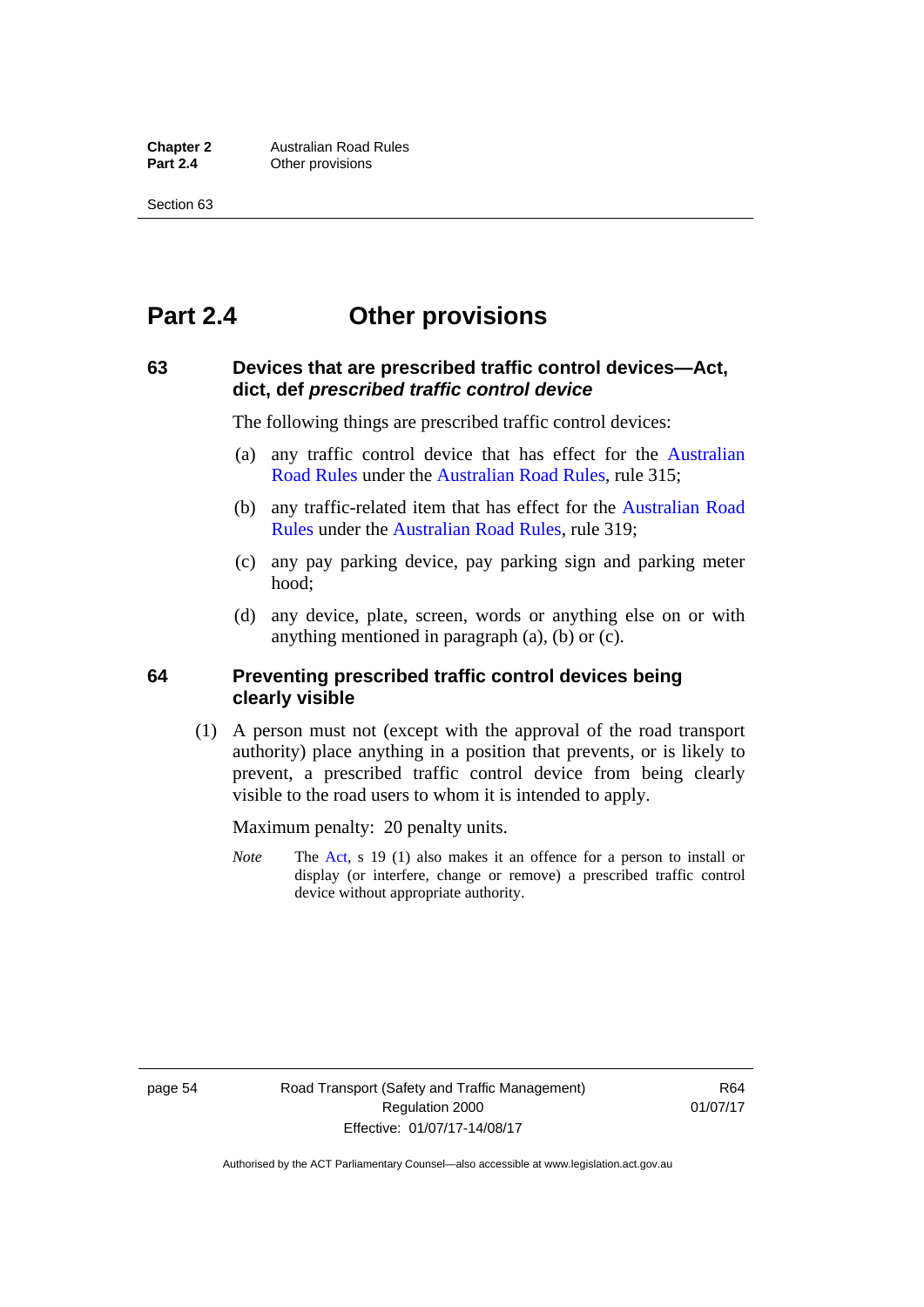# Part 2.4 Other provisions

### 63 Devices that are prescribed traffic control devices—Act, dict, def *prescribed traffic control device*

The following things are prescribed traffic control devices:

(a) any traffic control device that has effect for the Australian Road Rules under the Australian Road Rules, rule 315;

(b) any traffic-related item that has effect for the Australian Road Rules under the Australian Road Rules, rule 319;

(c) any pay parking device, pay parking sign and parking meter hood;

(d) any device, plate, screen, words or anything else on or with anything mentioned in paragraph (a), (b) or (c).

### 64 Preventing prescribed traffic control devices being clearly visible

(1) A person must not (except with the approval of the road transport authority) place anything in a position that prevents, or is likely to prevent, a prescribed traffic control device from being clearly visible to the road users to whom it is intended to apply.

Maximum penalty: 20 penalty units.

*Note* The Act, s 19 (1) also makes it an offence for a person to install or display (or interfere, change or remove) a prescribed traffic control device without appropriate authority.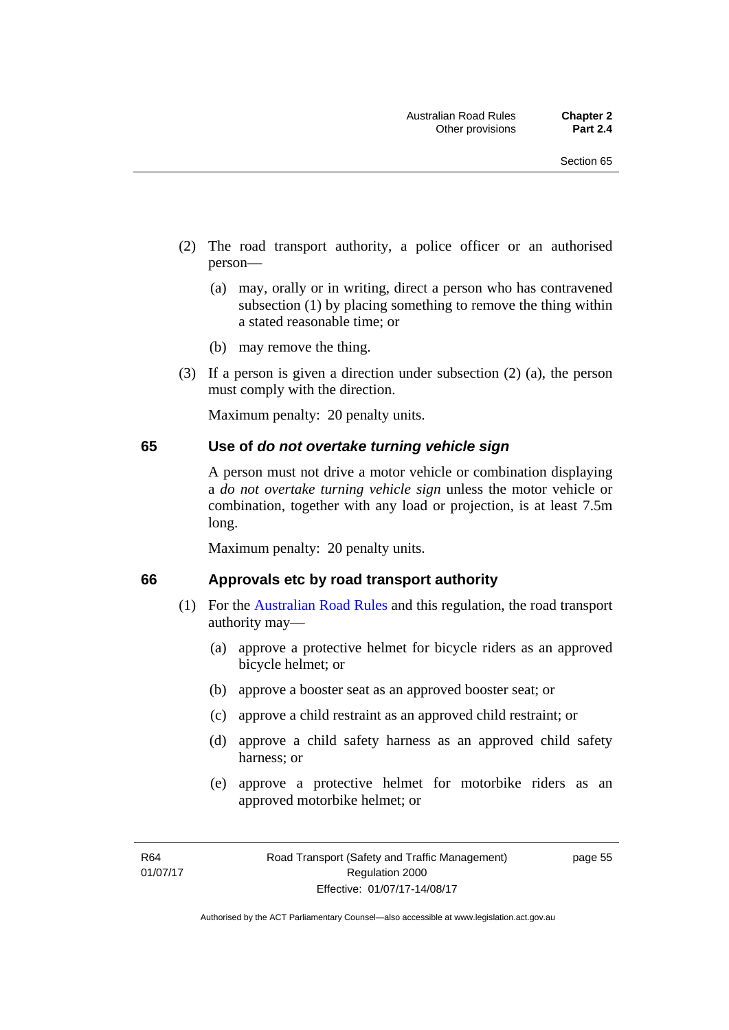(2) The road transport authority, a police officer or an authorised person—

(a) may, orally or in writing, direct a person who has contravened subsection (1) by placing something to remove the thing within a stated reasonable time; or

(b) may remove the thing.

(3) If a person is given a direction under subsection (2) (a), the person must comply with the direction.

Maximum penalty: 20 penalty units.

## 65 Use of *do not overtake turning vehicle sign*

A person must not drive a motor vehicle or combination displaying a *do not overtake turning vehicle sign* unless the motor vehicle or combination, together with any load or projection, is at least 7.5m long.

Maximum penalty: 20 penalty units.

## 66 Approvals etc by road transport authority

(1) For the Australian Road Rules and this regulation, the road transport authority may—

(a) approve a protective helmet for bicycle riders as an approved bicycle helmet; or

(b) approve a booster seat as an approved booster seat; or

(c) approve a child restraint as an approved child restraint; or

(d) approve a child safety harness as an approved child safety harness; or

(e) approve a protective helmet for motorbike riders as an approved motorbike helmet; or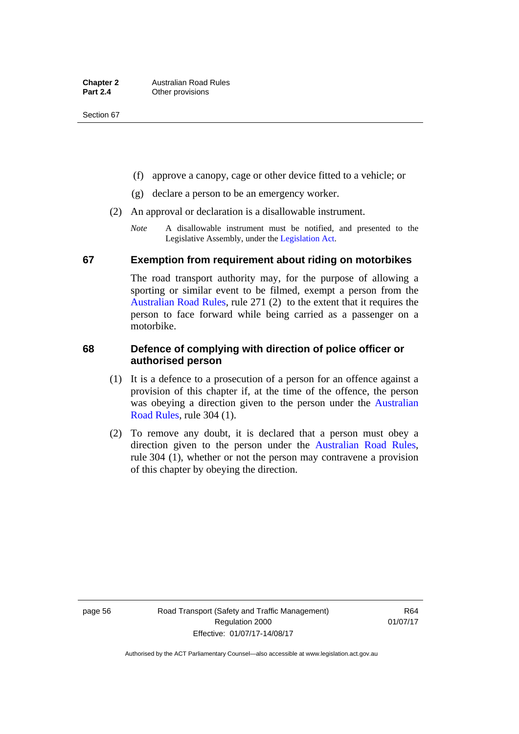(f) approve a canopy, cage or other device fitted to a vehicle; or

(g) declare a person to be an emergency worker.

(2) An approval or declaration is a disallowable instrument.

*Note* A disallowable instrument must be notified, and presented to the Legislative Assembly, under the Legislation Act.

## 67 Exemption from requirement about riding on motorbikes

The road transport authority may, for the purpose of allowing a sporting or similar event to be filmed, exempt a person from the Australian Road Rules, rule 271 (2) to the extent that it requires the person to face forward while being carried as a passenger on a motorbike.

## 68 Defence of complying with direction of police officer or authorised person

(1) It is a defence to a prosecution of a person for an offence against a provision of this chapter if, at the time of the offence, the person was obeying a direction given to the person under the Australian Road Rules, rule 304 (1).

(2) To remove any doubt, it is declared that a person must obey a direction given to the person under the Australian Road Rules, rule 304 (1), whether or not the person may contravene a provision of this chapter by obeying the direction.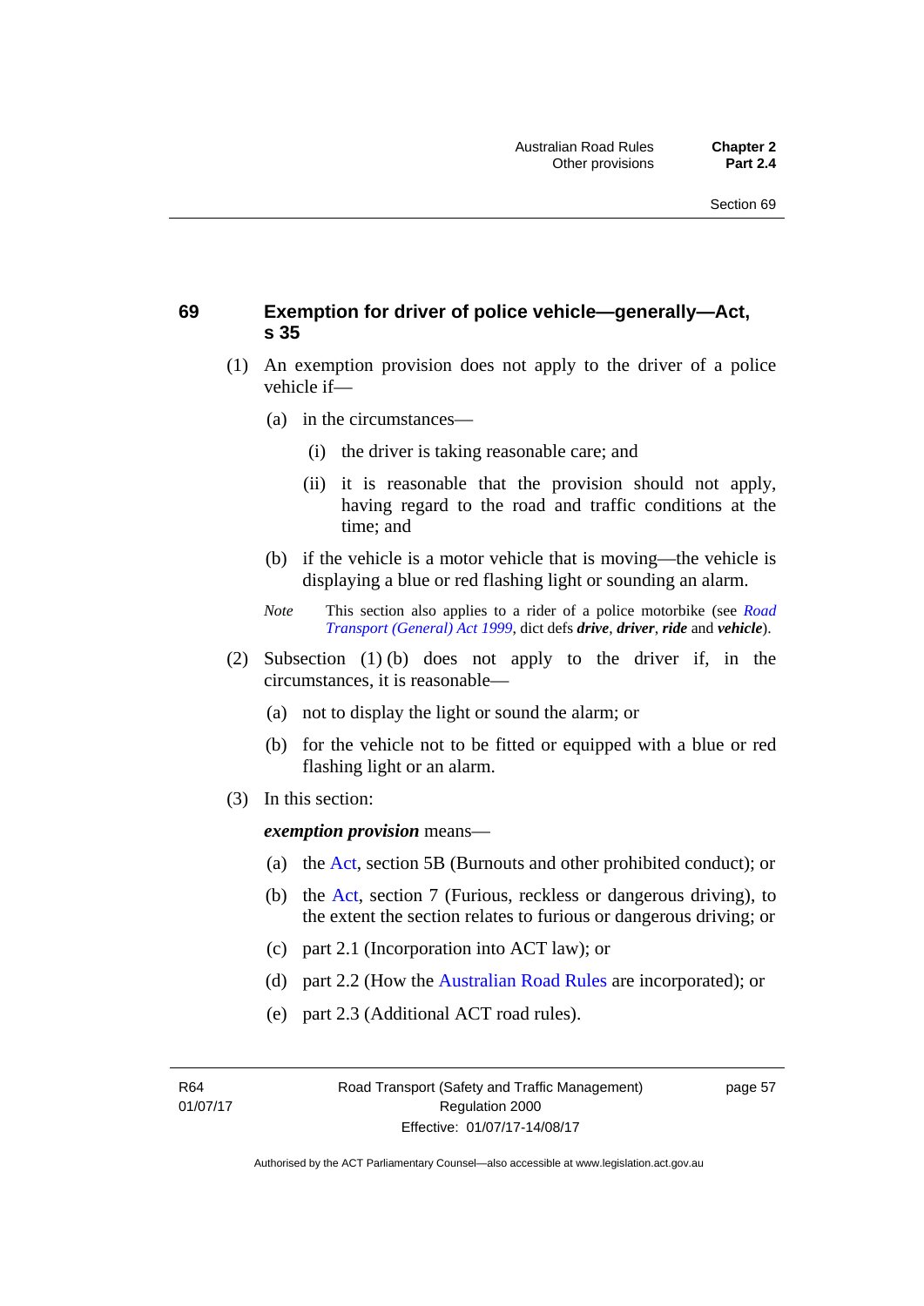## 69 Exemption for driver of police vehicle—generally—Act, s 35

(1) An exemption provision does not apply to the driver of a police vehicle if—

(a) in the circumstances—

(i) the driver is taking reasonable care; and

(ii) it is reasonable that the provision should not apply, having regard to the road and traffic conditions at the time; and

(b) if the vehicle is a motor vehicle that is moving—the vehicle is displaying a blue or red flashing light or sounding an alarm.

*Note* This section also applies to a rider of a police motorbike (see *Road Transport (General) Act 1999*, dict defs ***drive***, ***driver***, ***ride*** and ***vehicle***).

(2) Subsection (1) (b) does not apply to the driver if, in the circumstances, it is reasonable—

(a) not to display the light or sound the alarm; or

(b) for the vehicle not to be fitted or equipped with a blue or red flashing light or an alarm.

(3) In this section:

***exemption provision*** means—

(a) the Act, section 5B (Burnouts and other prohibited conduct); or

(b) the Act, section 7 (Furious, reckless or dangerous driving), to the extent the section relates to furious or dangerous driving; or

(c) part 2.1 (Incorporation into ACT law); or

(d) part 2.2 (How the Australian Road Rules are incorporated); or

(e) part 2.3 (Additional ACT road rules).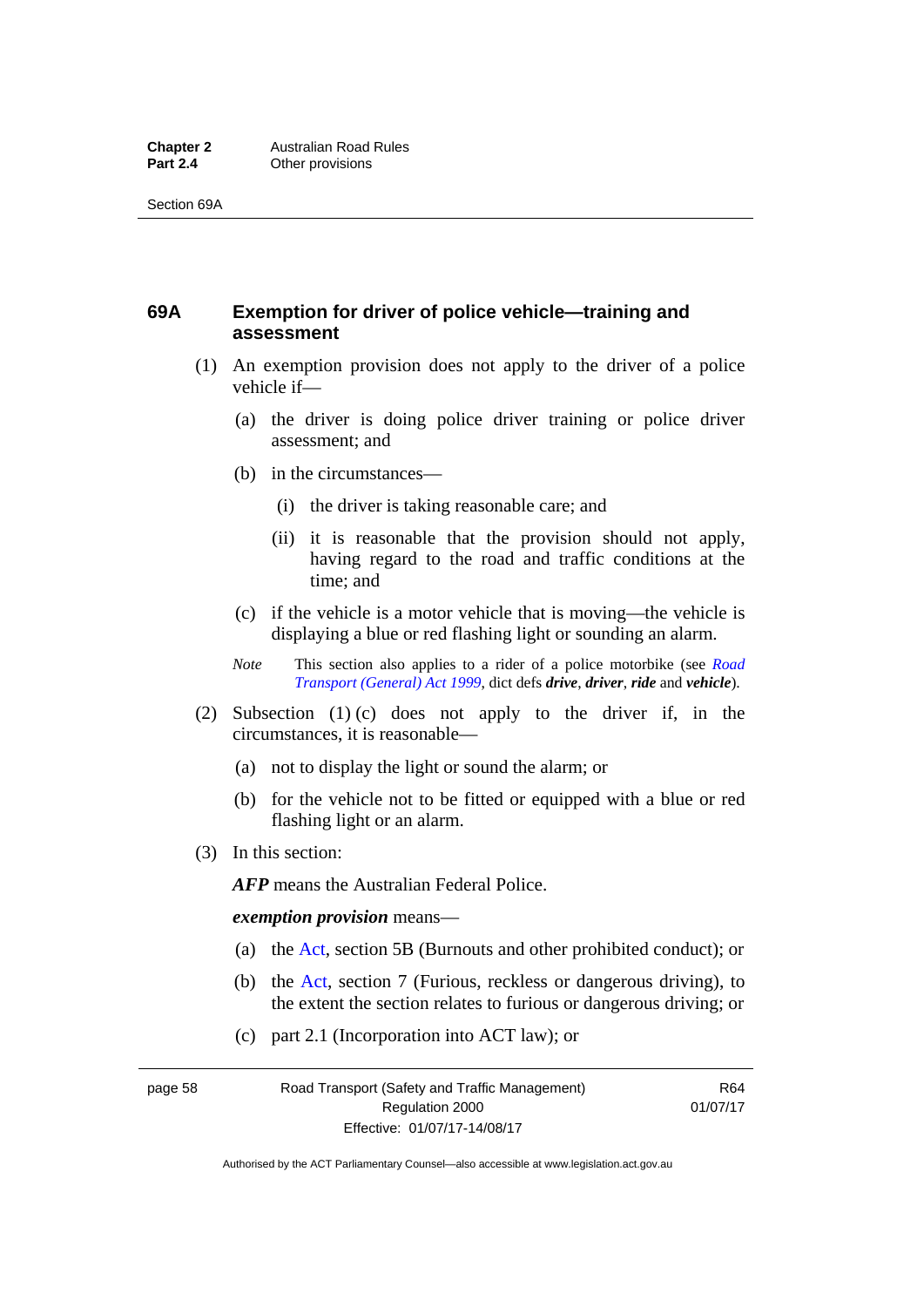## 69A Exemption for driver of police vehicle—training and assessment

(1) An exemption provision does not apply to the driver of a police vehicle if—

(a) the driver is doing police driver training or police driver assessment; and

(b) in the circumstances—

(i) the driver is taking reasonable care; and

(ii) it is reasonable that the provision should not apply, having regard to the road and traffic conditions at the time; and

(c) if the vehicle is a motor vehicle that is moving—the vehicle is displaying a blue or red flashing light or sounding an alarm.

*Note* This section also applies to a rider of a police motorbike (see *Road Transport (General) Act 1999*, dict defs ***drive***, ***driver***, ***ride*** and ***vehicle***).

(2) Subsection (1) (c) does not apply to the driver if, in the circumstances, it is reasonable—

(a) not to display the light or sound the alarm; or

(b) for the vehicle not to be fitted or equipped with a blue or red flashing light or an alarm.

(3) In this section:

***AFP*** means the Australian Federal Police.

***exemption provision*** means—

(a) the Act, section 5B (Burnouts and other prohibited conduct); or

(b) the Act, section 7 (Furious, reckless or dangerous driving), to the extent the section relates to furious or dangerous driving; or

(c) part 2.1 (Incorporation into ACT law); or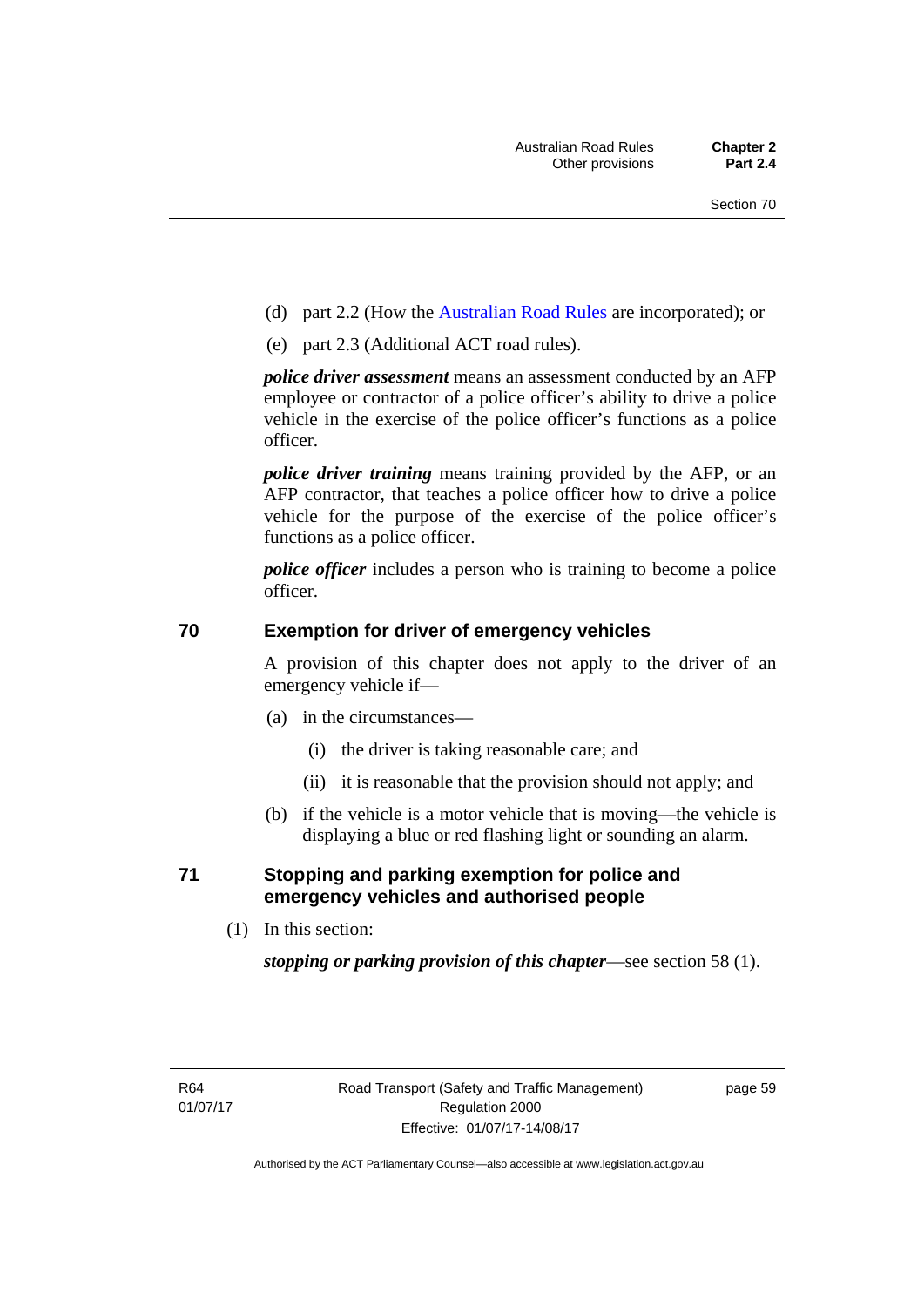(d) part 2.2 (How the Australian Road Rules are incorporated); or

(e) part 2.3 (Additional ACT road rules).

***police driver assessment*** means an assessment conducted by an AFP employee or contractor of a police officer's ability to drive a police vehicle in the exercise of the police officer's functions as a police officer.

***police driver training*** means training provided by the AFP, or an AFP contractor, that teaches a police officer how to drive a police vehicle for the purpose of the exercise of the police officer's functions as a police officer.

***police officer*** includes a person who is training to become a police officer.

## 70 Exemption for driver of emergency vehicles

A provision of this chapter does not apply to the driver of an emergency vehicle if—

(a) in the circumstances—

(i) the driver is taking reasonable care; and

(ii) it is reasonable that the provision should not apply; and

(b) if the vehicle is a motor vehicle that is moving—the vehicle is displaying a blue or red flashing light or sounding an alarm.

## 71 Stopping and parking exemption for police and emergency vehicles and authorised people

(1) In this section:

***stopping or parking provision of this chapter***—see section 58 (1).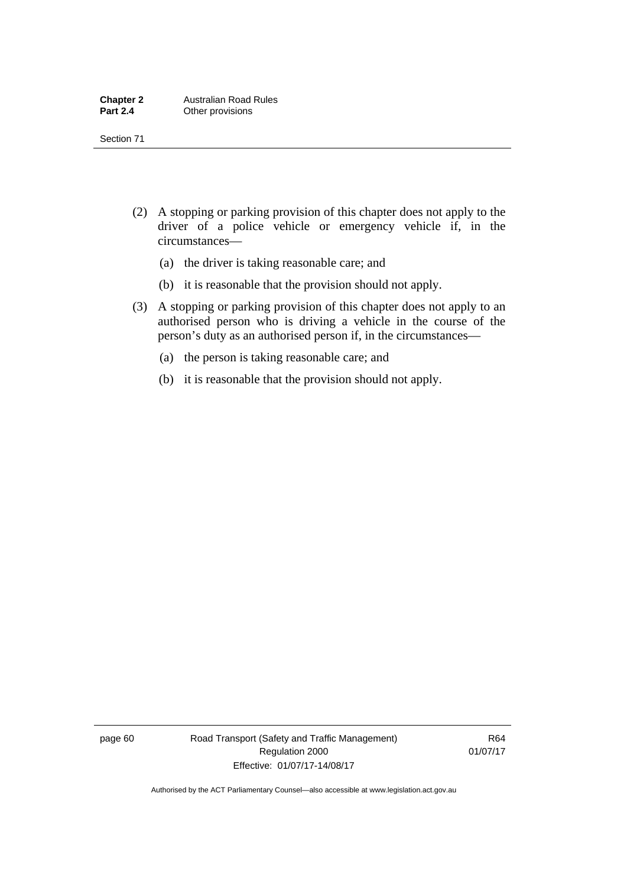(2) A stopping or parking provision of this chapter does not apply to the driver of a police vehicle or emergency vehicle if, in the circumstances—

(a) the driver is taking reasonable care; and

(b) it is reasonable that the provision should not apply.

(3) A stopping or parking provision of this chapter does not apply to an authorised person who is driving a vehicle in the course of the person's duty as an authorised person if, in the circumstances—

(a) the person is taking reasonable care; and

(b) it is reasonable that the provision should not apply.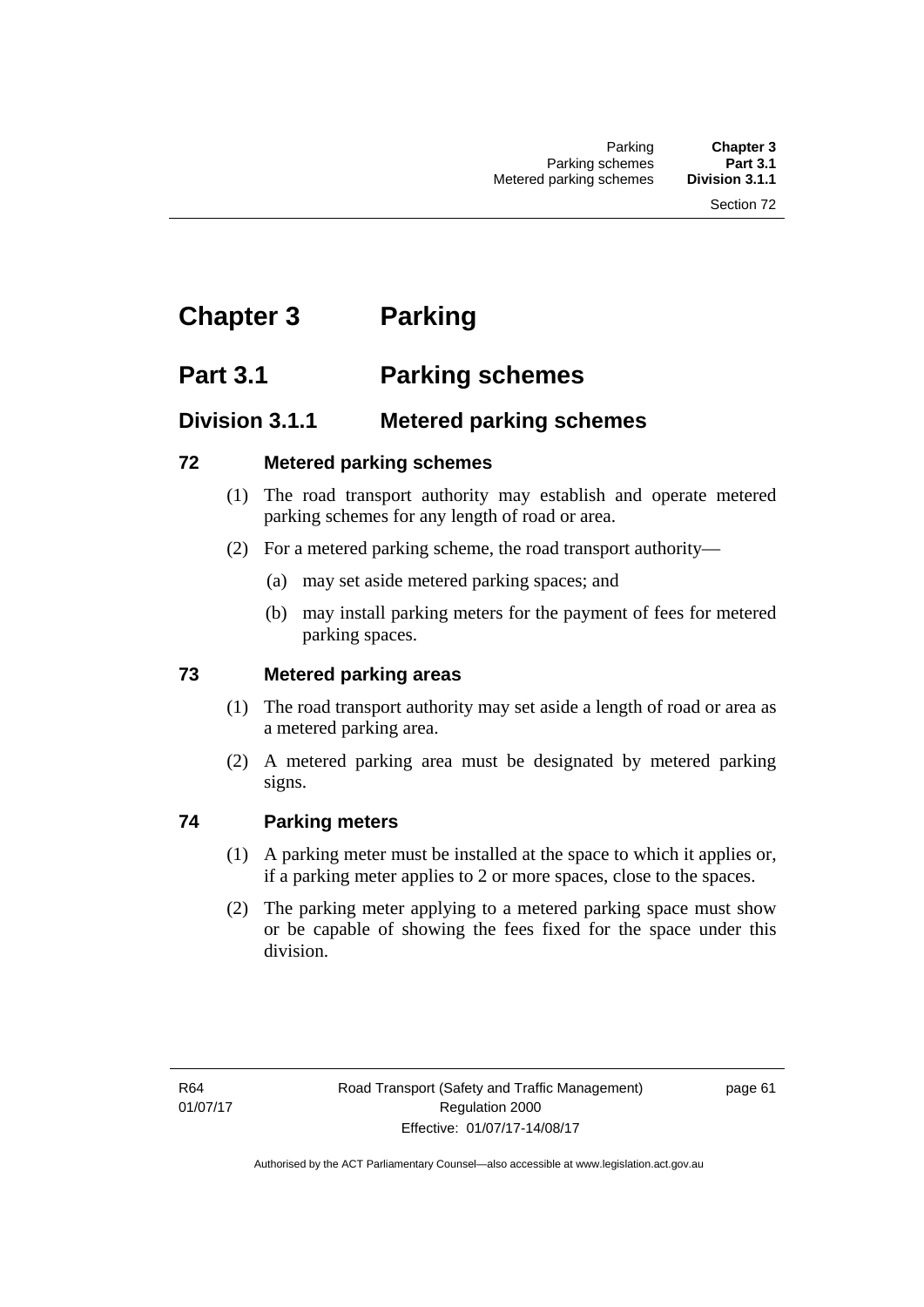# Chapter 3 Parking

## Part 3.1 Parking schemes

### Division 3.1.1 Metered parking schemes

#### 72 Metered parking schemes

(1) The road transport authority may establish and operate metered parking schemes for any length of road or area.

(2) For a metered parking scheme, the road transport authority—

(a) may set aside metered parking spaces; and

(b) may install parking meters for the payment of fees for metered parking spaces.

#### 73 Metered parking areas

(1) The road transport authority may set aside a length of road or area as a metered parking area.

(2) A metered parking area must be designated by metered parking signs.

#### 74 Parking meters

(1) A parking meter must be installed at the space to which it applies or, if a parking meter applies to 2 or more spaces, close to the spaces.

(2) The parking meter applying to a metered parking space must show or be capable of showing the fees fixed for the space under this division.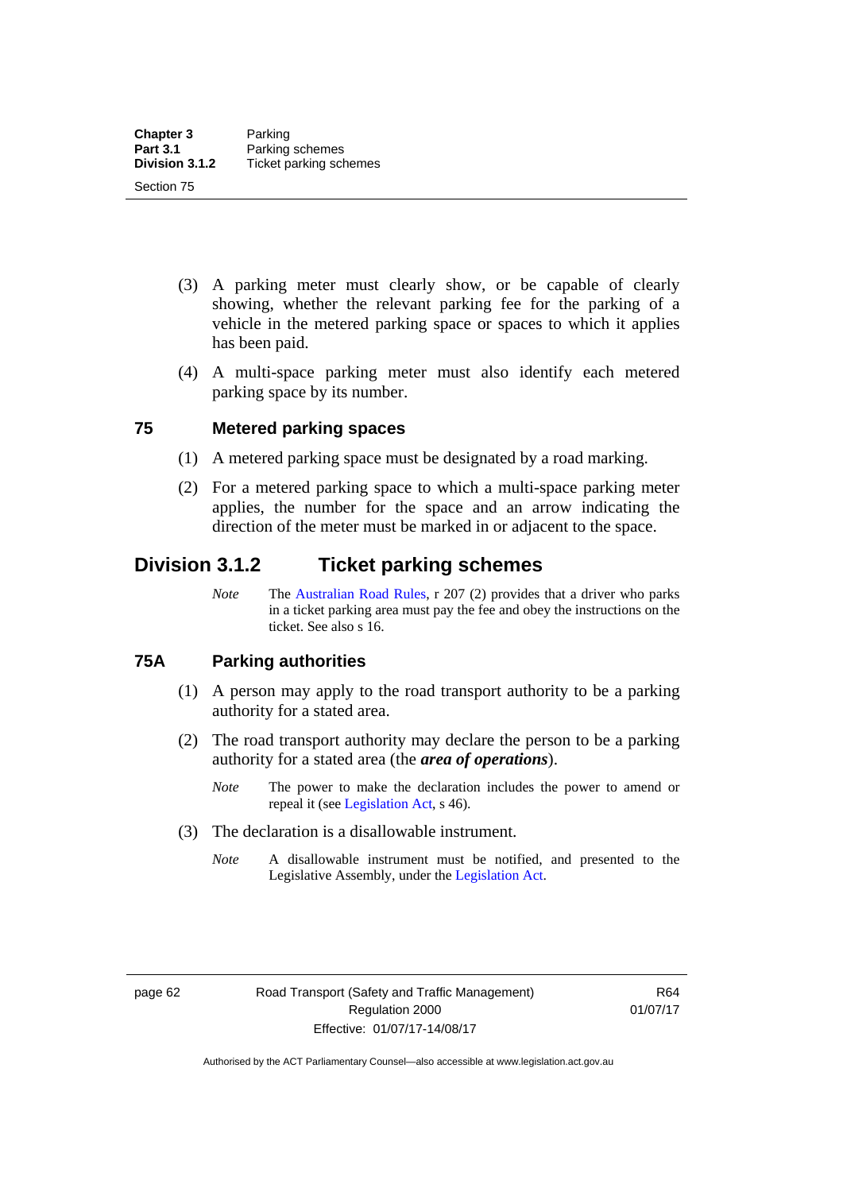(3) A parking meter must clearly show, or be capable of clearly showing, whether the relevant parking fee for the parking of a vehicle in the metered parking space or spaces to which it applies has been paid.

(4) A multi-space parking meter must also identify each metered parking space by its number.

### 75 Metered parking spaces

(1) A metered parking space must be designated by a road marking.

(2) For a metered parking space to which a multi-space parking meter applies, the number for the space and an arrow indicating the direction of the meter must be marked in or adjacent to the space.

## Division 3.1.2 Ticket parking schemes

*Note* The Australian Road Rules, r 207 (2) provides that a driver who parks in a ticket parking area must pay the fee and obey the instructions on the ticket. See also s 16.

### 75A Parking authorities

(1) A person may apply to the road transport authority to be a parking authority for a stated area.

(2) The road transport authority may declare the person to be a parking authority for a stated area (the ***area of operations***).

*Note* The power to make the declaration includes the power to amend or repeal it (see Legislation Act, s 46).

(3) The declaration is a disallowable instrument.

*Note* A disallowable instrument must be notified, and presented to the Legislative Assembly, under the Legislation Act.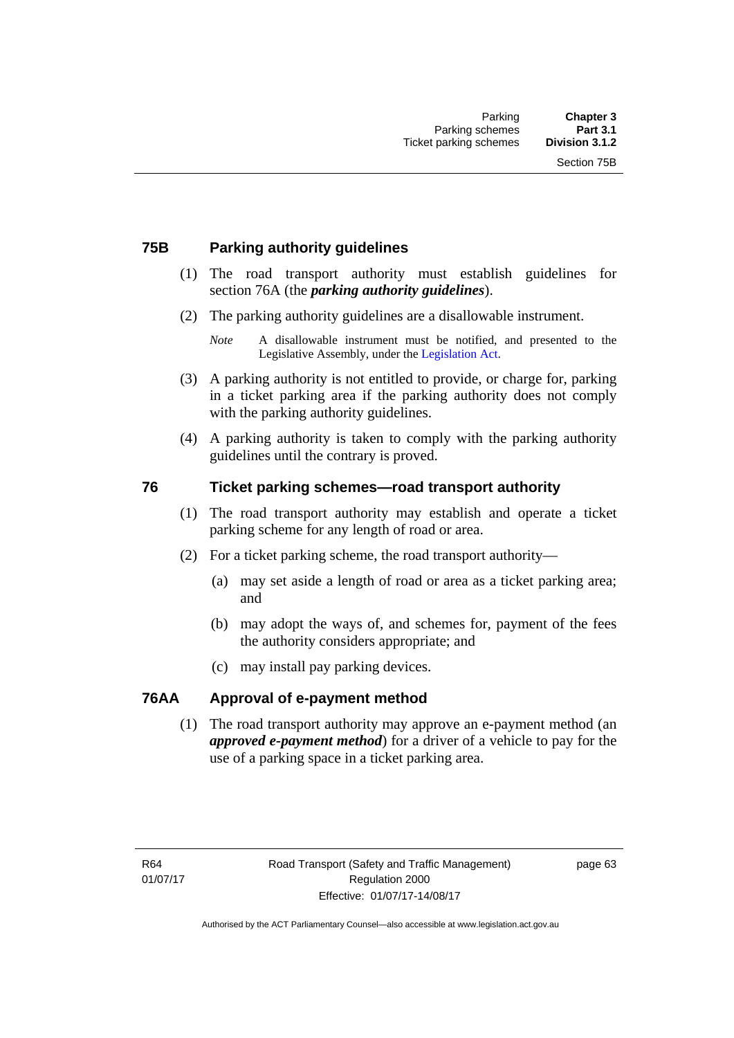### 75B Parking authority guidelines

(1) The road transport authority must establish guidelines for section 76A (the ***parking authority guidelines***).

(2) The parking authority guidelines are a disallowable instrument.

*Note* A disallowable instrument must be notified, and presented to the Legislative Assembly, under the Legislation Act.

(3) A parking authority is not entitled to provide, or charge for, parking in a ticket parking area if the parking authority does not comply with the parking authority guidelines.

(4) A parking authority is taken to comply with the parking authority guidelines until the contrary is proved.

### 76 Ticket parking schemes—road transport authority

(1) The road transport authority may establish and operate a ticket parking scheme for any length of road or area.

(2) For a ticket parking scheme, the road transport authority—

(a) may set aside a length of road or area as a ticket parking area; and

(b) may adopt the ways of, and schemes for, payment of the fees the authority considers appropriate; and

(c) may install pay parking devices.

### 76AA Approval of e-payment method

(1) The road transport authority may approve an e-payment method (an ***approved e-payment method***) for a driver of a vehicle to pay for the use of a parking space in a ticket parking area.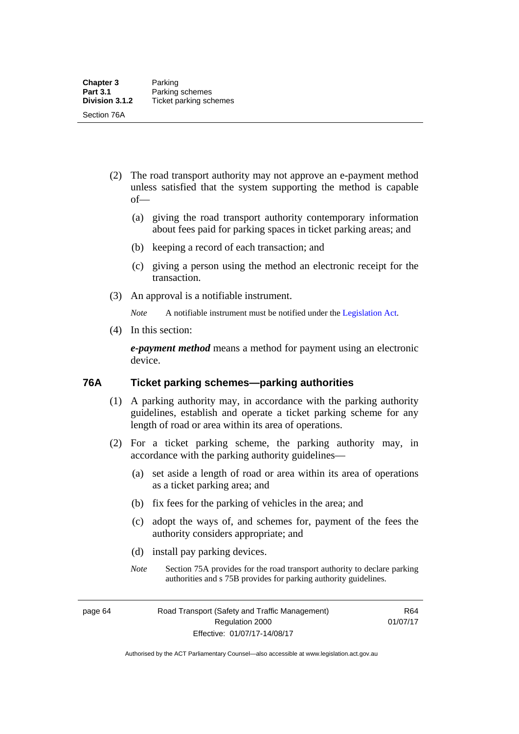(2) The road transport authority may not approve an e-payment method unless satisfied that the system supporting the method is capable of—

(a) giving the road transport authority contemporary information about fees paid for parking spaces in ticket parking areas; and

(b) keeping a record of each transaction; and

(c) giving a person using the method an electronic receipt for the transaction.

(3) An approval is a notifiable instrument.

*Note* A notifiable instrument must be notified under the Legislation Act.

(4) In this section:

***e-payment method*** means a method for payment using an electronic device.

### 76A Ticket parking schemes—parking authorities

(1) A parking authority may, in accordance with the parking authority guidelines, establish and operate a ticket parking scheme for any length of road or area within its area of operations.

(2) For a ticket parking scheme, the parking authority may, in accordance with the parking authority guidelines—

(a) set aside a length of road or area within its area of operations as a ticket parking area; and

(b) fix fees for the parking of vehicles in the area; and

(c) adopt the ways of, and schemes for, payment of the fees the authority considers appropriate; and

(d) install pay parking devices.

*Note* Section 75A provides for the road transport authority to declare parking authorities and s 75B provides for parking authority guidelines.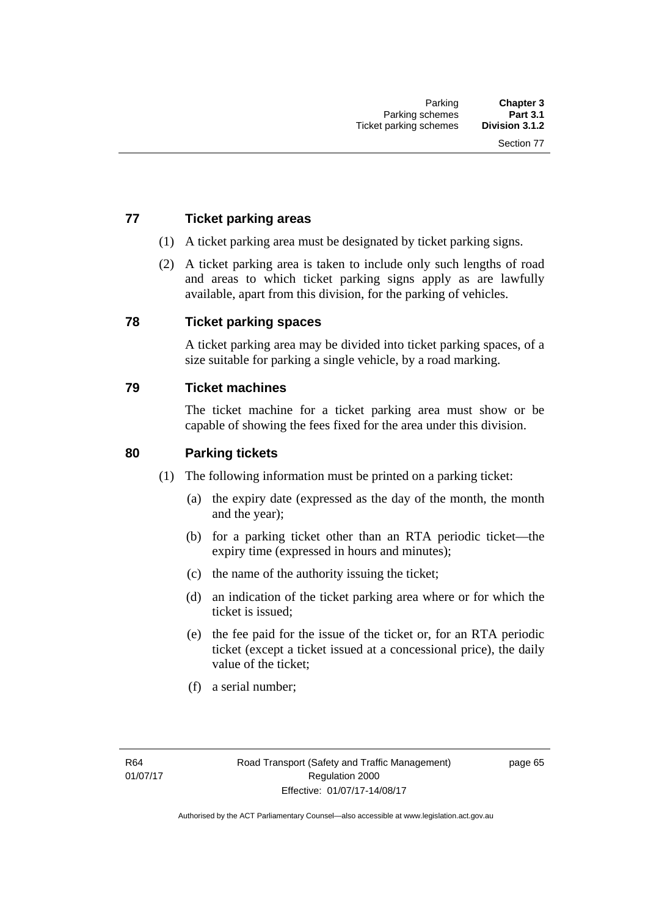### 77 Ticket parking areas

(1) A ticket parking area must be designated by ticket parking signs.

(2) A ticket parking area is taken to include only such lengths of road and areas to which ticket parking signs apply as are lawfully available, apart from this division, for the parking of vehicles.

### 78 Ticket parking spaces

A ticket parking area may be divided into ticket parking spaces, of a size suitable for parking a single vehicle, by a road marking.

### 79 Ticket machines

The ticket machine for a ticket parking area must show or be capable of showing the fees fixed for the area under this division.

### 80 Parking tickets

(1) The following information must be printed on a parking ticket:

(a) the expiry date (expressed as the day of the month, the month and the year);

(b) for a parking ticket other than an RTA periodic ticket—the expiry time (expressed in hours and minutes);

(c) the name of the authority issuing the ticket;

(d) an indication of the ticket parking area where or for which the ticket is issued;

(e) the fee paid for the issue of the ticket or, for an RTA periodic ticket (except a ticket issued at a concessional price), the daily value of the ticket;

(f) a serial number;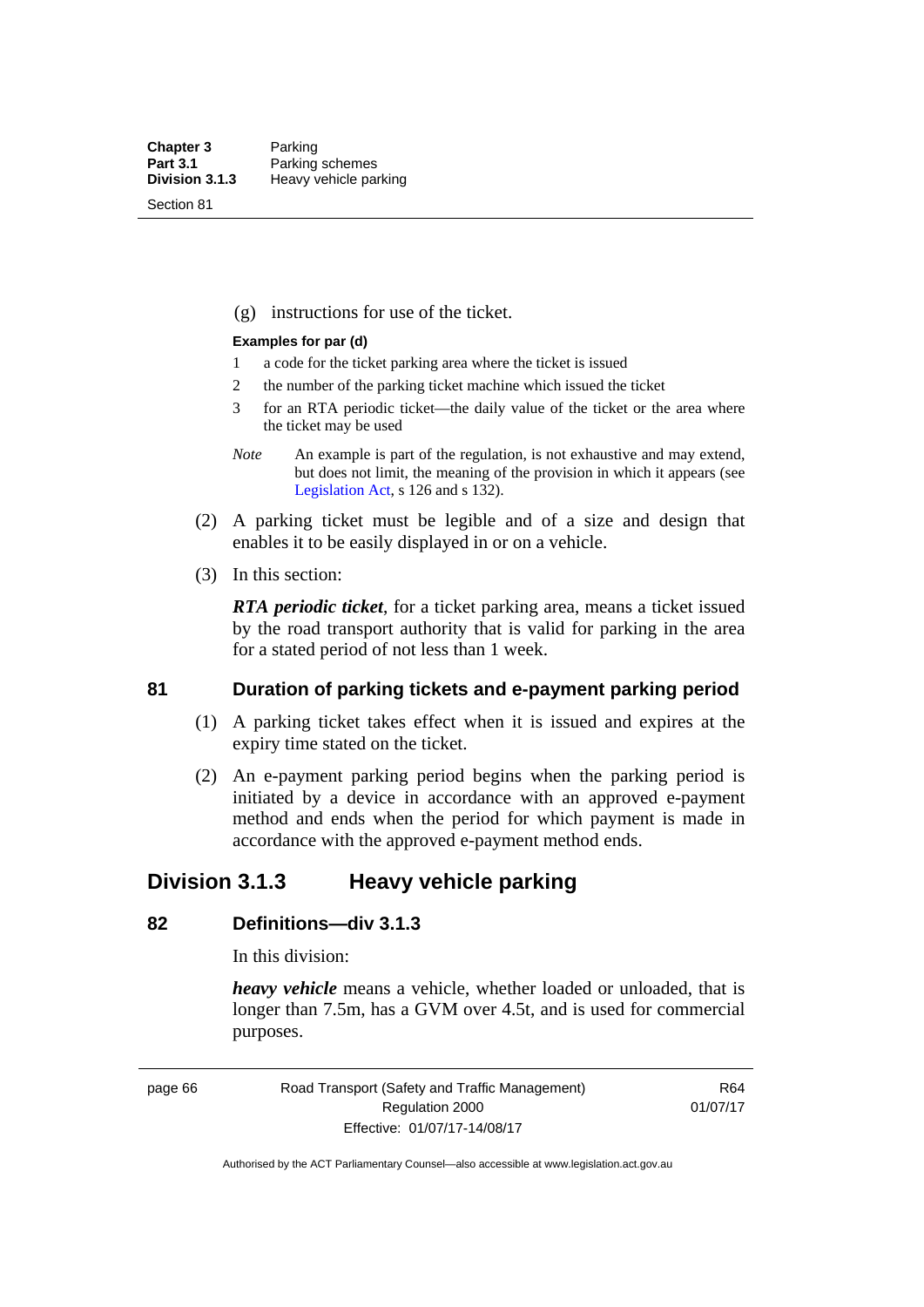(g) instructions for use of the ticket.

**Examples for par (d)**

1. a code for the ticket parking area where the ticket is issued
2. the number of the parking ticket machine which issued the ticket
3. for an RTA periodic ticket—the daily value of the ticket or the area where the ticket may be used

*Note* An example is part of the regulation, is not exhaustive and may extend, but does not limit, the meaning of the provision in which it appears (see Legislation Act, s 126 and s 132).

(2) A parking ticket must be legible and of a size and design that enables it to be easily displayed in or on a vehicle.

(3) In this section:

***RTA periodic ticket***, for a ticket parking area, means a ticket issued by the road transport authority that is valid for parking in the area for a stated period of not less than 1 week.

### 81 Duration of parking tickets and e-payment parking period

(1) A parking ticket takes effect when it is issued and expires at the expiry time stated on the ticket.

(2) An e-payment parking period begins when the parking period is initiated by a device in accordance with an approved e-payment method and ends when the period for which payment is made in accordance with the approved e-payment method ends.

## Division 3.1.3 Heavy vehicle parking

### 82 Definitions—div 3.1.3

In this division:

***heavy vehicle*** means a vehicle, whether loaded or unloaded, that is longer than 7.5m, has a GVM over 4.5t, and is used for commercial purposes.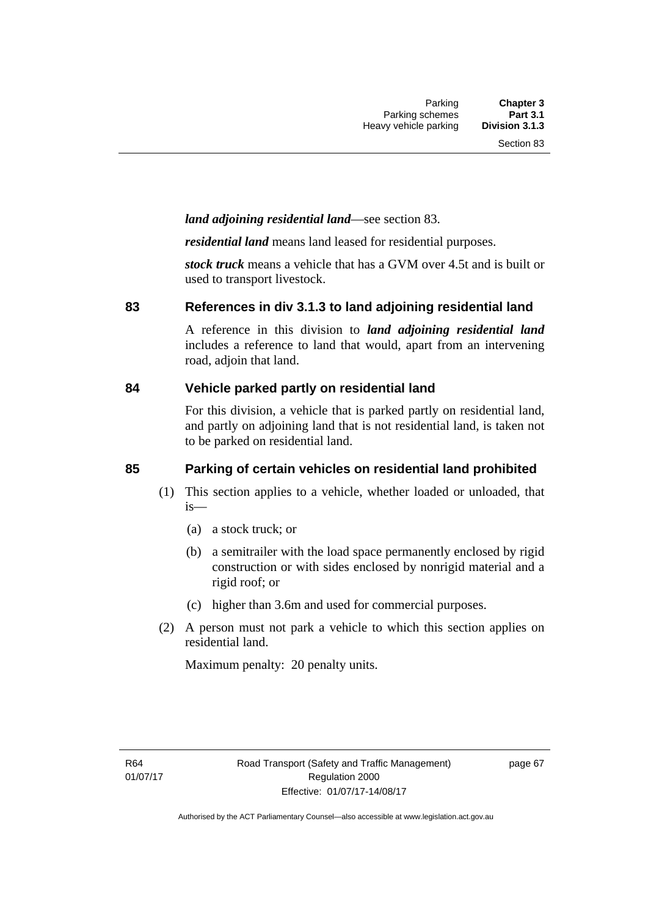***land adjoining residential land***—see section 83.

***residential land*** means land leased for residential purposes.

***stock truck*** means a vehicle that has a GVM over 4.5t and is built or used to transport livestock.

## 83 References in div 3.1.3 to land adjoining residential land

A reference in this division to ***land adjoining residential land*** includes a reference to land that would, apart from an intervening road, adjoin that land.

## 84 Vehicle parked partly on residential land

For this division, a vehicle that is parked partly on residential land, and partly on adjoining land that is not residential land, is taken not to be parked on residential land.

## 85 Parking of certain vehicles on residential land prohibited

(1) This section applies to a vehicle, whether loaded or unloaded, that is—

- (a) a stock truck; or
- (b) a semitrailer with the load space permanently enclosed by rigid construction or with sides enclosed by nonrigid material and a rigid roof; or
- (c) higher than 3.6m and used for commercial purposes.

(2) A person must not park a vehicle to which this section applies on residential land.

Maximum penalty: 20 penalty units.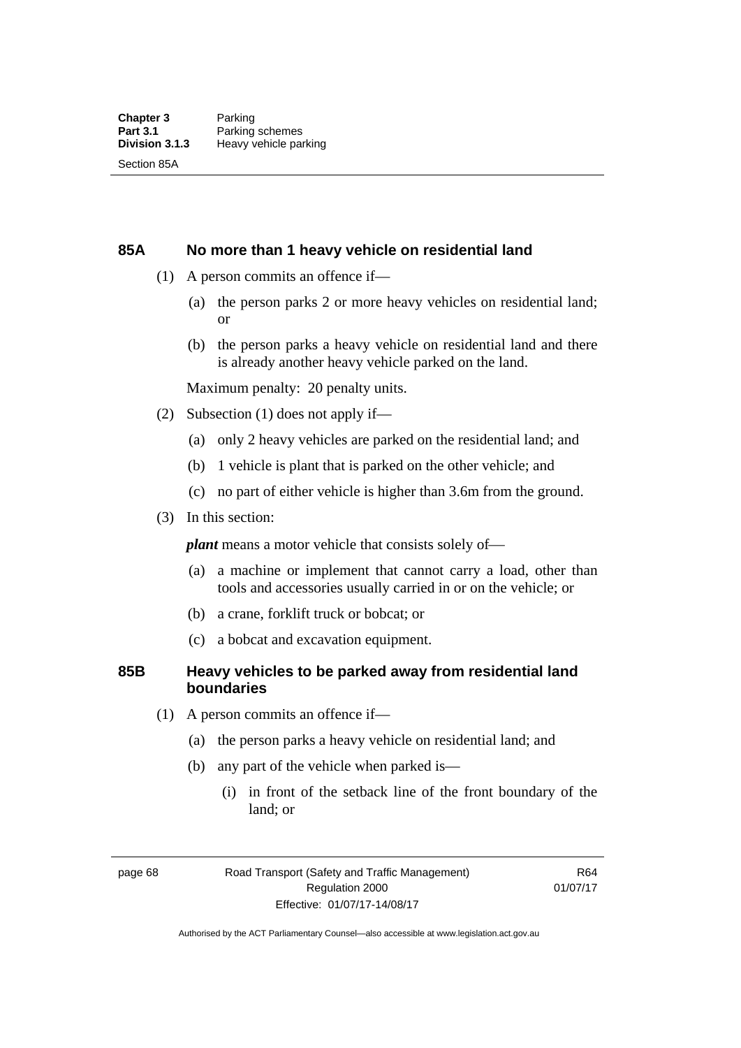## 85A No more than 1 heavy vehicle on residential land

(1) A person commits an offence if—

(a) the person parks 2 or more heavy vehicles on residential land; or

(b) the person parks a heavy vehicle on residential land and there is already another heavy vehicle parked on the land.

Maximum penalty: 20 penalty units.

(2) Subsection (1) does not apply if—

(a) only 2 heavy vehicles are parked on the residential land; and

(b) 1 vehicle is plant that is parked on the other vehicle; and

(c) no part of either vehicle is higher than 3.6m from the ground.

(3) In this section:

***plant*** means a motor vehicle that consists solely of—

(a) a machine or implement that cannot carry a load, other than tools and accessories usually carried in or on the vehicle; or

(b) a crane, forklift truck or bobcat; or

(c) a bobcat and excavation equipment.

## 85B Heavy vehicles to be parked away from residential land boundaries

(1) A person commits an offence if—

(a) the person parks a heavy vehicle on residential land; and

(b) any part of the vehicle when parked is—

(i) in front of the setback line of the front boundary of the land; or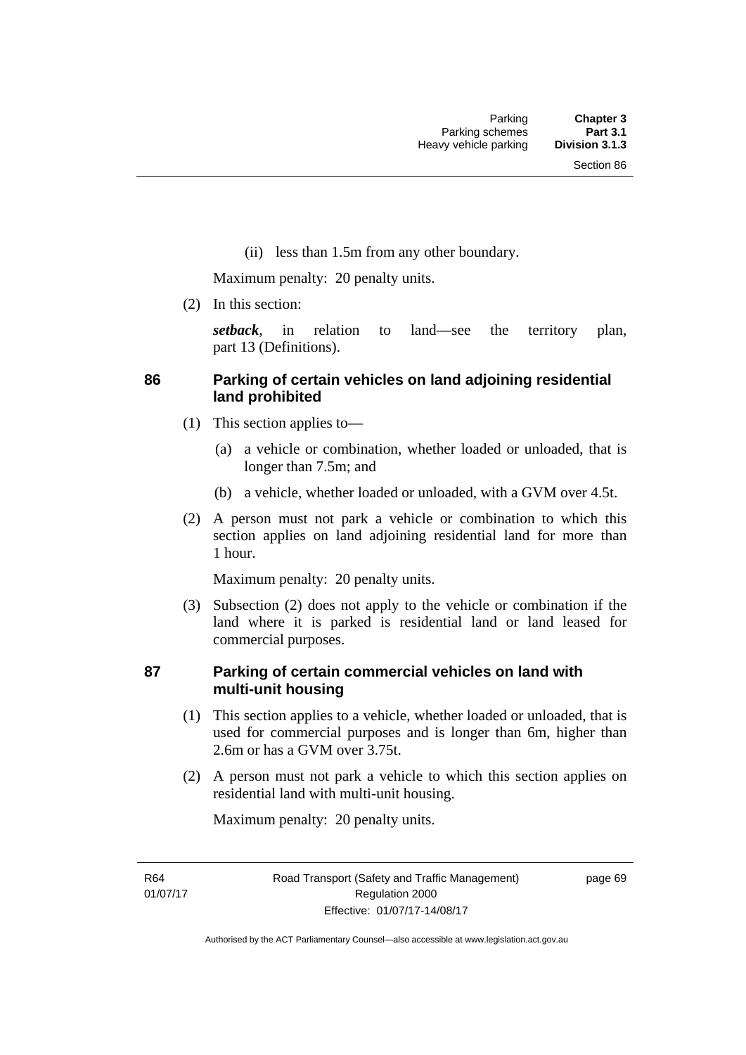(ii) less than 1.5m from any other boundary.

Maximum penalty: 20 penalty units.

(2) In this section:

***setback***, in relation to land—see the territory plan, part 13 (Definitions).

### 86 Parking of certain vehicles on land adjoining residential land prohibited

(1) This section applies to—

(a) a vehicle or combination, whether loaded or unloaded, that is longer than 7.5m; and

(b) a vehicle, whether loaded or unloaded, with a GVM over 4.5t.

(2) A person must not park a vehicle or combination to which this section applies on land adjoining residential land for more than 1 hour.

Maximum penalty: 20 penalty units.

(3) Subsection (2) does not apply to the vehicle or combination if the land where it is parked is residential land or land leased for commercial purposes.

### 87 Parking of certain commercial vehicles on land with multi-unit housing

(1) This section applies to a vehicle, whether loaded or unloaded, that is used for commercial purposes and is longer than 6m, higher than 2.6m or has a GVM over 3.75t.

(2) A person must not park a vehicle to which this section applies on residential land with multi-unit housing.

Maximum penalty: 20 penalty units.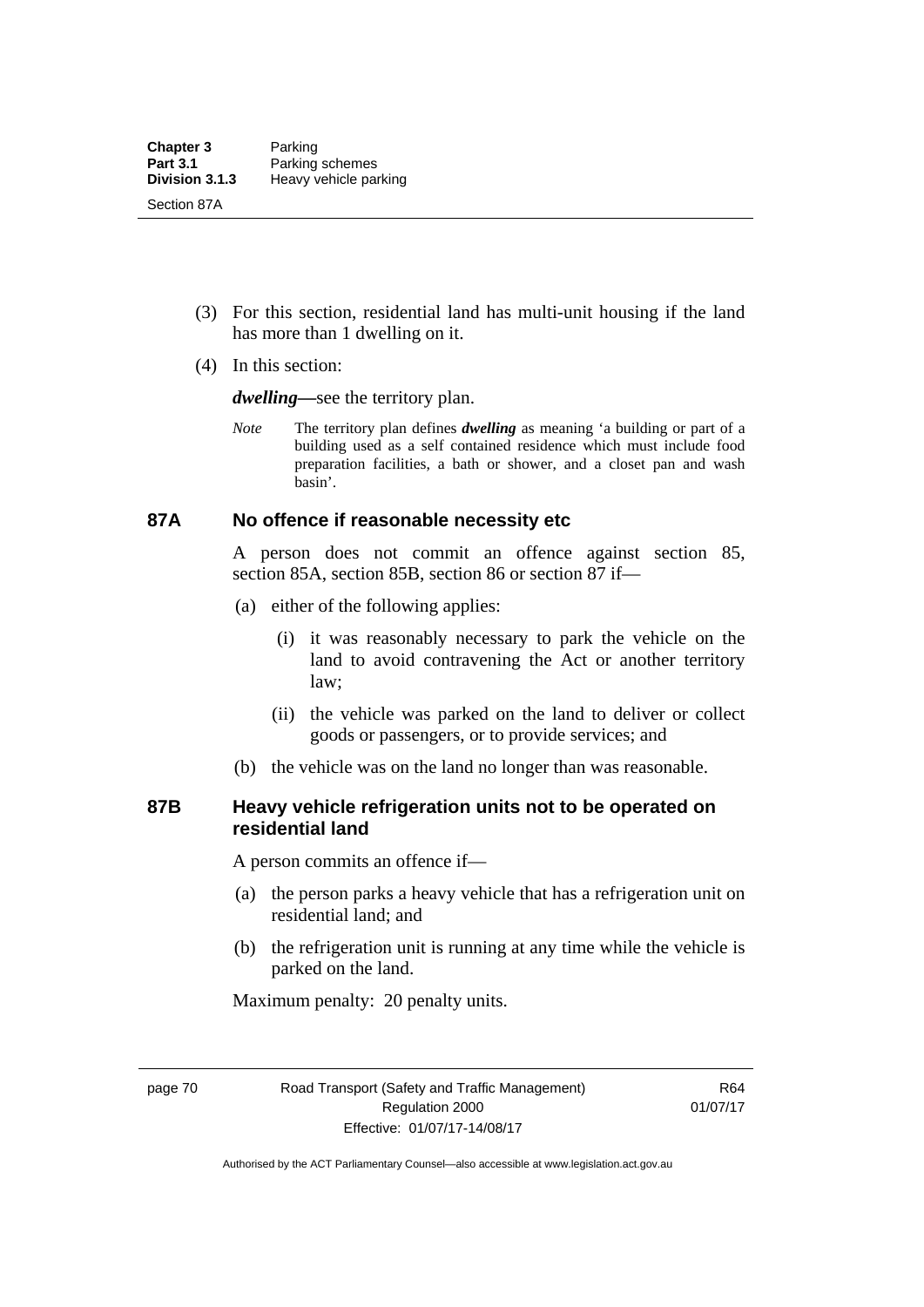(3) For this section, residential land has multi-unit housing if the land has more than 1 dwelling on it.

(4) In this section:

***dwelling***—see the territory plan.

*Note* The territory plan defines ***dwelling*** as meaning 'a building or part of a building used as a self contained residence which must include food preparation facilities, a bath or shower, and a closet pan and wash basin'.

### 87A No offence if reasonable necessity etc

A person does not commit an offence against section 85, section 85A, section 85B, section 86 or section 87 if—

(a) either of the following applies:

(i) it was reasonably necessary to park the vehicle on the land to avoid contravening the Act or another territory law;

(ii) the vehicle was parked on the land to deliver or collect goods or passengers, or to provide services; and

(b) the vehicle was on the land no longer than was reasonable.

### 87B Heavy vehicle refrigeration units not to be operated on residential land

A person commits an offence if—

(a) the person parks a heavy vehicle that has a refrigeration unit on residential land; and

(b) the refrigeration unit is running at any time while the vehicle is parked on the land.

Maximum penalty: 20 penalty units.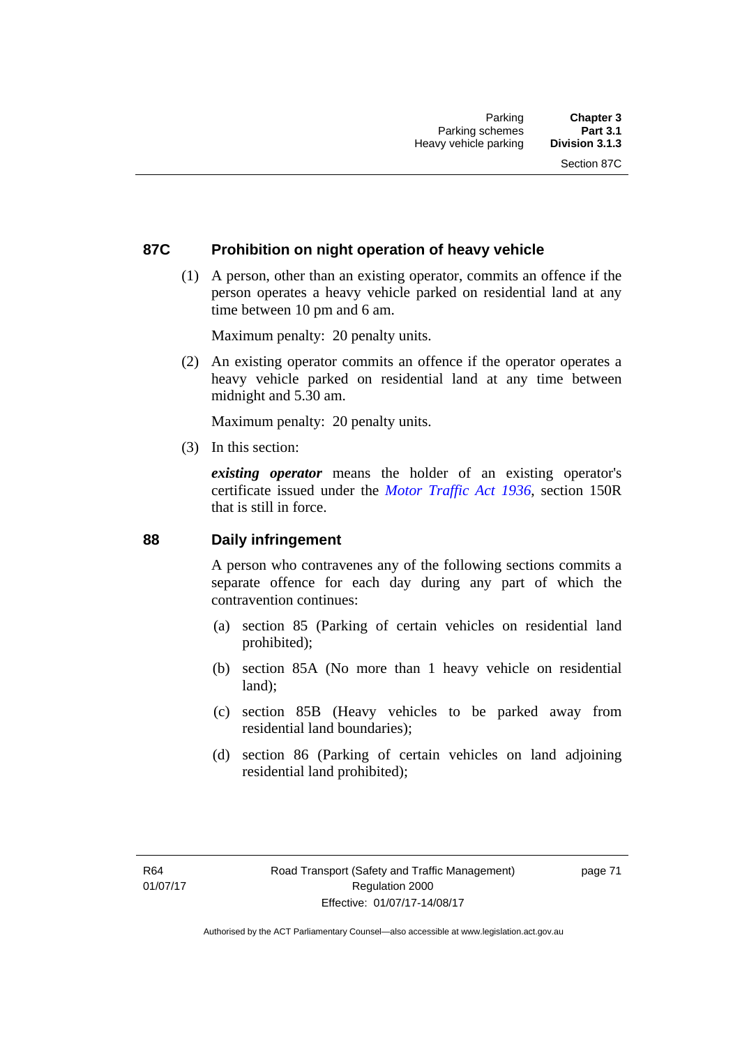## 87C Prohibition on night operation of heavy vehicle

(1) A person, other than an existing operator, commits an offence if the person operates a heavy vehicle parked on residential land at any time between 10 pm and 6 am.

Maximum penalty: 20 penalty units.

(2) An existing operator commits an offence if the operator operates a heavy vehicle parked on residential land at any time between midnight and 5.30 am.

Maximum penalty: 20 penalty units.

(3) In this section:

***existing operator*** means the holder of an existing operator's certificate issued under the *Motor Traffic Act 1936*, section 150R that is still in force.

## 88 Daily infringement

A person who contravenes any of the following sections commits a separate offence for each day during any part of which the contravention continues:

(a) section 85 (Parking of certain vehicles on residential land prohibited);

(b) section 85A (No more than 1 heavy vehicle on residential land);

(c) section 85B (Heavy vehicles to be parked away from residential land boundaries);

(d) section 86 (Parking of certain vehicles on land adjoining residential land prohibited);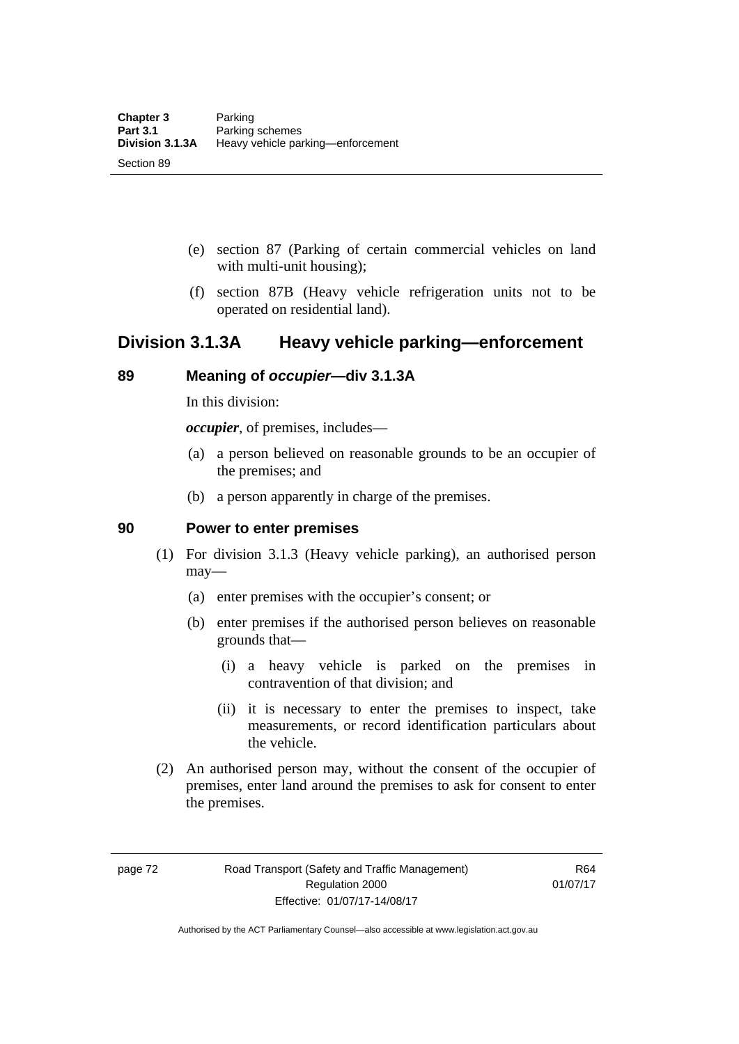(e) section 87 (Parking of certain commercial vehicles on land with multi-unit housing);

(f) section 87B (Heavy vehicle refrigeration units not to be operated on residential land).

## Division 3.1.3A Heavy vehicle parking—enforcement

### 89 Meaning of *occupier*—div 3.1.3A

In this division:

***occupier***, of premises, includes—

(a) a person believed on reasonable grounds to be an occupier of the premises; and

(b) a person apparently in charge of the premises.

### 90 Power to enter premises

(1) For division 3.1.3 (Heavy vehicle parking), an authorised person may—

(a) enter premises with the occupier's consent; or

(b) enter premises if the authorised person believes on reasonable grounds that—

(i) a heavy vehicle is parked on the premises in contravention of that division; and

(ii) it is necessary to enter the premises to inspect, take measurements, or record identification particulars about the vehicle.

(2) An authorised person may, without the consent of the occupier of premises, enter land around the premises to ask for consent to enter the premises.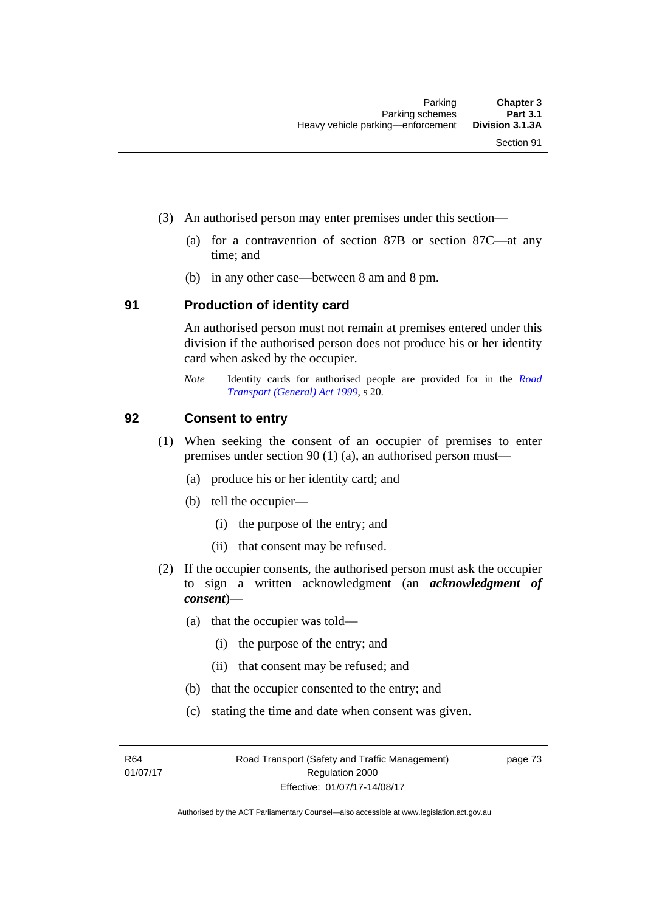(3) An authorised person may enter premises under this section—

(a) for a contravention of section 87B or section 87C—at any time; and

(b) in any other case—between 8 am and 8 pm.

## 91 Production of identity card

An authorised person must not remain at premises entered under this division if the authorised person does not produce his or her identity card when asked by the occupier.

*Note* Identity cards for authorised people are provided for in the *Road Transport (General) Act 1999*, s 20.

## 92 Consent to entry

(1) When seeking the consent of an occupier of premises to enter premises under section 90 (1) (a), an authorised person must—

(a) produce his or her identity card; and

(b) tell the occupier—

(i) the purpose of the entry; and

(ii) that consent may be refused.

(2) If the occupier consents, the authorised person must ask the occupier to sign a written acknowledgment (an ***acknowledgment of consent***)—

(a) that the occupier was told—

(i) the purpose of the entry; and

(ii) that consent may be refused; and

(b) that the occupier consented to the entry; and

(c) stating the time and date when consent was given.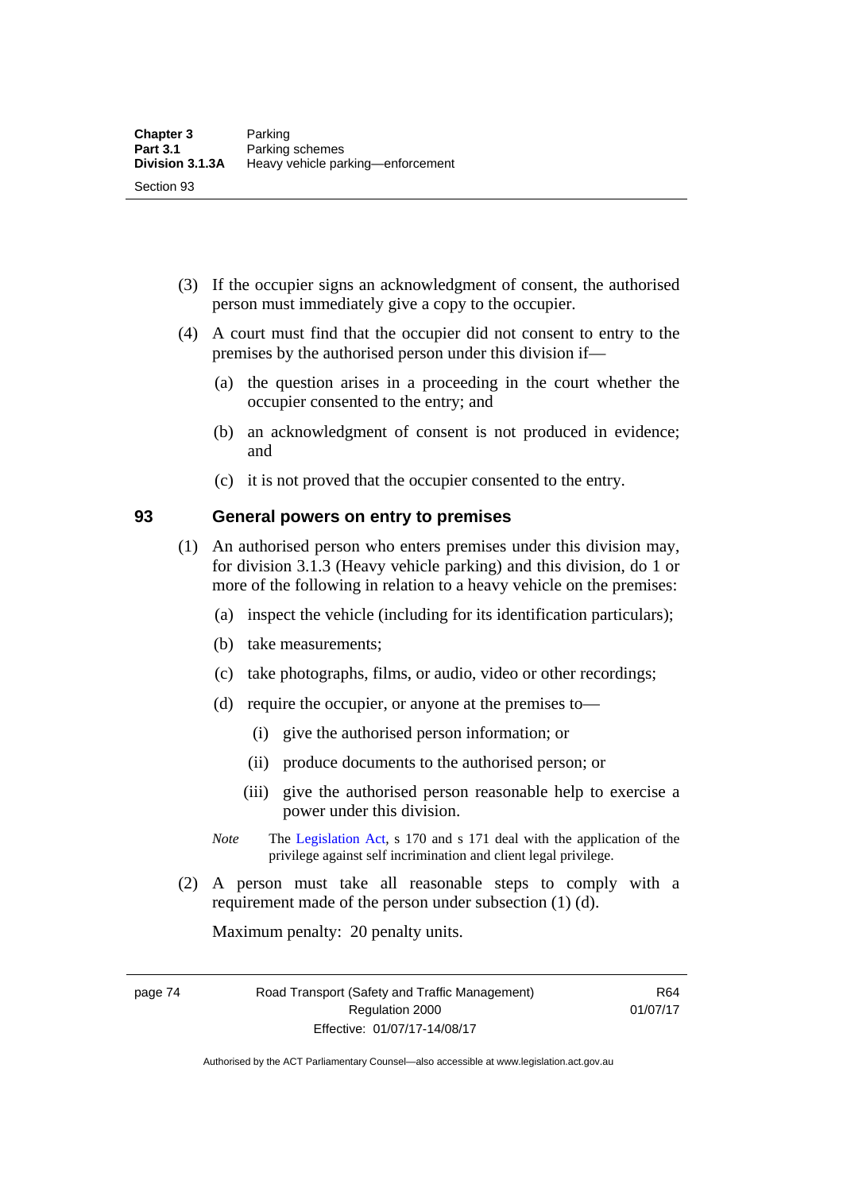(3) If the occupier signs an acknowledgment of consent, the authorised person must immediately give a copy to the occupier.

(4) A court must find that the occupier did not consent to entry to the premises by the authorised person under this division if—

(a) the question arises in a proceeding in the court whether the occupier consented to the entry; and

(b) an acknowledgment of consent is not produced in evidence; and

(c) it is not proved that the occupier consented to the entry.

## 93 General powers on entry to premises

(1) An authorised person who enters premises under this division may, for division 3.1.3 (Heavy vehicle parking) and this division, do 1 or more of the following in relation to a heavy vehicle on the premises:

(a) inspect the vehicle (including for its identification particulars);

(b) take measurements;

(c) take photographs, films, or audio, video or other recordings;

(d) require the occupier, or anyone at the premises to—

(i) give the authorised person information; or

(ii) produce documents to the authorised person; or

(iii) give the authorised person reasonable help to exercise a power under this division.

*Note* The Legislation Act, s 170 and s 171 deal with the application of the privilege against self incrimination and client legal privilege.

(2) A person must take all reasonable steps to comply with a requirement made of the person under subsection (1) (d).

Maximum penalty: 20 penalty units.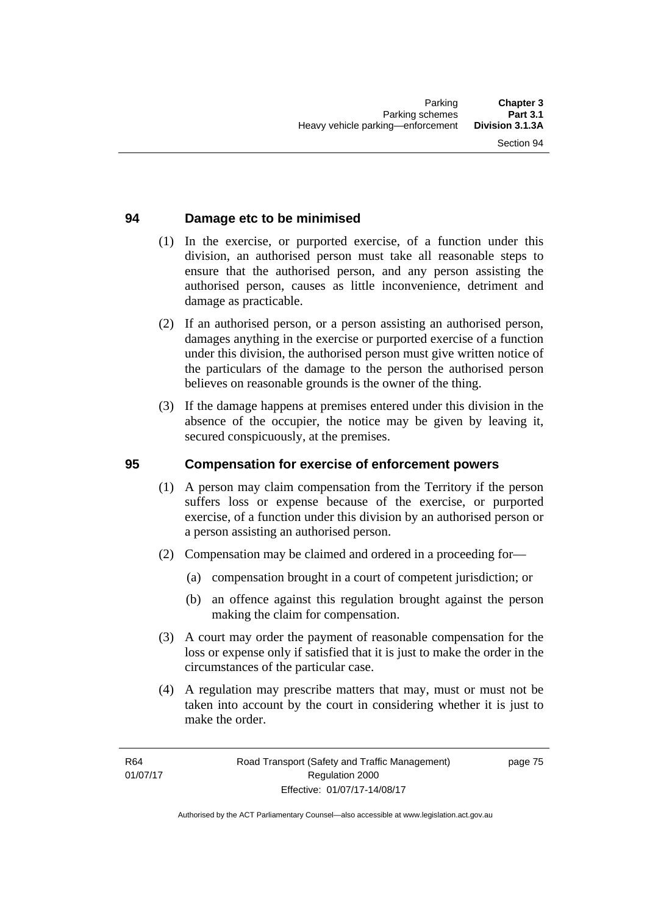## 94 Damage etc to be minimised

(1) In the exercise, or purported exercise, of a function under this division, an authorised person must take all reasonable steps to ensure that the authorised person, and any person assisting the authorised person, causes as little inconvenience, detriment and damage as practicable.

(2) If an authorised person, or a person assisting an authorised person, damages anything in the exercise or purported exercise of a function under this division, the authorised person must give written notice of the particulars of the damage to the person the authorised person believes on reasonable grounds is the owner of the thing.

(3) If the damage happens at premises entered under this division in the absence of the occupier, the notice may be given by leaving it, secured conspicuously, at the premises.

## 95 Compensation for exercise of enforcement powers

(1) A person may claim compensation from the Territory if the person suffers loss or expense because of the exercise, or purported exercise, of a function under this division by an authorised person or a person assisting an authorised person.

(2) Compensation may be claimed and ordered in a proceeding for—

- (a) compensation brought in a court of competent jurisdiction; or
- (b) an offence against this regulation brought against the person making the claim for compensation.

(3) A court may order the payment of reasonable compensation for the loss or expense only if satisfied that it is just to make the order in the circumstances of the particular case.

(4) A regulation may prescribe matters that may, must or must not be taken into account by the court in considering whether it is just to make the order.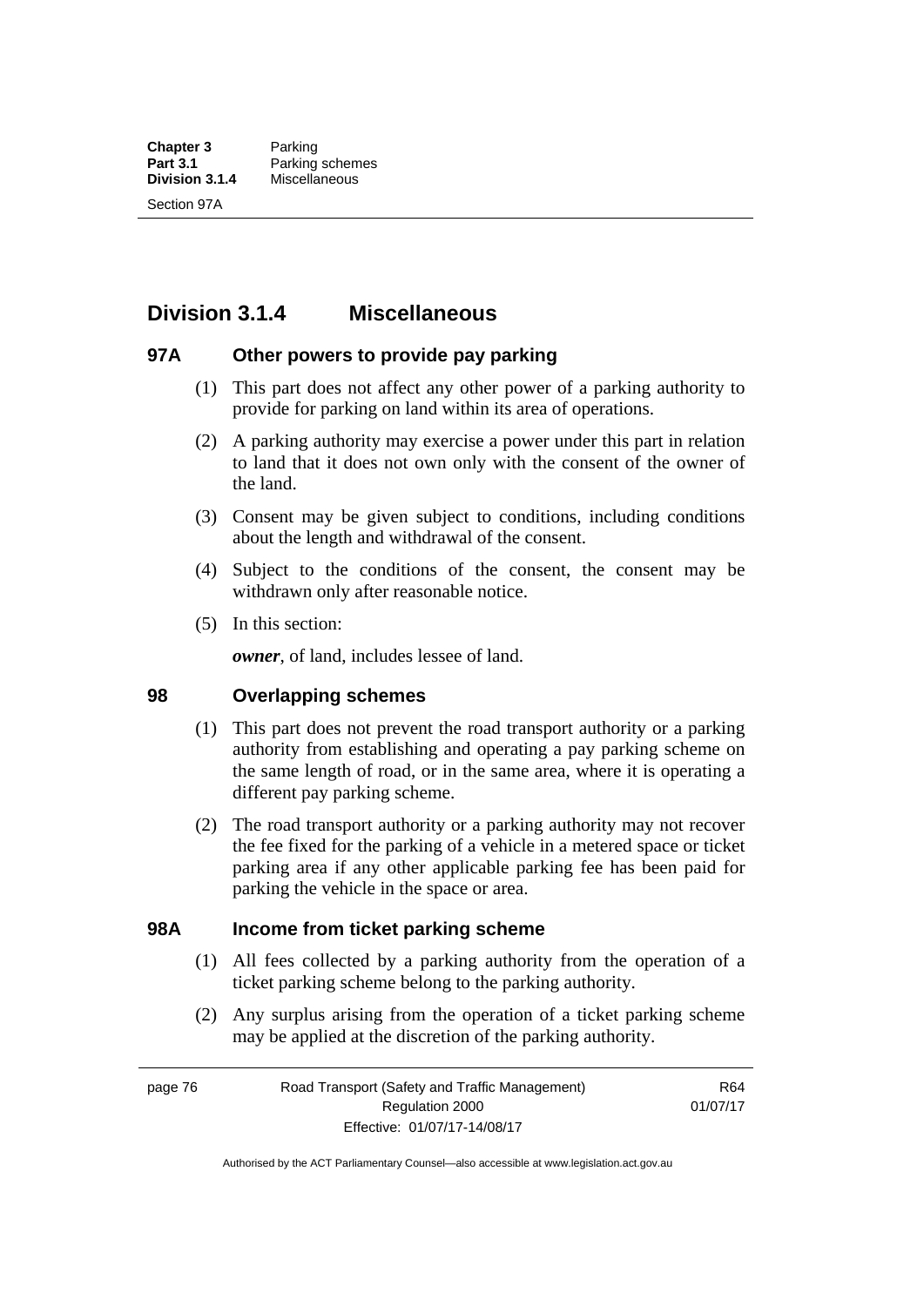## Division 3.1.4 Miscellaneous

### 97A Other powers to provide pay parking

(1) This part does not affect any other power of a parking authority to provide for parking on land within its area of operations.

(2) A parking authority may exercise a power under this part in relation to land that it does not own only with the consent of the owner of the land.

(3) Consent may be given subject to conditions, including conditions about the length and withdrawal of the consent.

(4) Subject to the conditions of the consent, the consent may be withdrawn only after reasonable notice.

(5) In this section:

***owner***, of land, includes lessee of land.

### 98 Overlapping schemes

(1) This part does not prevent the road transport authority or a parking authority from establishing and operating a pay parking scheme on the same length of road, or in the same area, where it is operating a different pay parking scheme.

(2) The road transport authority or a parking authority may not recover the fee fixed for the parking of a vehicle in a metered space or ticket parking area if any other applicable parking fee has been paid for parking the vehicle in the space or area.

### 98A Income from ticket parking scheme

(1) All fees collected by a parking authority from the operation of a ticket parking scheme belong to the parking authority.

(2) Any surplus arising from the operation of a ticket parking scheme may be applied at the discretion of the parking authority.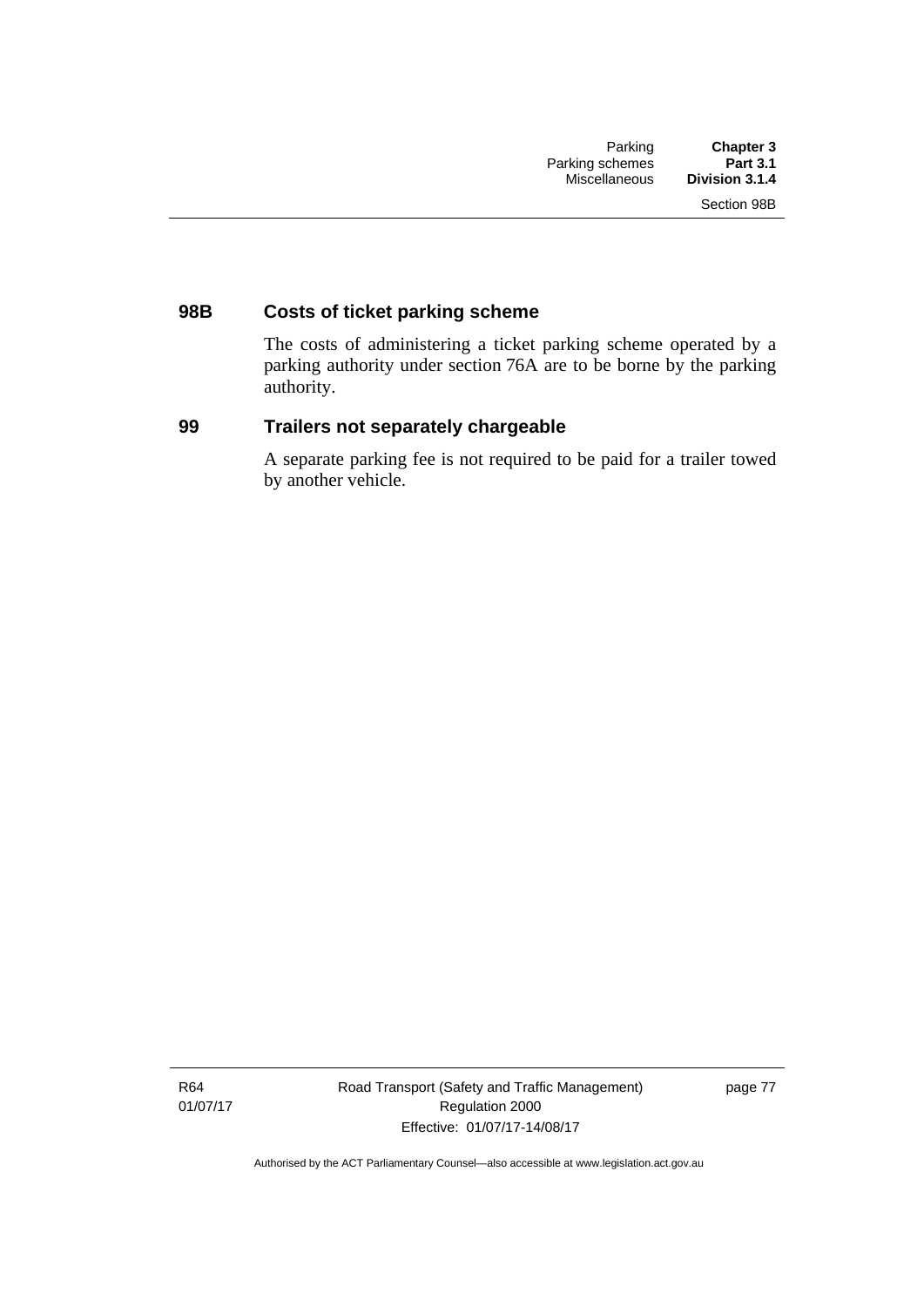## 98B Costs of ticket parking scheme

The costs of administering a ticket parking scheme operated by a parking authority under section 76A are to be borne by the parking authority.

## 99 Trailers not separately chargeable

A separate parking fee is not required to be paid for a trailer towed by another vehicle.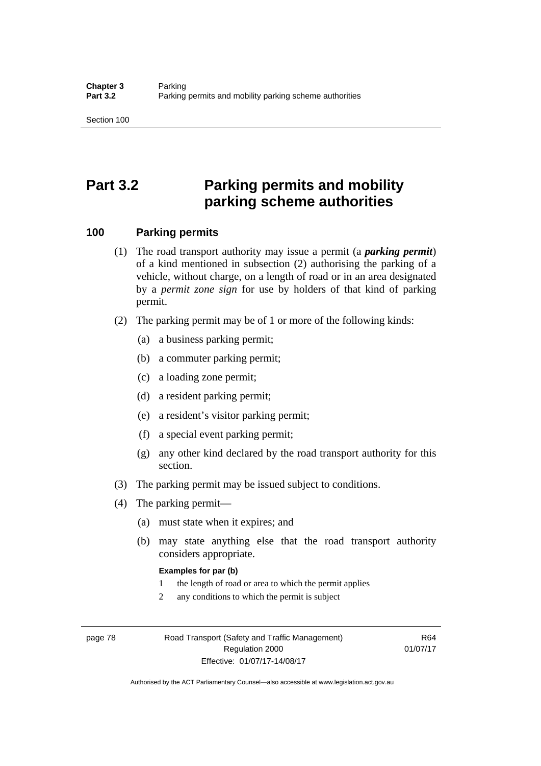# Part 3.2 Parking permits and mobility parking scheme authorities

## 100 Parking permits

(1) The road transport authority may issue a permit (a ***parking permit***) of a kind mentioned in subsection (2) authorising the parking of a vehicle, without charge, on a length of road or in an area designated by a *permit zone sign* for use by holders of that kind of parking permit.

(2) The parking permit may be of 1 or more of the following kinds:

(a) a business parking permit;

(b) a commuter parking permit;

(c) a loading zone permit;

(d) a resident parking permit;

(e) a resident's visitor parking permit;

(f) a special event parking permit;

(g) any other kind declared by the road transport authority for this section.

(3) The parking permit may be issued subject to conditions.

(4) The parking permit—

(a) must state when it expires; and

(b) may state anything else that the road transport authority considers appropriate.

**Examples for par (b)**

1 the length of road or area to which the permit applies

2 any conditions to which the permit is subject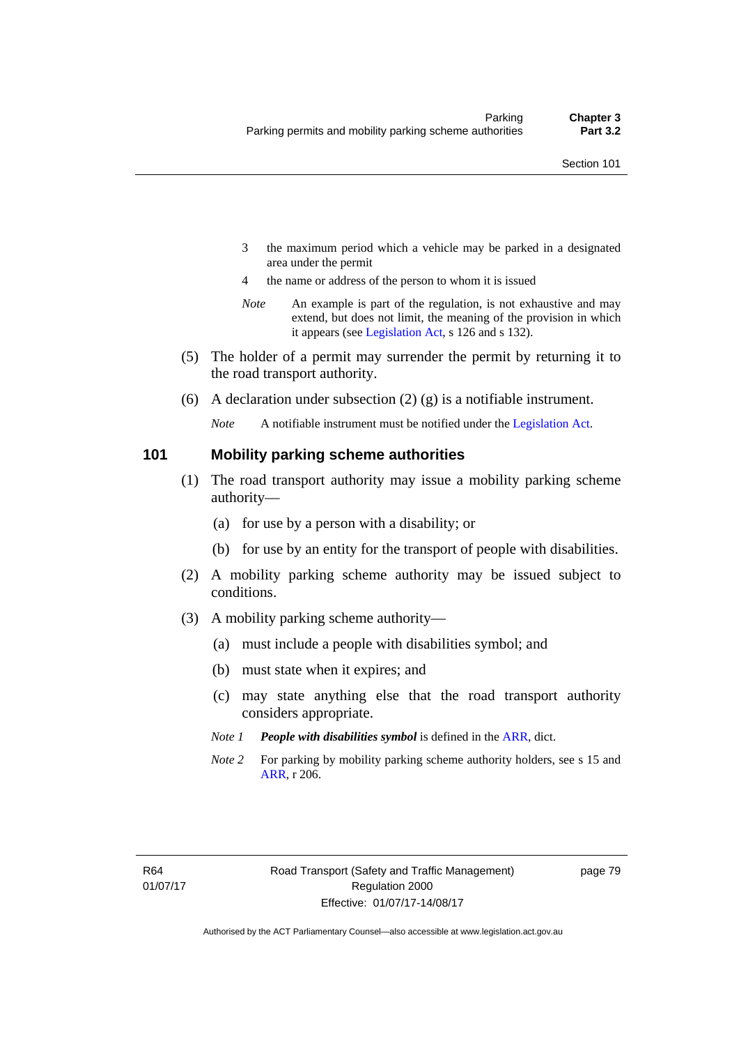3 the maximum period which a vehicle may be parked in a designated area under the permit

4 the name or address of the person to whom it is issued

*Note* An example is part of the regulation, is not exhaustive and may extend, but does not limit, the meaning of the provision in which it appears (see Legislation Act, s 126 and s 132).

(5) The holder of a permit may surrender the permit by returning it to the road transport authority.

(6) A declaration under subsection (2) (g) is a notifiable instrument.

*Note* A notifiable instrument must be notified under the Legislation Act.

## 101 Mobility parking scheme authorities

(1) The road transport authority may issue a mobility parking scheme authority—

(a) for use by a person with a disability; or

(b) for use by an entity for the transport of people with disabilities.

(2) A mobility parking scheme authority may be issued subject to conditions.

(3) A mobility parking scheme authority—

(a) must include a people with disabilities symbol; and

(b) must state when it expires; and

(c) may state anything else that the road transport authority considers appropriate.

*Note 1* ***People with disabilities symbol*** is defined in the ARR, dict.

*Note 2* For parking by mobility parking scheme authority holders, see s 15 and ARR, r 206.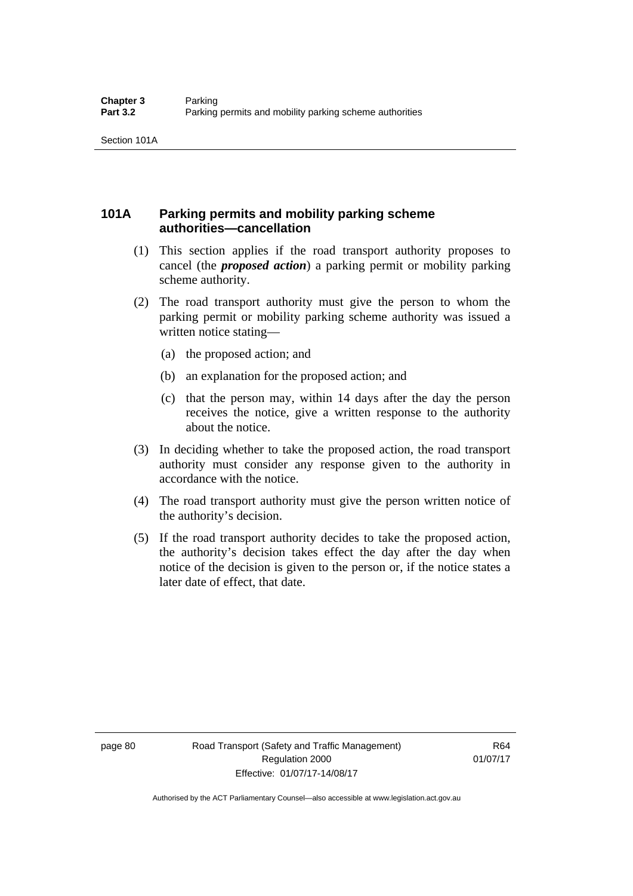### 101A Parking permits and mobility parking scheme authorities—cancellation

(1) This section applies if the road transport authority proposes to cancel (the ***proposed action***) a parking permit or mobility parking scheme authority.

(2) The road transport authority must give the person to whom the parking permit or mobility parking scheme authority was issued a written notice stating—

(a) the proposed action; and

(b) an explanation for the proposed action; and

(c) that the person may, within 14 days after the day the person receives the notice, give a written response to the authority about the notice.

(3) In deciding whether to take the proposed action, the road transport authority must consider any response given to the authority in accordance with the notice.

(4) The road transport authority must give the person written notice of the authority's decision.

(5) If the road transport authority decides to take the proposed action, the authority's decision takes effect the day after the day when notice of the decision is given to the person or, if the notice states a later date of effect, that date.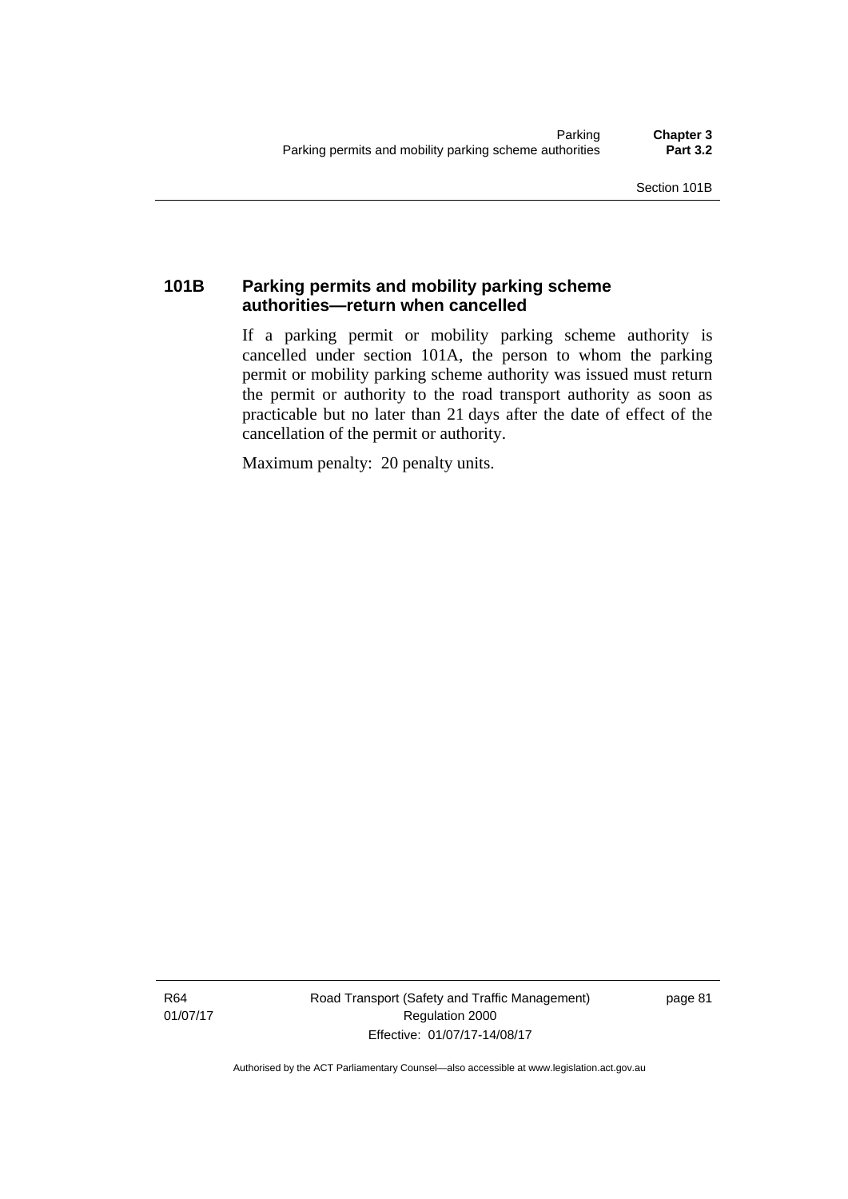### 101B Parking permits and mobility parking scheme authorities—return when cancelled

If a parking permit or mobility parking scheme authority is cancelled under section 101A, the person to whom the parking permit or mobility parking scheme authority was issued must return the permit or authority to the road transport authority as soon as practicable but no later than 21 days after the date of effect of the cancellation of the permit or authority.

Maximum penalty: 20 penalty units.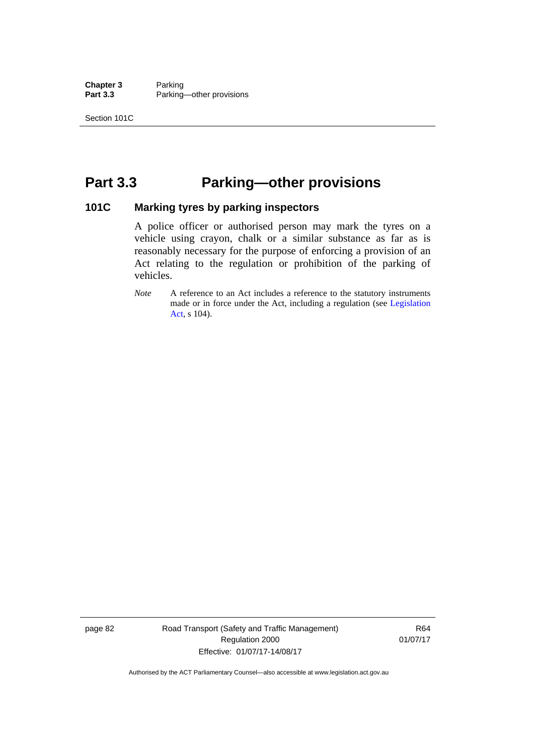# Part 3.3 Parking—other provisions

## 101C Marking tyres by parking inspectors

A police officer or authorised person may mark the tyres on a vehicle using crayon, chalk or a similar substance as far as is reasonably necessary for the purpose of enforcing a provision of an Act relating to the regulation or prohibition of the parking of vehicles.

*Note* A reference to an Act includes a reference to the statutory instruments made or in force under the Act, including a regulation (see Legislation Act, s 104).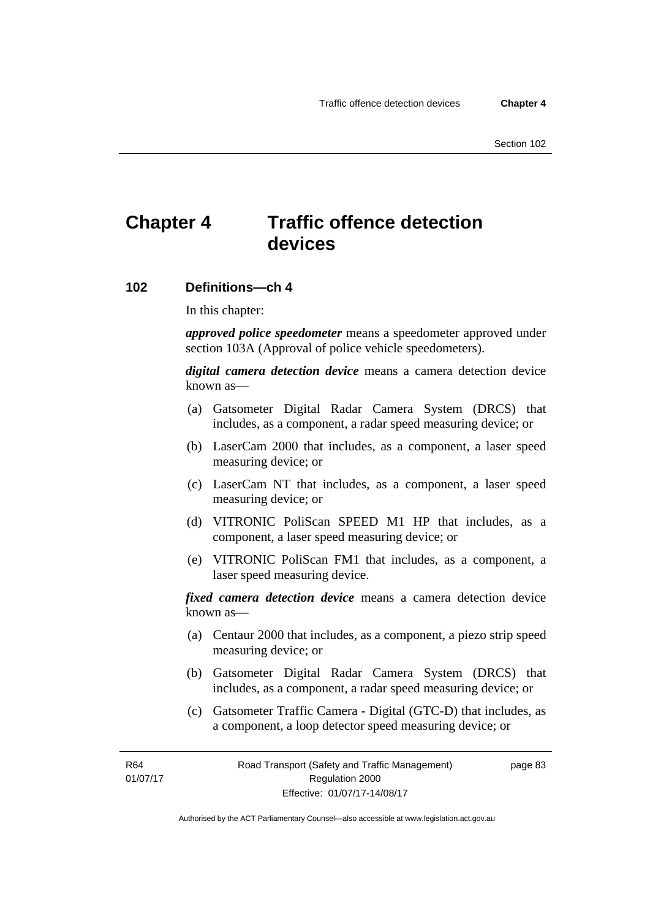# Chapter 4 Traffic offence detection devices

## 102 Definitions—ch 4

In this chapter:

***approved police speedometer*** means a speedometer approved under section 103A (Approval of police vehicle speedometers).

***digital camera detection device*** means a camera detection device known as—

(a) Gatsometer Digital Radar Camera System (DRCS) that includes, as a component, a radar speed measuring device; or

(b) LaserCam 2000 that includes, as a component, a laser speed measuring device; or

(c) LaserCam NT that includes, as a component, a laser speed measuring device; or

(d) VITRONIC PoliScan SPEED M1 HP that includes, as a component, a laser speed measuring device; or

(e) VITRONIC PoliScan FM1 that includes, as a component, a laser speed measuring device.

***fixed camera detection device*** means a camera detection device known as—

(a) Centaur 2000 that includes, as a component, a piezo strip speed measuring device; or

(b) Gatsometer Digital Radar Camera System (DRCS) that includes, as a component, a radar speed measuring device; or

(c) Gatsometer Traffic Camera - Digital (GTC-D) that includes, as a component, a loop detector speed measuring device; or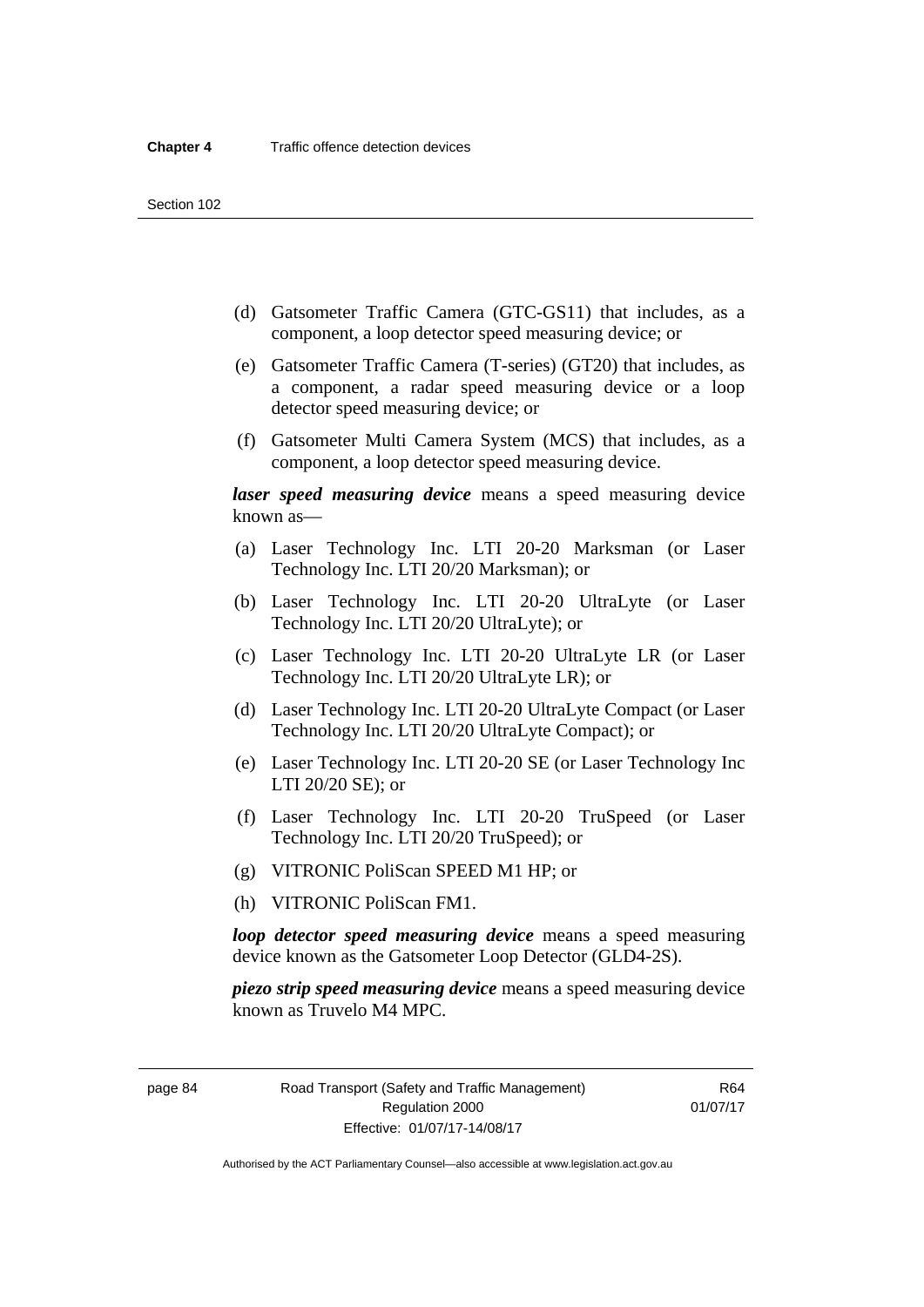(d) Gatsometer Traffic Camera (GTC-GS11) that includes, as a component, a loop detector speed measuring device; or

(e) Gatsometer Traffic Camera (T-series) (GT20) that includes, as a component, a radar speed measuring device or a loop detector speed measuring device; or

(f) Gatsometer Multi Camera System (MCS) that includes, as a component, a loop detector speed measuring device.

***laser speed measuring device*** means a speed measuring device known as—

(a) Laser Technology Inc. LTI 20-20 Marksman (or Laser Technology Inc. LTI 20/20 Marksman); or

(b) Laser Technology Inc. LTI 20-20 UltraLyte (or Laser Technology Inc. LTI 20/20 UltraLyte); or

(c) Laser Technology Inc. LTI 20-20 UltraLyte LR (or Laser Technology Inc. LTI 20/20 UltraLyte LR); or

(d) Laser Technology Inc. LTI 20-20 UltraLyte Compact (or Laser Technology Inc. LTI 20/20 UltraLyte Compact); or

(e) Laser Technology Inc. LTI 20-20 SE (or Laser Technology Inc LTI 20/20 SE); or

(f) Laser Technology Inc. LTI 20-20 TruSpeed (or Laser Technology Inc. LTI 20/20 TruSpeed); or

(g) VITRONIC PoliScan SPEED M1 HP; or

(h) VITRONIC PoliScan FM1.

***loop detector speed measuring device*** means a speed measuring device known as the Gatsometer Loop Detector (GLD4-2S).

***piezo strip speed measuring device*** means a speed measuring device known as Truvelo M4 MPC.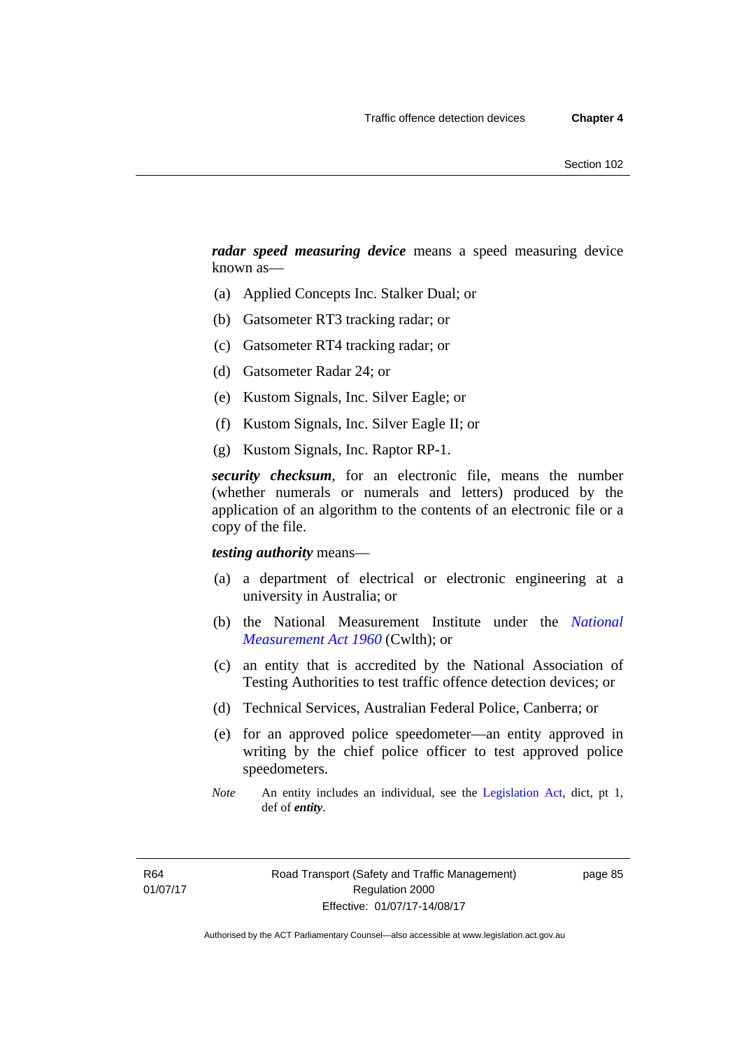***radar speed measuring device*** means a speed measuring device known as—

(a) Applied Concepts Inc. Stalker Dual; or

(b) Gatsometer RT3 tracking radar; or

(c) Gatsometer RT4 tracking radar; or

(d) Gatsometer Radar 24; or

(e) Kustom Signals, Inc. Silver Eagle; or

(f) Kustom Signals, Inc. Silver Eagle II; or

(g) Kustom Signals, Inc. Raptor RP-1.

***security checksum***, for an electronic file, means the number (whether numerals or numerals and letters) produced by the application of an algorithm to the contents of an electronic file or a copy of the file.

***testing authority*** means—

(a) a department of electrical or electronic engineering at a university in Australia; or

(b) the National Measurement Institute under the *National Measurement Act 1960* (Cwlth); or

(c) an entity that is accredited by the National Association of Testing Authorities to test traffic offence detection devices; or

(d) Technical Services, Australian Federal Police, Canberra; or

(e) for an approved police speedometer—an entity approved in writing by the chief police officer to test approved police speedometers.

*Note* An entity includes an individual, see the Legislation Act, dict, pt 1, def of ***entity***.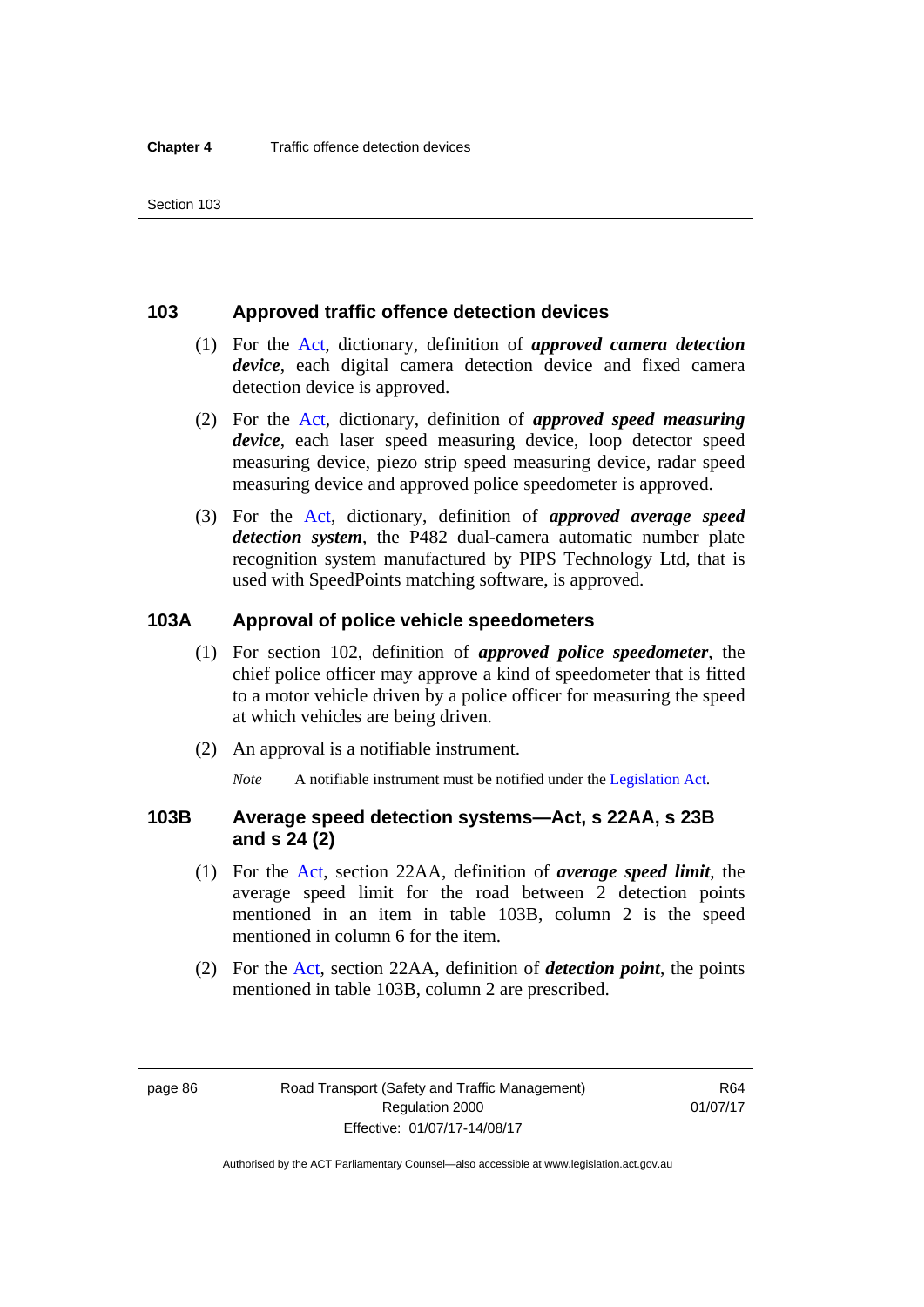## 103 Approved traffic offence detection devices

(1) For the Act, dictionary, definition of ***approved camera detection device***, each digital camera detection device and fixed camera detection device is approved.

(2) For the Act, dictionary, definition of ***approved speed measuring device***, each laser speed measuring device, loop detector speed measuring device, piezo strip speed measuring device, radar speed measuring device and approved police speedometer is approved.

(3) For the Act, dictionary, definition of ***approved average speed detection system***, the P482 dual-camera automatic number plate recognition system manufactured by PIPS Technology Ltd, that is used with SpeedPoints matching software, is approved.

## 103A Approval of police vehicle speedometers

(1) For section 102, definition of ***approved police speedometer***, the chief police officer may approve a kind of speedometer that is fitted to a motor vehicle driven by a police officer for measuring the speed at which vehicles are being driven.

(2) An approval is a notifiable instrument.

*Note* A notifiable instrument must be notified under the Legislation Act.

## 103B Average speed detection systems—Act, s 22AA, s 23B and s 24 (2)

(1) For the Act, section 22AA, definition of ***average speed limit***, the average speed limit for the road between 2 detection points mentioned in an item in table 103B, column 2 is the speed mentioned in column 6 for the item.

(2) For the Act, section 22AA, definition of ***detection point***, the points mentioned in table 103B, column 2 are prescribed.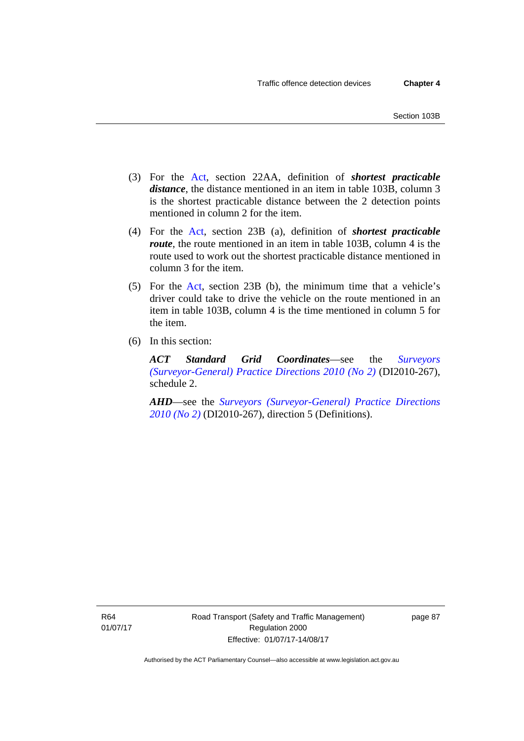(3) For the Act, section 22AA, definition of ***shortest practicable distance***, the distance mentioned in an item in table 103B, column 3 is the shortest practicable distance between the 2 detection points mentioned in column 2 for the item.

(4) For the Act, section 23B (a), definition of ***shortest practicable route***, the route mentioned in an item in table 103B, column 4 is the route used to work out the shortest practicable distance mentioned in column 3 for the item.

(5) For the Act, section 23B (b), the minimum time that a vehicle's driver could take to drive the vehicle on the route mentioned in an item in table 103B, column 4 is the time mentioned in column 5 for the item.

(6) In this section:

***ACT Standard Grid Coordinates***—see the *Surveyors (Surveyor-General) Practice Directions 2010 (No 2)* (DI2010-267), schedule 2.

***AHD***—see the *Surveyors (Surveyor-General) Practice Directions 2010 (No 2)* (DI2010-267), direction 5 (Definitions).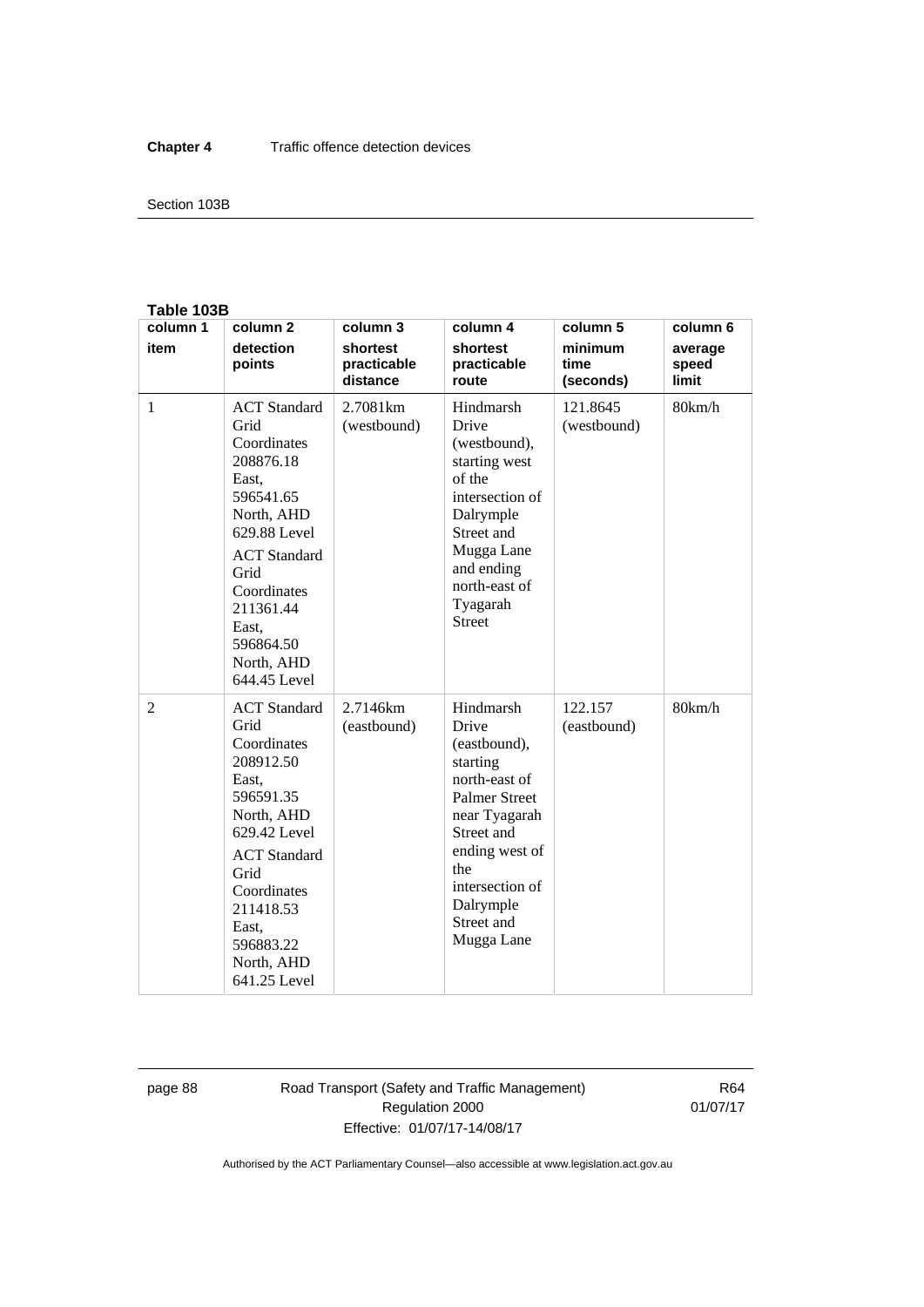**Table 103B**

| column 1 item | column 2 detection points | column 3 shortest practicable distance | column 4 shortest practicable route | column 5 minimum time (seconds) | column 6 average speed limit |
|---|---|---|---|---|---|
| 1 | ACT Standard Grid Coordinates 208876.18 East, 596541.65 North, AHD 629.88 Level<br>ACT Standard Grid Coordinates 211361.44 East, 596864.50 North, AHD 644.45 Level | 2.7081km (westbound) | Hindmarsh Drive (westbound), starting west of the intersection of Dalrymple Street and Mugga Lane and ending north-east of Tyagarah Street | 121.8645 (westbound) | 80km/h |
| 2 | ACT Standard Grid Coordinates 208912.50 East, 596591.35 North, AHD 629.42 Level<br>ACT Standard Grid Coordinates 211418.53 East, 596883.22 North, AHD 641.25 Level | 2.7146km (eastbound) | Hindmarsh Drive (eastbound), starting north-east of Palmer Street near Tyagarah Street and ending west of the intersection of Dalrymple Street and Mugga Lane | 122.157 (eastbound) | 80km/h |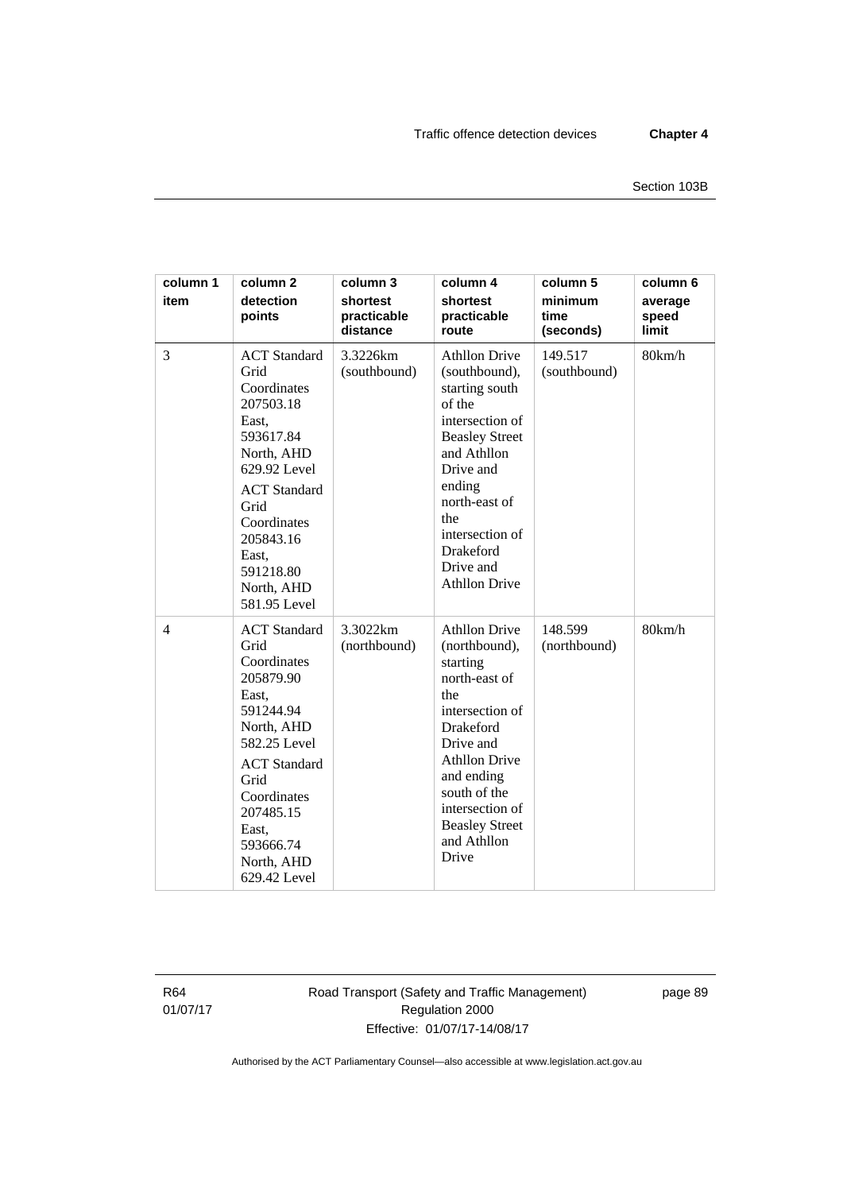| column 1 item | column 2 detection points | column 3 shortest practicable distance | column 4 shortest practicable route | column 5 minimum time (seconds) | column 6 average speed limit |
|---|---|---|---|---|---|
| 3 | ACT Standard Grid Coordinates 207503.18 East, 593617.84 North, AHD 629.92 Level<br>ACT Standard Grid Coordinates 205843.16 East, 591218.80 North, AHD 581.95 Level | 3.3226km (southbound) | Athllon Drive (southbound), starting south of the intersection of Beasley Street and Athllon Drive and ending north-east of the intersection of Drakeford Drive and Athllon Drive | 149.517 (southbound) | 80km/h |
| 4 | ACT Standard Grid Coordinates 205879.90 East, 591244.94 North, AHD 582.25 Level<br>ACT Standard Grid Coordinates 207485.15 East, 593666.74 North, AHD 629.42 Level | 3.3022km (northbound) | Athllon Drive (northbound), starting north-east of the intersection of Drakeford Drive and Athllon Drive and ending south of the intersection of Beasley Street and Athllon Drive | 148.599 (northbound) | 80km/h |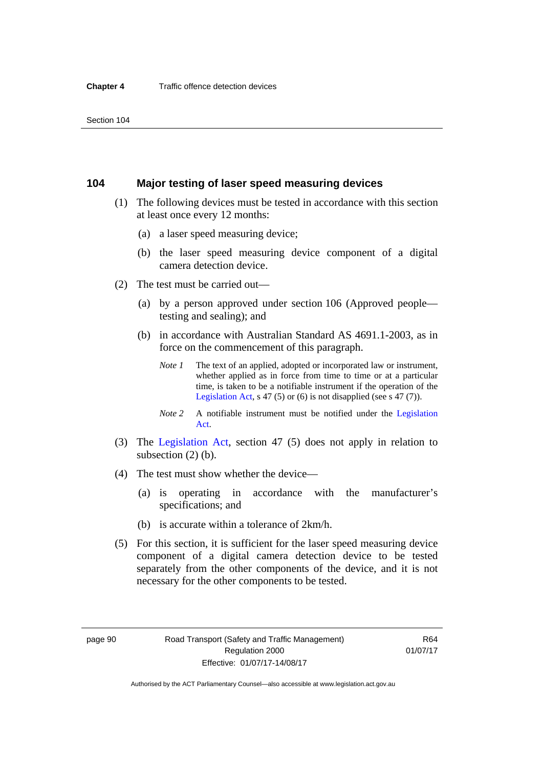## 104 Major testing of laser speed measuring devices

(1) The following devices must be tested in accordance with this section at least once every 12 months:

(a) a laser speed measuring device;

(b) the laser speed measuring device component of a digital camera detection device.

(2) The test must be carried out—

(a) by a person approved under section 106 (Approved people—testing and sealing); and

(b) in accordance with Australian Standard AS 4691.1-2003, as in force on the commencement of this paragraph.

*Note 1* The text of an applied, adopted or incorporated law or instrument, whether applied as in force from time to time or at a particular time, is taken to be a notifiable instrument if the operation of the Legislation Act, s 47 (5) or (6) is not disapplied (see s 47 (7)).

*Note 2* A notifiable instrument must be notified under the Legislation Act.

(3) The Legislation Act, section 47 (5) does not apply in relation to subsection (2) (b).

(4) The test must show whether the device—

(a) is operating in accordance with the manufacturer's specifications; and

(b) is accurate within a tolerance of 2km/h.

(5) For this section, it is sufficient for the laser speed measuring device component of a digital camera detection device to be tested separately from the other components of the device, and it is not necessary for the other components to be tested.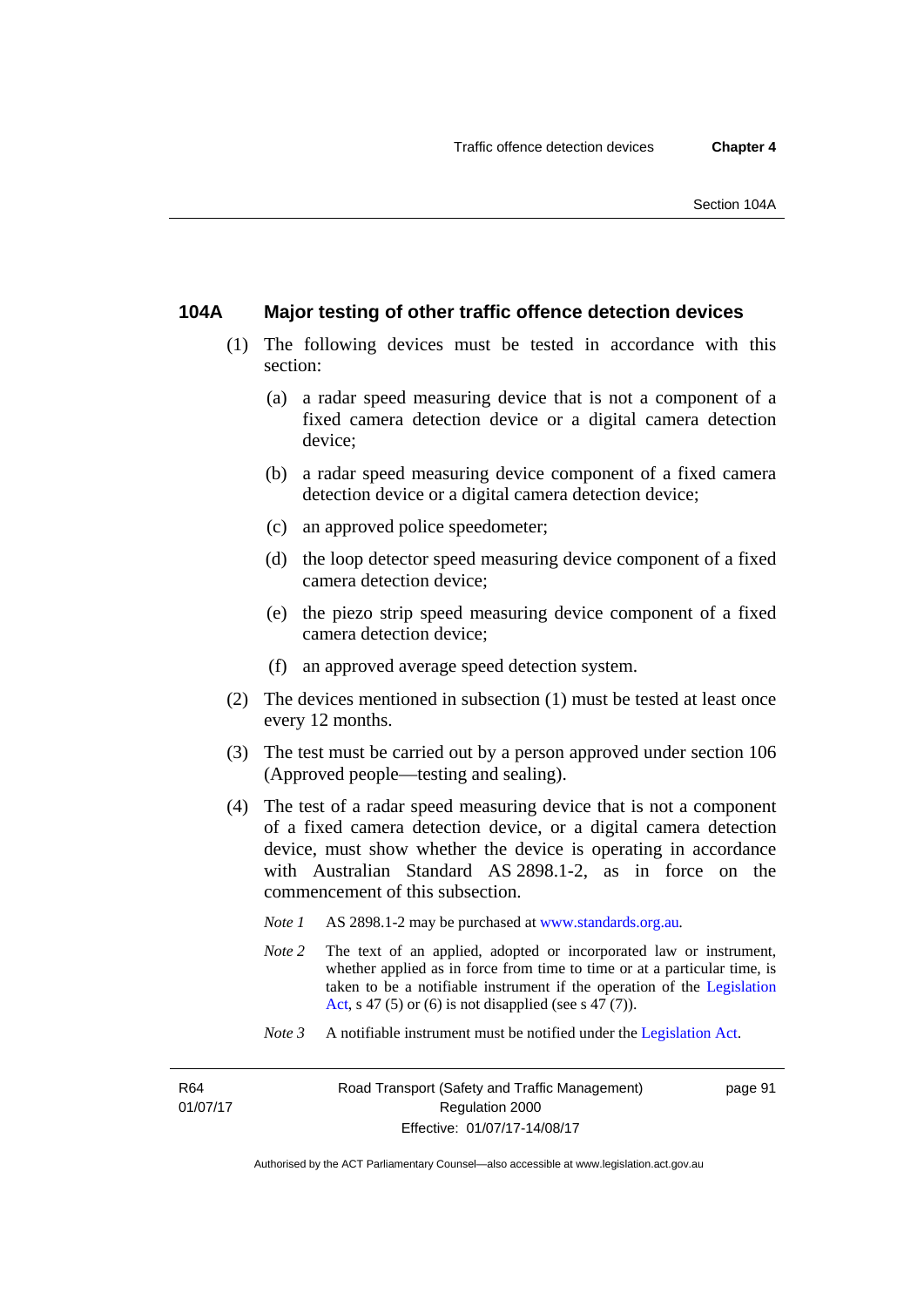### 104A Major testing of other traffic offence detection devices

(1) The following devices must be tested in accordance with this section:

(a) a radar speed measuring device that is not a component of a fixed camera detection device or a digital camera detection device;

(b) a radar speed measuring device component of a fixed camera detection device or a digital camera detection device;

(c) an approved police speedometer;

(d) the loop detector speed measuring device component of a fixed camera detection device;

(e) the piezo strip speed measuring device component of a fixed camera detection device;

(f) an approved average speed detection system.

(2) The devices mentioned in subsection (1) must be tested at least once every 12 months.

(3) The test must be carried out by a person approved under section 106 (Approved people—testing and sealing).

(4) The test of a radar speed measuring device that is not a component of a fixed camera detection device, or a digital camera detection device, must show whether the device is operating in accordance with Australian Standard AS 2898.1-2, as in force on the commencement of this subsection.

*Note 1* AS 2898.1-2 may be purchased at www.standards.org.au.

*Note 2* The text of an applied, adopted or incorporated law or instrument, whether applied as in force from time to time or at a particular time, is taken to be a notifiable instrument if the operation of the Legislation Act, s 47 (5) or (6) is not disapplied (see s 47 (7)).

*Note 3* A notifiable instrument must be notified under the Legislation Act.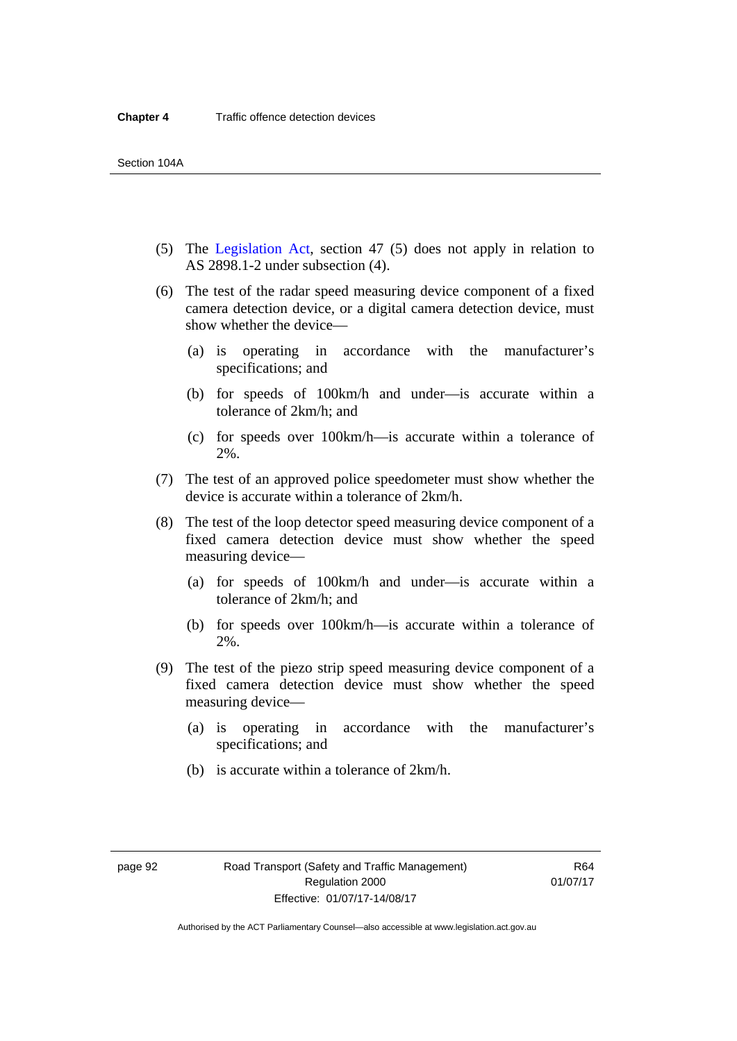(5) The Legislation Act, section 47 (5) does not apply in relation to AS 2898.1-2 under subsection (4).

(6) The test of the radar speed measuring device component of a fixed camera detection device, or a digital camera detection device, must show whether the device—

(a) is operating in accordance with the manufacturer's specifications; and

(b) for speeds of 100km/h and under—is accurate within a tolerance of 2km/h; and

(c) for speeds over 100km/h—is accurate within a tolerance of 2%.

(7) The test of an approved police speedometer must show whether the device is accurate within a tolerance of 2km/h.

(8) The test of the loop detector speed measuring device component of a fixed camera detection device must show whether the speed measuring device—

(a) for speeds of 100km/h and under—is accurate within a tolerance of 2km/h; and

(b) for speeds over 100km/h—is accurate within a tolerance of 2%.

(9) The test of the piezo strip speed measuring device component of a fixed camera detection device must show whether the speed measuring device—

(a) is operating in accordance with the manufacturer's specifications; and

(b) is accurate within a tolerance of 2km/h.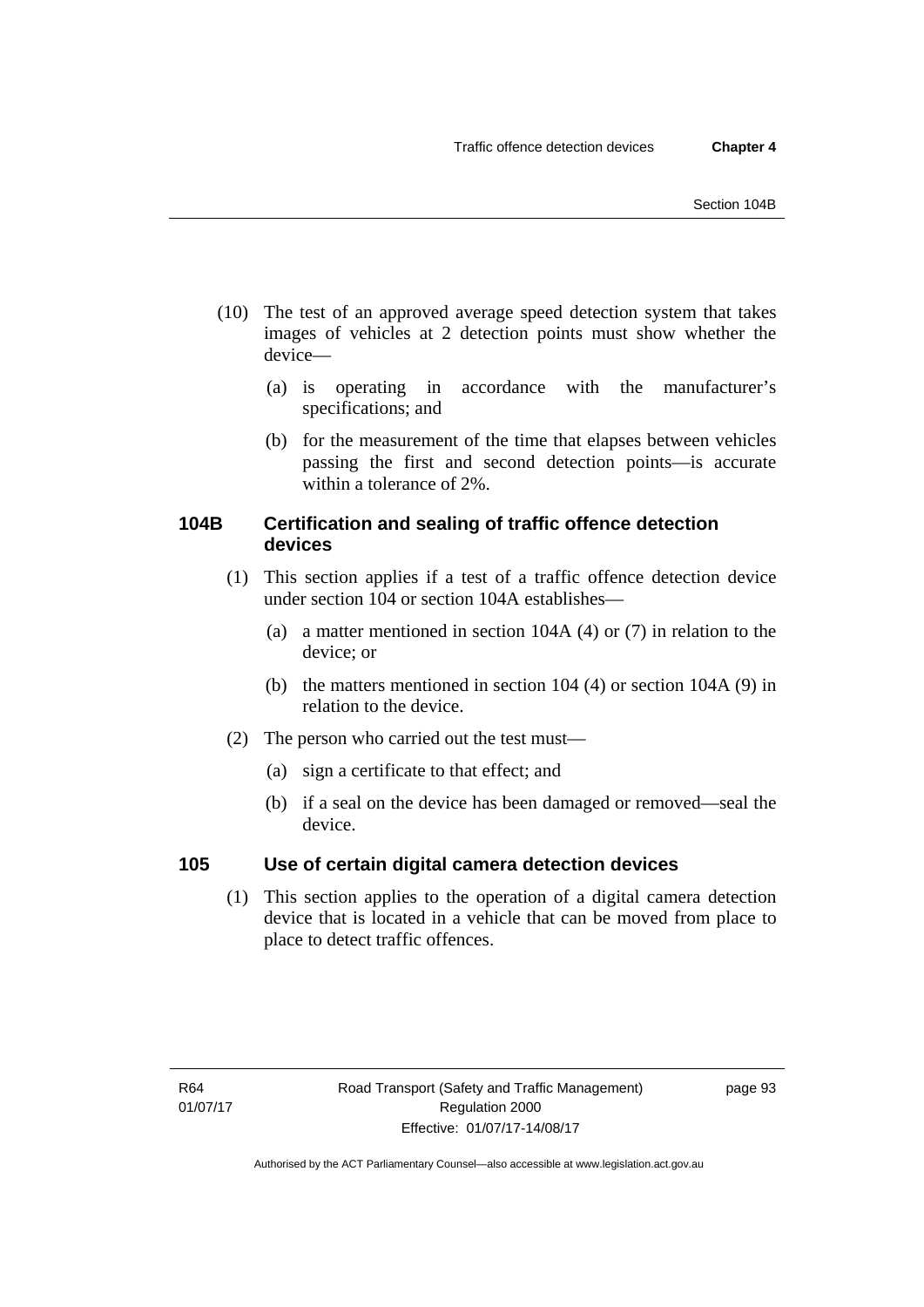(10) The test of an approved average speed detection system that takes images of vehicles at 2 detection points must show whether the device—

(a) is operating in accordance with the manufacturer's specifications; and

(b) for the measurement of the time that elapses between vehicles passing the first and second detection points—is accurate within a tolerance of 2%.

### 104B Certification and sealing of traffic offence detection devices

(1) This section applies if a test of a traffic offence detection device under section 104 or section 104A establishes—

(a) a matter mentioned in section 104A (4) or (7) in relation to the device; or

(b) the matters mentioned in section 104 (4) or section 104A (9) in relation to the device.

(2) The person who carried out the test must—

(a) sign a certificate to that effect; and

(b) if a seal on the device has been damaged or removed—seal the device.

### 105 Use of certain digital camera detection devices

(1) This section applies to the operation of a digital camera detection device that is located in a vehicle that can be moved from place to place to detect traffic offences.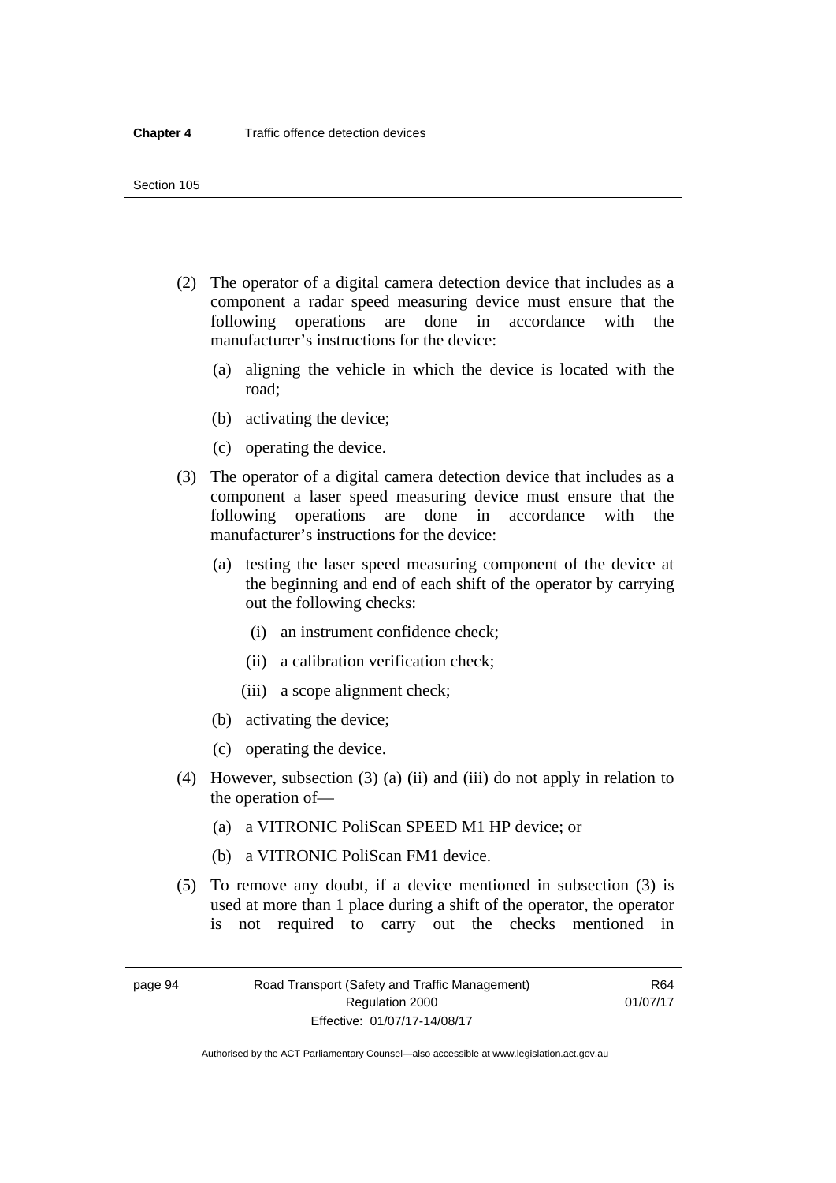(2) The operator of a digital camera detection device that includes as a component a radar speed measuring device must ensure that the following operations are done in accordance with the manufacturer's instructions for the device:

(a) aligning the vehicle in which the device is located with the road;

(b) activating the device;

(c) operating the device.

(3) The operator of a digital camera detection device that includes as a component a laser speed measuring device must ensure that the following operations are done in accordance with the manufacturer's instructions for the device:

(a) testing the laser speed measuring component of the device at the beginning and end of each shift of the operator by carrying out the following checks:

(i) an instrument confidence check;

(ii) a calibration verification check;

(iii) a scope alignment check;

(b) activating the device;

(c) operating the device.

(4) However, subsection (3) (a) (ii) and (iii) do not apply in relation to the operation of—

(a) a VITRONIC PoliScan SPEED M1 HP device; or

(b) a VITRONIC PoliScan FM1 device.

(5) To remove any doubt, if a device mentioned in subsection (3) is used at more than 1 place during a shift of the operator, the operator is not required to carry out the checks mentioned in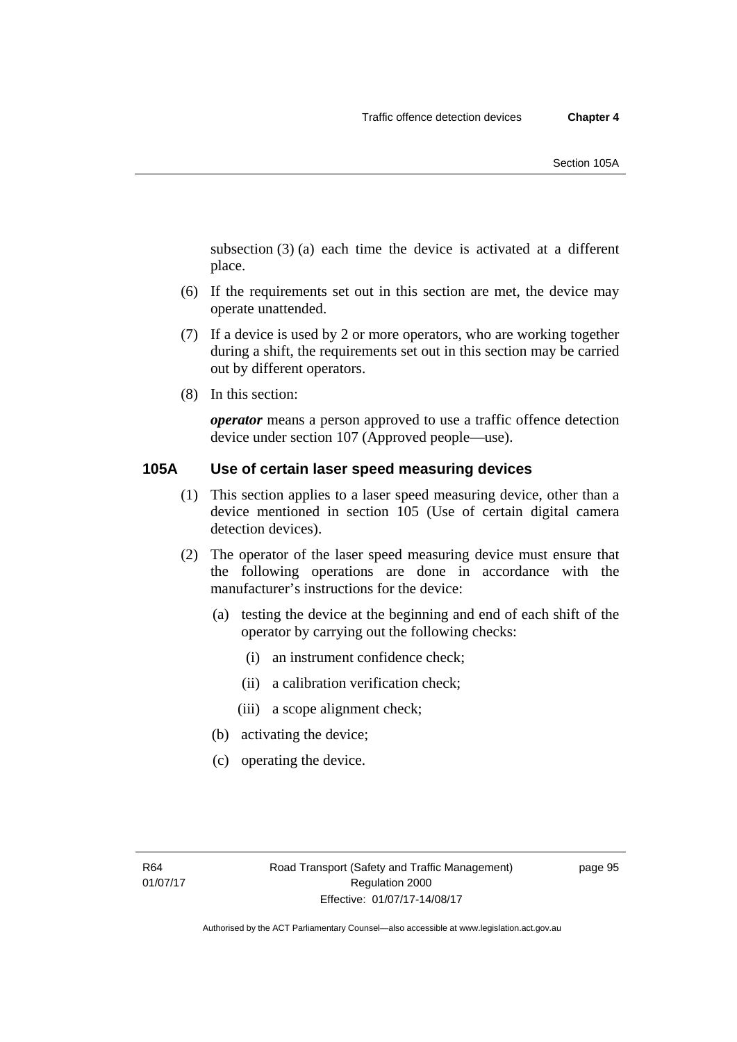subsection (3) (a) each time the device is activated at a different place.

(6) If the requirements set out in this section are met, the device may operate unattended.

(7) If a device is used by 2 or more operators, who are working together during a shift, the requirements set out in this section may be carried out by different operators.

(8) In this section:

***operator*** means a person approved to use a traffic offence detection device under section 107 (Approved people—use).

### 105A Use of certain laser speed measuring devices

(1) This section applies to a laser speed measuring device, other than a device mentioned in section 105 (Use of certain digital camera detection devices).

(2) The operator of the laser speed measuring device must ensure that the following operations are done in accordance with the manufacturer's instructions for the device:

(a) testing the device at the beginning and end of each shift of the operator by carrying out the following checks:

(i) an instrument confidence check;

(ii) a calibration verification check;

(iii) a scope alignment check;

(b) activating the device;

(c) operating the device.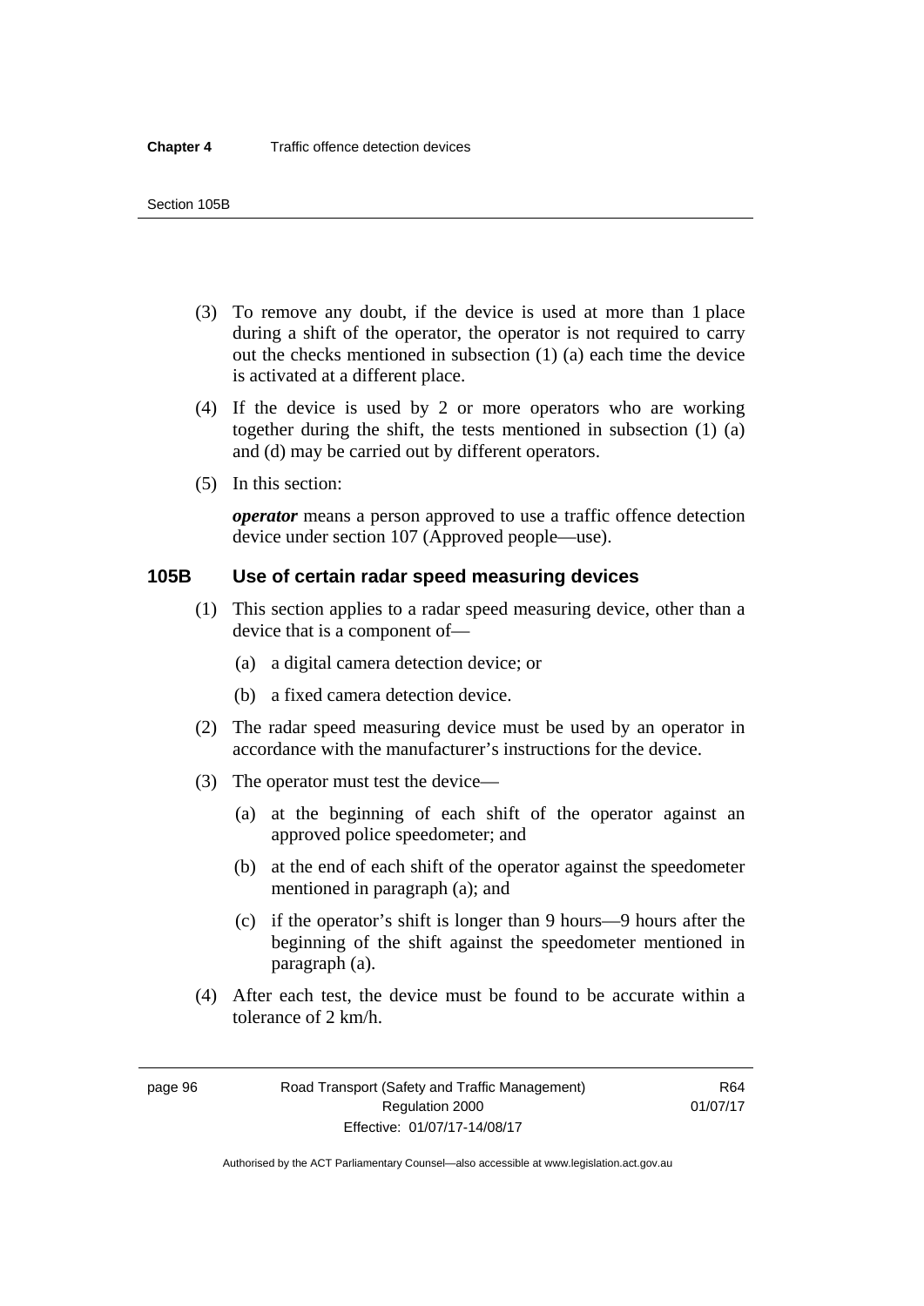(3) To remove any doubt, if the device is used at more than 1 place during a shift of the operator, the operator is not required to carry out the checks mentioned in subsection (1) (a) each time the device is activated at a different place.

(4) If the device is used by 2 or more operators who are working together during the shift, the tests mentioned in subsection (1) (a) and (d) may be carried out by different operators.

(5) In this section:

***operator*** means a person approved to use a traffic offence detection device under section 107 (Approved people—use).

## 105B Use of certain radar speed measuring devices

(1) This section applies to a radar speed measuring device, other than a device that is a component of—

(a) a digital camera detection device; or

(b) a fixed camera detection device.

(2) The radar speed measuring device must be used by an operator in accordance with the manufacturer's instructions for the device.

(3) The operator must test the device—

(a) at the beginning of each shift of the operator against an approved police speedometer; and

(b) at the end of each shift of the operator against the speedometer mentioned in paragraph (a); and

(c) if the operator's shift is longer than 9 hours—9 hours after the beginning of the shift against the speedometer mentioned in paragraph (a).

(4) After each test, the device must be found to be accurate within a tolerance of 2 km/h.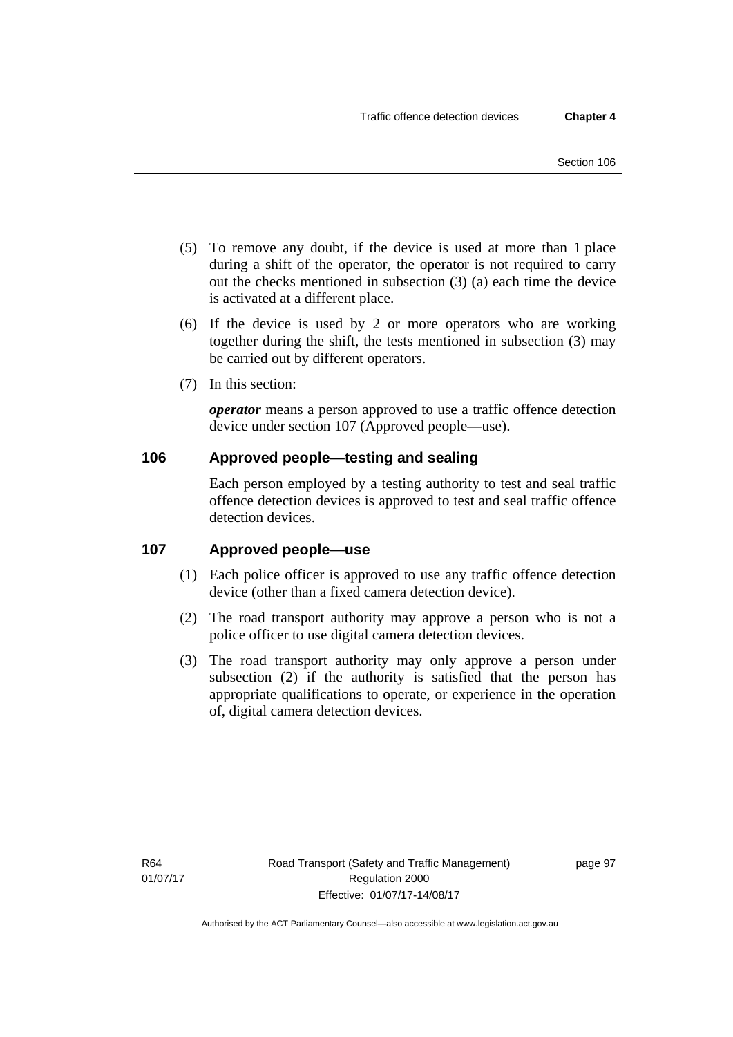(5) To remove any doubt, if the device is used at more than 1 place during a shift of the operator, the operator is not required to carry out the checks mentioned in subsection (3) (a) each time the device is activated at a different place.

(6) If the device is used by 2 or more operators who are working together during the shift, the tests mentioned in subsection (3) may be carried out by different operators.

(7) In this section:

***operator*** means a person approved to use a traffic offence detection device under section 107 (Approved people—use).

## 106 Approved people—testing and sealing

Each person employed by a testing authority to test and seal traffic offence detection devices is approved to test and seal traffic offence detection devices.

## 107 Approved people—use

(1) Each police officer is approved to use any traffic offence detection device (other than a fixed camera detection device).

(2) The road transport authority may approve a person who is not a police officer to use digital camera detection devices.

(3) The road transport authority may only approve a person under subsection (2) if the authority is satisfied that the person has appropriate qualifications to operate, or experience in the operation of, digital camera detection devices.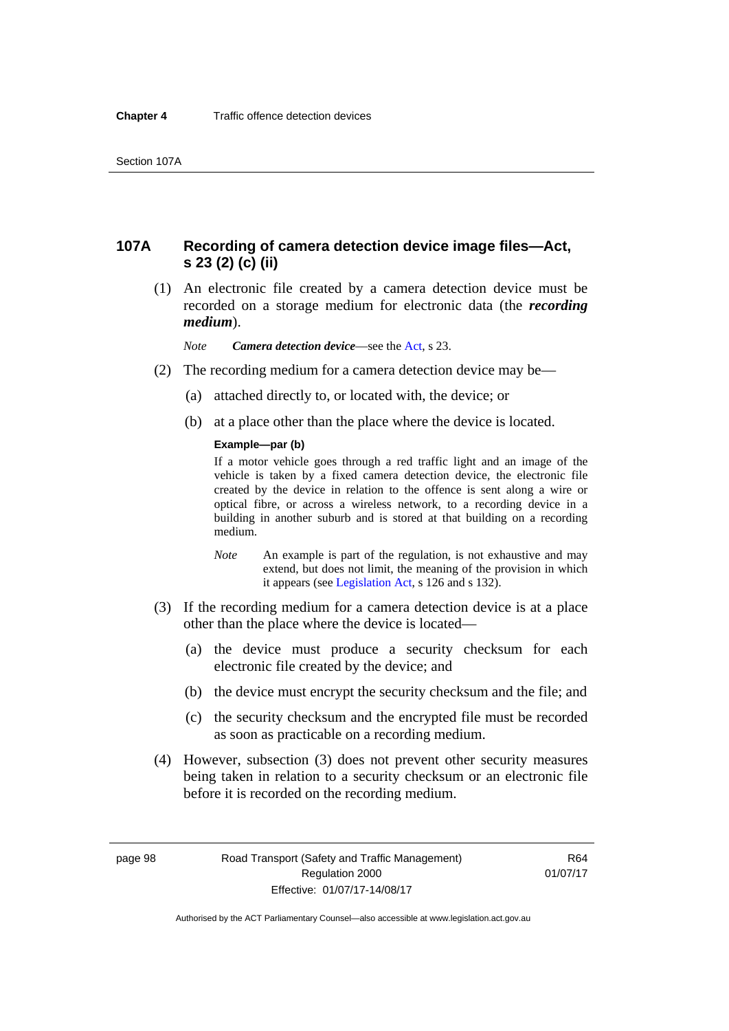## 107A Recording of camera detection device image files—Act, s 23 (2) (c) (ii)

(1) An electronic file created by a camera detection device must be recorded on a storage medium for electronic data (the ***recording medium***).

*Note* ***Camera detection device***—see the Act, s 23.

(2) The recording medium for a camera detection device may be—

(a) attached directly to, or located with, the device; or

(b) at a place other than the place where the device is located.

**Example—par (b)**

If a motor vehicle goes through a red traffic light and an image of the vehicle is taken by a fixed camera detection device, the electronic file created by the device in relation to the offence is sent along a wire or optical fibre, or across a wireless network, to a recording device in a building in another suburb and is stored at that building on a recording medium.

*Note* An example is part of the regulation, is not exhaustive and may extend, but does not limit, the meaning of the provision in which it appears (see Legislation Act, s 126 and s 132).

(3) If the recording medium for a camera detection device is at a place other than the place where the device is located—

(a) the device must produce a security checksum for each electronic file created by the device; and

(b) the device must encrypt the security checksum and the file; and

(c) the security checksum and the encrypted file must be recorded as soon as practicable on a recording medium.

(4) However, subsection (3) does not prevent other security measures being taken in relation to a security checksum or an electronic file before it is recorded on the recording medium.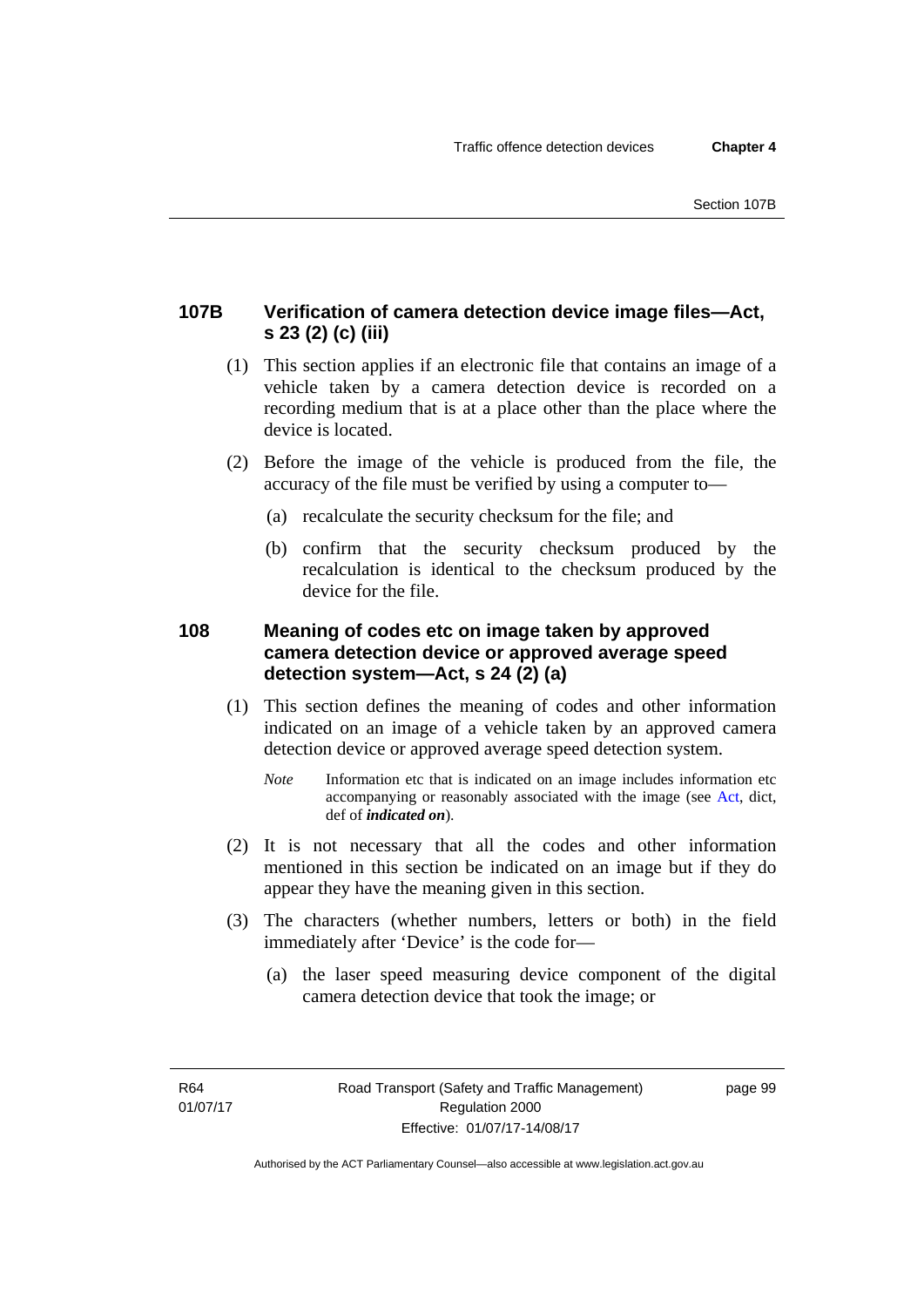## 107B Verification of camera detection device image files—Act, s 23 (2) (c) (iii)

(1) This section applies if an electronic file that contains an image of a vehicle taken by a camera detection device is recorded on a recording medium that is at a place other than the place where the device is located.

(2) Before the image of the vehicle is produced from the file, the accuracy of the file must be verified by using a computer to—

(a) recalculate the security checksum for the file; and

(b) confirm that the security checksum produced by the recalculation is identical to the checksum produced by the device for the file.

## 108 Meaning of codes etc on image taken by approved camera detection device or approved average speed detection system—Act, s 24 (2) (a)

(1) This section defines the meaning of codes and other information indicated on an image of a vehicle taken by an approved camera detection device or approved average speed detection system.

*Note* Information etc that is indicated on an image includes information etc accompanying or reasonably associated with the image (see Act, dict, def of ***indicated on***).

(2) It is not necessary that all the codes and other information mentioned in this section be indicated on an image but if they do appear they have the meaning given in this section.

(3) The characters (whether numbers, letters or both) in the field immediately after 'Device' is the code for—

(a) the laser speed measuring device component of the digital camera detection device that took the image; or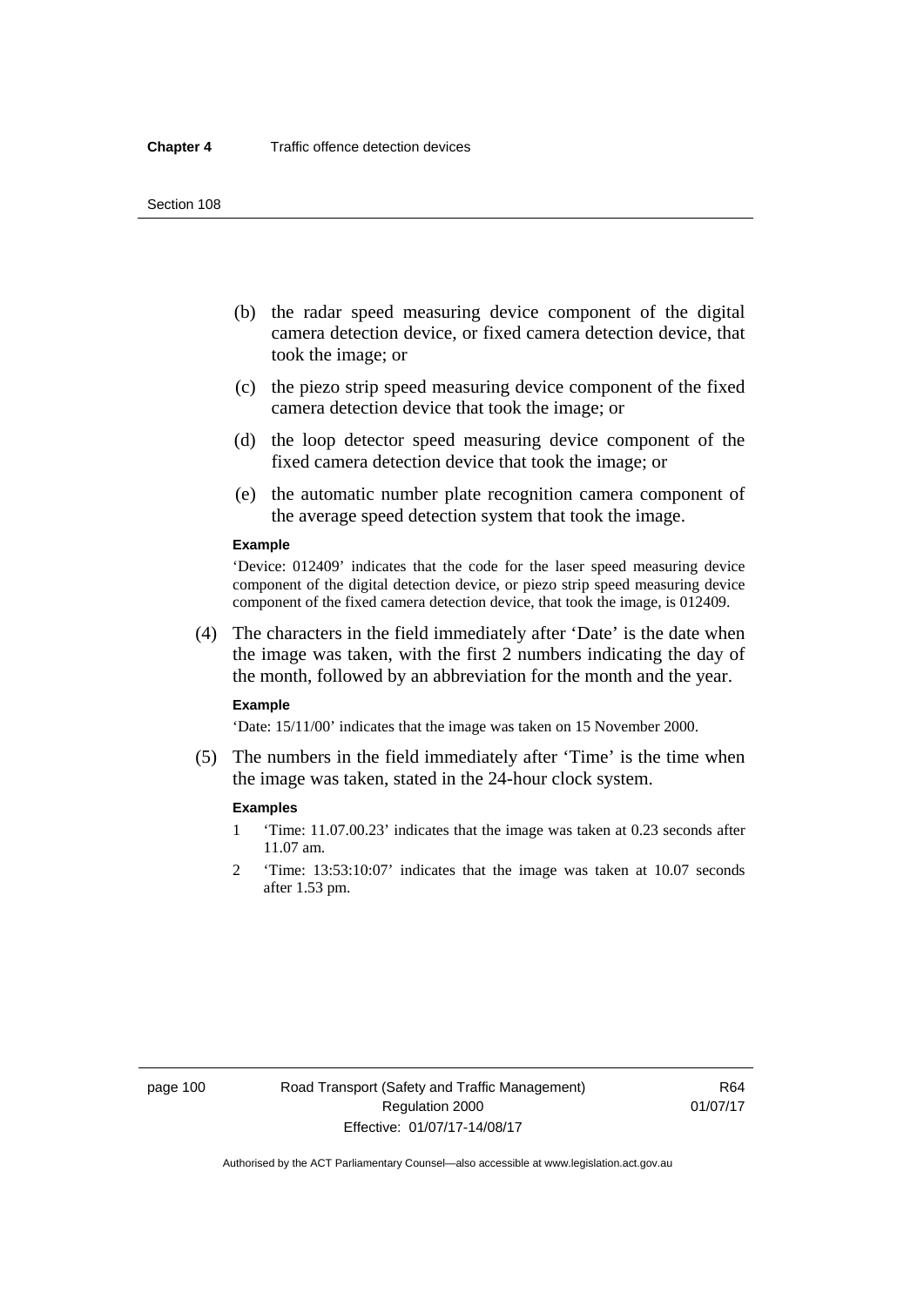(b) the radar speed measuring device component of the digital camera detection device, or fixed camera detection device, that took the image; or

(c) the piezo strip speed measuring device component of the fixed camera detection device that took the image; or

(d) the loop detector speed measuring device component of the fixed camera detection device that took the image; or

(e) the automatic number plate recognition camera component of the average speed detection system that took the image.

**Example**

'Device: 012409' indicates that the code for the laser speed measuring device component of the digital detection device, or piezo strip speed measuring device component of the fixed camera detection device, that took the image, is 012409.

(4) The characters in the field immediately after 'Date' is the date when the image was taken, with the first 2 numbers indicating the day of the month, followed by an abbreviation for the month and the year.

**Example**

'Date: 15/11/00' indicates that the image was taken on 15 November 2000.

(5) The numbers in the field immediately after 'Time' is the time when the image was taken, stated in the 24-hour clock system.

**Examples**

1 'Time: 11.07.00.23' indicates that the image was taken at 0.23 seconds after 11.07 am.

2 'Time: 13:53:10:07' indicates that the image was taken at 10.07 seconds after 1.53 pm.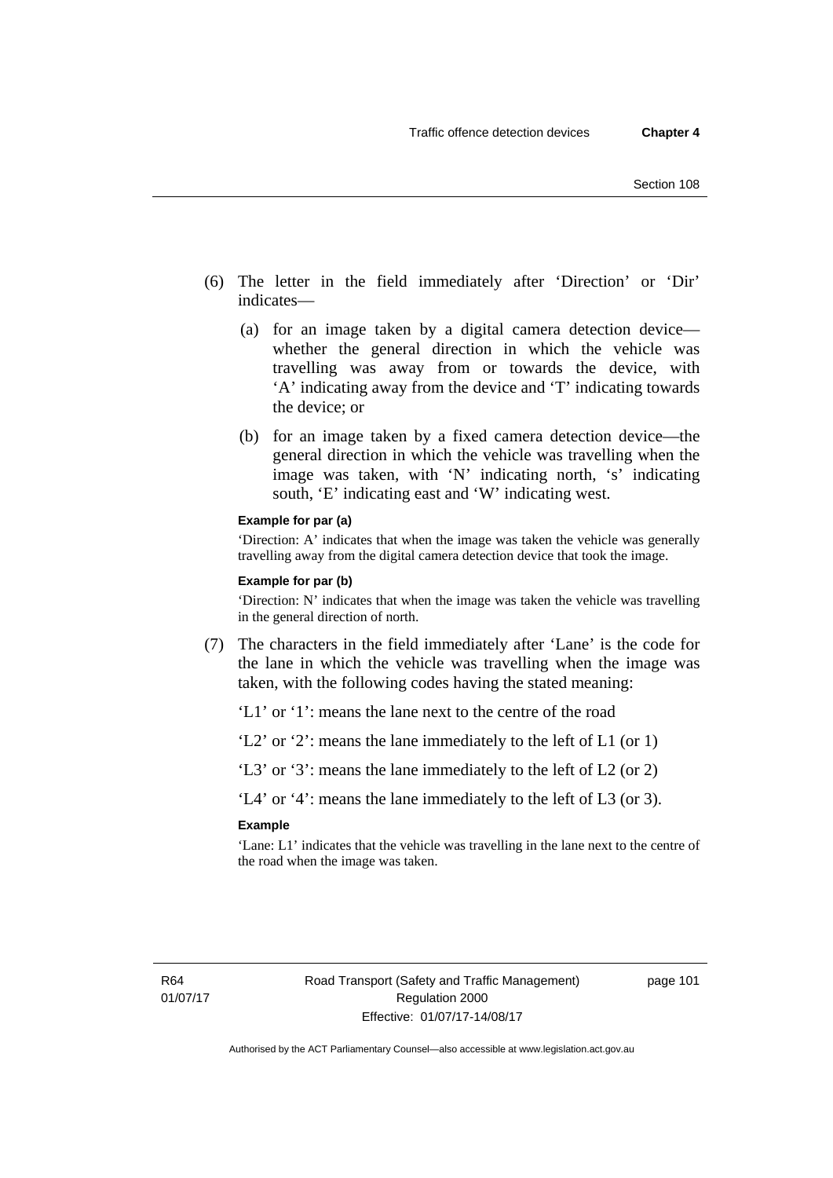(6) The letter in the field immediately after 'Direction' or 'Dir' indicates—

   (a) for an image taken by a digital camera detection device—whether the general direction in which the vehicle was travelling was away from or towards the device, with 'A' indicating away from the device and 'T' indicating towards the device; or

   (b) for an image taken by a fixed camera detection device—the general direction in which the vehicle was travelling when the image was taken, with 'N' indicating north, 's' indicating south, 'E' indicating east and 'W' indicating west.

**Example for par (a)**

'Direction: A' indicates that when the image was taken the vehicle was generally travelling away from the digital camera detection device that took the image.

**Example for par (b)**

'Direction: N' indicates that when the image was taken the vehicle was travelling in the general direction of north.

(7) The characters in the field immediately after 'Lane' is the code for the lane in which the vehicle was travelling when the image was taken, with the following codes having the stated meaning:

'L1' or '1': means the lane next to the centre of the road

'L2' or '2': means the lane immediately to the left of L1 (or 1)

'L3' or '3': means the lane immediately to the left of L2 (or 2)

'L4' or '4': means the lane immediately to the left of L3 (or 3).

**Example**

'Lane: L1' indicates that the vehicle was travelling in the lane next to the centre of the road when the image was taken.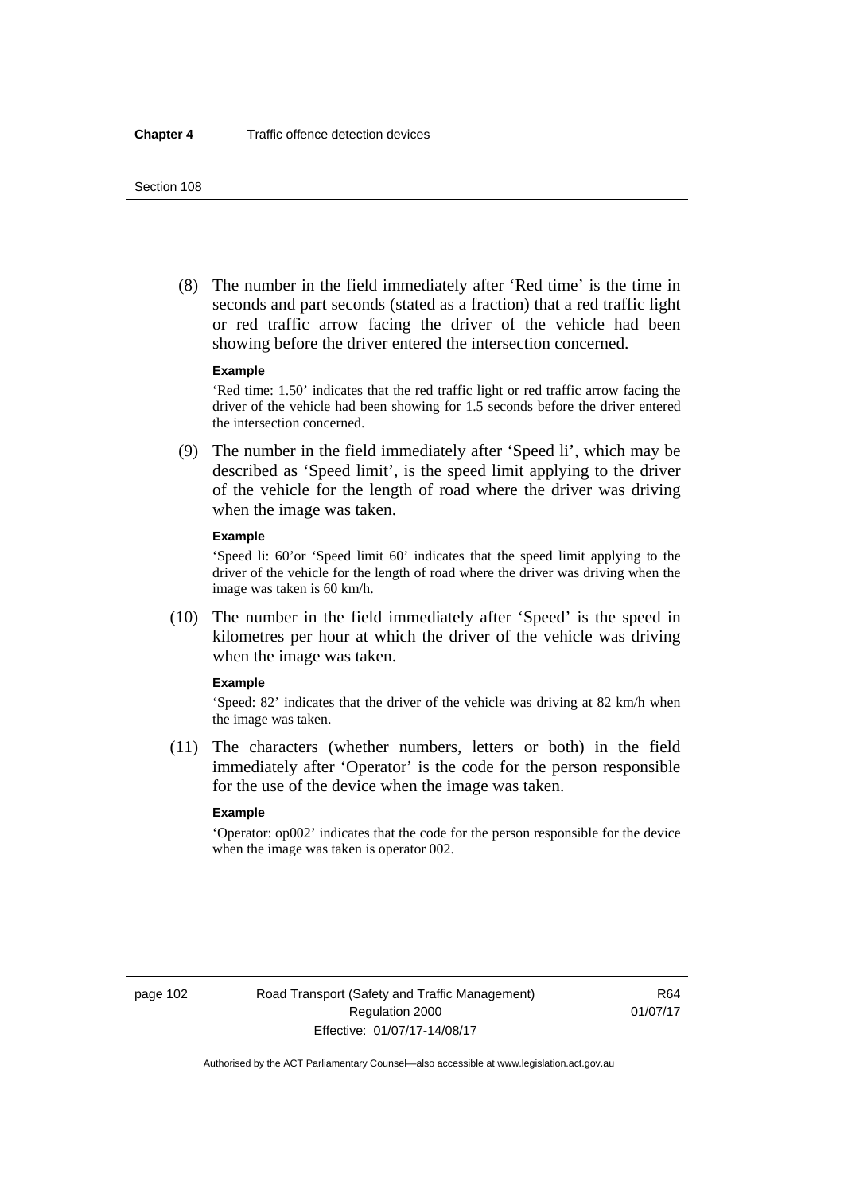(8) The number in the field immediately after 'Red time' is the time in seconds and part seconds (stated as a fraction) that a red traffic light or red traffic arrow facing the driver of the vehicle had been showing before the driver entered the intersection concerned.

**Example**

'Red time: 1.50' indicates that the red traffic light or red traffic arrow facing the driver of the vehicle had been showing for 1.5 seconds before the driver entered the intersection concerned.

(9) The number in the field immediately after 'Speed li', which may be described as 'Speed limit', is the speed limit applying to the driver of the vehicle for the length of road where the driver was driving when the image was taken.

**Example**

'Speed li: 60'or 'Speed limit 60' indicates that the speed limit applying to the driver of the vehicle for the length of road where the driver was driving when the image was taken is 60 km/h.

(10) The number in the field immediately after 'Speed' is the speed in kilometres per hour at which the driver of the vehicle was driving when the image was taken.

**Example**

'Speed: 82' indicates that the driver of the vehicle was driving at 82 km/h when the image was taken.

(11) The characters (whether numbers, letters or both) in the field immediately after 'Operator' is the code for the person responsible for the use of the device when the image was taken.

**Example**

'Operator: op002' indicates that the code for the person responsible for the device when the image was taken is operator 002.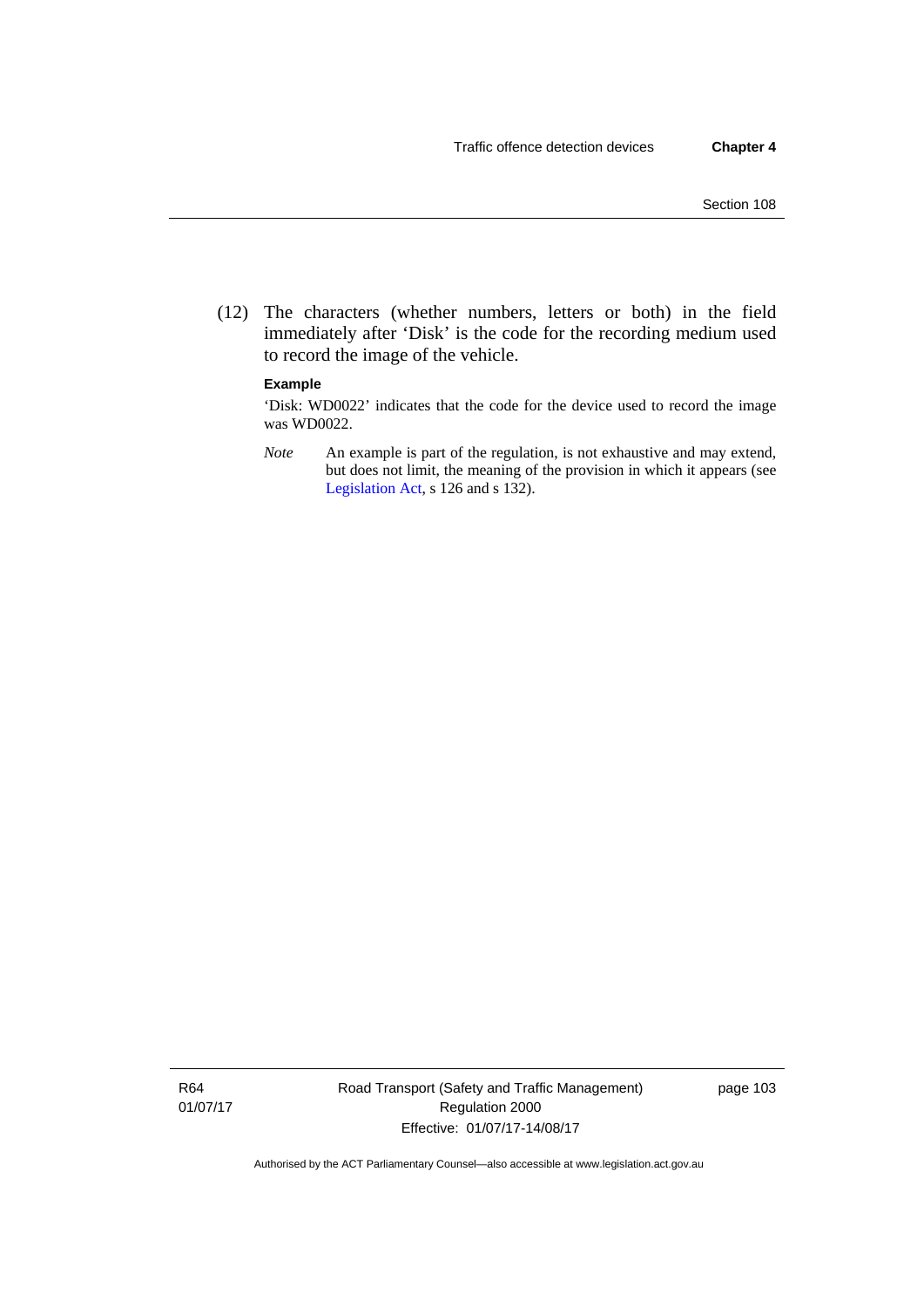(12) The characters (whether numbers, letters or both) in the field immediately after 'Disk' is the code for the recording medium used to record the image of the vehicle.

**Example**

'Disk: WD0022' indicates that the code for the device used to record the image was WD0022.

*Note* An example is part of the regulation, is not exhaustive and may extend, but does not limit, the meaning of the provision in which it appears (see Legislation Act, s 126 and s 132).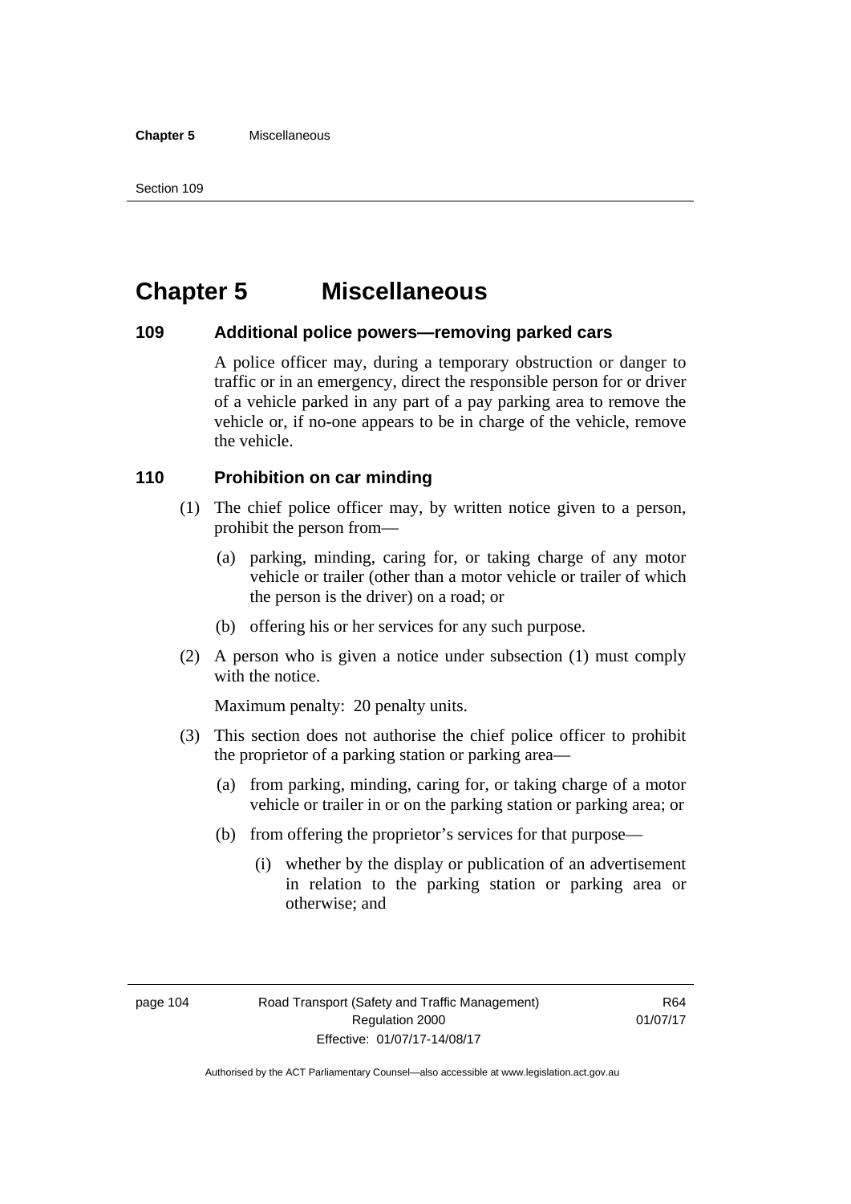# Chapter 5 Miscellaneous

## 109 Additional police powers—removing parked cars

A police officer may, during a temporary obstruction or danger to traffic or in an emergency, direct the responsible person for or driver of a vehicle parked in any part of a pay parking area to remove the vehicle or, if no-one appears to be in charge of the vehicle, remove the vehicle.

## 110 Prohibition on car minding

(1) The chief police officer may, by written notice given to a person, prohibit the person from—

(a) parking, minding, caring for, or taking charge of any motor vehicle or trailer (other than a motor vehicle or trailer of which the person is the driver) on a road; or

(b) offering his or her services for any such purpose.

(2) A person who is given a notice under subsection (1) must comply with the notice.

Maximum penalty: 20 penalty units.

(3) This section does not authorise the chief police officer to prohibit the proprietor of a parking station or parking area—

(a) from parking, minding, caring for, or taking charge of a motor vehicle or trailer in or on the parking station or parking area; or

(b) from offering the proprietor's services for that purpose—

(i) whether by the display or publication of an advertisement in relation to the parking station or parking area or otherwise; and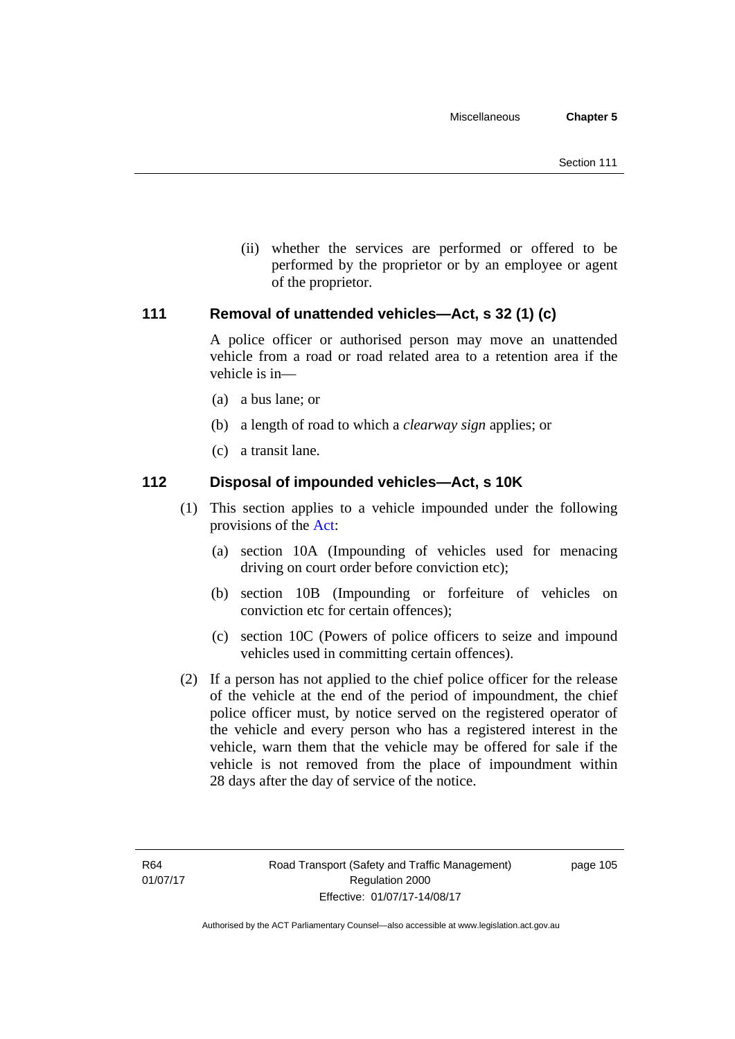(ii) whether the services are performed or offered to be performed by the proprietor or by an employee or agent of the proprietor.

### 111 Removal of unattended vehicles—Act, s 32 (1) (c)

A police officer or authorised person may move an unattended vehicle from a road or road related area to a retention area if the vehicle is in—

(a) a bus lane; or

(b) a length of road to which a *clearway sign* applies; or

(c) a transit lane.

### 112 Disposal of impounded vehicles—Act, s 10K

(1) This section applies to a vehicle impounded under the following provisions of the Act:

(a) section 10A (Impounding of vehicles used for menacing driving on court order before conviction etc);

(b) section 10B (Impounding or forfeiture of vehicles on conviction etc for certain offences);

(c) section 10C (Powers of police officers to seize and impound vehicles used in committing certain offences).

(2) If a person has not applied to the chief police officer for the release of the vehicle at the end of the period of impoundment, the chief police officer must, by notice served on the registered operator of the vehicle and every person who has a registered interest in the vehicle, warn them that the vehicle may be offered for sale if the vehicle is not removed from the place of impoundment within 28 days after the day of service of the notice.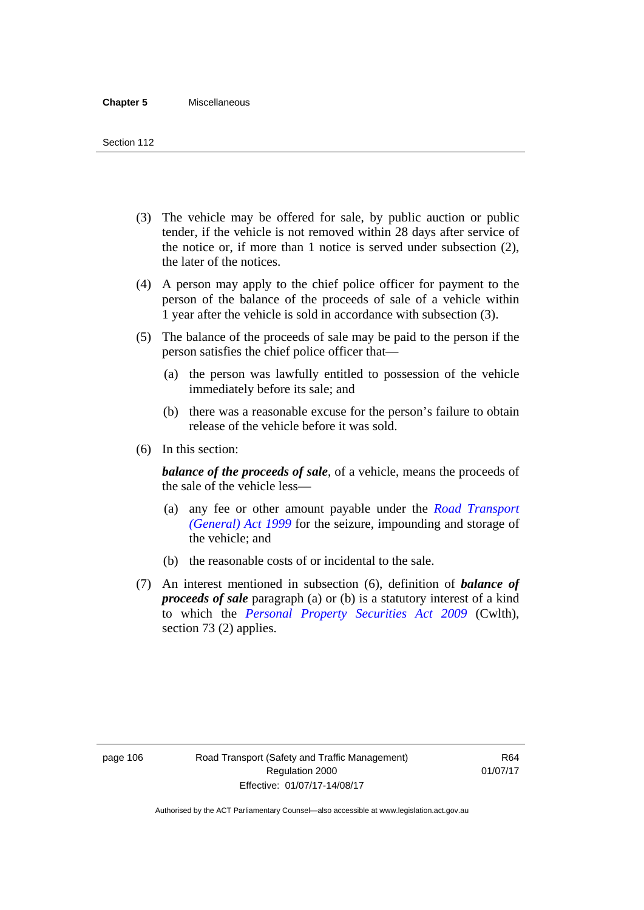(3) The vehicle may be offered for sale, by public auction or public tender, if the vehicle is not removed within 28 days after service of the notice or, if more than 1 notice is served under subsection (2), the later of the notices.

(4) A person may apply to the chief police officer for payment to the person of the balance of the proceeds of sale of a vehicle within 1 year after the vehicle is sold in accordance with subsection (3).

(5) The balance of the proceeds of sale may be paid to the person if the person satisfies the chief police officer that—

(a) the person was lawfully entitled to possession of the vehicle immediately before its sale; and

(b) there was a reasonable excuse for the person's failure to obtain release of the vehicle before it was sold.

(6) In this section:

***balance of the proceeds of sale***, of a vehicle, means the proceeds of the sale of the vehicle less—

(a) any fee or other amount payable under the *Road Transport (General) Act 1999* for the seizure, impounding and storage of the vehicle; and

(b) the reasonable costs of or incidental to the sale.

(7) An interest mentioned in subsection (6), definition of ***balance of proceeds of sale*** paragraph (a) or (b) is a statutory interest of a kind to which the *Personal Property Securities Act 2009* (Cwlth), section 73 (2) applies.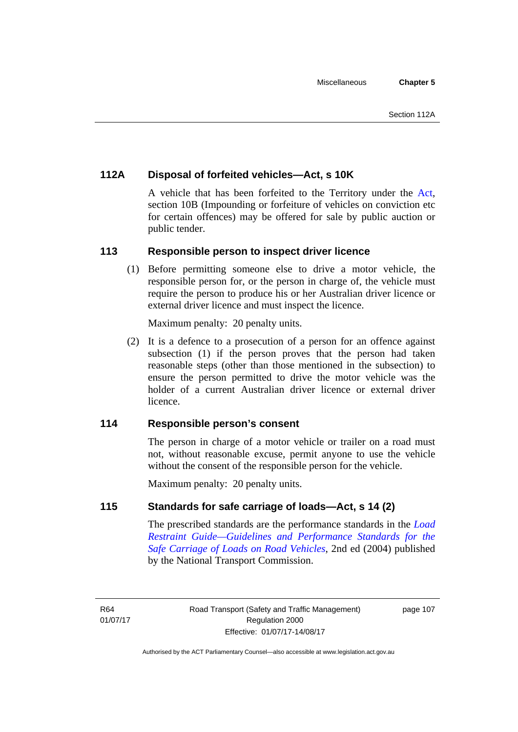### 112A Disposal of forfeited vehicles—Act, s 10K

A vehicle that has been forfeited to the Territory under the Act, section 10B (Impounding or forfeiture of vehicles on conviction etc for certain offences) may be offered for sale by public auction or public tender.

### 113 Responsible person to inspect driver licence

(1) Before permitting someone else to drive a motor vehicle, the responsible person for, or the person in charge of, the vehicle must require the person to produce his or her Australian driver licence or external driver licence and must inspect the licence.

Maximum penalty: 20 penalty units.

(2) It is a defence to a prosecution of a person for an offence against subsection (1) if the person proves that the person had taken reasonable steps (other than those mentioned in the subsection) to ensure the person permitted to drive the motor vehicle was the holder of a current Australian driver licence or external driver licence.

### 114 Responsible person's consent

The person in charge of a motor vehicle or trailer on a road must not, without reasonable excuse, permit anyone to use the vehicle without the consent of the responsible person for the vehicle.

Maximum penalty: 20 penalty units.

### 115 Standards for safe carriage of loads—Act, s 14 (2)

The prescribed standards are the performance standards in the *Load Restraint Guide—Guidelines and Performance Standards for the Safe Carriage of Loads on Road Vehicles*, 2nd ed (2004) published by the National Transport Commission.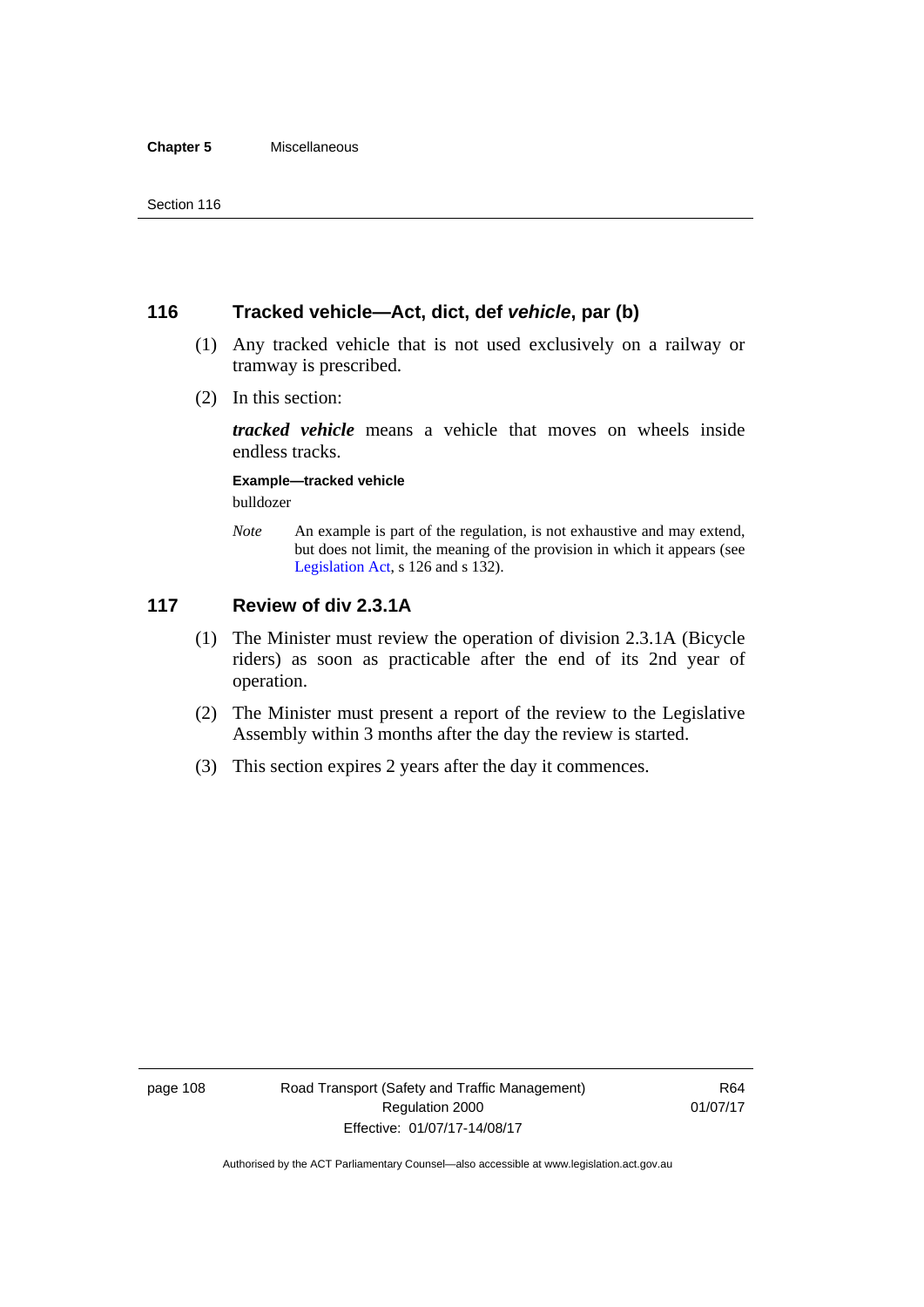## 116 Tracked vehicle—Act, dict, def *vehicle*, par (b)

(1) Any tracked vehicle that is not used exclusively on a railway or tramway is prescribed.

(2) In this section:

***tracked vehicle*** means a vehicle that moves on wheels inside endless tracks.

**Example—tracked vehicle**

bulldozer

*Note* An example is part of the regulation, is not exhaustive and may extend, but does not limit, the meaning of the provision in which it appears (see Legislation Act, s 126 and s 132).

## 117 Review of div 2.3.1A

(1) The Minister must review the operation of division 2.3.1A (Bicycle riders) as soon as practicable after the end of its 2nd year of operation.

(2) The Minister must present a report of the review to the Legislative Assembly within 3 months after the day the review is started.

(3) This section expires 2 years after the day it commences.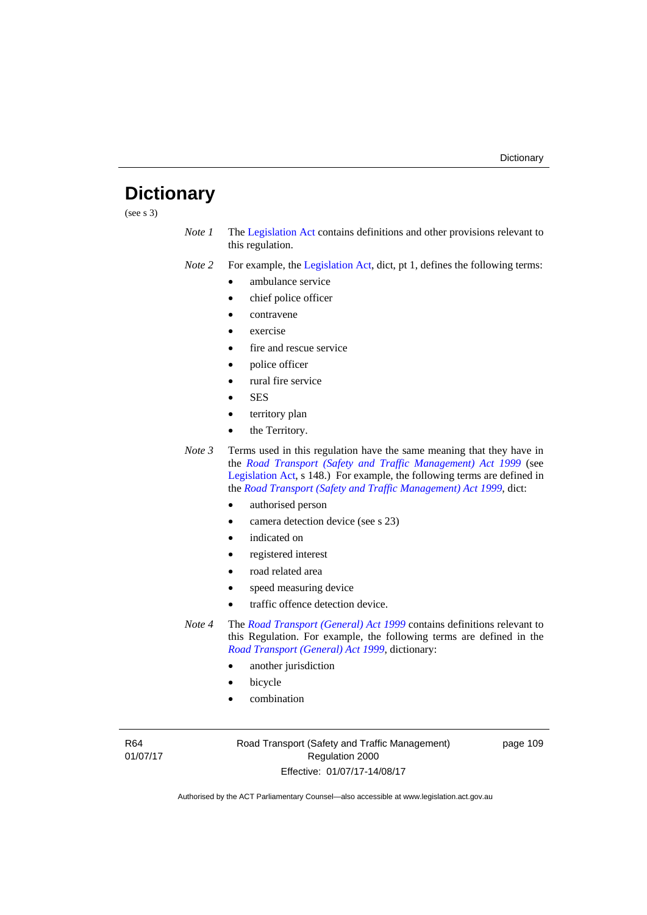# Dictionary

(see s 3)

*Note 1* The Legislation Act contains definitions and other provisions relevant to this regulation.

*Note 2* For example, the Legislation Act, dict, pt 1, defines the following terms:

- ambulance service
- chief police officer
- contravene
- exercise
- fire and rescue service
- police officer
- rural fire service
- SES
- territory plan
- the Territory.

*Note 3* Terms used in this regulation have the same meaning that they have in the *Road Transport (Safety and Traffic Management) Act 1999* (see Legislation Act, s 148.) For example, the following terms are defined in the *Road Transport (Safety and Traffic Management) Act 1999*, dict:

- authorised person
- camera detection device (see s 23)
- indicated on
- registered interest
- road related area
- speed measuring device
- traffic offence detection device.

*Note 4* The *Road Transport (General) Act 1999* contains definitions relevant to this Regulation. For example, the following terms are defined in the *Road Transport (General) Act 1999*, dictionary:

- another jurisdiction
- bicycle
- combination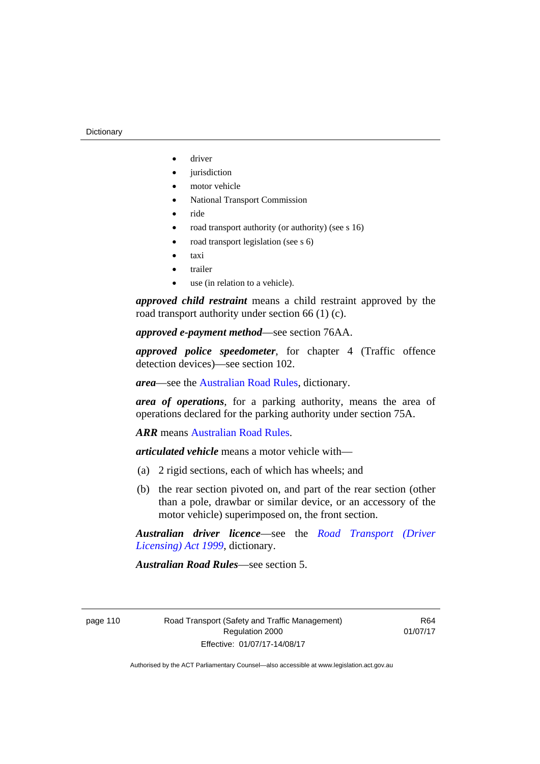- driver
- jurisdiction
- motor vehicle
- National Transport Commission
- ride
- road transport authority (or authority) (see s 16)
- road transport legislation (see s 6)
- taxi
- trailer
- use (in relation to a vehicle).

***approved child restraint*** means a child restraint approved by the road transport authority under section 66 (1) (c).

***approved e-payment method***—see section 76AA.

***approved police speedometer***, for chapter 4 (Traffic offence detection devices)—see section 102.

***area***—see the Australian Road Rules, dictionary.

***area of operations***, for a parking authority, means the area of operations declared for the parking authority under section 75A.

***ARR*** means Australian Road Rules.

***articulated vehicle*** means a motor vehicle with—

(a) 2 rigid sections, each of which has wheels; and

(b) the rear section pivoted on, and part of the rear section (other than a pole, drawbar or similar device, or an accessory of the motor vehicle) superimposed on, the front section.

***Australian driver licence***—see the *Road Transport (Driver Licensing) Act 1999*, dictionary.

***Australian Road Rules***—see section 5.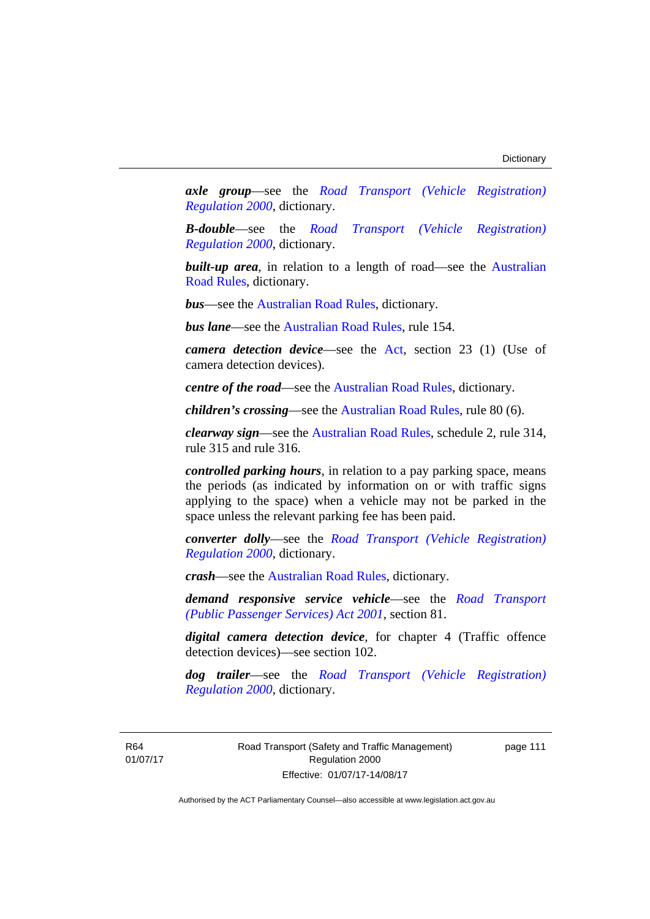***axle group***—see the *Road Transport (Vehicle Registration) Regulation 2000*, dictionary.

***B-double***—see the *Road Transport (Vehicle Registration) Regulation 2000*, dictionary.

***built-up area***, in relation to a length of road—see the Australian Road Rules, dictionary.

***bus***—see the Australian Road Rules, dictionary.

***bus lane***—see the Australian Road Rules, rule 154.

***camera detection device***—see the Act, section 23 (1) (Use of camera detection devices).

***centre of the road***—see the Australian Road Rules, dictionary.

***children's crossing***—see the Australian Road Rules, rule 80 (6).

***clearway sign***—see the Australian Road Rules, schedule 2, rule 314, rule 315 and rule 316.

***controlled parking hours***, in relation to a pay parking space, means the periods (as indicated by information on or with traffic signs applying to the space) when a vehicle may not be parked in the space unless the relevant parking fee has been paid.

***converter dolly***—see the *Road Transport (Vehicle Registration) Regulation 2000*, dictionary.

***crash***—see the Australian Road Rules, dictionary.

***demand responsive service vehicle***—see the *Road Transport (Public Passenger Services) Act 2001*, section 81.

***digital camera detection device***, for chapter 4 (Traffic offence detection devices)—see section 102.

***dog trailer***—see the *Road Transport (Vehicle Registration) Regulation 2000*, dictionary.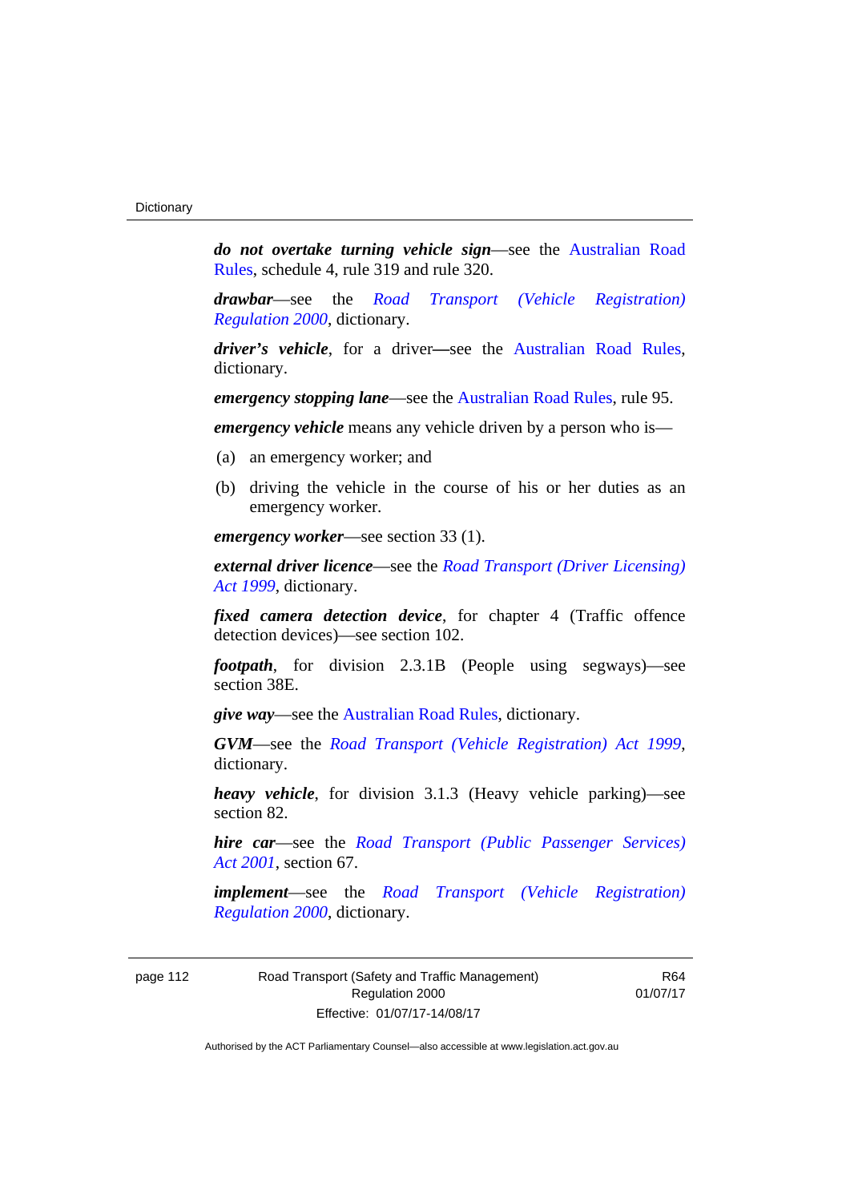***do not overtake turning vehicle sign***—see the Australian Road Rules, schedule 4, rule 319 and rule 320.

***drawbar***—see the *Road Transport (Vehicle Registration) Regulation 2000*, dictionary.

***driver's vehicle***, for a driver—see the Australian Road Rules, dictionary.

***emergency stopping lane***—see the Australian Road Rules, rule 95.

***emergency vehicle*** means any vehicle driven by a person who is—

(a) an emergency worker; and

(b) driving the vehicle in the course of his or her duties as an emergency worker.

***emergency worker***—see section 33 (1).

***external driver licence***—see the *Road Transport (Driver Licensing) Act 1999*, dictionary.

***fixed camera detection device***, for chapter 4 (Traffic offence detection devices)—see section 102.

***footpath***, for division 2.3.1B (People using segways)—see section 38E.

***give way***—see the Australian Road Rules, dictionary.

***GVM***—see the *Road Transport (Vehicle Registration) Act 1999*, dictionary.

***heavy vehicle***, for division 3.1.3 (Heavy vehicle parking)—see section 82.

***hire car***—see the *Road Transport (Public Passenger Services) Act 2001*, section 67.

***implement***—see the *Road Transport (Vehicle Registration) Regulation 2000*, dictionary.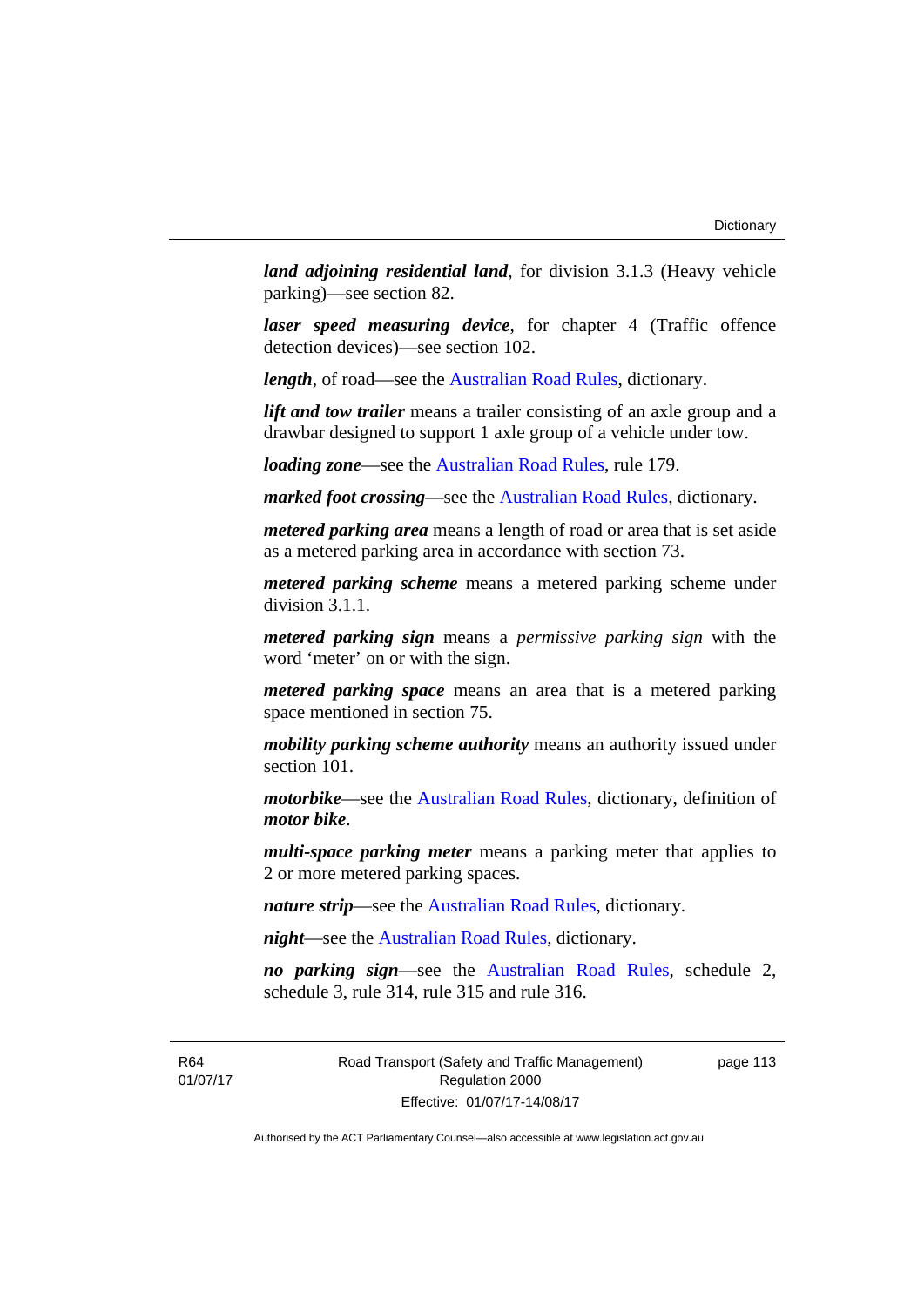***land adjoining residential land***, for division 3.1.3 (Heavy vehicle parking)—see section 82.

***laser speed measuring device***, for chapter 4 (Traffic offence detection devices)—see section 102.

***length***, of road—see the Australian Road Rules, dictionary.

***lift and tow trailer*** means a trailer consisting of an axle group and a drawbar designed to support 1 axle group of a vehicle under tow.

***loading zone***—see the Australian Road Rules, rule 179.

***marked foot crossing***—see the Australian Road Rules, dictionary.

***metered parking area*** means a length of road or area that is set aside as a metered parking area in accordance with section 73.

***metered parking scheme*** means a metered parking scheme under division 3.1.1.

***metered parking sign*** means a *permissive parking sign* with the word 'meter' on or with the sign.

***metered parking space*** means an area that is a metered parking space mentioned in section 75.

***mobility parking scheme authority*** means an authority issued under section 101.

***motorbike***—see the Australian Road Rules, dictionary, definition of ***motor bike***.

***multi-space parking meter*** means a parking meter that applies to 2 or more metered parking spaces.

***nature strip***—see the Australian Road Rules, dictionary.

***night***—see the Australian Road Rules, dictionary.

***no parking sign***—see the Australian Road Rules, schedule 2, schedule 3, rule 314, rule 315 and rule 316.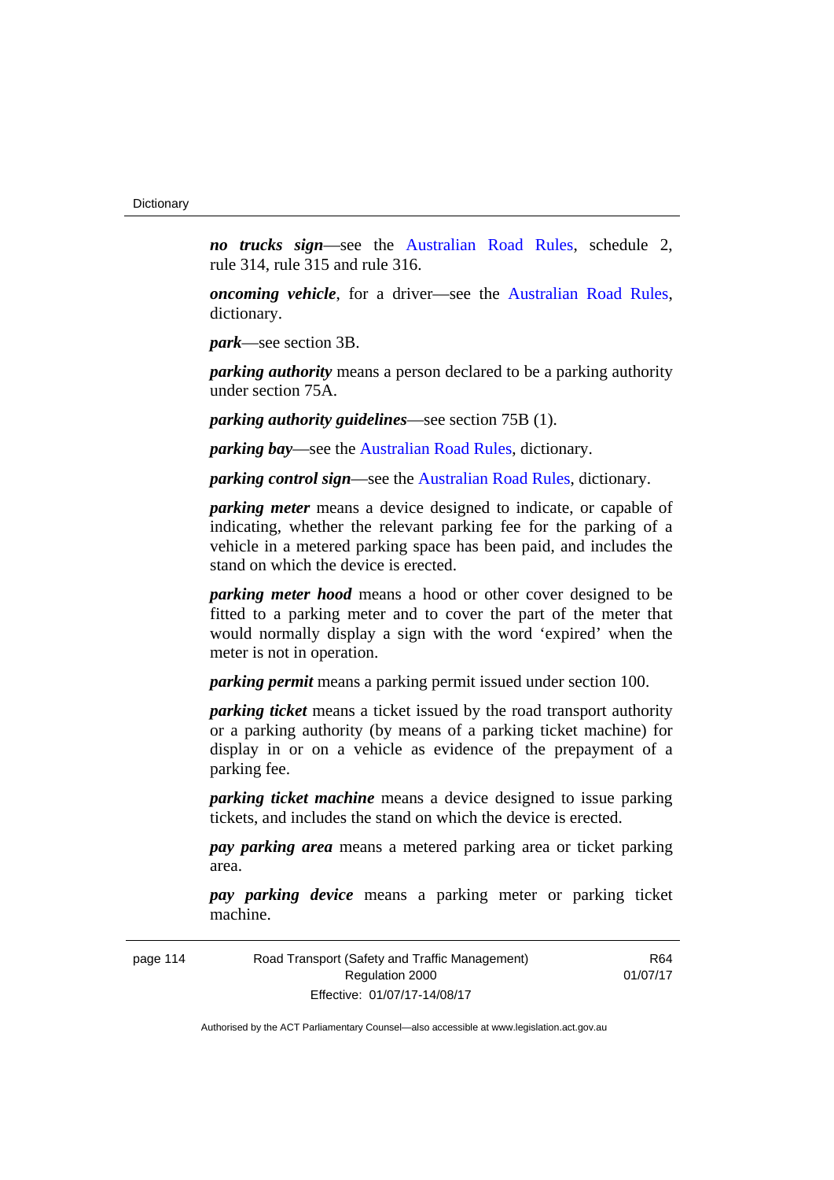***no trucks sign***—see the Australian Road Rules, schedule 2, rule 314, rule 315 and rule 316.

***oncoming vehicle***, for a driver—see the Australian Road Rules, dictionary.

***park***—see section 3B.

***parking authority*** means a person declared to be a parking authority under section 75A.

***parking authority guidelines***—see section 75B (1).

***parking bay***—see the Australian Road Rules, dictionary.

***parking control sign***—see the Australian Road Rules, dictionary.

***parking meter*** means a device designed to indicate, or capable of indicating, whether the relevant parking fee for the parking of a vehicle in a metered parking space has been paid, and includes the stand on which the device is erected.

***parking meter hood*** means a hood or other cover designed to be fitted to a parking meter and to cover the part of the meter that would normally display a sign with the word 'expired' when the meter is not in operation.

***parking permit*** means a parking permit issued under section 100.

***parking ticket*** means a ticket issued by the road transport authority or a parking authority (by means of a parking ticket machine) for display in or on a vehicle as evidence of the prepayment of a parking fee.

***parking ticket machine*** means a device designed to issue parking tickets, and includes the stand on which the device is erected.

***pay parking area*** means a metered parking area or ticket parking area.

***pay parking device*** means a parking meter or parking ticket machine.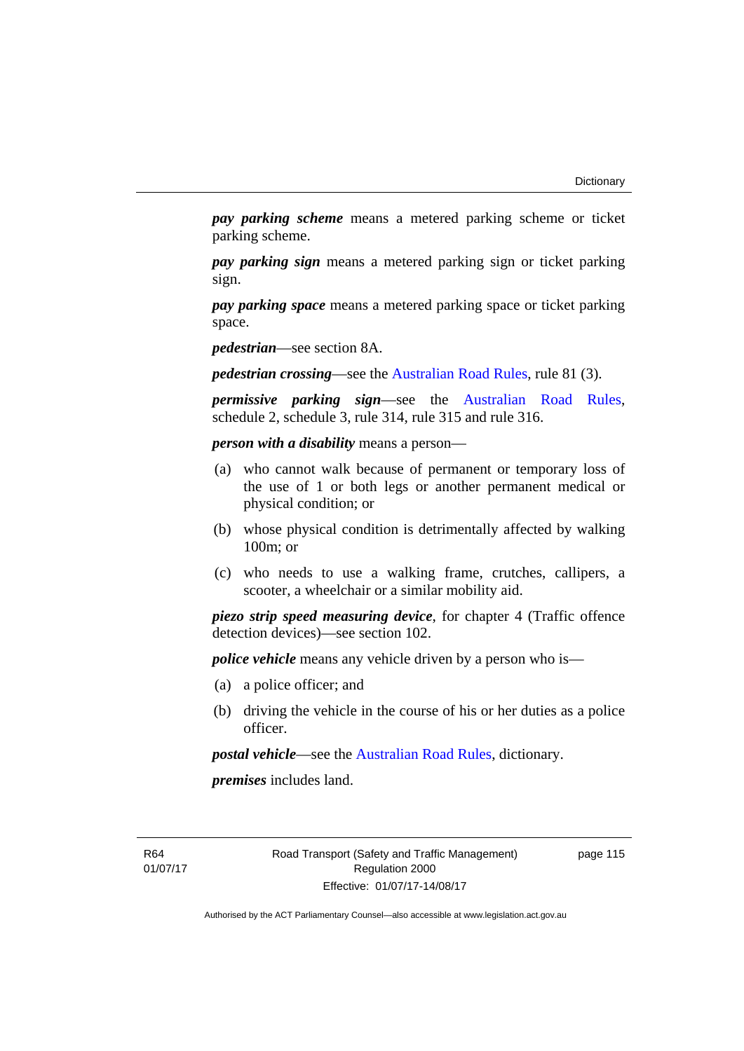***pay parking scheme*** means a metered parking scheme or ticket parking scheme.

***pay parking sign*** means a metered parking sign or ticket parking sign.

***pay parking space*** means a metered parking space or ticket parking space.

***pedestrian***—see section 8A.

***pedestrian crossing***—see the Australian Road Rules, rule 81 (3).

***permissive parking sign***—see the Australian Road Rules, schedule 2, schedule 3, rule 314, rule 315 and rule 316.

***person with a disability*** means a person—

(a) who cannot walk because of permanent or temporary loss of the use of 1 or both legs or another permanent medical or physical condition; or

(b) whose physical condition is detrimentally affected by walking 100m; or

(c) who needs to use a walking frame, crutches, callipers, a scooter, a wheelchair or a similar mobility aid.

***piezo strip speed measuring device***, for chapter 4 (Traffic offence detection devices)—see section 102.

***police vehicle*** means any vehicle driven by a person who is—

(a) a police officer; and

(b) driving the vehicle in the course of his or her duties as a police officer.

***postal vehicle***—see the Australian Road Rules, dictionary.

***premises*** includes land.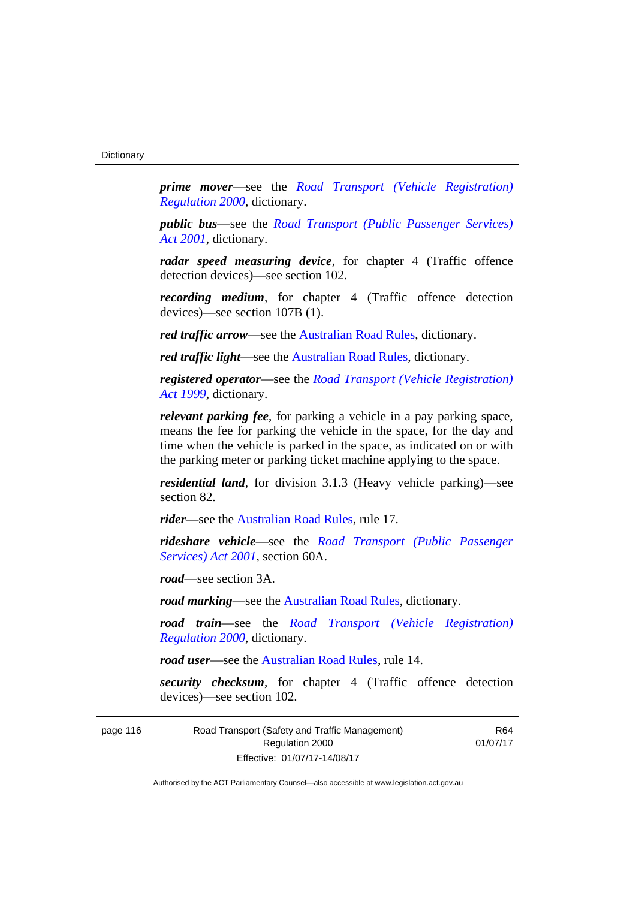***prime mover***—see the *Road Transport (Vehicle Registration) Regulation 2000*, dictionary.

***public bus***—see the *Road Transport (Public Passenger Services) Act 2001*, dictionary.

***radar speed measuring device***, for chapter 4 (Traffic offence detection devices)—see section 102.

***recording medium***, for chapter 4 (Traffic offence detection devices)—see section 107B (1).

***red traffic arrow***—see the Australian Road Rules, dictionary.

***red traffic light***—see the Australian Road Rules, dictionary.

***registered operator***—see the *Road Transport (Vehicle Registration) Act 1999*, dictionary.

***relevant parking fee***, for parking a vehicle in a pay parking space, means the fee for parking the vehicle in the space, for the day and time when the vehicle is parked in the space, as indicated on or with the parking meter or parking ticket machine applying to the space.

***residential land***, for division 3.1.3 (Heavy vehicle parking)—see section 82.

***rider***—see the Australian Road Rules, rule 17.

***rideshare vehicle***—see the *Road Transport (Public Passenger Services) Act 2001*, section 60A.

***road***—see section 3A.

***road marking***—see the Australian Road Rules, dictionary.

***road train***—see the *Road Transport (Vehicle Registration) Regulation 2000*, dictionary.

***road user***—see the Australian Road Rules, rule 14.

***security checksum***, for chapter 4 (Traffic offence detection devices)—see section 102.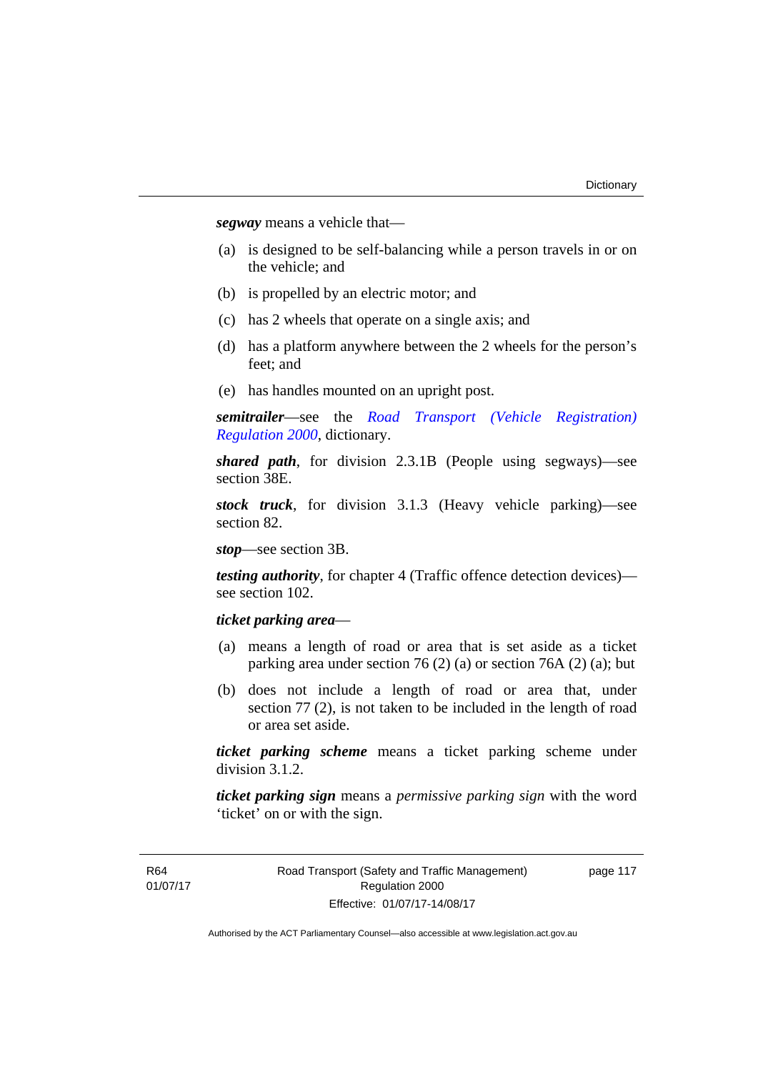***segway*** means a vehicle that—

(a) is designed to be self-balancing while a person travels in or on the vehicle; and

(b) is propelled by an electric motor; and

(c) has 2 wheels that operate on a single axis; and

(d) has a platform anywhere between the 2 wheels for the person's feet; and

(e) has handles mounted on an upright post.

***semitrailer***—see the *Road Transport (Vehicle Registration) Regulation 2000*, dictionary.

***shared path***, for division 2.3.1B (People using segways)—see section 38E.

***stock truck***, for division 3.1.3 (Heavy vehicle parking)—see section 82.

***stop***—see section 3B.

***testing authority***, for chapter 4 (Traffic offence detection devices)—see section 102.

***ticket parking area***—

(a) means a length of road or area that is set aside as a ticket parking area under section 76 (2) (a) or section 76A (2) (a); but

(b) does not include a length of road or area that, under section 77 (2), is not taken to be included in the length of road or area set aside.

***ticket parking scheme*** means a ticket parking scheme under division 3.1.2.

***ticket parking sign*** means a *permissive parking sign* with the word 'ticket' on or with the sign.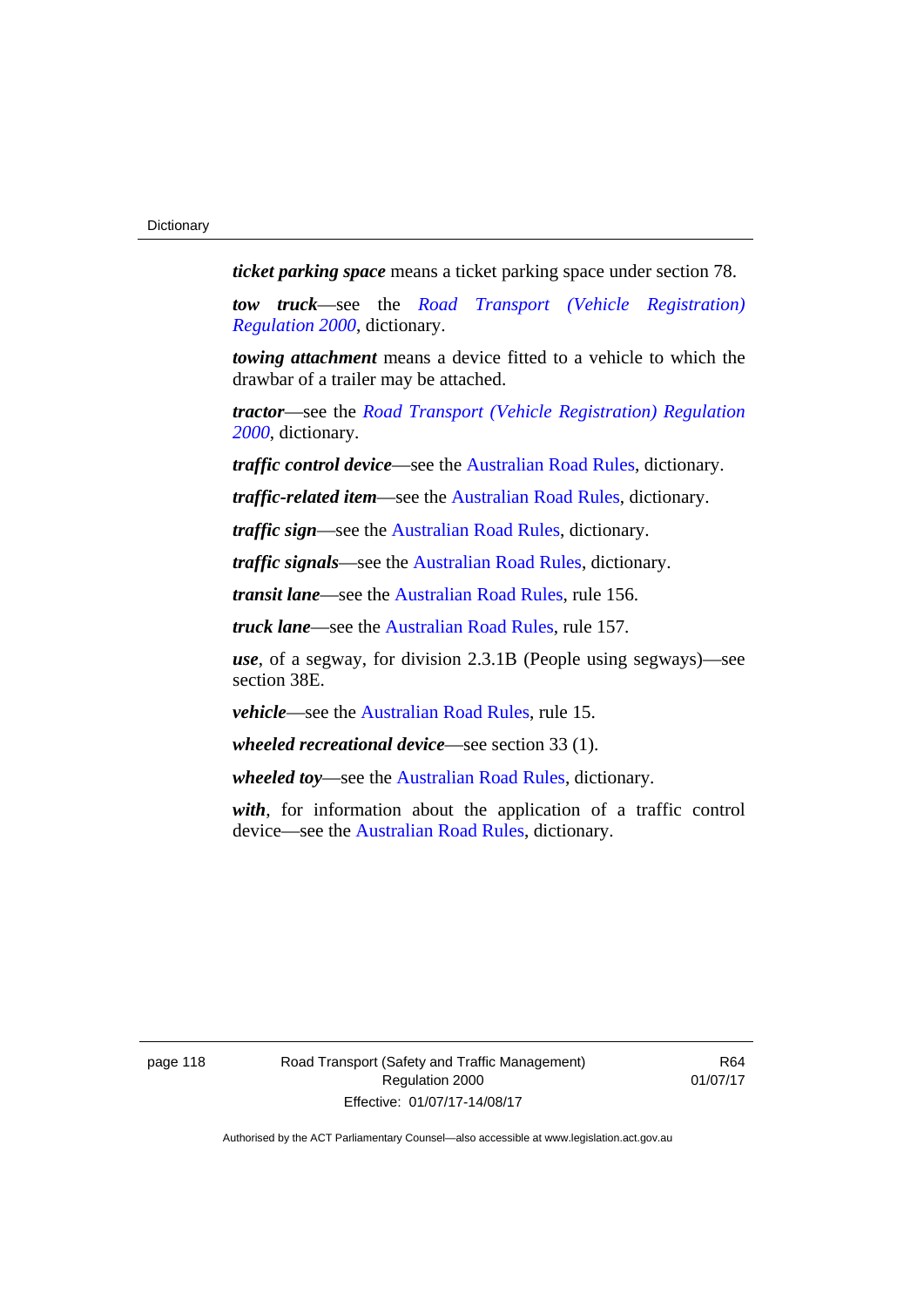***ticket parking space*** means a ticket parking space under section 78.

***tow truck***—see the *Road Transport (Vehicle Registration) Regulation 2000*, dictionary.

***towing attachment*** means a device fitted to a vehicle to which the drawbar of a trailer may be attached.

***tractor***—see the *Road Transport (Vehicle Registration) Regulation 2000*, dictionary.

***traffic control device***—see the Australian Road Rules, dictionary.

***traffic-related item***—see the Australian Road Rules, dictionary.

***traffic sign***—see the Australian Road Rules, dictionary.

***traffic signals***—see the Australian Road Rules, dictionary.

***transit lane***—see the Australian Road Rules, rule 156.

***truck lane***—see the Australian Road Rules, rule 157.

***use***, of a segway, for division 2.3.1B (People using segways)—see section 38E.

***vehicle***—see the Australian Road Rules, rule 15.

***wheeled recreational device***—see section 33 (1).

***wheeled toy***—see the Australian Road Rules, dictionary.

***with***, for information about the application of a traffic control device—see the Australian Road Rules, dictionary.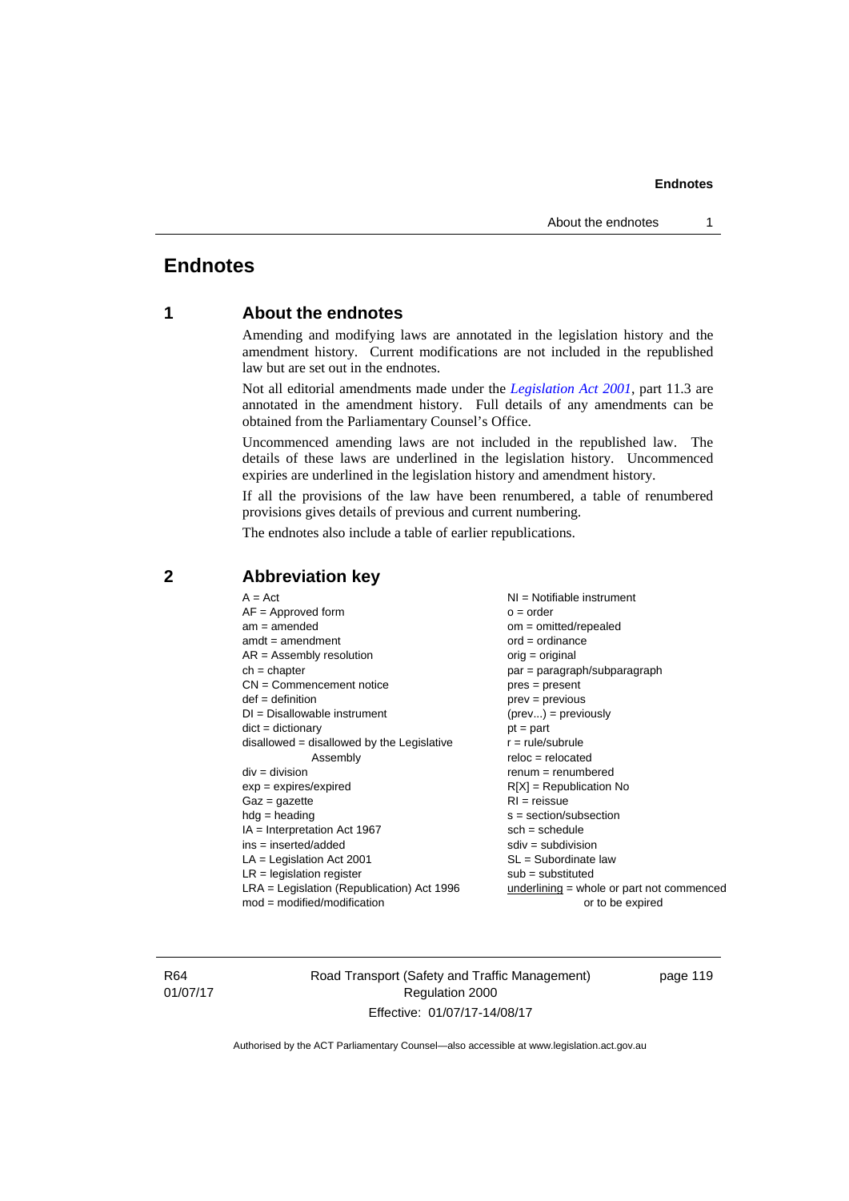# Endnotes

## 1 About the endnotes

Amending and modifying laws are annotated in the legislation history and the amendment history. Current modifications are not included in the republished law but are set out in the endnotes.

Not all editorial amendments made under the *Legislation Act 2001*, part 11.3 are annotated in the amendment history. Full details of any amendments can be obtained from the Parliamentary Counsel's Office.

Uncommenced amending laws are not included in the republished law. The details of these laws are underlined in the legislation history. Uncommenced expiries are underlined in the legislation history and amendment history.

If all the provisions of the law have been renumbered, a table of renumbered provisions gives details of previous and current numbering.

The endnotes also include a table of earlier republications.

## 2 Abbreviation key

A = Act
AF = Approved form
am = amended
amdt = amendment
AR = Assembly resolution
ch = chapter
CN = Commencement notice
def = definition
DI = Disallowable instrument
dict = dictionary
disallowed = disallowed by the Legislative Assembly
div = division
exp = expires/expired
Gaz = gazette
hdg = heading
IA = Interpretation Act 1967
ins = inserted/added
LA = Legislation Act 2001
LR = legislation register
LRA = Legislation (Republication) Act 1996
mod = modified/modification
NI = Notifiable instrument
o = order
om = omitted/repealed
ord = ordinance
orig = original
par = paragraph/subparagraph
pres = present
prev = previous
(prev...) = previously
pt = part
r = rule/subrule
reloc = relocated
renum = renumbered
R[X] = Republication No
RI = reissue
s = section/subsection
sch = schedule
sdiv = subdivision
SL = Subordinate law
sub = substituted
underlining = whole or part not commenced or to be expired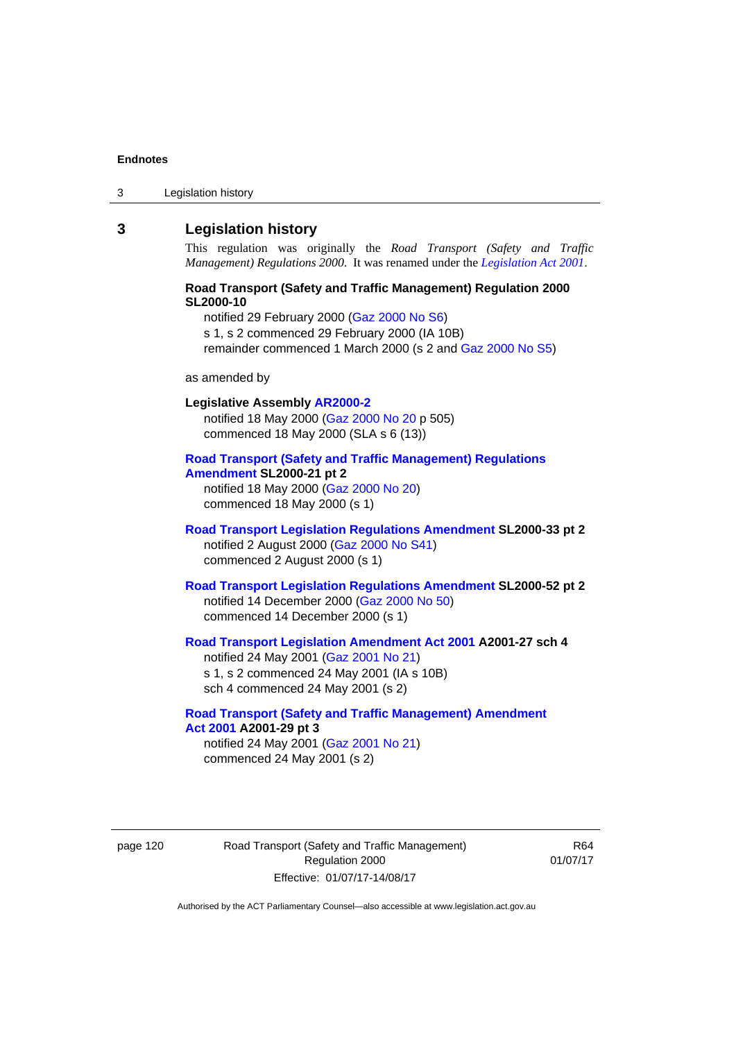## 3 Legislation history

This regulation was originally the *Road Transport (Safety and Traffic Management) Regulations 2000*. It was renamed under the *Legislation Act 2001*.

**Road Transport (Safety and Traffic Management) Regulation 2000 SL2000-10**

notified 29 February 2000 (Gaz 2000 No S6)
s 1, s 2 commenced 29 February 2000 (IA 10B)
remainder commenced 1 March 2000 (s 2 and Gaz 2000 No S5)

as amended by

**Legislative Assembly AR2000-2**

notified 18 May 2000 (Gaz 2000 No 20 p 505)
commenced 18 May 2000 (SLA s 6 (13))

**Road Transport (Safety and Traffic Management) Regulations Amendment SL2000-21 pt 2**

notified 18 May 2000 (Gaz 2000 No 20)
commenced 18 May 2000 (s 1)

**Road Transport Legislation Regulations Amendment SL2000-33 pt 2**

notified 2 August 2000 (Gaz 2000 No S41)
commenced 2 August 2000 (s 1)

**Road Transport Legislation Regulations Amendment SL2000-52 pt 2**

notified 14 December 2000 (Gaz 2000 No 50)
commenced 14 December 2000 (s 1)

**Road Transport Legislation Amendment Act 2001 A2001-27 sch 4**

notified 24 May 2001 (Gaz 2001 No 21)
s 1, s 2 commenced 24 May 2001 (IA s 10B)
sch 4 commenced 24 May 2001 (s 2)

**Road Transport (Safety and Traffic Management) Amendment Act 2001 A2001-29 pt 3**

notified 24 May 2001 (Gaz 2001 No 21)
commenced 24 May 2001 (s 2)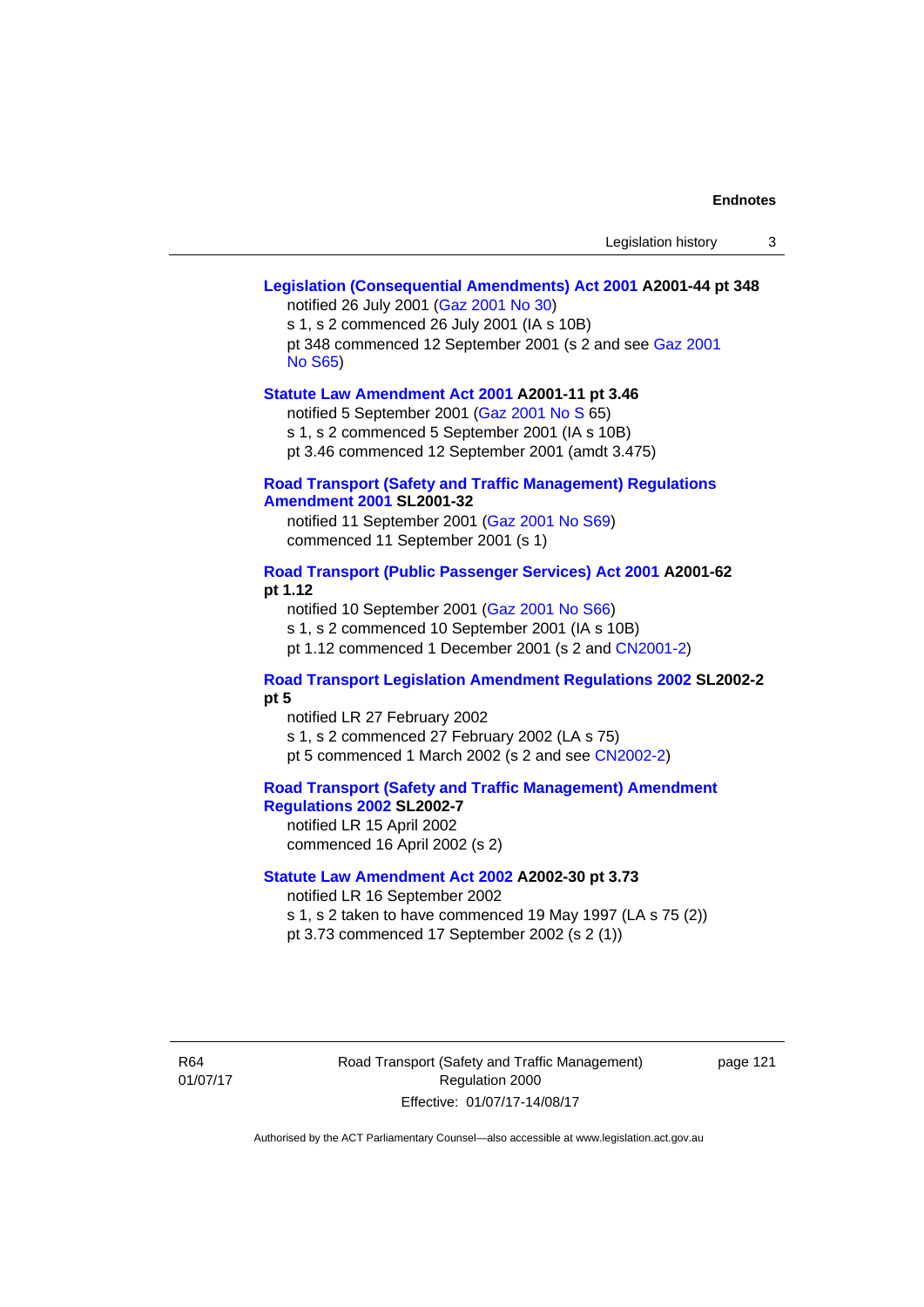**Legislation (Consequential Amendments) Act 2001 A2001-44 pt 348**

notified 26 July 2001 (Gaz 2001 No 30)

s 1, s 2 commenced 26 July 2001 (IA s 10B)

pt 348 commenced 12 September 2001 (s 2 and see Gaz 2001 No S65)

**Statute Law Amendment Act 2001 A2001-11 pt 3.46**

notified 5 September 2001 (Gaz 2001 No S 65)

s 1, s 2 commenced 5 September 2001 (IA s 10B)

pt 3.46 commenced 12 September 2001 (amdt 3.475)

**Road Transport (Safety and Traffic Management) Regulations Amendment 2001 SL2001-32**

notified 11 September 2001 (Gaz 2001 No S69)

commenced 11 September 2001 (s 1)

**Road Transport (Public Passenger Services) Act 2001 A2001-62 pt 1.12**

notified 10 September 2001 (Gaz 2001 No S66)

s 1, s 2 commenced 10 September 2001 (IA s 10B)

pt 1.12 commenced 1 December 2001 (s 2 and CN2001-2)

**Road Transport Legislation Amendment Regulations 2002 SL2002-2 pt 5**

notified LR 27 February 2002

s 1, s 2 commenced 27 February 2002 (LA s 75)

pt 5 commenced 1 March 2002 (s 2 and see CN2002-2)

**Road Transport (Safety and Traffic Management) Amendment Regulations 2002 SL2002-7**

notified LR 15 April 2002

commenced 16 April 2002 (s 2)

**Statute Law Amendment Act 2002 A2002-30 pt 3.73**

notified LR 16 September 2002

s 1, s 2 taken to have commenced 19 May 1997 (LA s 75 (2))

pt 3.73 commenced 17 September 2002 (s 2 (1))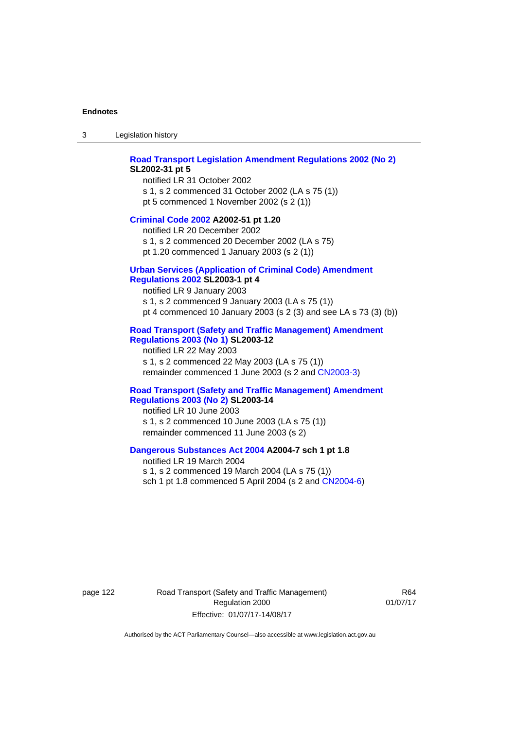**Road Transport Legislation Amendment Regulations 2002 (No 2) SL2002-31 pt 5**

notified LR 31 October 2002
s 1, s 2 commenced 31 October 2002 (LA s 75 (1))
pt 5 commenced 1 November 2002 (s 2 (1))

**Criminal Code 2002 A2002-51 pt 1.20**

notified LR 20 December 2002
s 1, s 2 commenced 20 December 2002 (LA s 75)
pt 1.20 commenced 1 January 2003 (s 2 (1))

**Urban Services (Application of Criminal Code) Amendment Regulations 2002 SL2003-1 pt 4**

notified LR 9 January 2003
s 1, s 2 commenced 9 January 2003 (LA s 75 (1))
pt 4 commenced 10 January 2003 (s 2 (3) and see LA s 73 (3) (b))

**Road Transport (Safety and Traffic Management) Amendment Regulations 2003 (No 1) SL2003-12**

notified LR 22 May 2003
s 1, s 2 commenced 22 May 2003 (LA s 75 (1))
remainder commenced 1 June 2003 (s 2 and CN2003-3)

**Road Transport (Safety and Traffic Management) Amendment Regulations 2003 (No 2) SL2003-14**

notified LR 10 June 2003
s 1, s 2 commenced 10 June 2003 (LA s 75 (1))
remainder commenced 11 June 2003 (s 2)

**Dangerous Substances Act 2004 A2004-7 sch 1 pt 1.8**

notified LR 19 March 2004
s 1, s 2 commenced 19 March 2004 (LA s 75 (1))
sch 1 pt 1.8 commenced 5 April 2004 (s 2 and CN2004-6)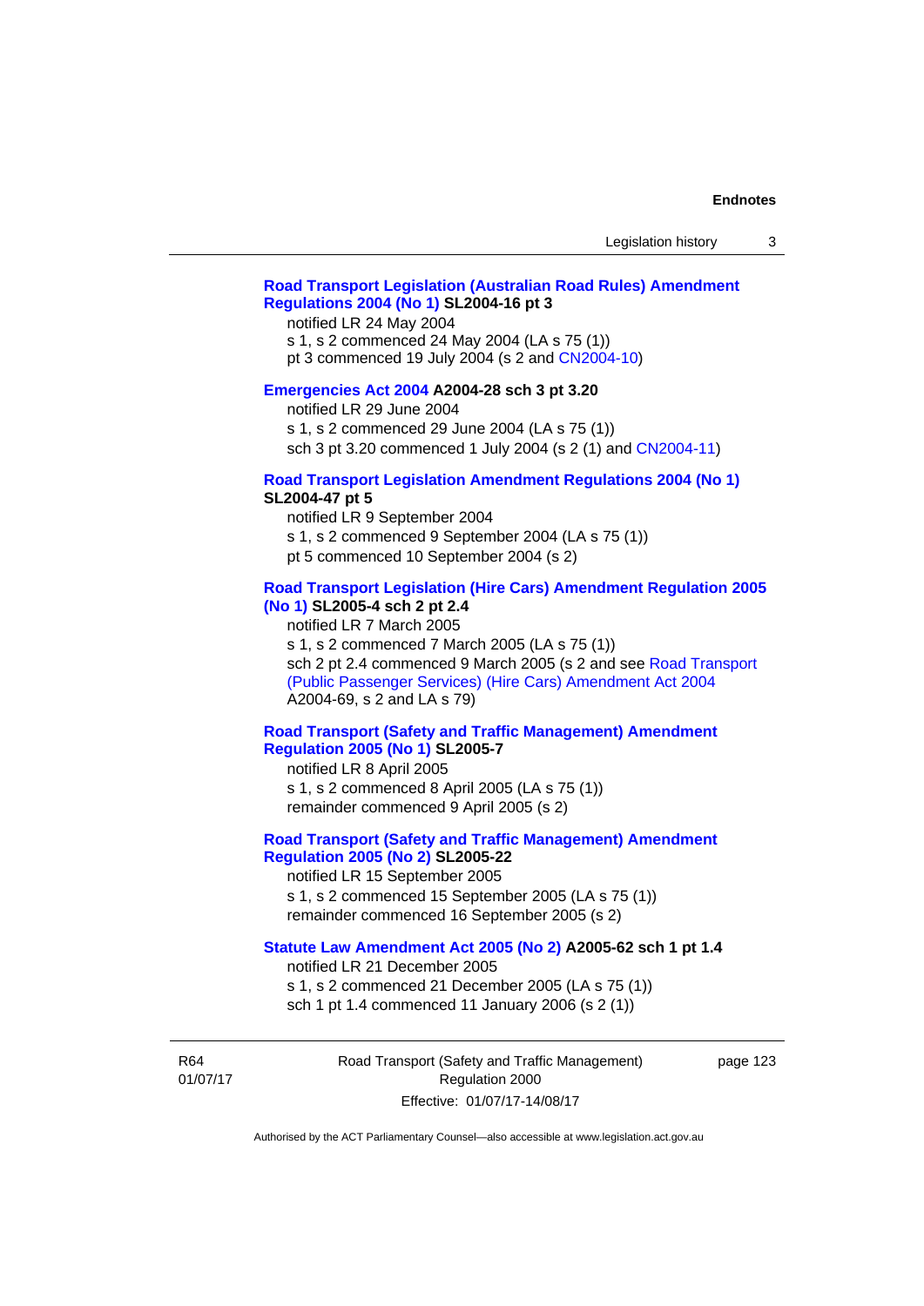**Road Transport Legislation (Australian Road Rules) Amendment Regulations 2004 (No 1) SL2004-16 pt 3**

notified LR 24 May 2004
s 1, s 2 commenced 24 May 2004 (LA s 75 (1))
pt 3 commenced 19 July 2004 (s 2 and CN2004-10)

**Emergencies Act 2004 A2004-28 sch 3 pt 3.20**

notified LR 29 June 2004
s 1, s 2 commenced 29 June 2004 (LA s 75 (1))
sch 3 pt 3.20 commenced 1 July 2004 (s 2 (1) and CN2004-11)

**Road Transport Legislation Amendment Regulations 2004 (No 1) SL2004-47 pt 5**

notified LR 9 September 2004
s 1, s 2 commenced 9 September 2004 (LA s 75 (1))
pt 5 commenced 10 September 2004 (s 2)

**Road Transport Legislation (Hire Cars) Amendment Regulation 2005 (No 1) SL2005-4 sch 2 pt 2.4**

notified LR 7 March 2005
s 1, s 2 commenced 7 March 2005 (LA s 75 (1))
sch 2 pt 2.4 commenced 9 March 2005 (s 2 and see Road Transport (Public Passenger Services) (Hire Cars) Amendment Act 2004 A2004-69, s 2 and LA s 79)

**Road Transport (Safety and Traffic Management) Amendment Regulation 2005 (No 1) SL2005-7**

notified LR 8 April 2005
s 1, s 2 commenced 8 April 2005 (LA s 75 (1))
remainder commenced 9 April 2005 (s 2)

**Road Transport (Safety and Traffic Management) Amendment Regulation 2005 (No 2) SL2005-22**

notified LR 15 September 2005
s 1, s 2 commenced 15 September 2005 (LA s 75 (1))
remainder commenced 16 September 2005 (s 2)

**Statute Law Amendment Act 2005 (No 2) A2005-62 sch 1 pt 1.4**

notified LR 21 December 2005
s 1, s 2 commenced 21 December 2005 (LA s 75 (1))
sch 1 pt 1.4 commenced 11 January 2006 (s 2 (1))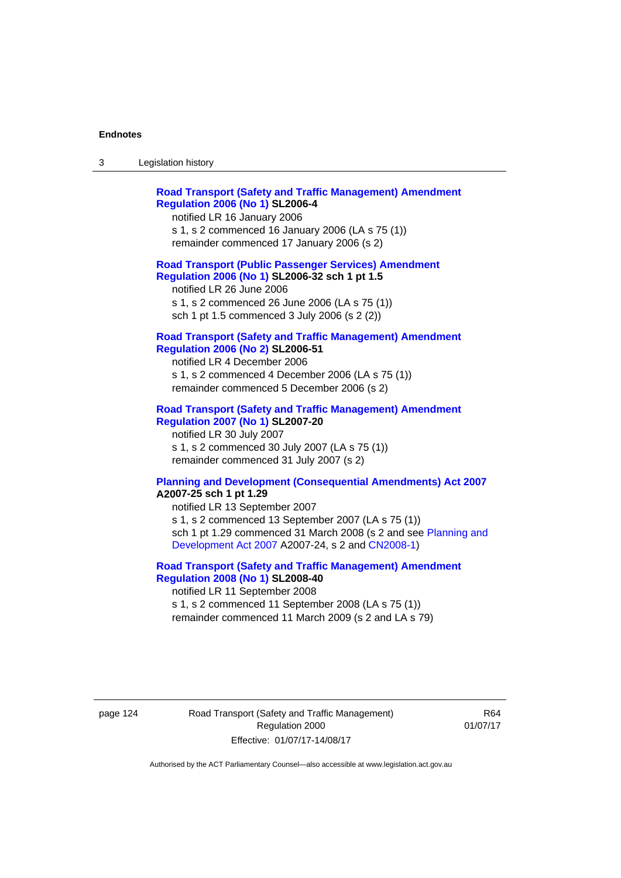**Road Transport (Safety and Traffic Management) Amendment Regulation 2006 (No 1) SL2006-4**
notified LR 16 January 2006
s 1, s 2 commenced 16 January 2006 (LA s 75 (1))
remainder commenced 17 January 2006 (s 2)

**Road Transport (Public Passenger Services) Amendment Regulation 2006 (No 1) SL2006-32 sch 1 pt 1.5**
notified LR 26 June 2006
s 1, s 2 commenced 26 June 2006 (LA s 75 (1))
sch 1 pt 1.5 commenced 3 July 2006 (s 2 (2))

**Road Transport (Safety and Traffic Management) Amendment Regulation 2006 (No 2) SL2006-51**
notified LR 4 December 2006
s 1, s 2 commenced 4 December 2006 (LA s 75 (1))
remainder commenced 5 December 2006 (s 2)

**Road Transport (Safety and Traffic Management) Amendment Regulation 2007 (No 1) SL2007-20**
notified LR 30 July 2007
s 1, s 2 commenced 30 July 2007 (LA s 75 (1))
remainder commenced 31 July 2007 (s 2)

**Planning and Development (Consequential Amendments) Act 2007 A2007-25 sch 1 pt 1.29**
notified LR 13 September 2007
s 1, s 2 commenced 13 September 2007 (LA s 75 (1))
sch 1 pt 1.29 commenced 31 March 2008 (s 2 and see Planning and Development Act 2007 A2007-24, s 2 and CN2008-1)

**Road Transport (Safety and Traffic Management) Amendment Regulation 2008 (No 1) SL2008-40**
notified LR 11 September 2008
s 1, s 2 commenced 11 September 2008 (LA s 75 (1))
remainder commenced 11 March 2009 (s 2 and LA s 79)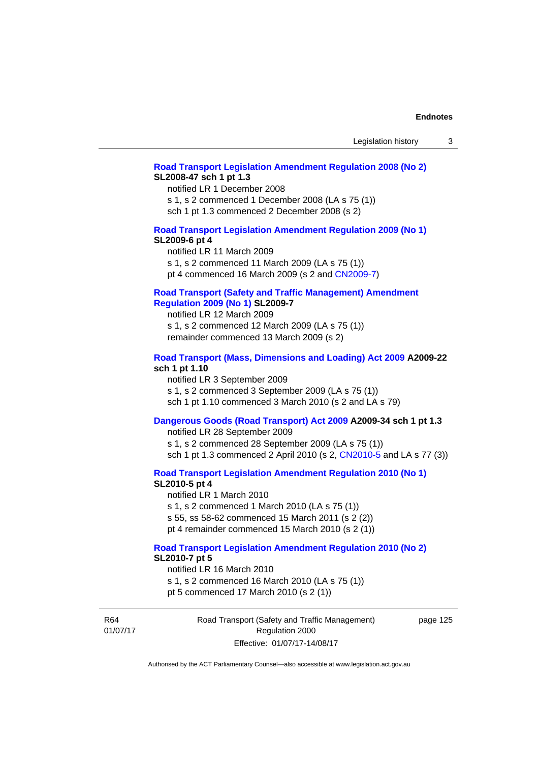**Road Transport Legislation Amendment Regulation 2008 (No 2)** **SL2008-47 sch 1 pt 1.3**

notified LR 1 December 2008
s 1, s 2 commenced 1 December 2008 (LA s 75 (1))
sch 1 pt 1.3 commenced 2 December 2008 (s 2)

**Road Transport Legislation Amendment Regulation 2009 (No 1)** **SL2009-6 pt 4**

notified LR 11 March 2009
s 1, s 2 commenced 11 March 2009 (LA s 75 (1))
pt 4 commenced 16 March 2009 (s 2 and CN2009-7)

**Road Transport (Safety and Traffic Management) Amendment Regulation 2009 (No 1)** **SL2009-7**

notified LR 12 March 2009
s 1, s 2 commenced 12 March 2009 (LA s 75 (1))
remainder commenced 13 March 2009 (s 2)

**Road Transport (Mass, Dimensions and Loading) Act 2009** **A2009-22 sch 1 pt 1.10**

notified LR 3 September 2009
s 1, s 2 commenced 3 September 2009 (LA s 75 (1))
sch 1 pt 1.10 commenced 3 March 2010 (s 2 and LA s 79)

**Dangerous Goods (Road Transport) Act 2009** **A2009-34 sch 1 pt 1.3**

notified LR 28 September 2009
s 1, s 2 commenced 28 September 2009 (LA s 75 (1))
sch 1 pt 1.3 commenced 2 April 2010 (s 2, CN2010-5 and LA s 77 (3))

**Road Transport Legislation Amendment Regulation 2010 (No 1)** **SL2010-5 pt 4**

notified LR 1 March 2010
s 1, s 2 commenced 1 March 2010 (LA s 75 (1))
s 55, ss 58-62 commenced 15 March 2011 (s 2 (2))
pt 4 remainder commenced 15 March 2010 (s 2 (1))

**Road Transport Legislation Amendment Regulation 2010 (No 2)** **SL2010-7 pt 5**

notified LR 16 March 2010
s 1, s 2 commenced 16 March 2010 (LA s 75 (1))
pt 5 commenced 17 March 2010 (s 2 (1))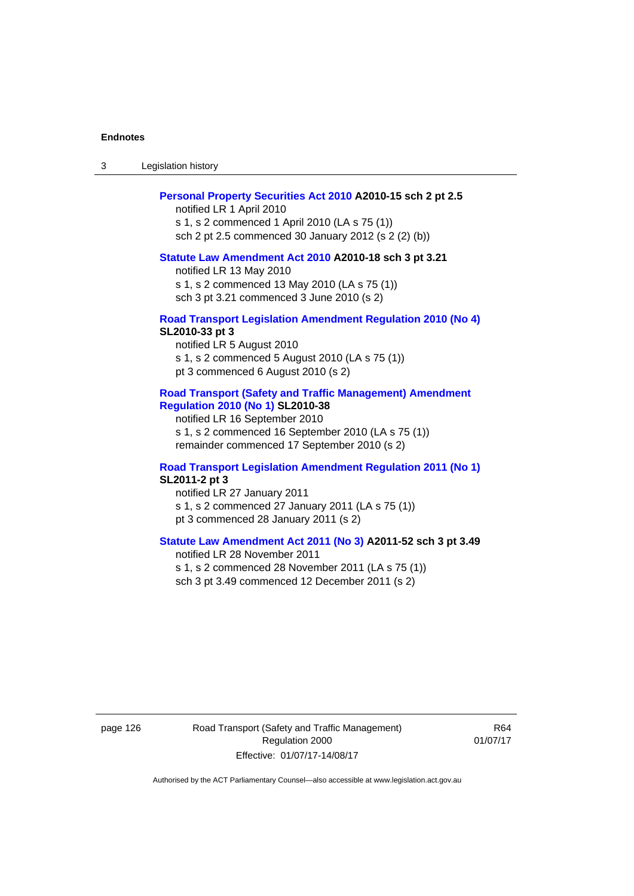**Personal Property Securities Act 2010 A2010-15 sch 2 pt 2.5**
notified LR 1 April 2010
s 1, s 2 commenced 1 April 2010 (LA s 75 (1))
sch 2 pt 2.5 commenced 30 January 2012 (s 2 (2) (b))

**Statute Law Amendment Act 2010 A2010-18 sch 3 pt 3.21**
notified LR 13 May 2010
s 1, s 2 commenced 13 May 2010 (LA s 75 (1))
sch 3 pt 3.21 commenced 3 June 2010 (s 2)

**Road Transport Legislation Amendment Regulation 2010 (No 4) SL2010-33 pt 3**
notified LR 5 August 2010
s 1, s 2 commenced 5 August 2010 (LA s 75 (1))
pt 3 commenced 6 August 2010 (s 2)

**Road Transport (Safety and Traffic Management) Amendment Regulation 2010 (No 1) SL2010-38**
notified LR 16 September 2010
s 1, s 2 commenced 16 September 2010 (LA s 75 (1))
remainder commenced 17 September 2010 (s 2)

**Road Transport Legislation Amendment Regulation 2011 (No 1) SL2011-2 pt 3**
notified LR 27 January 2011
s 1, s 2 commenced 27 January 2011 (LA s 75 (1))
pt 3 commenced 28 January 2011 (s 2)

**Statute Law Amendment Act 2011 (No 3) A2011-52 sch 3 pt 3.49**
notified LR 28 November 2011
s 1, s 2 commenced 28 November 2011 (LA s 75 (1))
sch 3 pt 3.49 commenced 12 December 2011 (s 2)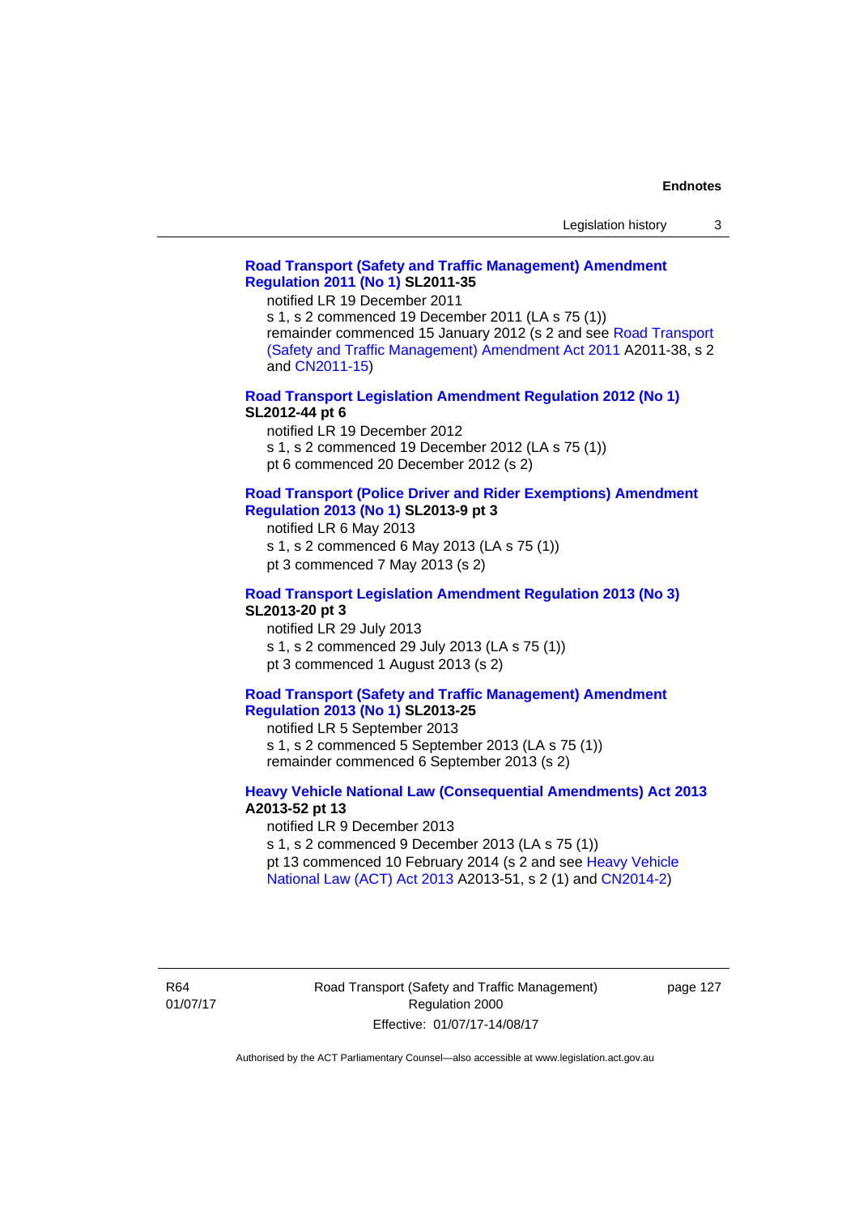**Road Transport (Safety and Traffic Management) Amendment Regulation 2011 (No 1) SL2011-35**

notified LR 19 December 2011
s 1, s 2 commenced 19 December 2011 (LA s 75 (1))
remainder commenced 15 January 2012 (s 2 and see Road Transport (Safety and Traffic Management) Amendment Act 2011 A2011-38, s 2 and CN2011-15)

**Road Transport Legislation Amendment Regulation 2012 (No 1) SL2012-44 pt 6**

notified LR 19 December 2012
s 1, s 2 commenced 19 December 2012 (LA s 75 (1))
pt 6 commenced 20 December 2012 (s 2)

**Road Transport (Police Driver and Rider Exemptions) Amendment Regulation 2013 (No 1) SL2013-9 pt 3**

notified LR 6 May 2013
s 1, s 2 commenced 6 May 2013 (LA s 75 (1))
pt 3 commenced 7 May 2013 (s 2)

**Road Transport Legislation Amendment Regulation 2013 (No 3) SL2013-20 pt 3**

notified LR 29 July 2013
s 1, s 2 commenced 29 July 2013 (LA s 75 (1))
pt 3 commenced 1 August 2013 (s 2)

**Road Transport (Safety and Traffic Management) Amendment Regulation 2013 (No 1) SL2013-25**

notified LR 5 September 2013
s 1, s 2 commenced 5 September 2013 (LA s 75 (1))
remainder commenced 6 September 2013 (s 2)

**Heavy Vehicle National Law (Consequential Amendments) Act 2013 A2013-52 pt 13**

notified LR 9 December 2013
s 1, s 2 commenced 9 December 2013 (LA s 75 (1))
pt 13 commenced 10 February 2014 (s 2 and see Heavy Vehicle National Law (ACT) Act 2013 A2013-51, s 2 (1) and CN2014-2)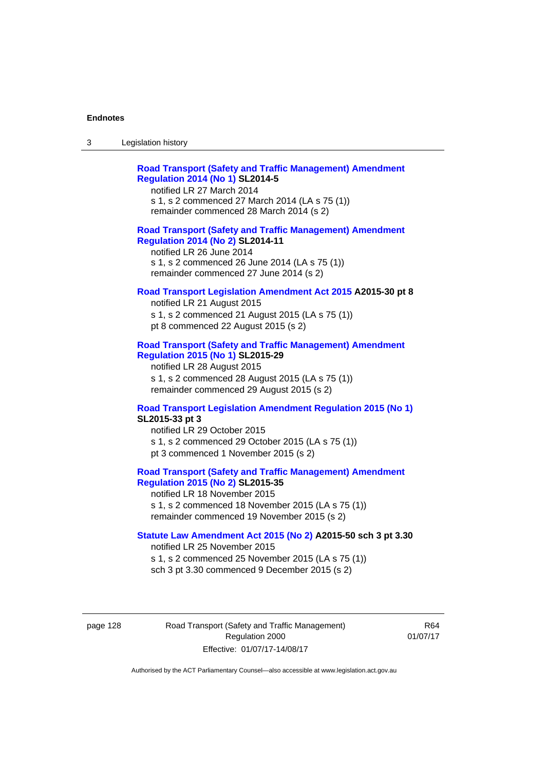**Road Transport (Safety and Traffic Management) Amendment Regulation 2014 (No 1) SL2014-5**

notified LR 27 March 2014
s 1, s 2 commenced 27 March 2014 (LA s 75 (1))
remainder commenced 28 March 2014 (s 2)

**Road Transport (Safety and Traffic Management) Amendment Regulation 2014 (No 2) SL2014-11**

notified LR 26 June 2014
s 1, s 2 commenced 26 June 2014 (LA s 75 (1))
remainder commenced 27 June 2014 (s 2)

**Road Transport Legislation Amendment Act 2015 A2015-30 pt 8**

notified LR 21 August 2015
s 1, s 2 commenced 21 August 2015 (LA s 75 (1))
pt 8 commenced 22 August 2015 (s 2)

**Road Transport (Safety and Traffic Management) Amendment Regulation 2015 (No 1) SL2015-29**

notified LR 28 August 2015
s 1, s 2 commenced 28 August 2015 (LA s 75 (1))
remainder commenced 29 August 2015 (s 2)

**Road Transport Legislation Amendment Regulation 2015 (No 1) SL2015-33 pt 3**

notified LR 29 October 2015
s 1, s 2 commenced 29 October 2015 (LA s 75 (1))
pt 3 commenced 1 November 2015 (s 2)

**Road Transport (Safety and Traffic Management) Amendment Regulation 2015 (No 2) SL2015-35**

notified LR 18 November 2015
s 1, s 2 commenced 18 November 2015 (LA s 75 (1))
remainder commenced 19 November 2015 (s 2)

**Statute Law Amendment Act 2015 (No 2) A2015-50 sch 3 pt 3.30**

notified LR 25 November 2015
s 1, s 2 commenced 25 November 2015 (LA s 75 (1))
sch 3 pt 3.30 commenced 9 December 2015 (s 2)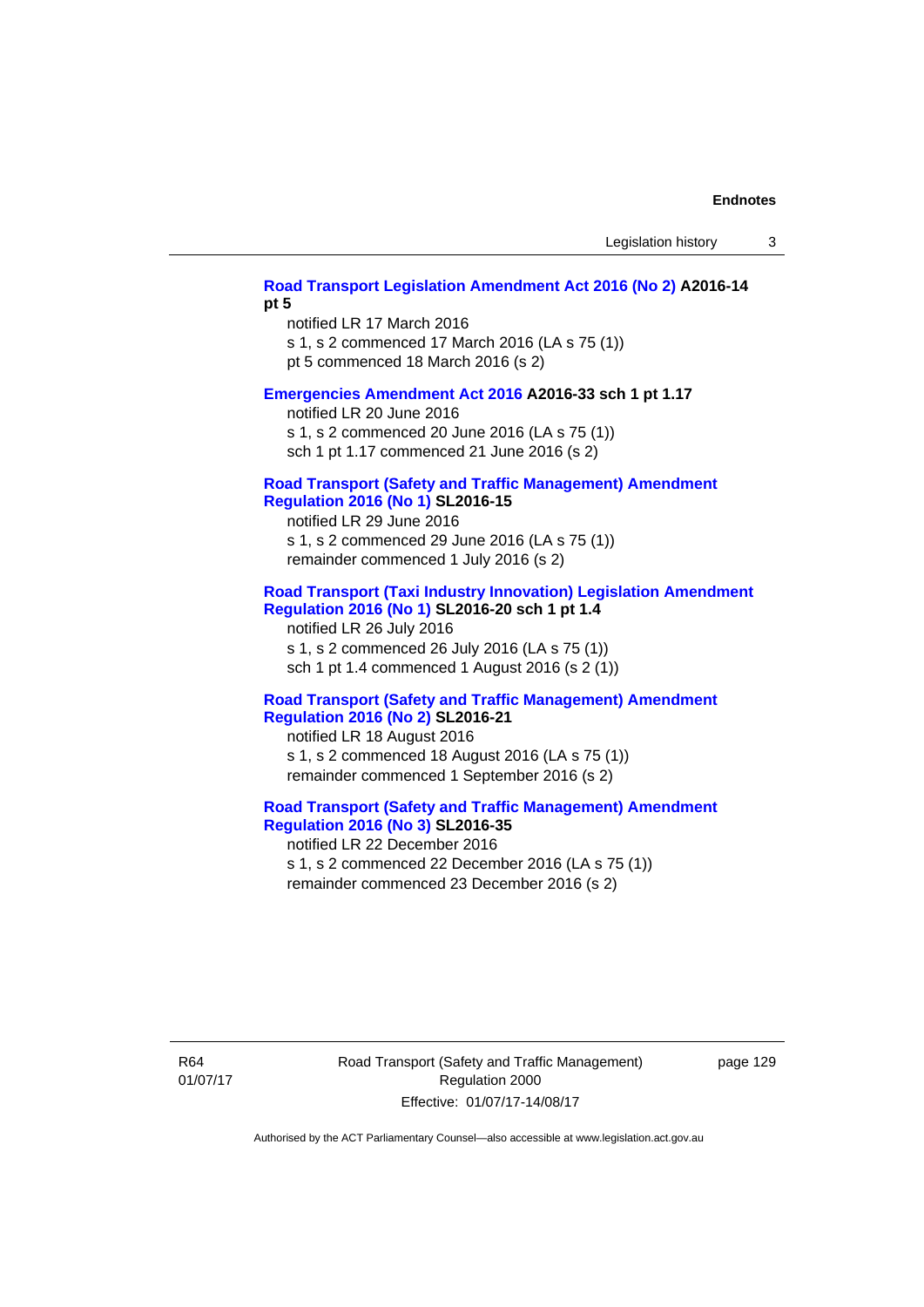**Road Transport Legislation Amendment Act 2016 (No 2) A2016-14 pt 5**

notified LR 17 March 2016
s 1, s 2 commenced 17 March 2016 (LA s 75 (1))
pt 5 commenced 18 March 2016 (s 2)

**Emergencies Amendment Act 2016 A2016-33 sch 1 pt 1.17**

notified LR 20 June 2016
s 1, s 2 commenced 20 June 2016 (LA s 75 (1))
sch 1 pt 1.17 commenced 21 June 2016 (s 2)

**Road Transport (Safety and Traffic Management) Amendment Regulation 2016 (No 1) SL2016-15**

notified LR 29 June 2016
s 1, s 2 commenced 29 June 2016 (LA s 75 (1))
remainder commenced 1 July 2016 (s 2)

**Road Transport (Taxi Industry Innovation) Legislation Amendment Regulation 2016 (No 1) SL2016-20 sch 1 pt 1.4**

notified LR 26 July 2016
s 1, s 2 commenced 26 July 2016 (LA s 75 (1))
sch 1 pt 1.4 commenced 1 August 2016 (s 2 (1))

**Road Transport (Safety and Traffic Management) Amendment Regulation 2016 (No 2) SL2016-21**

notified LR 18 August 2016
s 1, s 2 commenced 18 August 2016 (LA s 75 (1))
remainder commenced 1 September 2016 (s 2)

**Road Transport (Safety and Traffic Management) Amendment Regulation 2016 (No 3) SL2016-35**

notified LR 22 December 2016
s 1, s 2 commenced 22 December 2016 (LA s 75 (1))
remainder commenced 23 December 2016 (s 2)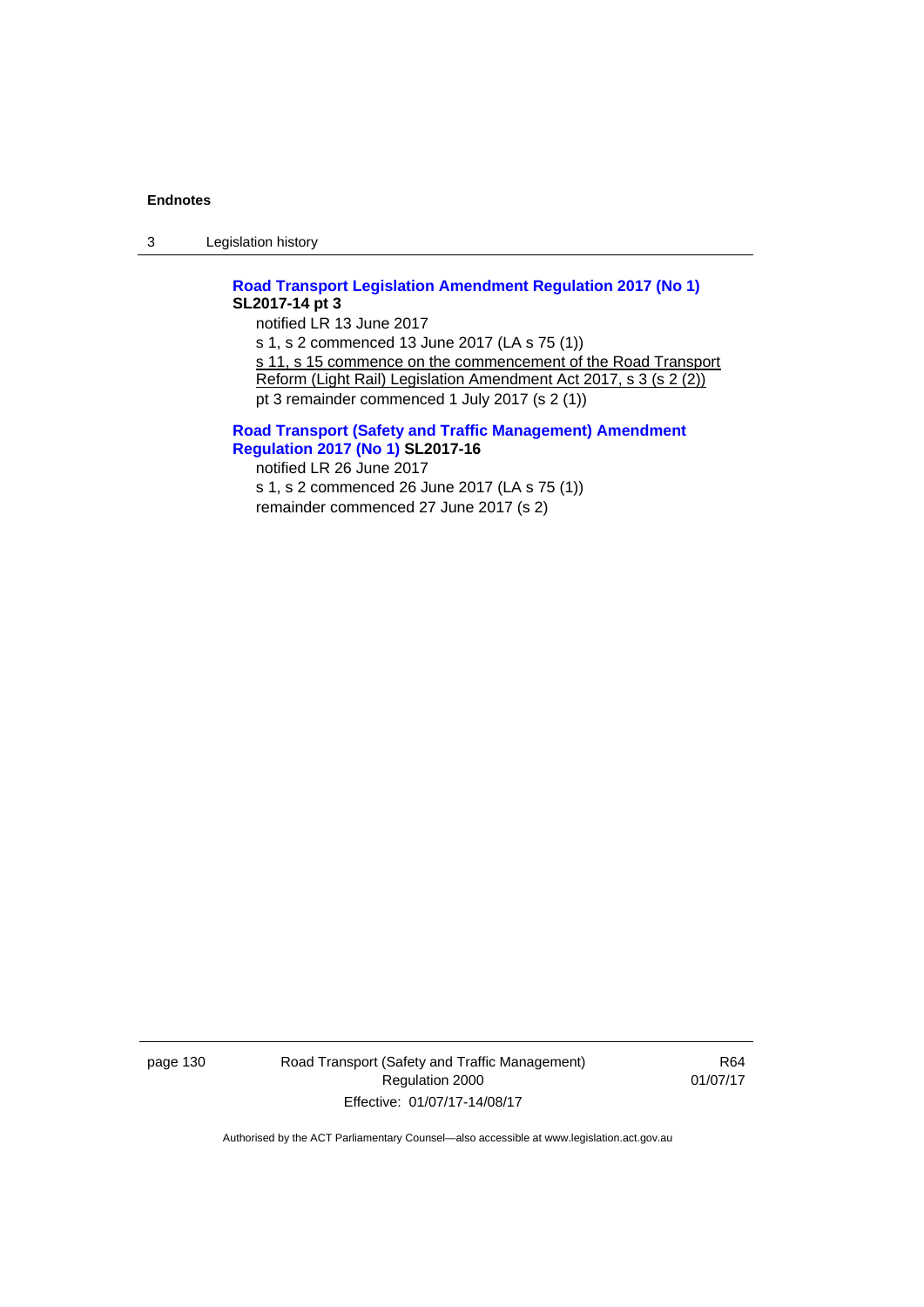**Road Transport Legislation Amendment Regulation 2017 (No 1) SL2017-14 pt 3**

notified LR 13 June 2017

s 1, s 2 commenced 13 June 2017 (LA s 75 (1))

s 11, s 15 commence on the commencement of the Road Transport Reform (Light Rail) Legislation Amendment Act 2017, s 3 (s 2 (2))

pt 3 remainder commenced 1 July 2017 (s 2 (1))

**Road Transport (Safety and Traffic Management) Amendment Regulation 2017 (No 1) SL2017-16**

notified LR 26 June 2017

s 1, s 2 commenced 26 June 2017 (LA s 75 (1))

remainder commenced 27 June 2017 (s 2)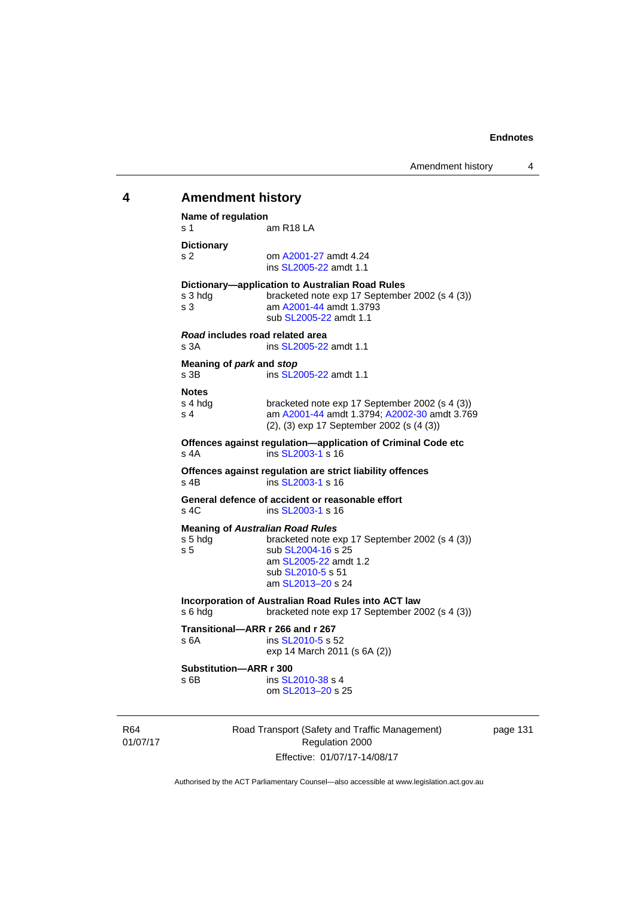## 4 Amendment history

**Name of regulation**
s 1 am R18 LA

**Dictionary**
s 2 om A2001-27 amdt 4.24
ins SL2005-22 amdt 1.1

**Dictionary—application to Australian Road Rules**
s 3 hdg bracketed note exp 17 September 2002 (s 4 (3))
s 3 am A2001-44 amdt 1.3793
sub SL2005-22 amdt 1.1

***Road* includes road related area**
s 3A ins SL2005-22 amdt 1.1

**Meaning of *park* and *stop***
s 3B ins SL2005-22 amdt 1.1

**Notes**
s 4 hdg bracketed note exp 17 September 2002 (s 4 (3))
s 4 am A2001-44 amdt 1.3794; A2002-30 amdt 3.769
(2), (3) exp 17 September 2002 (s (4 (3))

**Offences against regulation—application of Criminal Code etc**
s 4A ins SL2003-1 s 16

**Offences against regulation are strict liability offences**
s 4B ins SL2003-1 s 16

**General defence of accident or reasonable effort**
s 4C ins SL2003-1 s 16

**Meaning of *Australian Road Rules***
s 5 hdg bracketed note exp 17 September 2002 (s 4 (3))
s 5 sub SL2004-16 s 25
am SL2005-22 amdt 1.2
sub SL2010-5 s 51
am SL2013–20 s 24

**Incorporation of Australian Road Rules into ACT law**
s 6 hdg bracketed note exp 17 September 2002 (s 4 (3))

**Transitional—ARR r 266 and r 267**
s 6A ins SL2010-5 s 52
exp 14 March 2011 (s 6A (2))

**Substitution—ARR r 300**
s 6B ins SL2010-38 s 4
om SL2013–20 s 25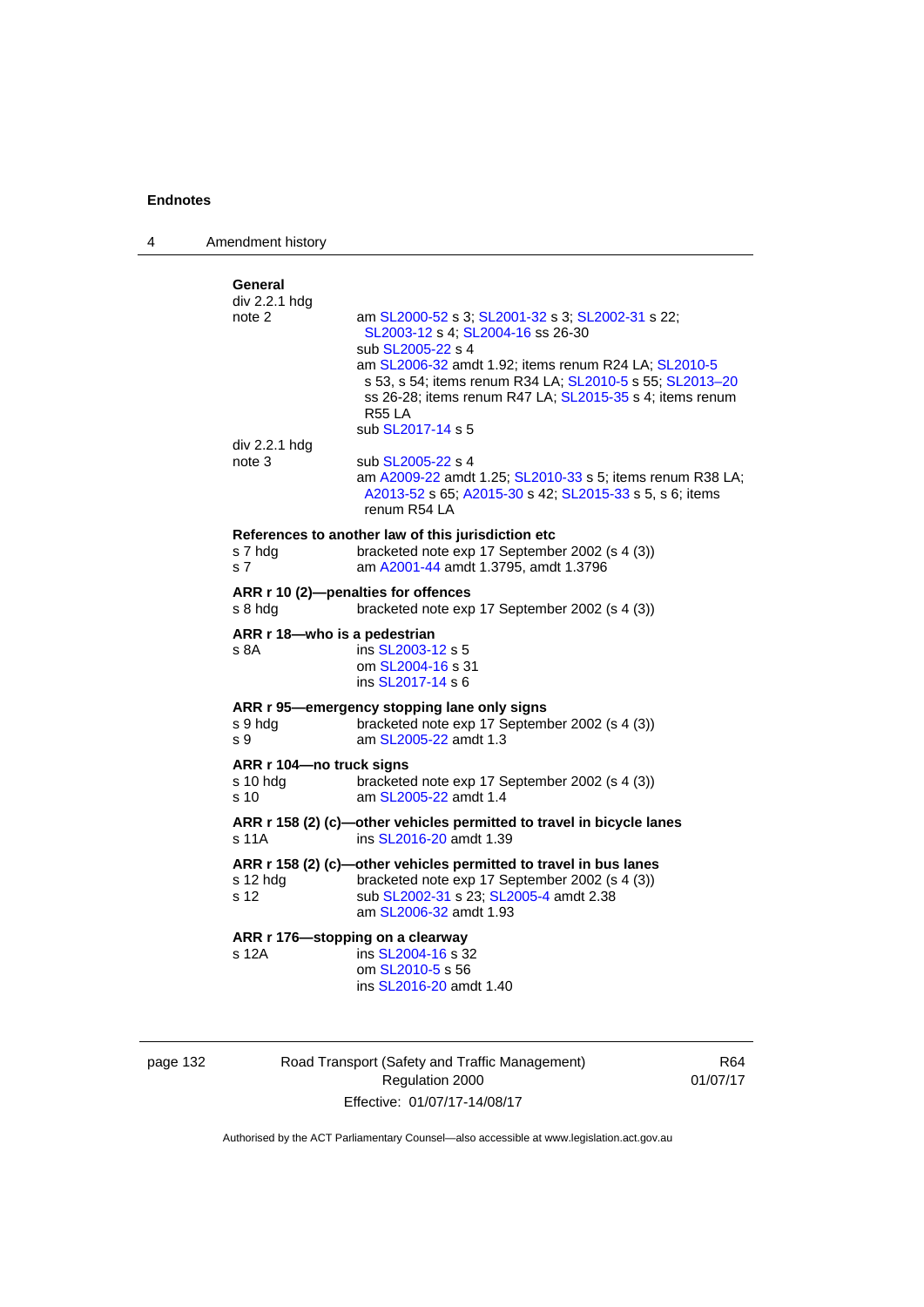**General**

div 2.2.1 hdg
note 2 — am SL2000-52 s 3; SL2001-32 s 3; SL2002-31 s 22; SL2003-12 s 4; SL2004-16 ss 26-30
sub SL2005-22 s 4
am SL2006-32 amdt 1.92; items renum R24 LA; SL2010-5 s 53, s 54; items renum R34 LA; SL2010-5 s 55; SL2013–20 ss 26-28; items renum R47 LA; SL2015-35 s 4; items renum R55 LA
sub SL2017-14 s 5

div 2.2.1 hdg
note 3 — sub SL2005-22 s 4
am A2009-22 amdt 1.25; SL2010-33 s 5; items renum R38 LA; A2013-52 s 65; A2015-30 s 42; SL2015-33 s 5, s 6; items renum R54 LA

**References to another law of this jurisdiction etc**

s 7 hdg — bracketed note exp 17 September 2002 (s 4 (3))
s 7 — am A2001-44 amdt 1.3795, amdt 1.3796

**ARR r 10 (2)—penalties for offences**

s 8 hdg — bracketed note exp 17 September 2002 (s 4 (3))

**ARR r 18—who is a pedestrian**

s 8A — ins SL2003-12 s 5
om SL2004-16 s 31
ins SL2017-14 s 6

**ARR r 95—emergency stopping lane only signs**

s 9 hdg — bracketed note exp 17 September 2002 (s 4 (3))
s 9 — am SL2005-22 amdt 1.3

**ARR r 104—no truck signs**

s 10 hdg — bracketed note exp 17 September 2002 (s 4 (3))
s 10 — am SL2005-22 amdt 1.4

**ARR r 158 (2) (c)—other vehicles permitted to travel in bicycle lanes**

s 11A — ins SL2016-20 amdt 1.39

**ARR r 158 (2) (c)—other vehicles permitted to travel in bus lanes**

s 12 hdg — bracketed note exp 17 September 2002 (s 4 (3))
s 12 — sub SL2002-31 s 23; SL2005-4 amdt 2.38
am SL2006-32 amdt 1.93

**ARR r 176—stopping on a clearway**

s 12A — ins SL2004-16 s 32
om SL2010-5 s 56
ins SL2016-20 amdt 1.40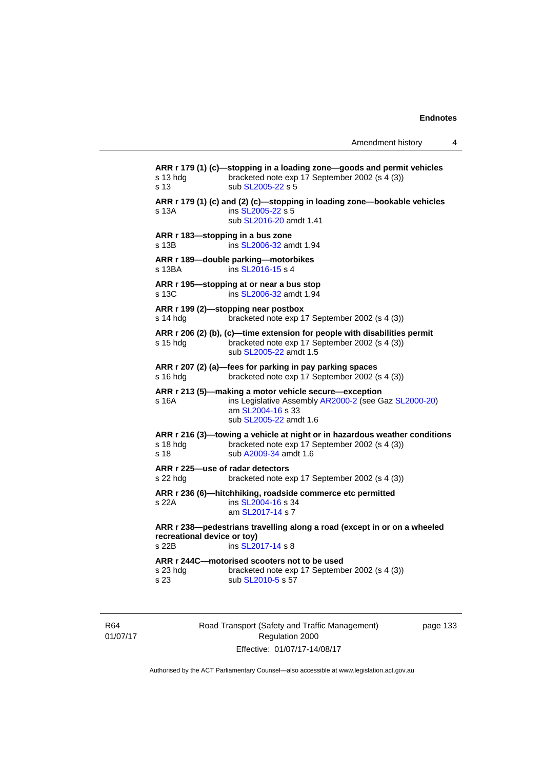**ARR r 179 (1) (c)—stopping in a loading zone—goods and permit vehicles**
s 13 hdg bracketed note exp 17 September 2002 (s 4 (3))
s 13 sub SL2005-22 s 5

**ARR r 179 (1) (c) and (2) (c)—stopping in loading zone—bookable vehicles**
s 13A ins SL2005-22 s 5
sub SL2016-20 amdt 1.41

**ARR r 183—stopping in a bus zone**
s 13B ins SL2006-32 amdt 1.94

**ARR r 189—double parking—motorbikes**
s 13BA ins SL2016-15 s 4

**ARR r 195—stopping at or near a bus stop**
s 13C ins SL2006-32 amdt 1.94

**ARR r 199 (2)—stopping near postbox**
s 14 hdg bracketed note exp 17 September 2002 (s 4 (3))

**ARR r 206 (2) (b), (c)—time extension for people with disabilities permit**
s 15 hdg bracketed note exp 17 September 2002 (s 4 (3))
sub SL2005-22 amdt 1.5

**ARR r 207 (2) (a)—fees for parking in pay parking spaces**
s 16 hdg bracketed note exp 17 September 2002 (s 4 (3))

**ARR r 213 (5)—making a motor vehicle secure—exception**
s 16A ins Legislative Assembly AR2000-2 (see Gaz SL2000-20)
am SL2004-16 s 33
sub SL2005-22 amdt 1.6

**ARR r 216 (3)—towing a vehicle at night or in hazardous weather conditions**
s 18 hdg bracketed note exp 17 September 2002 (s 4 (3))
s 18 sub A2009-34 amdt 1.6

**ARR r 225—use of radar detectors**
s 22 hdg bracketed note exp 17 September 2002 (s 4 (3))

**ARR r 236 (6)—hitchhiking, roadside commerce etc permitted**
s 22A ins SL2004-16 s 34
am SL2017-14 s 7

**ARR r 238—pedestrians travelling along a road (except in or on a wheeled recreational device or toy)**
s 22B ins SL2017-14 s 8

**ARR r 244C—motorised scooters not to be used**
s 23 hdg bracketed note exp 17 September 2002 (s 4 (3))
s 23 sub SL2010-5 s 57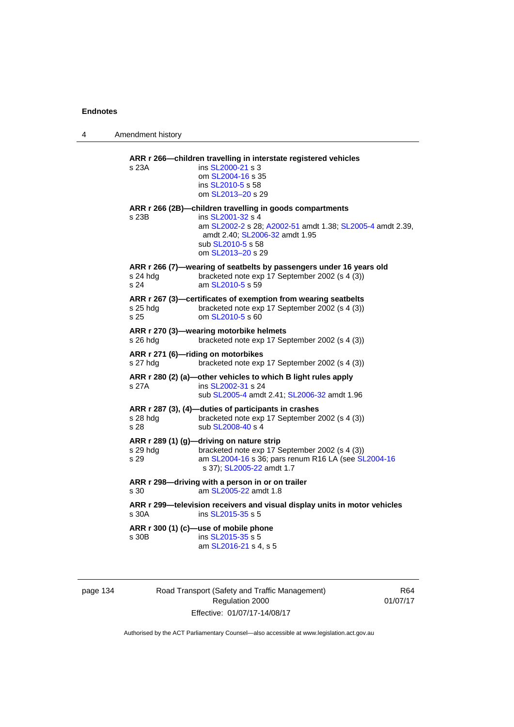**ARR r 266—children travelling in interstate registered vehicles**

s 23A — ins SL2000-21 s 3
om SL2004-16 s 35
ins SL2010-5 s 58
om SL2013–20 s 29

**ARR r 266 (2B)—children travelling in goods compartments**

s 23B — ins SL2001-32 s 4
am SL2002-2 s 28; A2002-51 amdt 1.38; SL2005-4 amdt 2.39, amdt 2.40; SL2006-32 amdt 1.95
sub SL2010-5 s 58
om SL2013–20 s 29

**ARR r 266 (7)—wearing of seatbelts by passengers under 16 years old**

s 24 hdg — bracketed note exp 17 September 2002 (s 4 (3))
s 24 — am SL2010-5 s 59

**ARR r 267 (3)—certificates of exemption from wearing seatbelts**

s 25 hdg — bracketed note exp 17 September 2002 (s 4 (3))
s 25 — om SL2010-5 s 60

**ARR r 270 (3)—wearing motorbike helmets**

s 26 hdg — bracketed note exp 17 September 2002 (s 4 (3))

**ARR r 271 (6)—riding on motorbikes**

s 27 hdg — bracketed note exp 17 September 2002 (s 4 (3))

**ARR r 280 (2) (a)—other vehicles to which B light rules apply**

s 27A — ins SL2002-31 s 24
sub SL2005-4 amdt 2.41; SL2006-32 amdt 1.96

**ARR r 287 (3), (4)—duties of participants in crashes**

s 28 hdg — bracketed note exp 17 September 2002 (s 4 (3))
s 28 — sub SL2008-40 s 4

**ARR r 289 (1) (g)—driving on nature strip**

s 29 hdg — bracketed note exp 17 September 2002 (s 4 (3))
s 29 — am SL2004-16 s 36; pars renum R16 LA (see SL2004-16 s 37); SL2005-22 amdt 1.7

**ARR r 298—driving with a person in or on trailer**

s 30 — am SL2005-22 amdt 1.8

**ARR r 299—television receivers and visual display units in motor vehicles**

s 30A — ins SL2015-35 s 5

**ARR r 300 (1) (c)—use of mobile phone**

s 30B — ins SL2015-35 s 5
am SL2016-21 s 4, s 5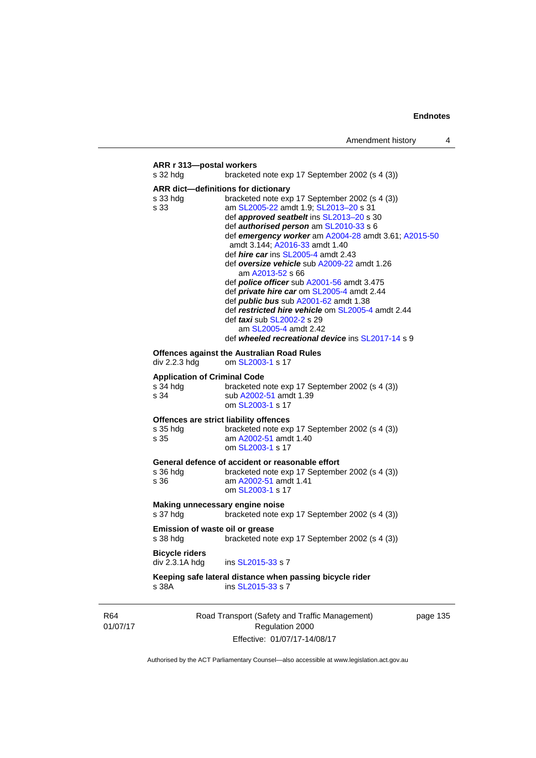**ARR r 313—postal workers**

s 32 hdg bracketed note exp 17 September 2002 (s 4 (3))

**ARR dict—definitions for dictionary**

s 33 hdg bracketed note exp 17 September 2002 (s 4 (3))

s 33 am SL2005-22 amdt 1.9; SL2013–20 s 31

def ***approved seatbelt*** ins SL2013–20 s 30

def ***authorised person*** am SL2010-33 s 6

def ***emergency worker*** am A2004-28 amdt 3.61; A2015-50 amdt 3.144; A2016-33 amdt 1.40

def ***hire car*** ins SL2005-4 amdt 2.43

def ***oversize vehicle*** sub A2009-22 amdt 1.26
 am A2013-52 s 66

def ***police officer*** sub A2001-56 amdt 3.475

def ***private hire car*** om SL2005-4 amdt 2.44

def ***public bus*** sub A2001-62 amdt 1.38

def ***restricted hire vehicle*** om SL2005-4 amdt 2.44

def ***taxi*** sub SL2002-2 s 29
 am SL2005-4 amdt 2.42

def ***wheeled recreational device*** ins SL2017-14 s 9

**Offences against the Australian Road Rules**

div 2.2.3 hdg om SL2003-1 s 17

**Application of Criminal Code**

s 34 hdg bracketed note exp 17 September 2002 (s 4 (3))

s 34 sub A2002-51 amdt 1.39
 om SL2003-1 s 17

**Offences are strict liability offences**

s 35 hdg bracketed note exp 17 September 2002 (s 4 (3))

s 35 am A2002-51 amdt 1.40
 om SL2003-1 s 17

**General defence of accident or reasonable effort**

s 36 hdg bracketed note exp 17 September 2002 (s 4 (3))

s 36 am A2002-51 amdt 1.41
 om SL2003-1 s 17

**Making unnecessary engine noise**

s 37 hdg bracketed note exp 17 September 2002 (s 4 (3))

**Emission of waste oil or grease**

s 38 hdg bracketed note exp 17 September 2002 (s 4 (3))

**Bicycle riders**

div 2.3.1A hdg ins SL2015-33 s 7

**Keeping safe lateral distance when passing bicycle rider**

s 38A ins SL2015-33 s 7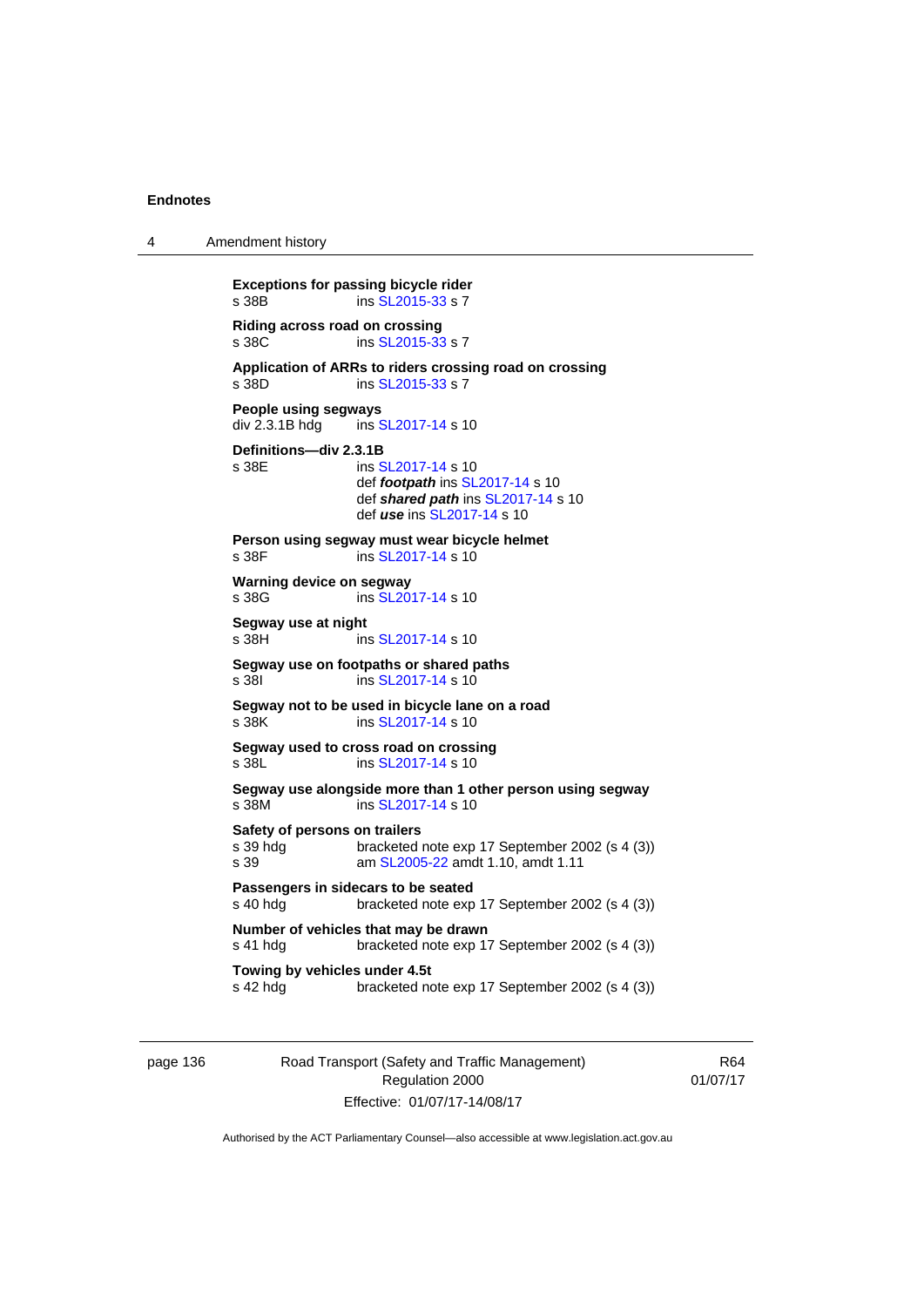**Exceptions for passing bicycle rider**
s 38B ins SL2015-33 s 7

**Riding across road on crossing**
s 38C ins SL2015-33 s 7

**Application of ARRs to riders crossing road on crossing**
s 38D ins SL2015-33 s 7

**People using segways**
div 2.3.1B hdg ins SL2017-14 s 10

**Definitions—div 2.3.1B**
s 38E ins SL2017-14 s 10
def ***footpath*** ins SL2017-14 s 10
def ***shared path*** ins SL2017-14 s 10
def ***use*** ins SL2017-14 s 10

**Person using segway must wear bicycle helmet**
s 38F ins SL2017-14 s 10

**Warning device on segway**
s 38G ins SL2017-14 s 10

**Segway use at night**
s 38H ins SL2017-14 s 10

**Segway use on footpaths or shared paths**
s 38I ins SL2017-14 s 10

**Segway not to be used in bicycle lane on a road**
s 38K ins SL2017-14 s 10

**Segway used to cross road on crossing**
s 38L ins SL2017-14 s 10

**Segway use alongside more than 1 other person using segway**
s 38M ins SL2017-14 s 10

**Safety of persons on trailers**
s 39 hdg bracketed note exp 17 September 2002 (s 4 (3))
s 39 am SL2005-22 amdt 1.10, amdt 1.11

**Passengers in sidecars to be seated**
s 40 hdg bracketed note exp 17 September 2002 (s 4 (3))

**Number of vehicles that may be drawn**
s 41 hdg bracketed note exp 17 September 2002 (s 4 (3))

**Towing by vehicles under 4.5t**
s 42 hdg bracketed note exp 17 September 2002 (s 4 (3))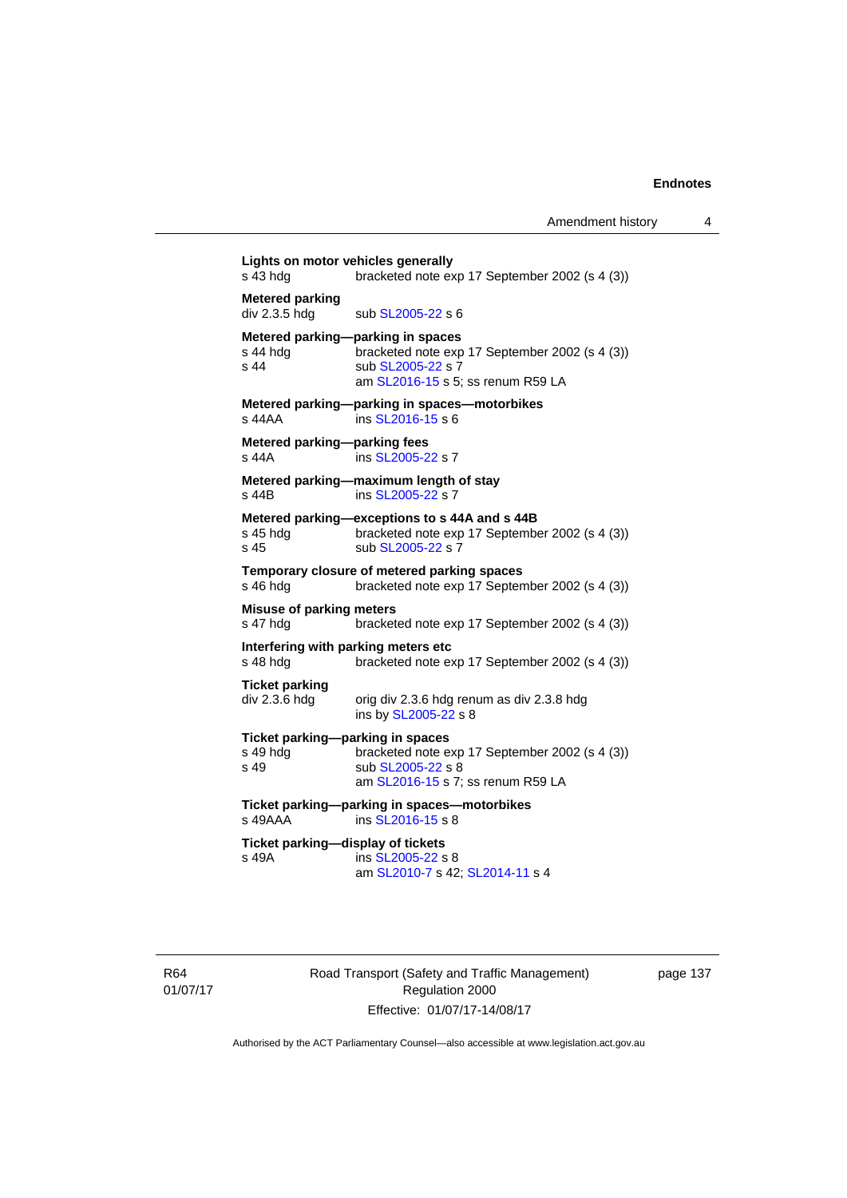**Lights on motor vehicles generally**
s 43 hdg bracketed note exp 17 September 2002 (s 4 (3))

**Metered parking**
div 2.3.5 hdg sub SL2005-22 s 6

**Metered parking—parking in spaces**
s 44 hdg bracketed note exp 17 September 2002 (s 4 (3))
s 44 sub SL2005-22 s 7
am SL2016-15 s 5; ss renum R59 LA

**Metered parking—parking in spaces—motorbikes**
s 44AA ins SL2016-15 s 6

**Metered parking—parking fees**
s 44A ins SL2005-22 s 7

**Metered parking—maximum length of stay**
s 44B ins SL2005-22 s 7

**Metered parking—exceptions to s 44A and s 44B**
s 45 hdg bracketed note exp 17 September 2002 (s 4 (3))
s 45 sub SL2005-22 s 7

**Temporary closure of metered parking spaces**
s 46 hdg bracketed note exp 17 September 2002 (s 4 (3))

**Misuse of parking meters**
s 47 hdg bracketed note exp 17 September 2002 (s 4 (3))

**Interfering with parking meters etc**
s 48 hdg bracketed note exp 17 September 2002 (s 4 (3))

**Ticket parking**
div 2.3.6 hdg orig div 2.3.6 hdg renum as div 2.3.8 hdg
ins by SL2005-22 s 8

**Ticket parking—parking in spaces**
s 49 hdg bracketed note exp 17 September 2002 (s 4 (3))
s 49 sub SL2005-22 s 8
am SL2016-15 s 7; ss renum R59 LA

**Ticket parking—parking in spaces—motorbikes**
s 49AAA ins SL2016-15 s 8

**Ticket parking—display of tickets**
s 49A ins SL2005-22 s 8
am SL2010-7 s 42; SL2014-11 s 4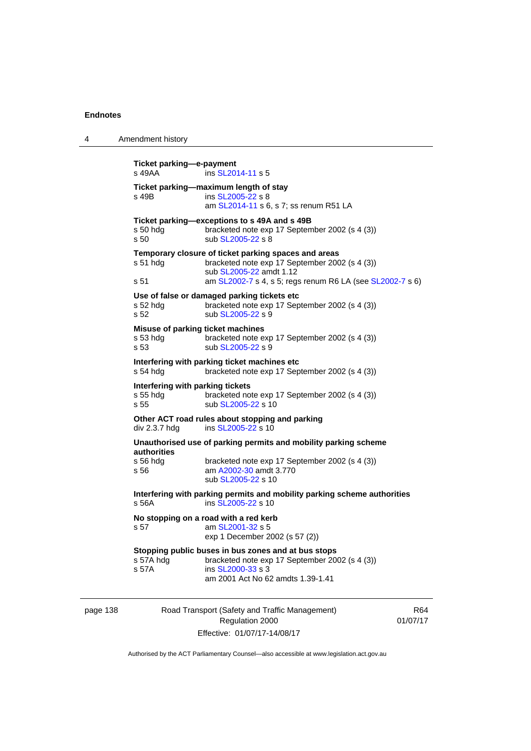**Ticket parking—e-payment**
s 49AA ins SL2014-11 s 5

**Ticket parking—maximum length of stay**
s 49B ins SL2005-22 s 8
am SL2014-11 s 6, s 7; ss renum R51 LA

**Ticket parking—exceptions to s 49A and s 49B**
s 50 hdg bracketed note exp 17 September 2002 (s 4 (3))
s 50 sub SL2005-22 s 8

**Temporary closure of ticket parking spaces and areas**
s 51 hdg bracketed note exp 17 September 2002 (s 4 (3))
sub SL2005-22 amdt 1.12
s 51 am SL2002-7 s 4, s 5; regs renum R6 LA (see SL2002-7 s 6)

**Use of false or damaged parking tickets etc**
s 52 hdg bracketed note exp 17 September 2002 (s 4 (3))
s 52 sub SL2005-22 s 9

**Misuse of parking ticket machines**
s 53 hdg bracketed note exp 17 September 2002 (s 4 (3))
s 53 sub SL2005-22 s 9

**Interfering with parking ticket machines etc**
s 54 hdg bracketed note exp 17 September 2002 (s 4 (3))

**Interfering with parking tickets**
s 55 hdg bracketed note exp 17 September 2002 (s 4 (3))
s 55 sub SL2005-22 s 10

**Other ACT road rules about stopping and parking**
div 2.3.7 hdg ins SL2005-22 s 10

**Unauthorised use of parking permits and mobility parking scheme authorities**
s 56 hdg bracketed note exp 17 September 2002 (s 4 (3))
s 56 am A2002-30 amdt 3.770
sub SL2005-22 s 10

**Interfering with parking permits and mobility parking scheme authorities**
s 56A ins SL2005-22 s 10

**No stopping on a road with a red kerb**
s 57 am SL2001-32 s 5
exp 1 December 2002 (s 57 (2))

**Stopping public buses in bus zones and at bus stops**
s 57A hdg bracketed note exp 17 September 2002 (s 4 (3))
s 57A ins SL2000-33 s 3
am 2001 Act No 62 amdts 1.39-1.41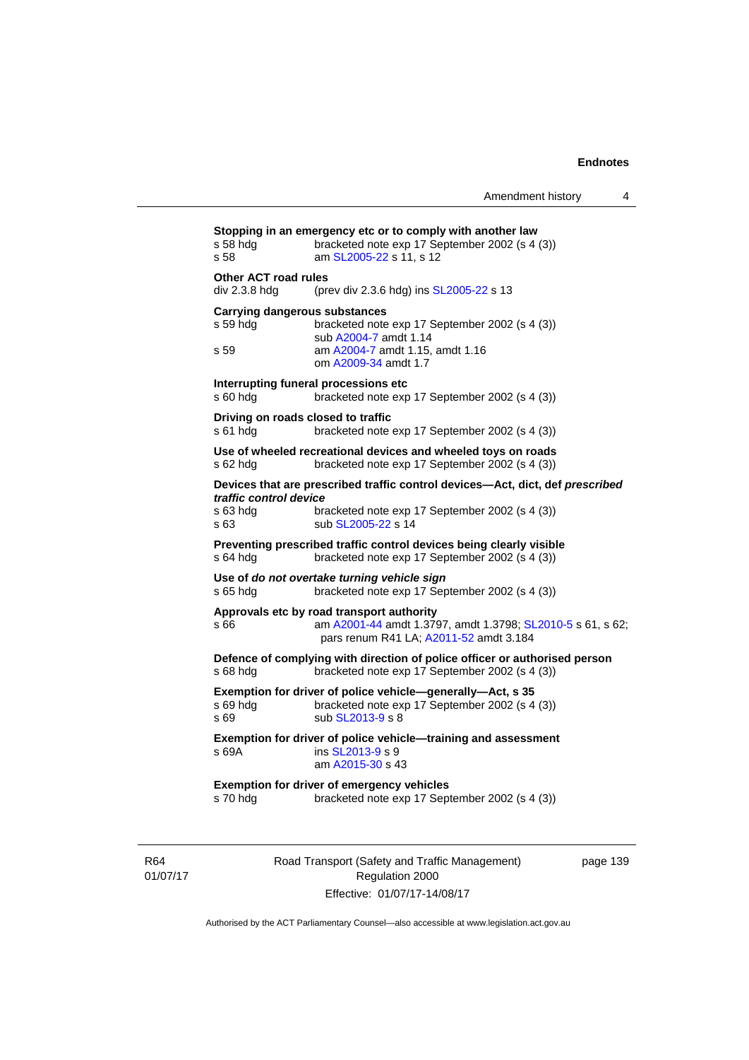**Stopping in an emergency etc or to comply with another law**

s 58 hdg bracketed note exp 17 September 2002 (s 4 (3))
s 58 am SL2005-22 s 11, s 12

**Other ACT road rules**

div 2.3.8 hdg (prev div 2.3.6 hdg) ins SL2005-22 s 13

**Carrying dangerous substances**

s 59 hdg bracketed note exp 17 September 2002 (s 4 (3))
sub A2004-7 amdt 1.14
s 59 am A2004-7 amdt 1.15, amdt 1.16
om A2009-34 amdt 1.7

**Interrupting funeral processions etc**

s 60 hdg bracketed note exp 17 September 2002 (s 4 (3))

**Driving on roads closed to traffic**

s 61 hdg bracketed note exp 17 September 2002 (s 4 (3))

**Use of wheeled recreational devices and wheeled toys on roads**

s 62 hdg bracketed note exp 17 September 2002 (s 4 (3))

**Devices that are prescribed traffic control devices—Act, dict, def *prescribed traffic control device***

s 63 hdg bracketed note exp 17 September 2002 (s 4 (3))
s 63 sub SL2005-22 s 14

**Preventing prescribed traffic control devices being clearly visible**

s 64 hdg bracketed note exp 17 September 2002 (s 4 (3))

**Use of *do not overtake turning vehicle sign***

s 65 hdg bracketed note exp 17 September 2002 (s 4 (3))

**Approvals etc by road transport authority**

s 66 am A2001-44 amdt 1.3797, amdt 1.3798; SL2010-5 s 61, s 62; pars renum R41 LA; A2011-52 amdt 3.184

**Defence of complying with direction of police officer or authorised person**

s 68 hdg bracketed note exp 17 September 2002 (s 4 (3))

**Exemption for driver of police vehicle—generally—Act, s 35**

s 69 hdg bracketed note exp 17 September 2002 (s 4 (3))
s 69 sub SL2013-9 s 8

**Exemption for driver of police vehicle—training and assessment**

s 69A ins SL2013-9 s 9
am A2015-30 s 43

**Exemption for driver of emergency vehicles**

s 70 hdg bracketed note exp 17 September 2002 (s 4 (3))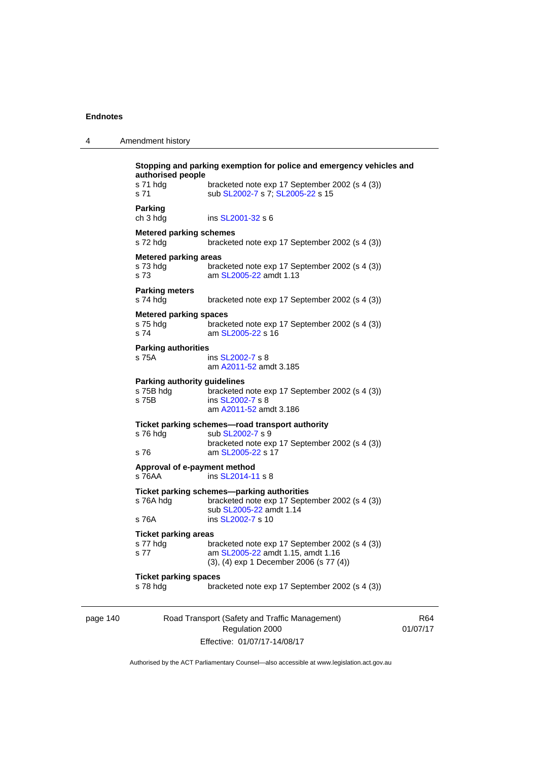**Stopping and parking exemption for police and emergency vehicles and authorised people**

s 71 hdg — bracketed note exp 17 September 2002 (s 4 (3))
s 71 — sub SL2002-7 s 7; SL2005-22 s 15

**Parking**

ch 3 hdg — ins SL2001-32 s 6

**Metered parking schemes**

s 72 hdg — bracketed note exp 17 September 2002 (s 4 (3))

**Metered parking areas**

s 73 hdg — bracketed note exp 17 September 2002 (s 4 (3))
s 73 — am SL2005-22 amdt 1.13

**Parking meters**

s 74 hdg — bracketed note exp 17 September 2002 (s 4 (3))

**Metered parking spaces**

s 75 hdg — bracketed note exp 17 September 2002 (s 4 (3))
s 74 — am SL2005-22 s 16

**Parking authorities**

s 75A — ins SL2002-7 s 8
am A2011-52 amdt 3.185

**Parking authority guidelines**

s 75B hdg — bracketed note exp 17 September 2002 (s 4 (3))
s 75B — ins SL2002-7 s 8
am A2011-52 amdt 3.186

**Ticket parking schemes—road transport authority**

s 76 hdg — sub SL2002-7 s 9
bracketed note exp 17 September 2002 (s 4 (3))
s 76 — am SL2005-22 s 17

**Approval of e-payment method**

s 76AA — ins SL2014-11 s 8

**Ticket parking schemes—parking authorities**

s 76A hdg — bracketed note exp 17 September 2002 (s 4 (3))
sub SL2005-22 amdt 1.14
s 76A — ins SL2002-7 s 10

**Ticket parking areas**

s 77 hdg — bracketed note exp 17 September 2002 (s 4 (3))
s 77 — am SL2005-22 amdt 1.15, amdt 1.16
(3), (4) exp 1 December 2006 (s 77 (4))

**Ticket parking spaces**

s 78 hdg — bracketed note exp 17 September 2002 (s 4 (3))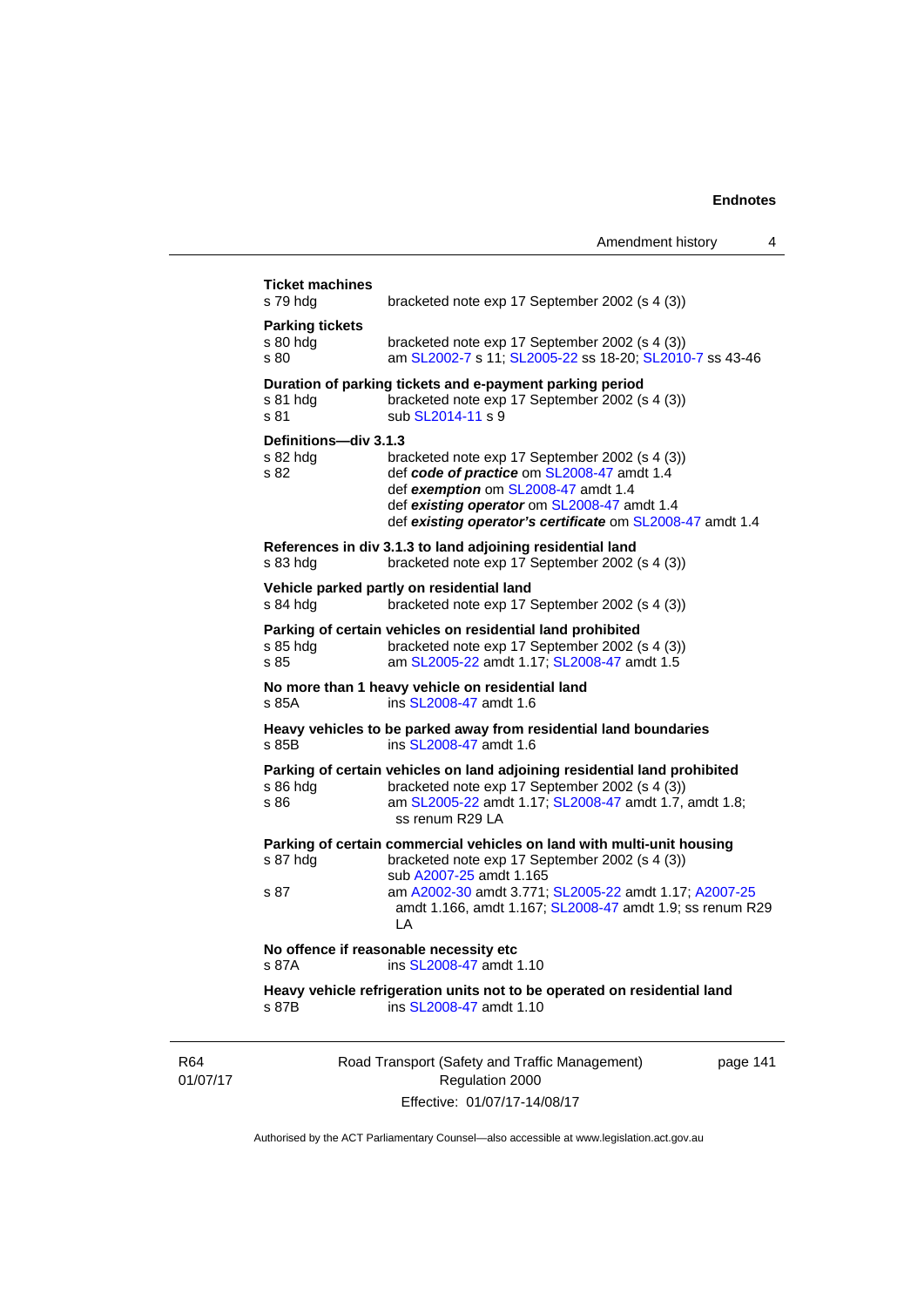**Ticket machines**

s 79 hdg bracketed note exp 17 September 2002 (s 4 (3))

**Parking tickets**

s 80 hdg bracketed note exp 17 September 2002 (s 4 (3))

s 80 am SL2002-7 s 11; SL2005-22 ss 18-20; SL2010-7 ss 43-46

**Duration of parking tickets and e-payment parking period**

s 81 hdg bracketed note exp 17 September 2002 (s 4 (3))

s 81 sub SL2014-11 s 9

**Definitions—div 3.1.3**

s 82 hdg bracketed note exp 17 September 2002 (s 4 (3))

s 82 def ***code of practice*** om SL2008-47 amdt 1.4

def ***exemption*** om SL2008-47 amdt 1.4

def ***existing operator*** om SL2008-47 amdt 1.4

def ***existing operator's certificate*** om SL2008-47 amdt 1.4

**References in div 3.1.3 to land adjoining residential land**

s 83 hdg bracketed note exp 17 September 2002 (s 4 (3))

**Vehicle parked partly on residential land**

s 84 hdg bracketed note exp 17 September 2002 (s 4 (3))

**Parking of certain vehicles on residential land prohibited**

s 85 hdg bracketed note exp 17 September 2002 (s 4 (3))

s 85 am SL2005-22 amdt 1.17; SL2008-47 amdt 1.5

**No more than 1 heavy vehicle on residential land**

s 85A ins SL2008-47 amdt 1.6

**Heavy vehicles to be parked away from residential land boundaries**

s 85B ins SL2008-47 amdt 1.6

**Parking of certain vehicles on land adjoining residential land prohibited**

s 86 hdg bracketed note exp 17 September 2002 (s 4 (3))

s 86 am SL2005-22 amdt 1.17; SL2008-47 amdt 1.7, amdt 1.8; ss renum R29 LA

**Parking of certain commercial vehicles on land with multi-unit housing**

s 87 hdg bracketed note exp 17 September 2002 (s 4 (3))
sub A2007-25 amdt 1.165

s 87 am A2002-30 amdt 3.771; SL2005-22 amdt 1.17; A2007-25 amdt 1.166, amdt 1.167; SL2008-47 amdt 1.9; ss renum R29 LA

**No offence if reasonable necessity etc**

s 87A ins SL2008-47 amdt 1.10

**Heavy vehicle refrigeration units not to be operated on residential land**

s 87B ins SL2008-47 amdt 1.10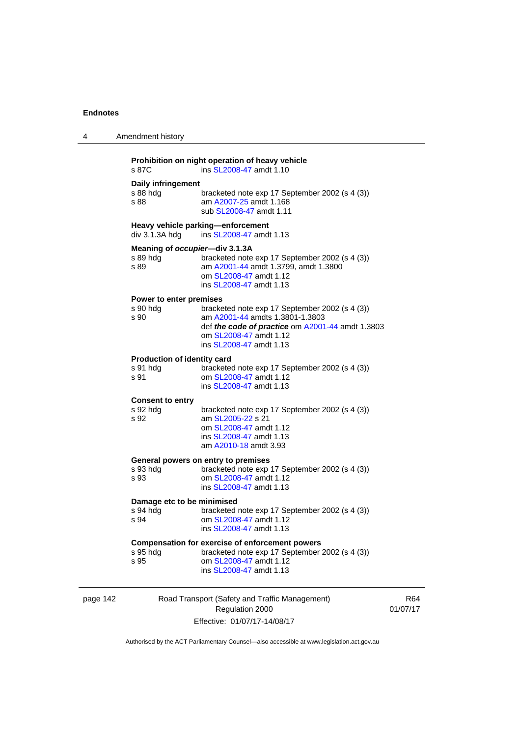**Prohibition on night operation of heavy vehicle**
s 87C ins SL2008-47 amdt 1.10

**Daily infringement**
s 88 hdg bracketed note exp 17 September 2002 (s 4 (3))
s 88 am A2007-25 amdt 1.168
sub SL2008-47 amdt 1.11

**Heavy vehicle parking—enforcement**
div 3.1.3A hdg ins SL2008-47 amdt 1.13

**Meaning of *occupier*—div 3.1.3A**
s 89 hdg bracketed note exp 17 September 2002 (s 4 (3))
s 89 am A2001-44 amdt 1.3799, amdt 1.3800
om SL2008-47 amdt 1.12
ins SL2008-47 amdt 1.13

**Power to enter premises**
s 90 hdg bracketed note exp 17 September 2002 (s 4 (3))
s 90 am A2001-44 amdts 1.3801-1.3803
def ***the code of practice*** om A2001-44 amdt 1.3803
om SL2008-47 amdt 1.12
ins SL2008-47 amdt 1.13

**Production of identity card**
s 91 hdg bracketed note exp 17 September 2002 (s 4 (3))
s 91 om SL2008-47 amdt 1.12
ins SL2008-47 amdt 1.13

**Consent to entry**
s 92 hdg bracketed note exp 17 September 2002 (s 4 (3))
s 92 am SL2005-22 s 21
om SL2008-47 amdt 1.12
ins SL2008-47 amdt 1.13
am A2010-18 amdt 3.93

**General powers on entry to premises**
s 93 hdg bracketed note exp 17 September 2002 (s 4 (3))
s 93 om SL2008-47 amdt 1.12
ins SL2008-47 amdt 1.13

**Damage etc to be minimised**
s 94 hdg bracketed note exp 17 September 2002 (s 4 (3))
s 94 om SL2008-47 amdt 1.12
ins SL2008-47 amdt 1.13

**Compensation for exercise of enforcement powers**
s 95 hdg bracketed note exp 17 September 2002 (s 4 (3))
s 95 om SL2008-47 amdt 1.12
ins SL2008-47 amdt 1.13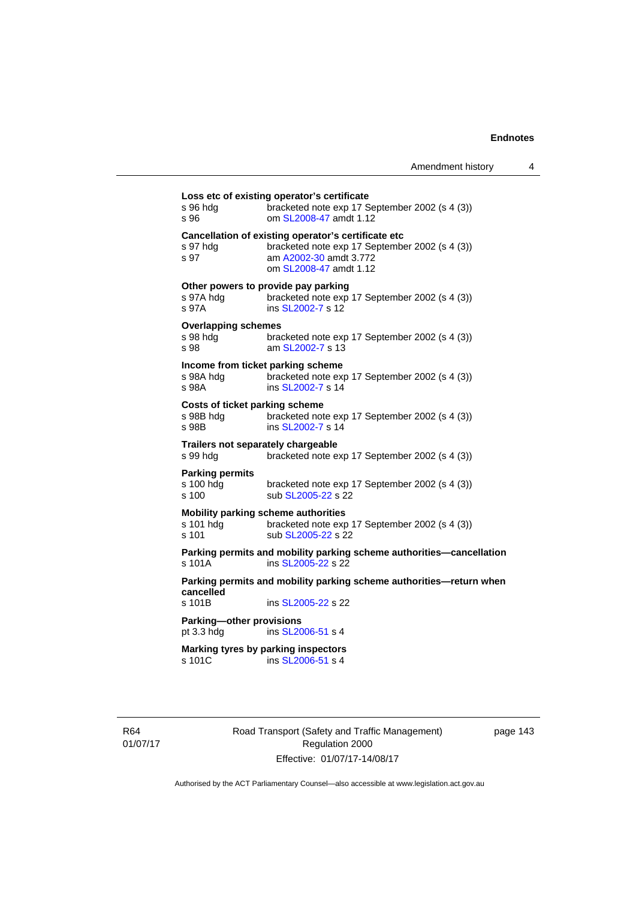**Loss etc of existing operator's certificate**

s 96 hdg bracketed note exp 17 September 2002 (s 4 (3))
s 96 om SL2008-47 amdt 1.12

**Cancellation of existing operator's certificate etc**

s 97 hdg bracketed note exp 17 September 2002 (s 4 (3))
s 97 am A2002-30 amdt 3.772
om SL2008-47 amdt 1.12

**Other powers to provide pay parking**

s 97A hdg bracketed note exp 17 September 2002 (s 4 (3))
s 97A ins SL2002-7 s 12

**Overlapping schemes**

s 98 hdg bracketed note exp 17 September 2002 (s 4 (3))
s 98 am SL2002-7 s 13

**Income from ticket parking scheme**

s 98A hdg bracketed note exp 17 September 2002 (s 4 (3))
s 98A ins SL2002-7 s 14

**Costs of ticket parking scheme**

s 98B hdg bracketed note exp 17 September 2002 (s 4 (3))
s 98B ins SL2002-7 s 14

**Trailers not separately chargeable**

s 99 hdg bracketed note exp 17 September 2002 (s 4 (3))

**Parking permits**

s 100 hdg bracketed note exp 17 September 2002 (s 4 (3))
s 100 sub SL2005-22 s 22

**Mobility parking scheme authorities**

s 101 hdg bracketed note exp 17 September 2002 (s 4 (3))
s 101 sub SL2005-22 s 22

**Parking permits and mobility parking scheme authorities—cancellation**

s 101A ins SL2005-22 s 22

**Parking permits and mobility parking scheme authorities—return when cancelled**

s 101B ins SL2005-22 s 22

**Parking—other provisions**

pt 3.3 hdg ins SL2006-51 s 4

**Marking tyres by parking inspectors**

s 101C ins SL2006-51 s 4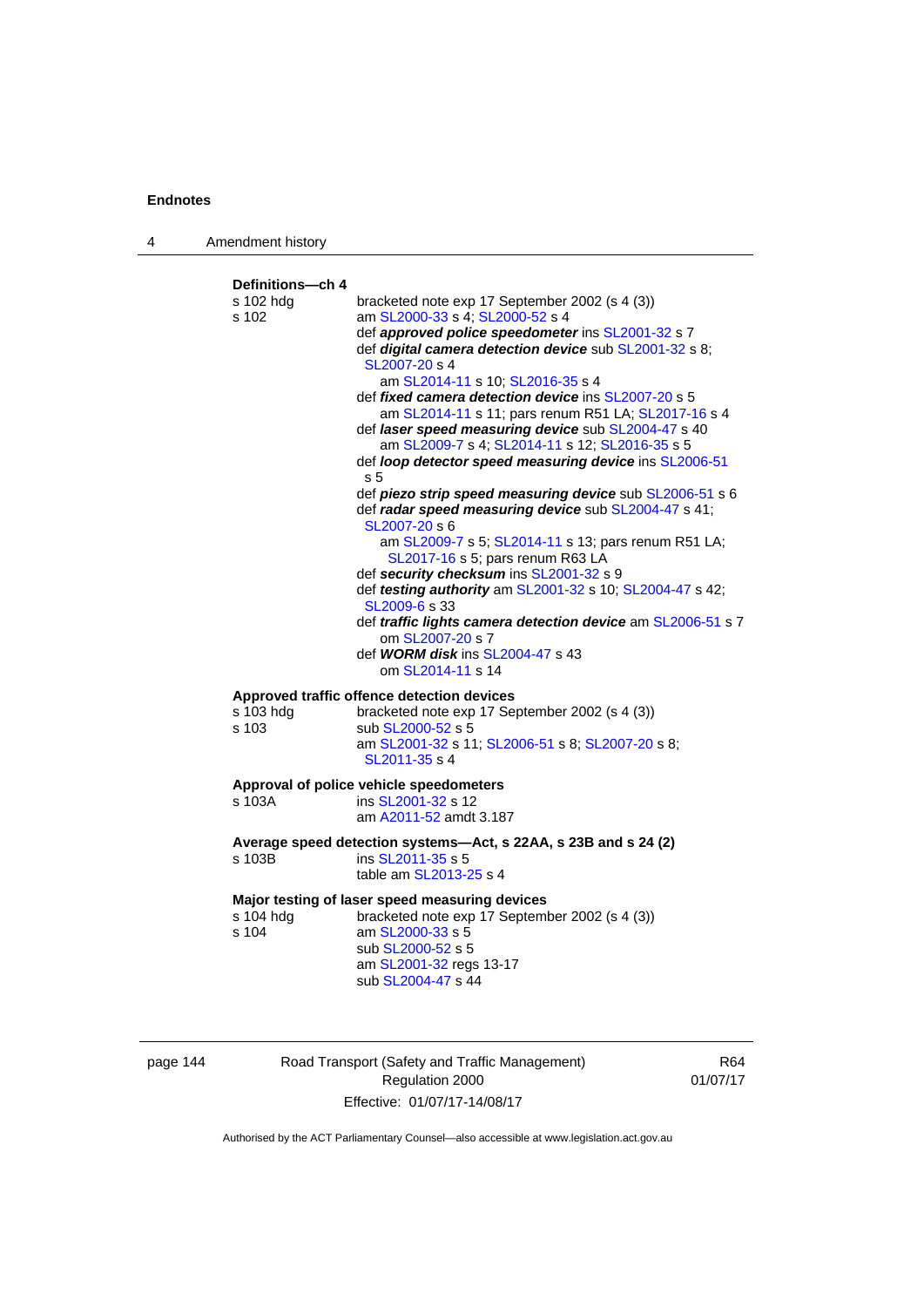**Definitions—ch 4**

s 102 hdg — bracketed note exp 17 September 2002 (s 4 (3))

s 102 — am SL2000-33 s 4; SL2000-52 s 4
def ***approved police speedometer*** ins SL2001-32 s 7
def ***digital camera detection device*** sub SL2001-32 s 8; SL2007-20 s 4
am SL2014-11 s 10; SL2016-35 s 4
def ***fixed camera detection device*** ins SL2007-20 s 5
am SL2014-11 s 11; pars renum R51 LA; SL2017-16 s 4
def ***laser speed measuring device*** sub SL2004-47 s 40
am SL2009-7 s 4; SL2014-11 s 12; SL2016-35 s 5
def ***loop detector speed measuring device*** ins SL2006-51 s 5
def ***piezo strip speed measuring device*** sub SL2006-51 s 6
def ***radar speed measuring device*** sub SL2004-47 s 41; SL2007-20 s 6
am SL2009-7 s 5; SL2014-11 s 13; pars renum R51 LA; SL2017-16 s 5; pars renum R63 LA
def ***security checksum*** ins SL2001-32 s 9
def ***testing authority*** am SL2001-32 s 10; SL2004-47 s 42; SL2009-6 s 33
def ***traffic lights camera detection device*** am SL2006-51 s 7
om SL2007-20 s 7
def ***WORM disk*** ins SL2004-47 s 43
om SL2014-11 s 14

**Approved traffic offence detection devices**

s 103 hdg — bracketed note exp 17 September 2002 (s 4 (3))

s 103 — sub SL2000-52 s 5
am SL2001-32 s 11; SL2006-51 s 8; SL2007-20 s 8; SL2011-35 s 4

**Approval of police vehicle speedometers**

s 103A — ins SL2001-32 s 12
am A2011-52 amdt 3.187

**Average speed detection systems—Act, s 22AA, s 23B and s 24 (2)**

s 103B — ins SL2011-35 s 5
table am SL2013-25 s 4

**Major testing of laser speed measuring devices**

s 104 hdg — bracketed note exp 17 September 2002 (s 4 (3))

s 104 — am SL2000-33 s 5
sub SL2000-52 s 5
am SL2001-32 regs 13-17
sub SL2004-47 s 44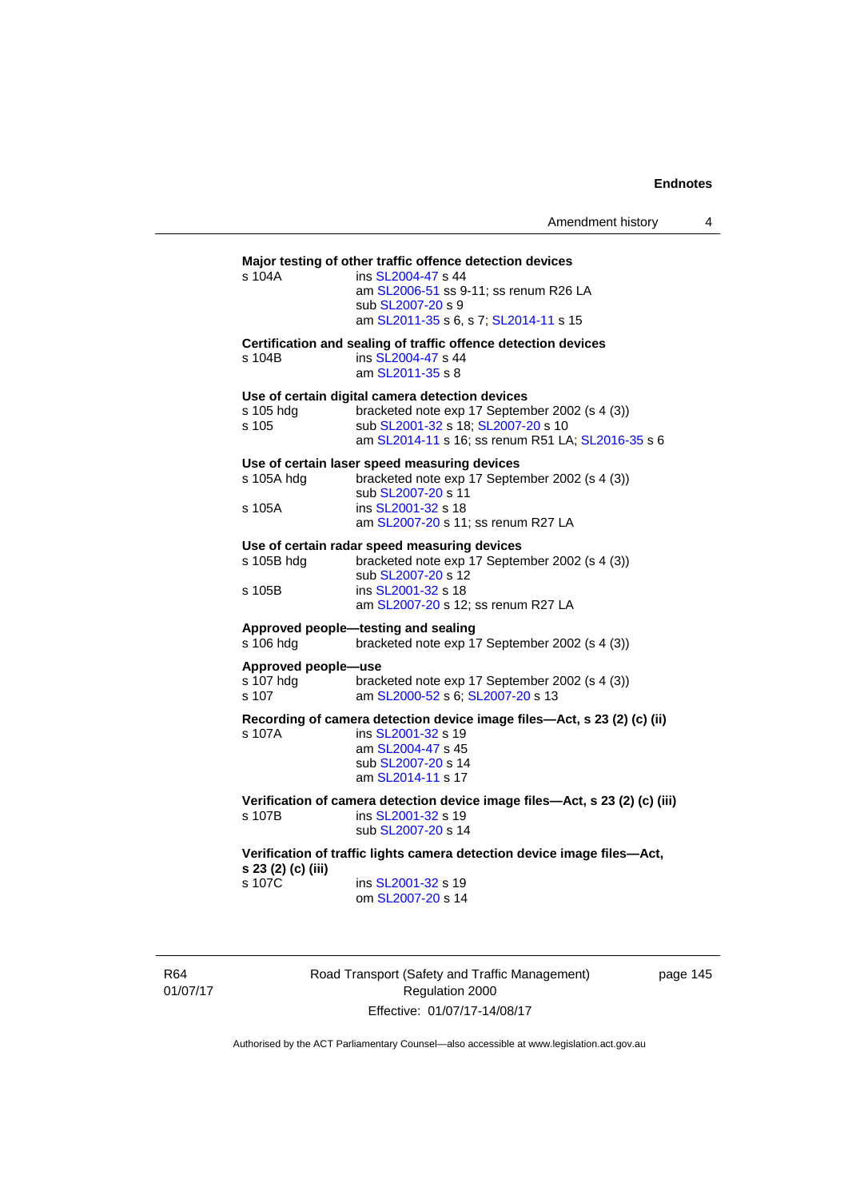**Major testing of other traffic offence detection devices**

s 104A ins SL2004-47 s 44
am SL2006-51 ss 9-11; ss renum R26 LA
sub SL2007-20 s 9
am SL2011-35 s 6, s 7; SL2014-11 s 15

**Certification and sealing of traffic offence detection devices**

s 104B ins SL2004-47 s 44
am SL2011-35 s 8

**Use of certain digital camera detection devices**

s 105 hdg bracketed note exp 17 September 2002 (s 4 (3))
s 105 sub SL2001-32 s 18; SL2007-20 s 10
am SL2014-11 s 16; ss renum R51 LA; SL2016-35 s 6

**Use of certain laser speed measuring devices**

s 105A hdg bracketed note exp 17 September 2002 (s 4 (3))
sub SL2007-20 s 11
s 105A ins SL2001-32 s 18
am SL2007-20 s 11; ss renum R27 LA

**Use of certain radar speed measuring devices**

s 105B hdg bracketed note exp 17 September 2002 (s 4 (3))
sub SL2007-20 s 12
s 105B ins SL2001-32 s 18
am SL2007-20 s 12; ss renum R27 LA

**Approved people—testing and sealing**

s 106 hdg bracketed note exp 17 September 2002 (s 4 (3))

**Approved people—use**

s 107 hdg bracketed note exp 17 September 2002 (s 4 (3))
s 107 am SL2000-52 s 6; SL2007-20 s 13

**Recording of camera detection device image files—Act, s 23 (2) (c) (ii)**

s 107A ins SL2001-32 s 19
am SL2004-47 s 45
sub SL2007-20 s 14
am SL2014-11 s 17

**Verification of camera detection device image files—Act, s 23 (2) (c) (iii)**

s 107B ins SL2001-32 s 19
sub SL2007-20 s 14

**Verification of traffic lights camera detection device image files—Act, s 23 (2) (c) (iii)**

s 107C ins SL2001-32 s 19
om SL2007-20 s 14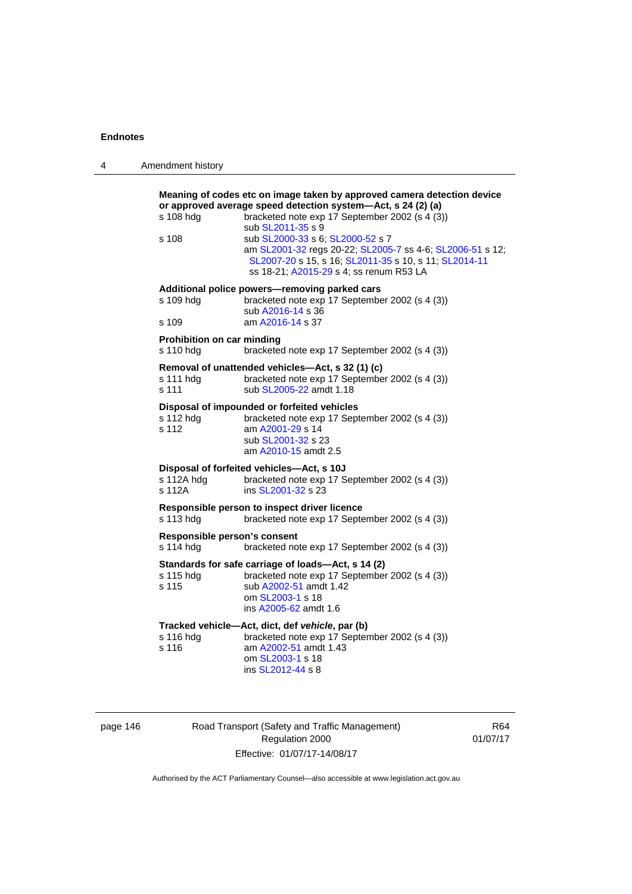**Meaning of codes etc on image taken by approved camera detection device or approved average speed detection system—Act, s 24 (2) (a)**

s 108 hdg — bracketed note exp 17 September 2002 (s 4 (3))
sub SL2011-35 s 9

s 108 — sub SL2000-33 s 6; SL2000-52 s 7
am SL2001-32 regs 20-22; SL2005-7 ss 4-6; SL2006-51 s 12; SL2007-20 s 15, s 16; SL2011-35 s 10, s 11; SL2014-11 ss 18-21; A2015-29 s 4; ss renum R53 LA

**Additional police powers—removing parked cars**

s 109 hdg — bracketed note exp 17 September 2002 (s 4 (3))
sub A2016-14 s 36

s 109 — am A2016-14 s 37

**Prohibition on car minding**

s 110 hdg — bracketed note exp 17 September 2002 (s 4 (3))

**Removal of unattended vehicles—Act, s 32 (1) (c)**

s 111 hdg — bracketed note exp 17 September 2002 (s 4 (3))

s 111 — sub SL2005-22 amdt 1.18

**Disposal of impounded or forfeited vehicles**

s 112 hdg — bracketed note exp 17 September 2002 (s 4 (3))

s 112 — am A2001-29 s 14
sub SL2001-32 s 23
am A2010-15 amdt 2.5

**Disposal of forfeited vehicles—Act, s 10J**

s 112A hdg — bracketed note exp 17 September 2002 (s 4 (3))

s 112A — ins SL2001-32 s 23

**Responsible person to inspect driver licence**

s 113 hdg — bracketed note exp 17 September 2002 (s 4 (3))

**Responsible person's consent**

s 114 hdg — bracketed note exp 17 September 2002 (s 4 (3))

**Standards for safe carriage of loads—Act, s 14 (2)**

s 115 hdg — bracketed note exp 17 September 2002 (s 4 (3))

s 115 — sub A2002-51 amdt 1.42
om SL2003-1 s 18
ins A2005-62 amdt 1.6

**Tracked vehicle—Act, dict, def *vehicle*, par (b)**

s 116 hdg — bracketed note exp 17 September 2002 (s 4 (3))

s 116 — am A2002-51 amdt 1.43
om SL2003-1 s 18
ins SL2012-44 s 8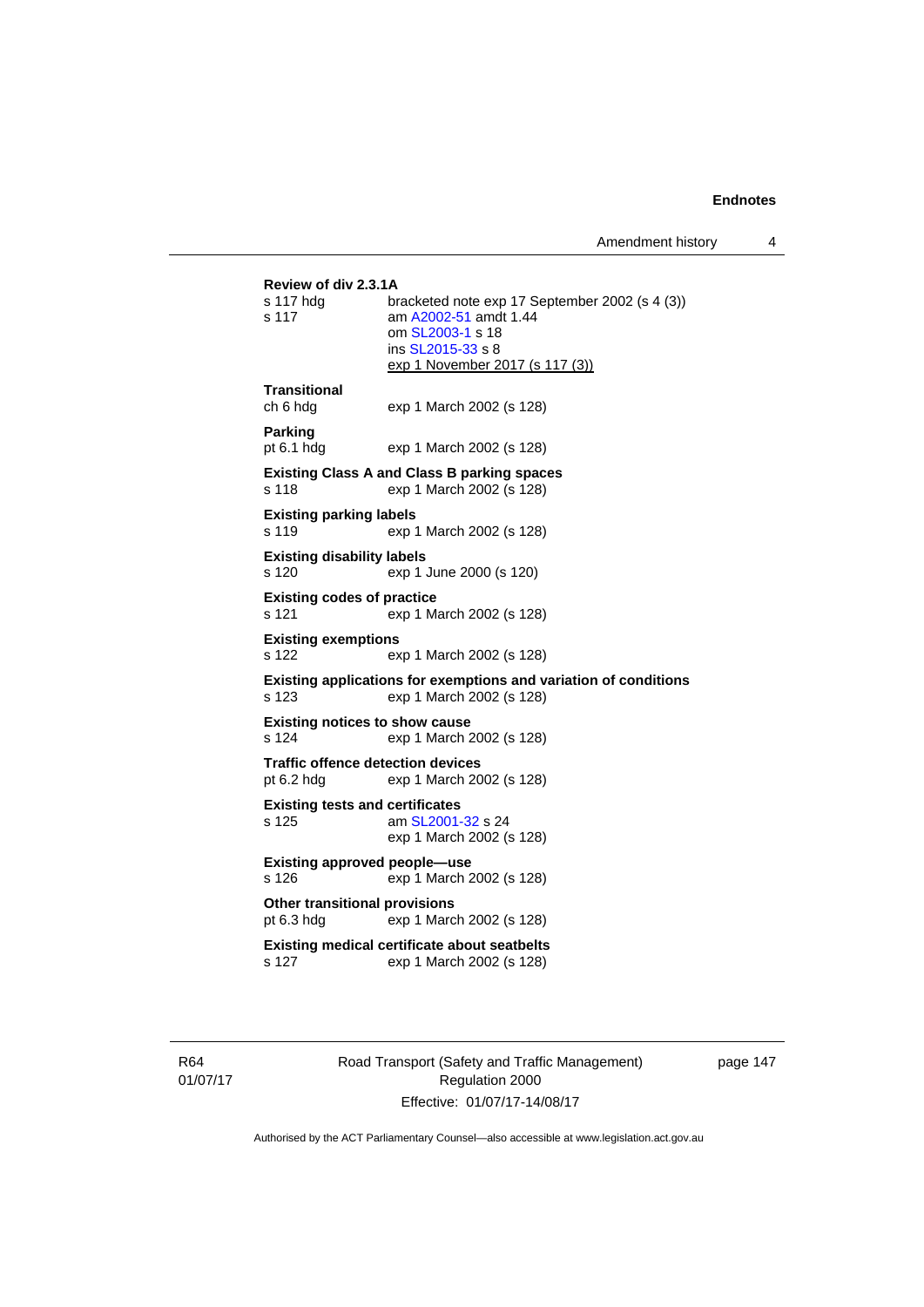**Review of div 2.3.1A**

s 117 hdg bracketed note exp 17 September 2002 (s 4 (3))

s 117 am A2002-51 amdt 1.44
om SL2003-1 s 18
ins SL2015-33 s 8
exp 1 November 2017 (s 117 (3))

**Transitional**

ch 6 hdg exp 1 March 2002 (s 128)

**Parking**

pt 6.1 hdg exp 1 March 2002 (s 128)

**Existing Class A and Class B parking spaces**

s 118 exp 1 March 2002 (s 128)

**Existing parking labels**

s 119 exp 1 March 2002 (s 128)

**Existing disability labels**

s 120 exp 1 June 2000 (s 120)

**Existing codes of practice**

s 121 exp 1 March 2002 (s 128)

**Existing exemptions**

s 122 exp 1 March 2002 (s 128)

**Existing applications for exemptions and variation of conditions**

s 123 exp 1 March 2002 (s 128)

**Existing notices to show cause**

s 124 exp 1 March 2002 (s 128)

**Traffic offence detection devices**

pt 6.2 hdg exp 1 March 2002 (s 128)

**Existing tests and certificates**

s 125 am SL2001-32 s 24
exp 1 March 2002 (s 128)

**Existing approved people—use**

s 126 exp 1 March 2002 (s 128)

**Other transitional provisions**

pt 6.3 hdg exp 1 March 2002 (s 128)

**Existing medical certificate about seatbelts**

s 127 exp 1 March 2002 (s 128)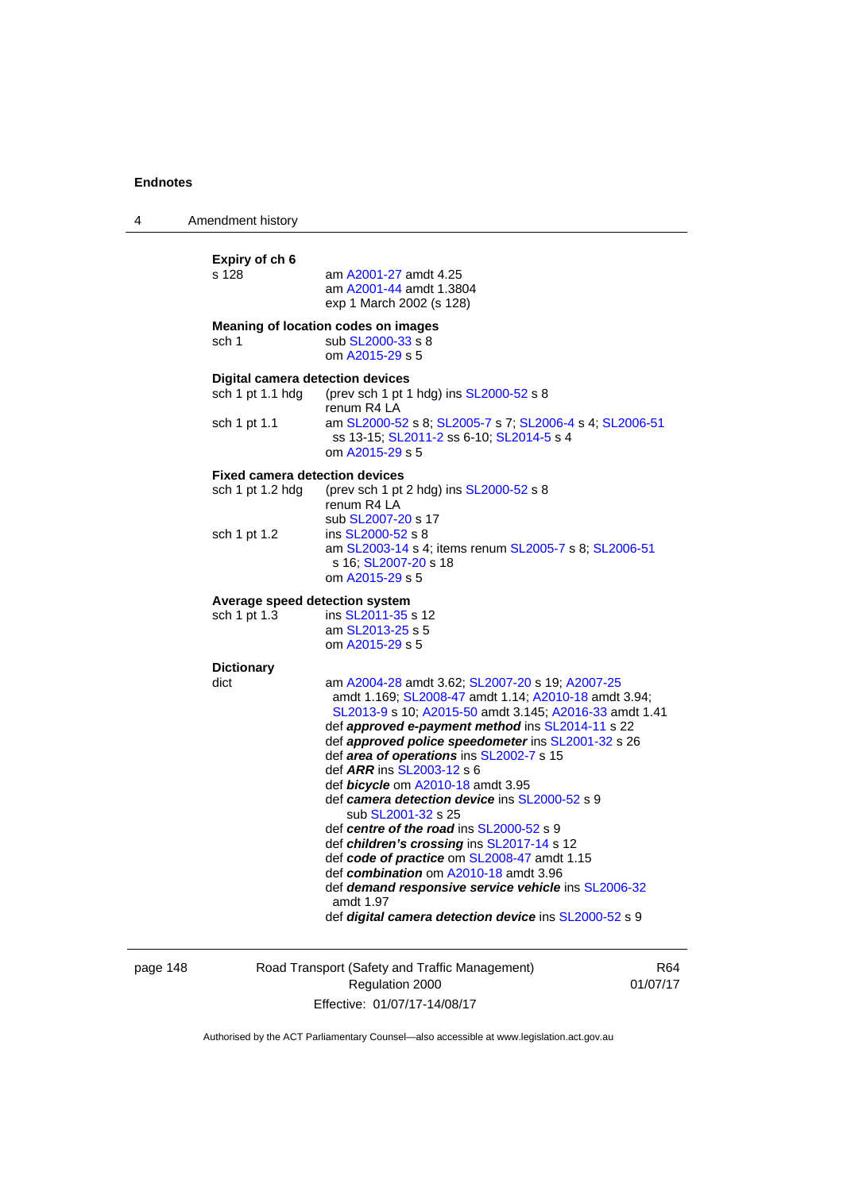**Expiry of ch 6**

s 128 am A2001-27 amdt 4.25
am A2001-44 amdt 1.3804
exp 1 March 2002 (s 128)

**Meaning of location codes on images**

sch 1 sub SL2000-33 s 8
om A2015-29 s 5

**Digital camera detection devices**

sch 1 pt 1.1 hdg (prev sch 1 pt 1 hdg) ins SL2000-52 s 8
renum R4 LA

sch 1 pt 1.1 am SL2000-52 s 8; SL2005-7 s 7; SL2006-4 s 4; SL2006-51 ss 13-15; SL2011-2 ss 6-10; SL2014-5 s 4
om A2015-29 s 5

**Fixed camera detection devices**

sch 1 pt 1.2 hdg (prev sch 1 pt 2 hdg) ins SL2000-52 s 8
renum R4 LA
sub SL2007-20 s 17

sch 1 pt 1.2 ins SL2000-52 s 8
am SL2003-14 s 4; items renum SL2005-7 s 8; SL2006-51 s 16; SL2007-20 s 18
om A2015-29 s 5

**Average speed detection system**

sch 1 pt 1.3 ins SL2011-35 s 12
am SL2013-25 s 5
om A2015-29 s 5

**Dictionary**

dict am A2004-28 amdt 3.62; SL2007-20 s 19; A2007-25 amdt 1.169; SL2008-47 amdt 1.14; A2010-18 amdt 3.94; SL2013-9 s 10; A2015-50 amdt 3.145; A2016-33 amdt 1.41
def ***approved e-payment method*** ins SL2014-11 s 22
def ***approved police speedometer*** ins SL2001-32 s 26
def ***area of operations*** ins SL2002-7 s 15
def ***ARR*** ins SL2003-12 s 6
def ***bicycle*** om A2010-18 amdt 3.95
def ***camera detection device*** ins SL2000-52 s 9
sub SL2001-32 s 25
def ***centre of the road*** ins SL2000-52 s 9
def ***children's crossing*** ins SL2017-14 s 12
def ***code of practice*** om SL2008-47 amdt 1.15
def ***combination*** om A2010-18 amdt 3.96
def ***demand responsive service vehicle*** ins SL2006-32 amdt 1.97
def ***digital camera detection device*** ins SL2000-52 s 9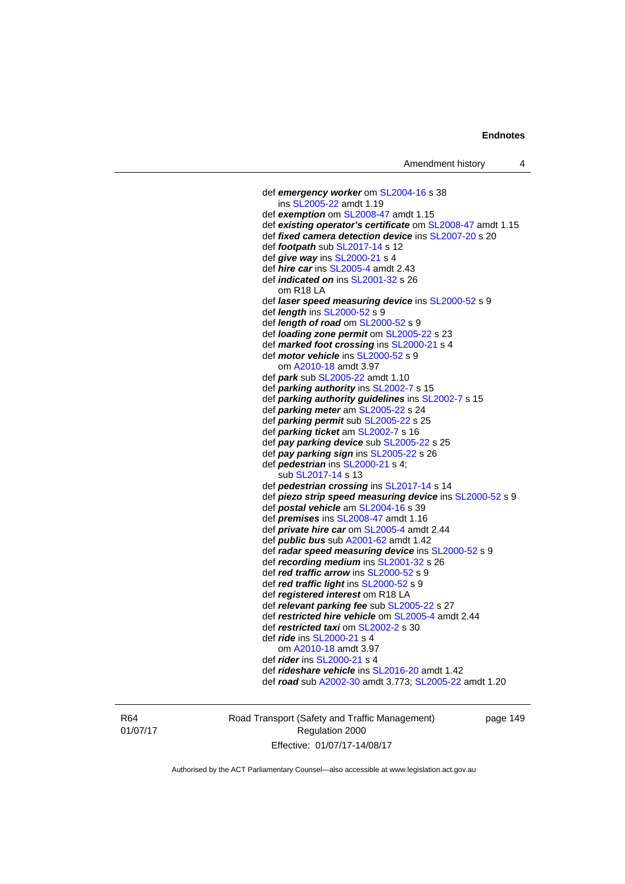def ***emergency worker*** om SL2004-16 s 38
  ins SL2005-22 amdt 1.19
def ***exemption*** om SL2008-47 amdt 1.15
def ***existing operator's certificate*** om SL2008-47 amdt 1.15
def ***fixed camera detection device*** ins SL2007-20 s 20
def ***footpath*** sub SL2017-14 s 12
def ***give way*** ins SL2000-21 s 4
def ***hire car*** ins SL2005-4 amdt 2.43
def ***indicated on*** ins SL2001-32 s 26
  om R18 LA
def ***laser speed measuring device*** ins SL2000-52 s 9
def ***length*** ins SL2000-52 s 9
def ***length of road*** om SL2000-52 s 9
def ***loading zone permit*** om SL2005-22 s 23
def ***marked foot crossing*** ins SL2000-21 s 4
def ***motor vehicle*** ins SL2000-52 s 9
  om A2010-18 amdt 3.97
def ***park*** sub SL2005-22 amdt 1.10
def ***parking authority*** ins SL2002-7 s 15
def ***parking authority guidelines*** ins SL2002-7 s 15
def ***parking meter*** am SL2005-22 s 24
def ***parking permit*** sub SL2005-22 s 25
def ***parking ticket*** am SL2002-7 s 16
def ***pay parking device*** sub SL2005-22 s 25
def ***pay parking sign*** ins SL2005-22 s 26
def ***pedestrian*** ins SL2000-21 s 4;
  sub SL2017-14 s 13
def ***pedestrian crossing*** ins SL2017-14 s 14
def ***piezo strip speed measuring device*** ins SL2000-52 s 9
def ***postal vehicle*** am SL2004-16 s 39
def ***premises*** ins SL2008-47 amdt 1.16
def ***private hire car*** om SL2005-4 amdt 2.44
def ***public bus*** sub A2001-62 amdt 1.42
def ***radar speed measuring device*** ins SL2000-52 s 9
def ***recording medium*** ins SL2001-32 s 26
def ***red traffic arrow*** ins SL2000-52 s 9
def ***red traffic light*** ins SL2000-52 s 9
def ***registered interest*** om R18 LA
def ***relevant parking fee*** sub SL2005-22 s 27
def ***restricted hire vehicle*** om SL2005-4 amdt 2.44
def ***restricted taxi*** om SL2002-2 s 30
def ***ride*** ins SL2000-21 s 4
  om A2010-18 amdt 3.97
def ***rider*** ins SL2000-21 s 4
def ***rideshare vehicle*** ins SL2016-20 amdt 1.42
def ***road*** sub A2002-30 amdt 3.773; SL2005-22 amdt 1.20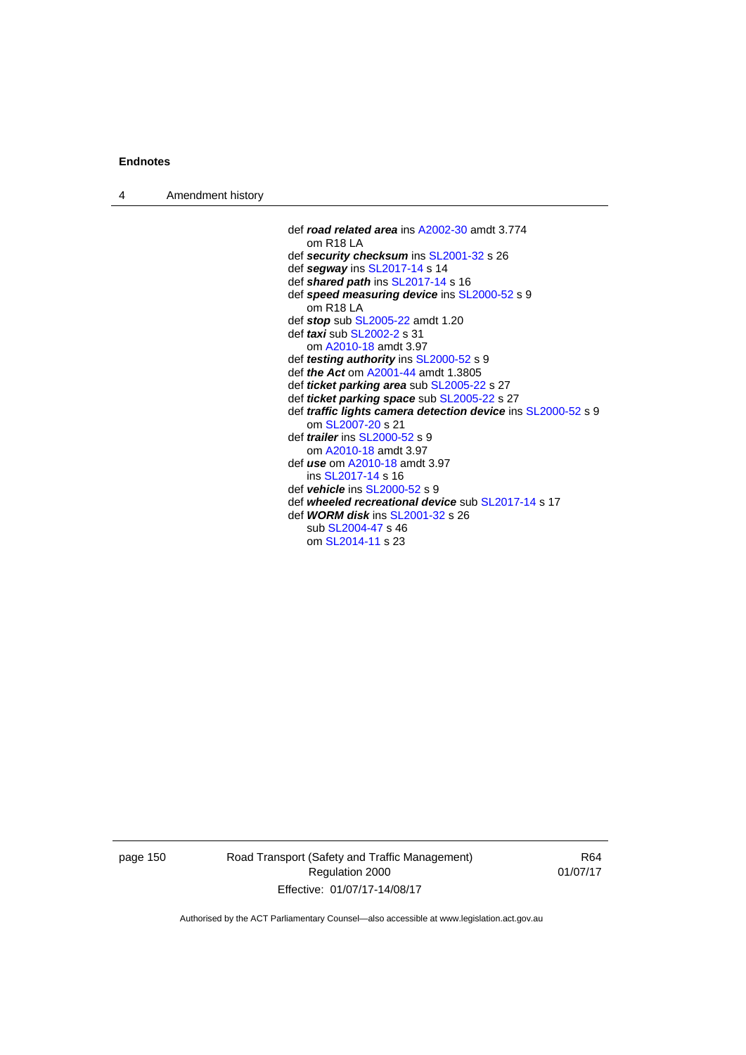def ***road related area*** ins A2002-30 amdt 3.774
om R18 LA
def ***security checksum*** ins SL2001-32 s 26
def ***segway*** ins SL2017-14 s 14
def ***shared path*** ins SL2017-14 s 16
def ***speed measuring device*** ins SL2000-52 s 9
om R18 LA
def ***stop*** sub SL2005-22 amdt 1.20
def ***taxi*** sub SL2002-2 s 31
om A2010-18 amdt 3.97
def ***testing authority*** ins SL2000-52 s 9
def ***the Act*** om A2001-44 amdt 1.3805
def ***ticket parking area*** sub SL2005-22 s 27
def ***ticket parking space*** sub SL2005-22 s 27
def ***traffic lights camera detection device*** ins SL2000-52 s 9
om SL2007-20 s 21
def ***trailer*** ins SL2000-52 s 9
om A2010-18 amdt 3.97
def ***use*** om A2010-18 amdt 3.97
ins SL2017-14 s 16
def ***vehicle*** ins SL2000-52 s 9
def ***wheeled recreational device*** sub SL2017-14 s 17
def ***WORM disk*** ins SL2001-32 s 26
sub SL2004-47 s 46
om SL2014-11 s 23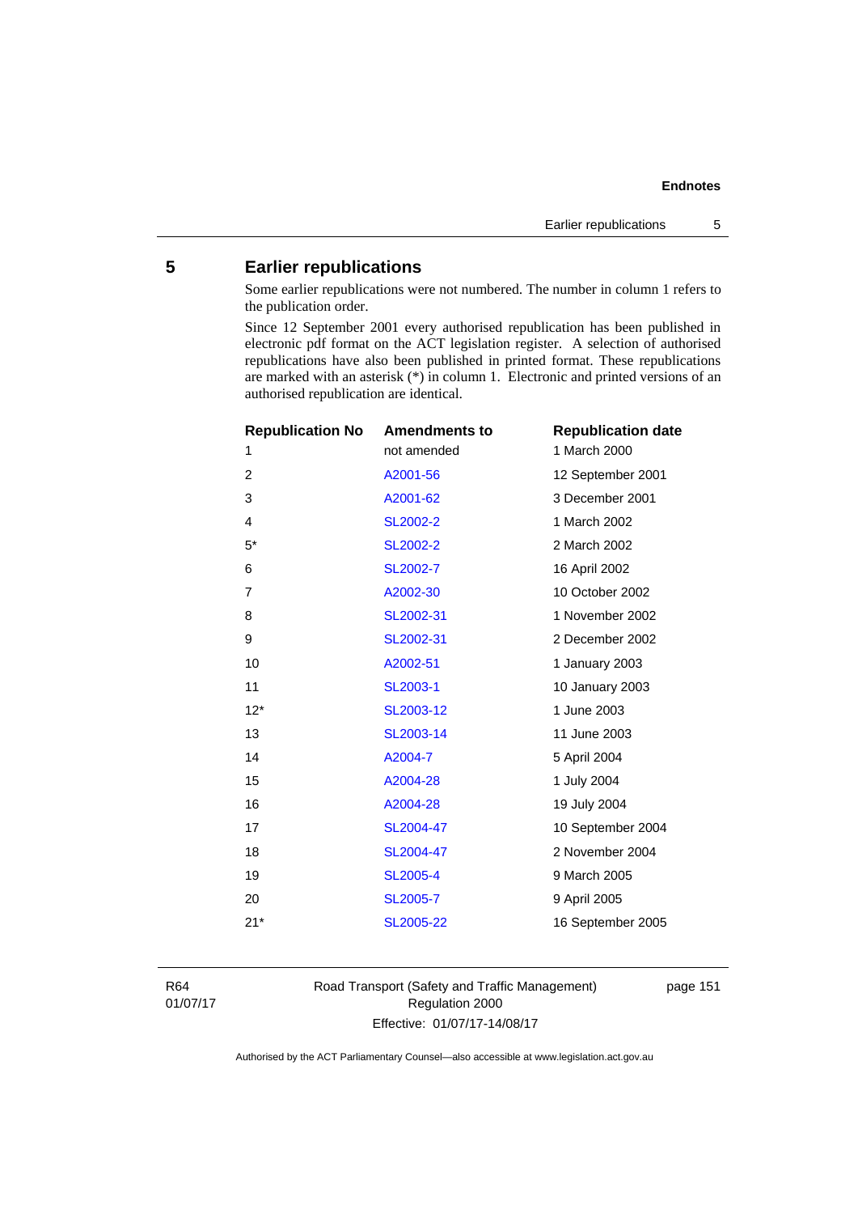## 5 Earlier republications

Some earlier republications were not numbered. The number in column 1 refers to the publication order.

Since 12 September 2001 every authorised republication has been published in electronic pdf format on the ACT legislation register. A selection of authorised republications have also been published in printed format. These republications are marked with an asterisk (*) in column 1. Electronic and printed versions of an authorised republication are identical.

| Republication No | Amendments to | Republication date |
|---|---|---|
| 1 | not amended | 1 March 2000 |
| 2 | A2001-56 | 12 September 2001 |
| 3 | A2001-62 | 3 December 2001 |
| 4 | SL2002-2 | 1 March 2002 |
| 5* | SL2002-2 | 2 March 2002 |
| 6 | SL2002-7 | 16 April 2002 |
| 7 | A2002-30 | 10 October 2002 |
| 8 | SL2002-31 | 1 November 2002 |
| 9 | SL2002-31 | 2 December 2002 |
| 10 | A2002-51 | 1 January 2003 |
| 11 | SL2003-1 | 10 January 2003 |
| 12* | SL2003-12 | 1 June 2003 |
| 13 | SL2003-14 | 11 June 2003 |
| 14 | A2004-7 | 5 April 2004 |
| 15 | A2004-28 | 1 July 2004 |
| 16 | A2004-28 | 19 July 2004 |
| 17 | SL2004-47 | 10 September 2004 |
| 18 | SL2004-47 | 2 November 2004 |
| 19 | SL2005-4 | 9 March 2005 |
| 20 | SL2005-7 | 9 April 2005 |
| 21* | SL2005-22 | 16 September 2005 |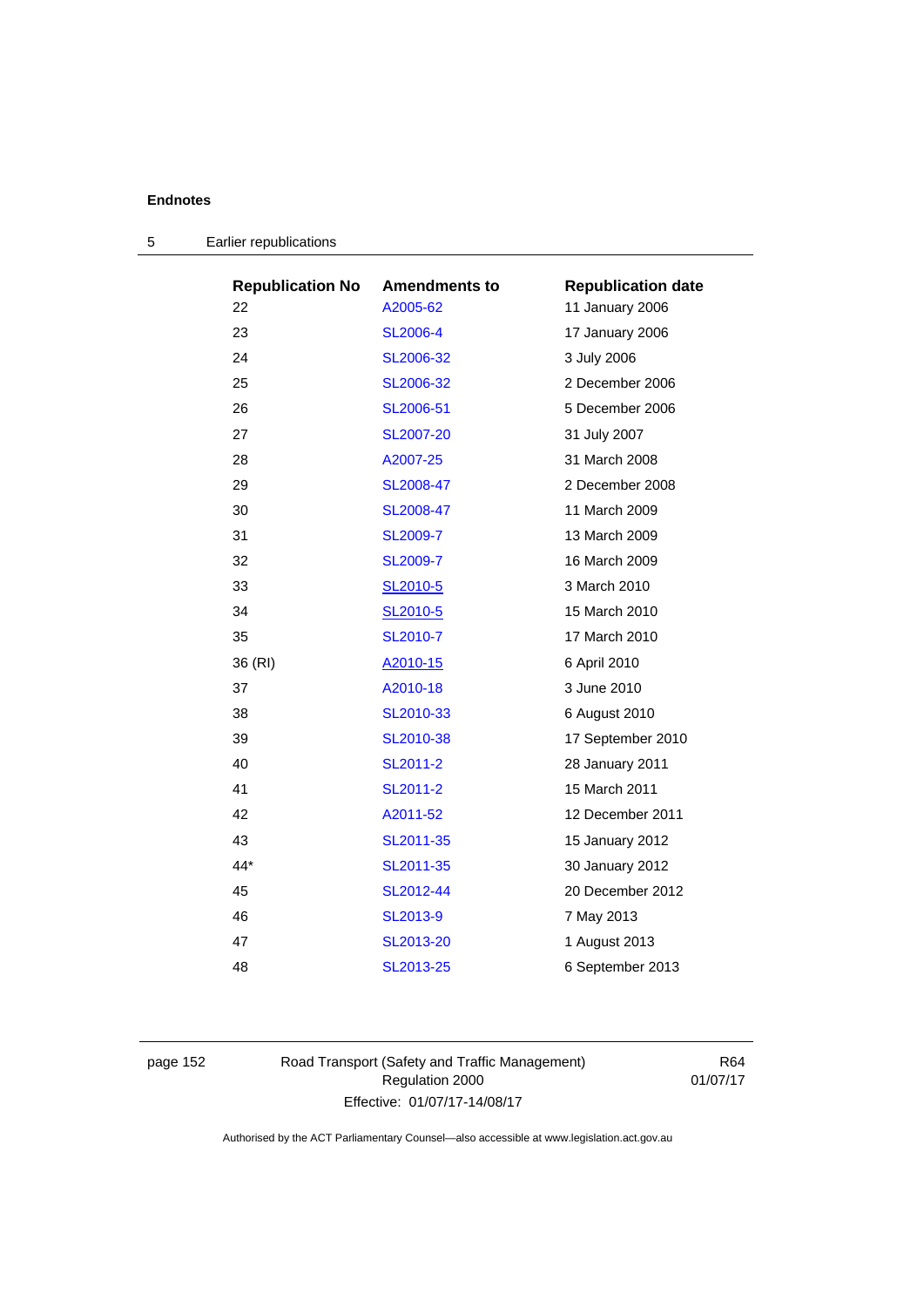## Endnotes

### 5 Earlier republications

| Republication No | Amendments to | Republication date |
|---|---|---|
| 22 | A2005-62 | 11 January 2006 |
| 23 | SL2006-4 | 17 January 2006 |
| 24 | SL2006-32 | 3 July 2006 |
| 25 | SL2006-32 | 2 December 2006 |
| 26 | SL2006-51 | 5 December 2006 |
| 27 | SL2007-20 | 31 July 2007 |
| 28 | A2007-25 | 31 March 2008 |
| 29 | SL2008-47 | 2 December 2008 |
| 30 | SL2008-47 | 11 March 2009 |
| 31 | SL2009-7 | 13 March 2009 |
| 32 | SL2009-7 | 16 March 2009 |
| 33 | SL2010-5 | 3 March 2010 |
| 34 | SL2010-5 | 15 March 2010 |
| 35 | SL2010-7 | 17 March 2010 |
| 36 (RI) | A2010-15 | 6 April 2010 |
| 37 | A2010-18 | 3 June 2010 |
| 38 | SL2010-33 | 6 August 2010 |
| 39 | SL2010-38 | 17 September 2010 |
| 40 | SL2011-2 | 28 January 2011 |
| 41 | SL2011-2 | 15 March 2011 |
| 42 | A2011-52 | 12 December 2011 |
| 43 | SL2011-35 | 15 January 2012 |
| 44* | SL2011-35 | 30 January 2012 |
| 45 | SL2012-44 | 20 December 2012 |
| 46 | SL2013-9 | 7 May 2013 |
| 47 | SL2013-20 | 1 August 2013 |
| 48 | SL2013-25 | 6 September 2013 |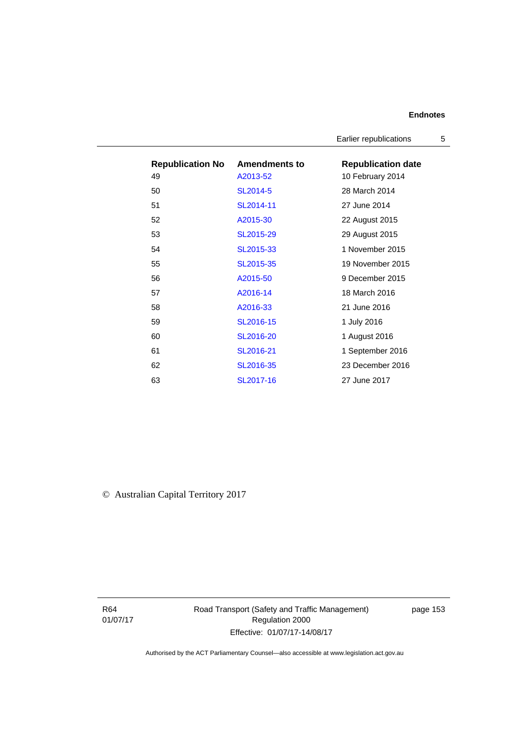| Republication No | Amendments to | Republication date |
| --- | --- | --- |
| 49 | A2013-52 | 10 February 2014 |
| 50 | SL2014-5 | 28 March 2014 |
| 51 | SL2014-11 | 27 June 2014 |
| 52 | A2015-30 | 22 August 2015 |
| 53 | SL2015-29 | 29 August 2015 |
| 54 | SL2015-33 | 1 November 2015 |
| 55 | SL2015-35 | 19 November 2015 |
| 56 | A2015-50 | 9 December 2015 |
| 57 | A2016-14 | 18 March 2016 |
| 58 | A2016-33 | 21 June 2016 |
| 59 | SL2016-15 | 1 July 2016 |
| 60 | SL2016-20 | 1 August 2016 |
| 61 | SL2016-21 | 1 September 2016 |
| 62 | SL2016-35 | 23 December 2016 |
| 63 | SL2017-16 | 27 June 2017 |

© Australian Capital Territory 2017